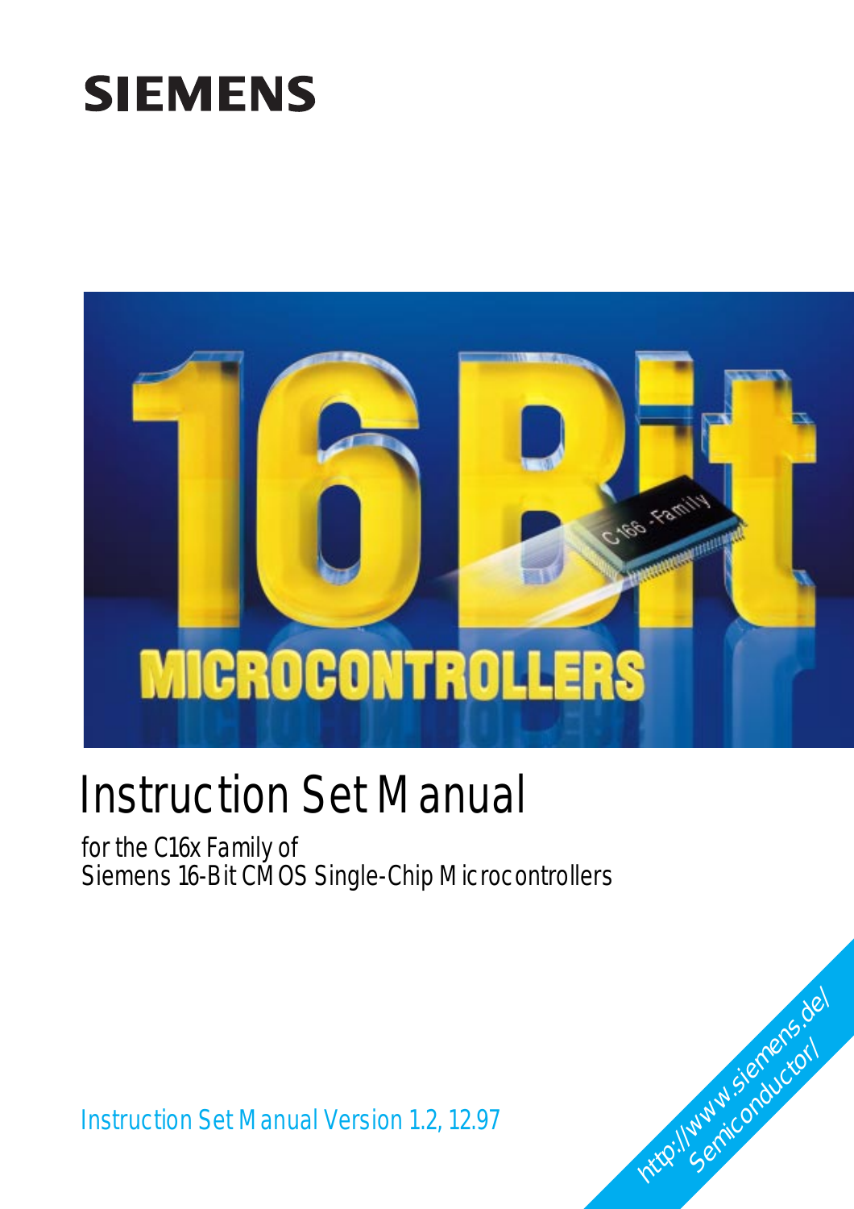SIEMENS

# Instruction Set Manual

for the C16x Family of
Siemens 16-Bit CMOS Single-Chip Microcontrollers

Instruction Set Manual Version 1.2, 12.97

http://www.siemens.de/Semiconductor/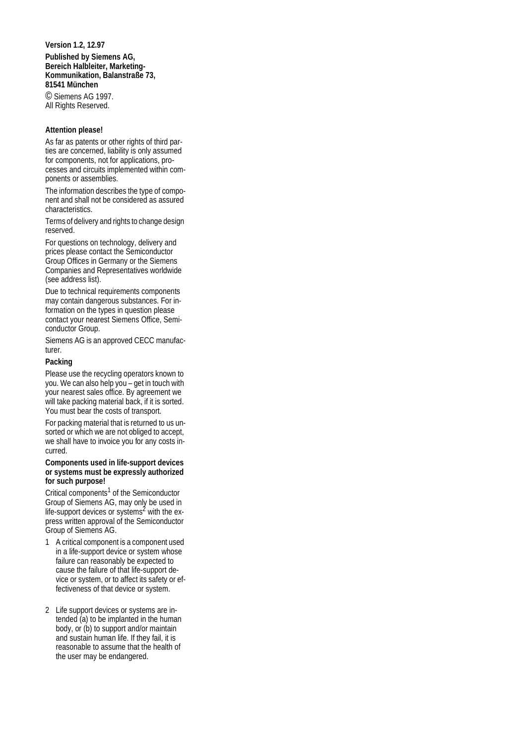**Version 1.2, 12.97**

**Published by Siemens AG,**
**Bereich Halbleiter, Marketing-Kommunikation, Balanstraße 73,**
**81541 München**

© Siemens AG 1997.
All Rights Reserved.

**Attention please!**

As far as patents or other rights of third parties are concerned, liability is only assumed for components, not for applications, processes and circuits implemented within components or assemblies.

The information describes the type of component and shall not be considered as assured characteristics.

Terms of delivery and rights to change design reserved.

For questions on technology, delivery and prices please contact the Semiconductor Group Offices in Germany or the Siemens Companies and Representatives worldwide (see address list).

Due to technical requirements components may contain dangerous substances. For information on the types in question please contact your nearest Siemens Office, Semiconductor Group.

Siemens AG is an approved CECC manufacturer.

**Packing**

Please use the recycling operators known to you. We can also help you – get in touch with your nearest sales office. By agreement we will take packing material back, if it is sorted. You must bear the costs of transport.

For packing material that is returned to us unsorted or which we are not obliged to accept, we shall have to invoice you for any costs incurred.

**Components used in life-support devices or systems must be expressly authorized for such purpose!**

Critical components[1] of the Semiconductor Group of Siemens AG, may only be used in life-support devices or systems[2] with the express written approval of the Semiconductor Group of Siemens AG.

1 A critical component is a component used in a life-support device or system whose failure can reasonably be expected to cause the failure of that life-support device or system, or to affect its safety or effectiveness of that device or system.

2 Life support devices or systems are intended (a) to be implanted in the human body, or (b) to support and/or maintain and sustain human life. If they fail, it is reasonable to assume that the health of the user may be endangered.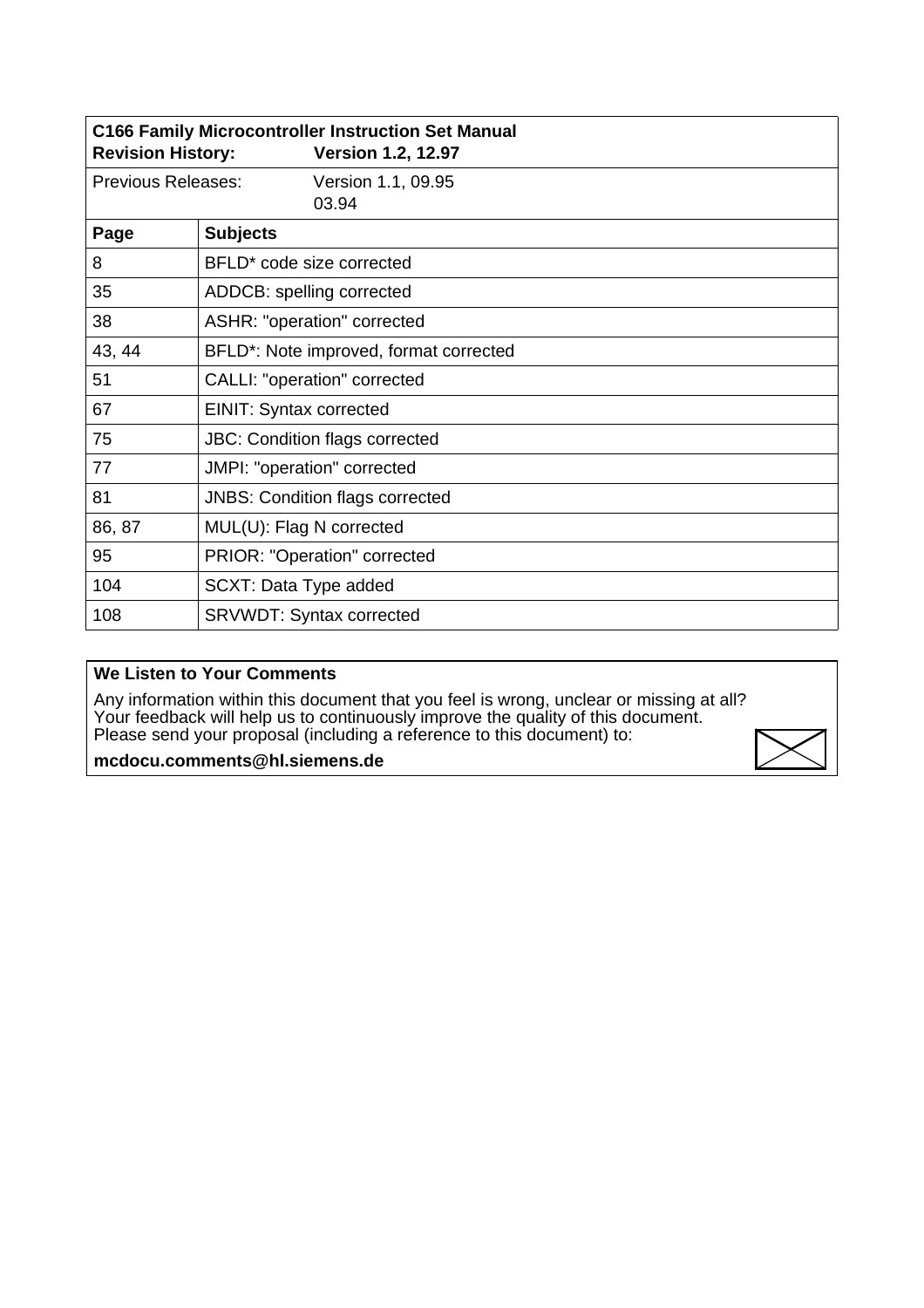**C166 Family Microcontroller Instruction Set Manual**

**Revision History:** **Version 1.2, 12.97**

Previous Releases: Version 1.1, 09.95
03.94

| Page | Subjects |
|---|---|
| 8 | BFLD* code size corrected |
| 35 | ADDCB: spelling corrected |
| 38 | ASHR: "operation" corrected |
| 43, 44 | BFLD*: Note improved, format corrected |
| 51 | CALLI: "operation" corrected |
| 67 | EINIT: Syntax corrected |
| 75 | JBC: Condition flags corrected |
| 77 | JMPI: "operation" corrected |
| 81 | JNBS: Condition flags corrected |
| 86, 87 | MUL(U): Flag N corrected |
| 95 | PRIOR: "Operation" corrected |
| 104 | SCXT: Data Type added |
| 108 | SRVWDT: Syntax corrected |

**We Listen to Your Comments**

Any information within this document that you feel is wrong, unclear or missing at all?
Your feedback will help us to continuously improve the quality of this document.
Please send your proposal (including a reference to this document) to:

**mcdocu.comments@hl.siemens.de**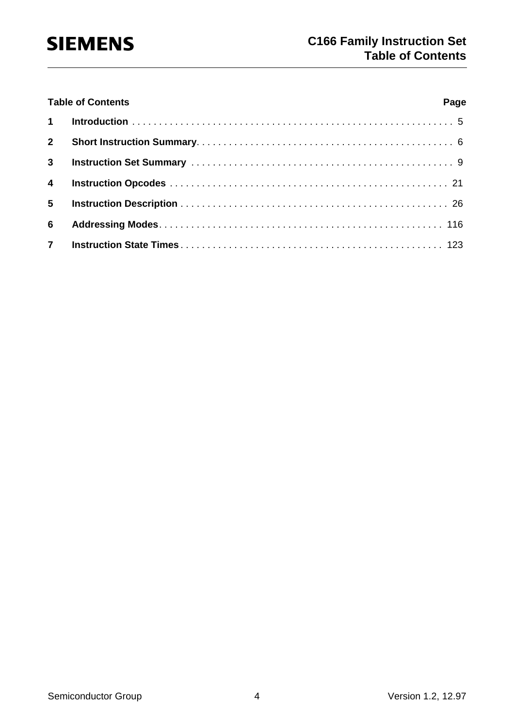# Table of Contents

| | Table of Contents | Page |
|---|---|---|
| 1 | **Introduction** | 5 |
| 2 | **Short Instruction Summary** | 6 |
| 3 | **Instruction Set Summary** | 9 |
| 4 | **Instruction Opcodes** | 21 |
| 5 | **Instruction Description** | 26 |
| 6 | **Addressing Modes** | 116 |
| 7 | **Instruction State Times** | 123 |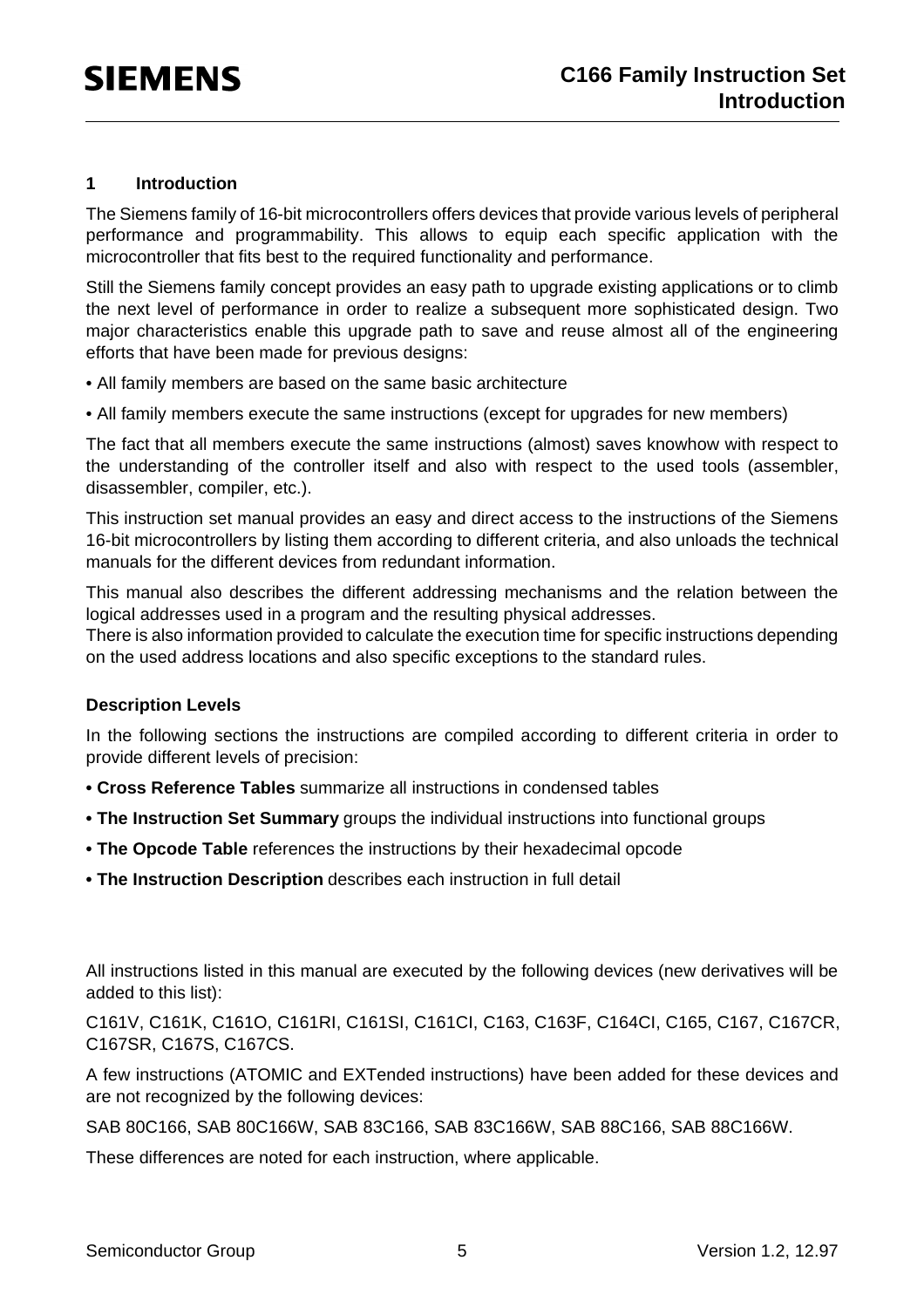# 1 Introduction

The Siemens family of 16-bit microcontrollers offers devices that provide various levels of peripheral performance and programmability. This allows to equip each specific application with the microcontroller that fits best to the required functionality and performance.

Still the Siemens family concept provides an easy path to upgrade existing applications or to climb the next level of performance in order to realize a subsequent more sophisticated design. Two major characteristics enable this upgrade path to save and reuse almost all of the engineering efforts that have been made for previous designs:

- All family members are based on the same basic architecture
- All family members execute the same instructions (except for upgrades for new members)

The fact that all members execute the same instructions (almost) saves knowhow with respect to the understanding of the controller itself and also with respect to the used tools (assembler, disassembler, compiler, etc.).

This instruction set manual provides an easy and direct access to the instructions of the Siemens 16-bit microcontrollers by listing them according to different criteria, and also unloads the technical manuals for the different devices from redundant information.

This manual also describes the different addressing mechanisms and the relation between the logical addresses used in a program and the resulting physical addresses.
There is also information provided to calculate the execution time for specific instructions depending on the used address locations and also specific exceptions to the standard rules.

### Description Levels

In the following sections the instructions are compiled according to different criteria in order to provide different levels of precision:

- **Cross Reference Tables** summarize all instructions in condensed tables
- **The Instruction Set Summary** groups the individual instructions into functional groups
- **The Opcode Table** references the instructions by their hexadecimal opcode
- **The Instruction Description** describes each instruction in full detail

All instructions listed in this manual are executed by the following devices (new derivatives will be added to this list):

C161V, C161K, C161O, C161RI, C161SI, C161CI, C163, C163F, C164CI, C165, C167, C167CR, C167SR, C167S, C167CS.

A few instructions (ATOMIC and EXTended instructions) have been added for these devices and are not recognized by the following devices:

SAB 80C166, SAB 80C166W, SAB 83C166, SAB 83C166W, SAB 88C166, SAB 88C166W.

These differences are noted for each instruction, where applicable.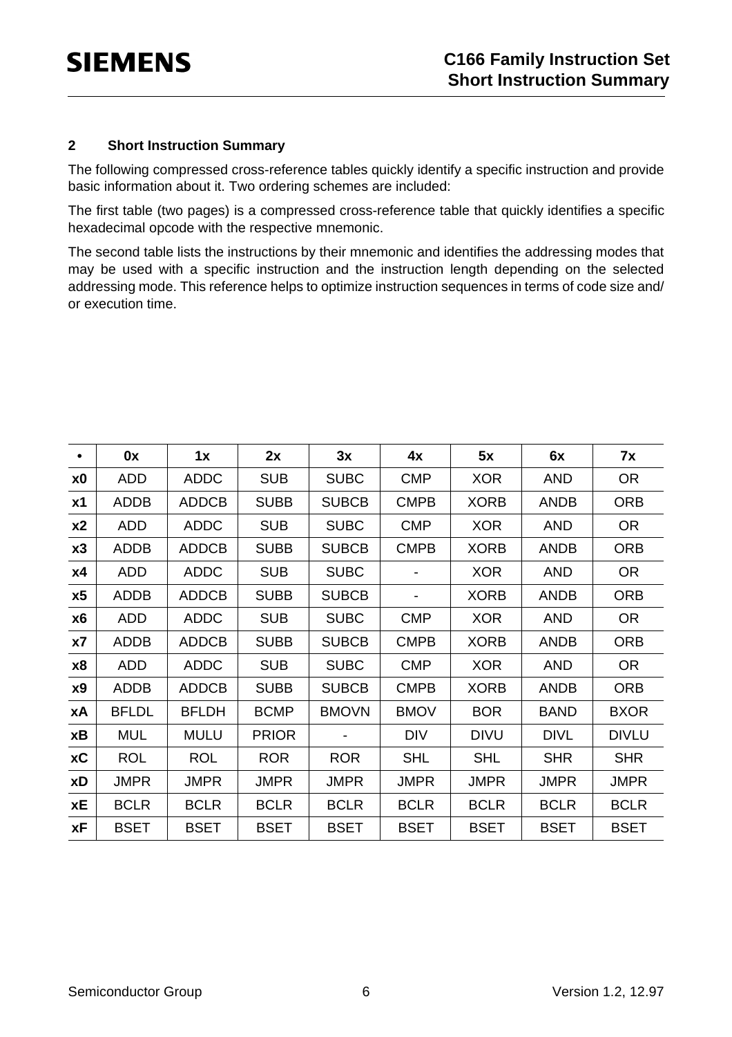## 2 Short Instruction Summary

The following compressed cross-reference tables quickly identify a specific instruction and provide basic information about it. Two ordering schemes are included:

The first table (two pages) is a compressed cross-reference table that quickly identifies a specific hexadecimal opcode with the respective mnemonic.

The second table lists the instructions by their mnemonic and identifies the addressing modes that may be used with a specific instruction and the instruction length depending on the selected addressing mode. This reference helps to optimize instruction sequences in terms of code size and/ or execution time.

| • | 0x | 1x | 2x | 3x | 4x | 5x | 6x | 7x |
|---|---|---|---|---|---|---|---|---|
| **x0** | ADD | ADDC | SUB | SUBC | CMP | XOR | AND | OR |
| **x1** | ADDB | ADDCB | SUBB | SUBCB | CMPB | XORB | ANDB | ORB |
| **x2** | ADD | ADDC | SUB | SUBC | CMP | XOR | AND | OR |
| **x3** | ADDB | ADDCB | SUBB | SUBCB | CMPB | XORB | ANDB | ORB |
| **x4** | ADD | ADDC | SUB | SUBC | - | XOR | AND | OR |
| **x5** | ADDB | ADDCB | SUBB | SUBCB | - | XORB | ANDB | ORB |
| **x6** | ADD | ADDC | SUB | SUBC | CMP | XOR | AND | OR |
| **x7** | ADDB | ADDCB | SUBB | SUBCB | CMPB | XORB | ANDB | ORB |
| **x8** | ADD | ADDC | SUB | SUBC | CMP | XOR | AND | OR |
| **x9** | ADDB | ADDCB | SUBB | SUBCB | CMPB | XORB | ANDB | ORB |
| **xA** | BFLDL | BFLDH | BCMP | BMOVN | BMOV | BOR | BAND | BXOR |
| **xB** | MUL | MULU | PRIOR | - | DIV | DIVU | DIVL | DIVLU |
| **xC** | ROL | ROL | ROR | ROR | SHL | SHL | SHR | SHR |
| **xD** | JMPR | JMPR | JMPR | JMPR | JMPR | JMPR | JMPR | JMPR |
| **xE** | BCLR | BCLR | BCLR | BCLR | BCLR | BCLR | BCLR | BCLR |
| **xF** | BSET | BSET | BSET | BSET | BSET | BSET | BSET | BSET |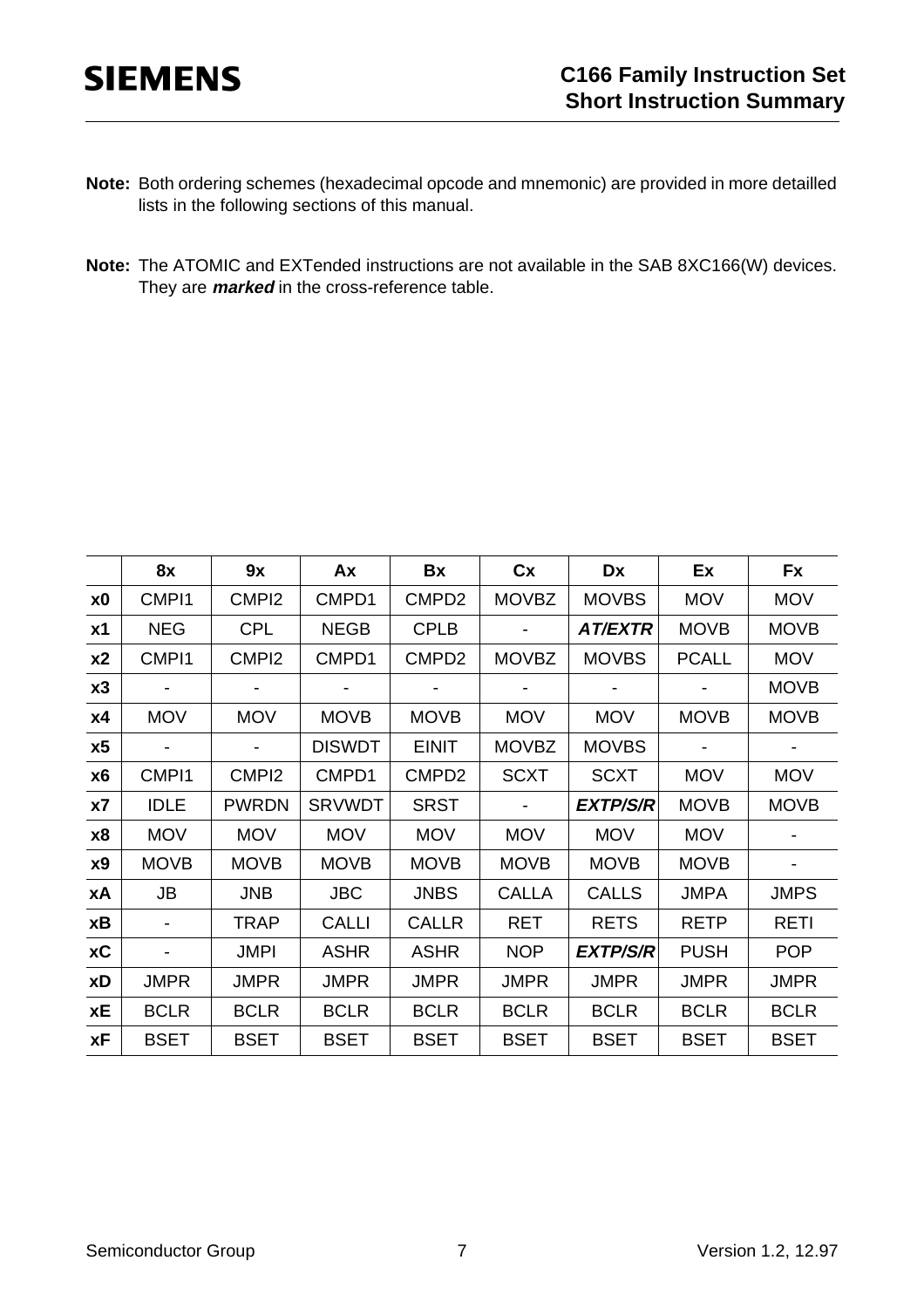**Note:** Both ordering schemes (hexadecimal opcode and mnemonic) are provided in more detailled lists in the following sections of this manual.

**Note:** The ATOMIC and EXTended instructions are not available in the SAB 8XC166(W) devices. They are ***marked*** in the cross-reference table.

| | 8x | 9x | Ax | Bx | Cx | Dx | Ex | Fx |
|---|---|---|---|---|---|---|---|---|
| **x0** | CMPI1 | CMPI2 | CMPD1 | CMPD2 | MOVBZ | MOVBS | MOV | MOV |
| **x1** | NEG | CPL | NEGB | CPLB | - | ***AT/EXTR*** | MOVB | MOVB |
| **x2** | CMPI1 | CMPI2 | CMPD1 | CMPD2 | MOVBZ | MOVBS | PCALL | MOV |
| **x3** | - | - | - | - | - | - | - | MOVB |
| **x4** | MOV | MOV | MOVB | MOVB | MOV | MOV | MOVB | MOVB |
| **x5** | - | - | DISWDT | EINIT | MOVBZ | MOVBS | - | - |
| **x6** | CMPI1 | CMPI2 | CMPD1 | CMPD2 | SCXT | SCXT | MOV | MOV |
| **x7** | IDLE | PWRDN | SRVWDT | SRST | - | ***EXTP/S/R*** | MOVB | MOVB |
| **x8** | MOV | MOV | MOV | MOV | MOV | MOV | MOV | - |
| **x9** | MOVB | MOVB | MOVB | MOVB | MOVB | MOVB | MOVB | - |
| **xA** | JB | JNB | JBC | JNBS | CALLA | CALLS | JMPA | JMPS |
| **xB** | - | TRAP | CALLI | CALLR | RET | RETS | RETP | RETI |
| **xC** | - | JMPI | ASHR | ASHR | NOP | ***EXTP/S/R*** | PUSH | POP |
| **xD** | JMPR | JMPR | JMPR | JMPR | JMPR | JMPR | JMPR | JMPR |
| **xE** | BCLR | BCLR | BCLR | BCLR | BCLR | BCLR | BCLR | BCLR |
| **xF** | BSET | BSET | BSET | BSET | BSET | BSET | BSET | BSET |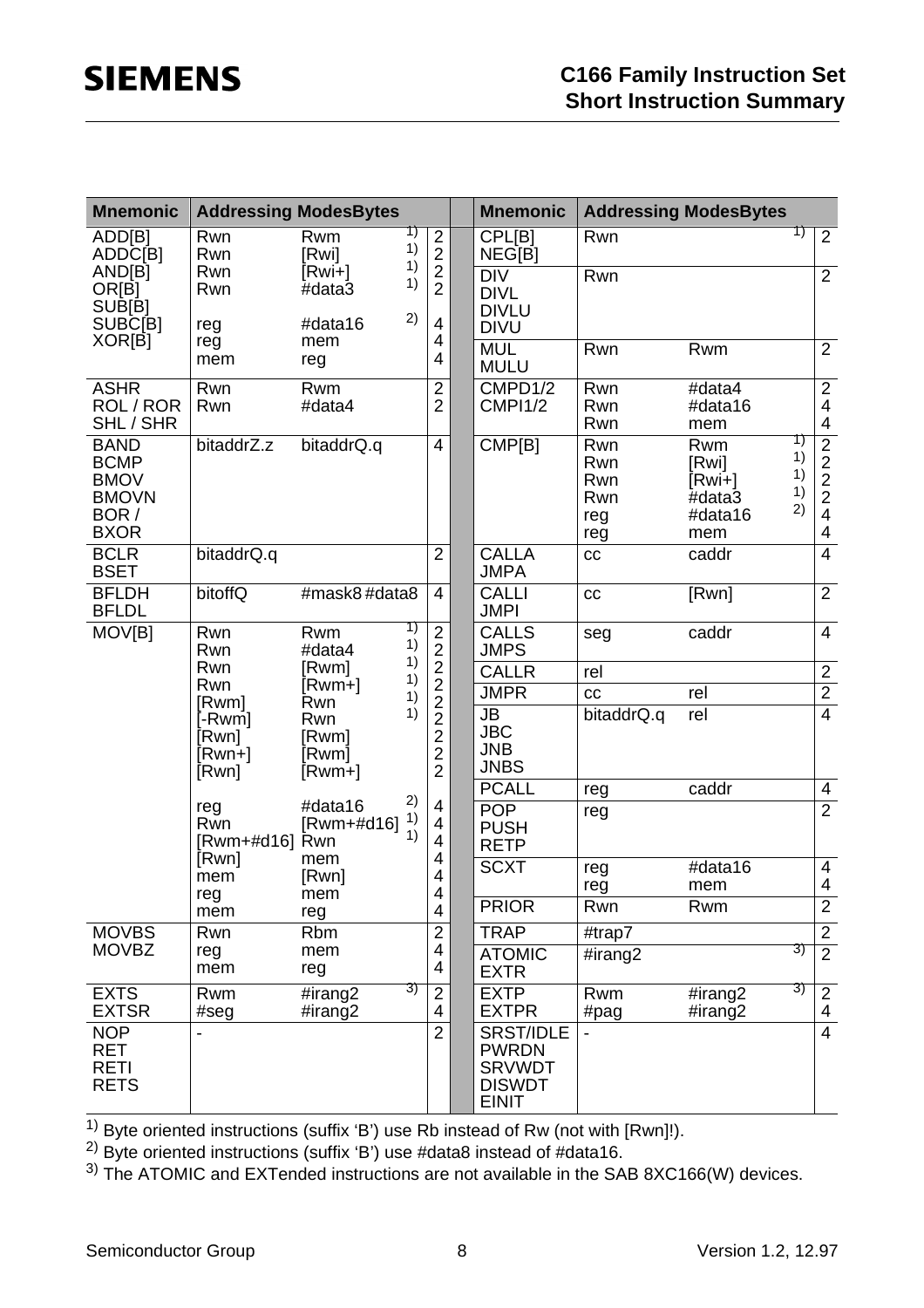| Mnemonic | Addressing Modes | | | Bytes |
|---|---|---|---|---|
| ADD[B] ADDC[B] AND[B] OR[B] SUB[B] SUBC[B] XOR[B] | Rwn | Rwm | 1) | 2 |
| | Rwn | [Rwi] | 1) | 2 |
| | Rwn | [Rwi+] | 1) | 2 |
| | Rwn | #data3 | 1) | 2 |
| | reg | #data16 | 2) | 4 |
| | reg | mem | | 4 |
| | mem | reg | | 4 |
| ASHR ROL / ROR SHL / SHR | Rwn | Rwm | | 2 |
| | Rwn | #data4 | | 2 |
| BAND BCMP BMOV BMOVN BOR / BXOR | bitaddrZ.z | bitaddrQ.q | | 4 |
| BCLR BSET | bitaddrQ.q | | | 2 |
| BFLDH BFLDL | bitoffQ | #mask8 #data8 | | 4 |
| MOV[B] | Rwn | Rwm | 1) | 2 |
| | Rwn | #data4 | 1) | 2 |
| | Rwn | [Rwm] | 1) | 2 |
| | Rwn | [Rwm+] | 1) | 2 |
| | [Rwm] | Rwn | 1) | 2 |
| | [-Rwm] | Rwn | 1) | 2 |
| | [Rwn] | [Rwm] | | 2 |
| | [Rwn+] | [Rwm] | | 2 |
| | [Rwn] | [Rwm+] | | 2 |
| | reg | #data16 | 2) | 4 |
| | Rwn | [Rwm+#d16] | 1) | 4 |
| | [Rwm+#d16] | Rwn | 1) | 4 |
| | [Rwn] | mem | | 4 |
| | mem | [Rwn] | | 4 |
| | reg | mem | | 4 |
| | mem | reg | | 4 |
| MOVBS MOVBZ | Rwn | Rbm | | 2 |
| | reg | mem | | 4 |
| | mem | reg | | 4 |
| EXTS EXTSR | Rwm | #irang2 | 3) | 2 |
| | #seg | #irang2 | | 4 |
| NOP RET RETI RETS | - | | | 2 |

| Mnemonic | Addressing Modes | | | Bytes |
|---|---|---|---|---|
| CPL[B] NEG[B] | Rwn | | 1) | 2 |
| DIV DIVL DIVLU DIVU | Rwn | | | 2 |
| MUL MULU | Rwn | Rwm | | 2 |
| CMPD1/2 CMPI1/2 | Rwn | #data4 | | 2 |
| | Rwn | #data16 | | 4 |
| | Rwn | mem | | 4 |
| CMP[B] | Rwn | Rwm | 1) | 2 |
| | Rwn | [Rwi] | 1) | 2 |
| | Rwn | [Rwi+] | 1) | 2 |
| | Rwn | #data3 | 1) | 2 |
| | reg | #data16 | 2) | 4 |
| | reg | mem | | 4 |
| CALLA JMPA | cc | caddr | | 4 |
| CALLI JMPI | cc | [Rwn] | | 2 |
| CALLS JMPS | seg | caddr | | 4 |
| CALLR | rel | | | 2 |
| JMPR | cc | rel | | 2 |
| JB JBC JNB JNBS | bitaddrQ.q | rel | | 4 |
| PCALL | reg | caddr | | 4 |
| POP PUSH RETP | reg | | | 2 |
| SCXT | reg | #data16 | | 4 |
| | reg | mem | | 4 |
| PRIOR | Rwn | Rwm | | 2 |
| TRAP | #trap7 | | | 2 |
| ATOMIC EXTR | #irang2 | | 3) | 2 |
| EXTP EXTPR | Rwm | #irang2 | 3) | 2 |
| | #pag | #irang2 | | 4 |
| SRST/IDLE PWRDN SRVWDT DISWDT EINIT | - | | | 4 |

1) Byte oriented instructions (suffix 'B') use Rb instead of Rw (not with [Rwn]!).

2) Byte oriented instructions (suffix 'B') use #data8 instead of #data16.

3) The ATOMIC and EXTended instructions are not available in the SAB 8XC166(W) devices.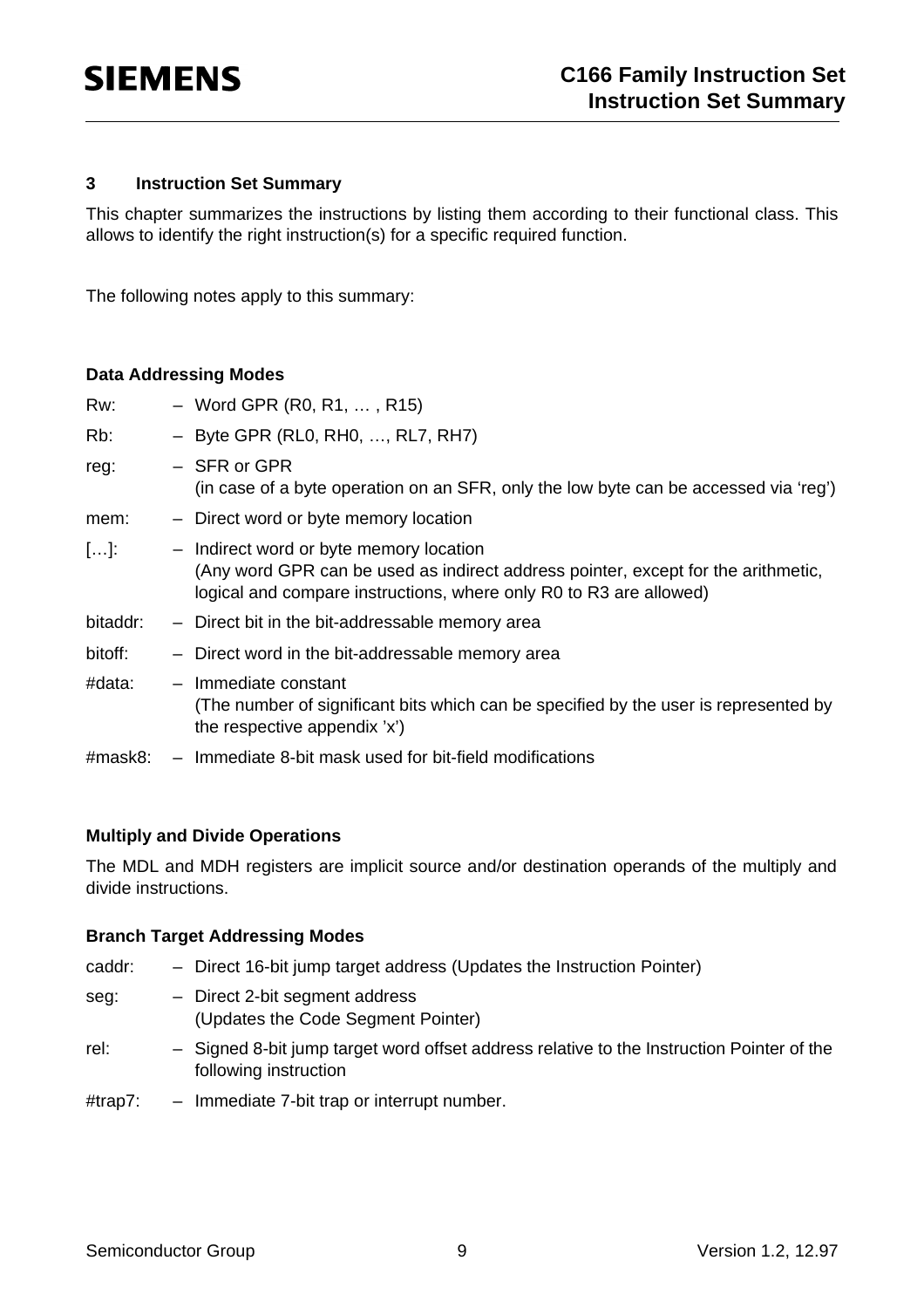## 3 Instruction Set Summary

This chapter summarizes the instructions by listing them according to their functional class. This allows to identify the right instruction(s) for a specific required function.

The following notes apply to this summary:

#### Data Addressing Modes

- Rw: – Word GPR (R0, R1, … , R15)
- Rb: – Byte GPR (RL0, RH0, …, RL7, RH7)
- reg: – SFR or GPR
  (in case of a byte operation on an SFR, only the low byte can be accessed via 'reg')
- mem: – Direct word or byte memory location
- […]: – Indirect word or byte memory location
  (Any word GPR can be used as indirect address pointer, except for the arithmetic, logical and compare instructions, where only R0 to R3 are allowed)
- bitaddr: – Direct bit in the bit-addressable memory area
- bitoff: – Direct word in the bit-addressable memory area
- #data: – Immediate constant
  (The number of significant bits which can be specified by the user is represented by the respective appendix 'x')
- #mask8: – Immediate 8-bit mask used for bit-field modifications

#### Multiply and Divide Operations

The MDL and MDH registers are implicit source and/or destination operands of the multiply and divide instructions.

#### Branch Target Addressing Modes

- caddr: – Direct 16-bit jump target address (Updates the Instruction Pointer)
- seg: – Direct 2-bit segment address
  (Updates the Code Segment Pointer)
- rel: – Signed 8-bit jump target word offset address relative to the Instruction Pointer of the following instruction
- #trap7: – Immediate 7-bit trap or interrupt number.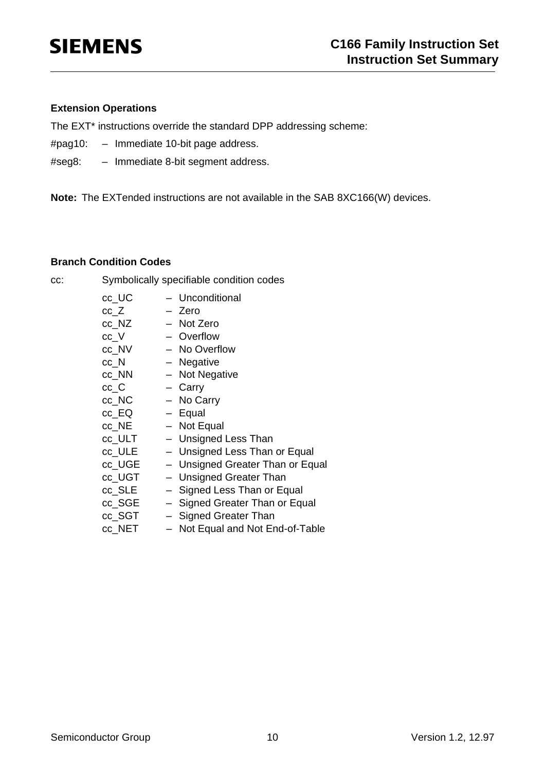### Extension Operations

The EXT* instructions override the standard DPP addressing scheme:

#pag10: – Immediate 10-bit page address.

#seg8: – Immediate 8-bit segment address.

**Note:** The EXTended instructions are not available in the SAB 8XC166(W) devices.

### Branch Condition Codes

cc: Symbolically specifiable condition codes

- cc_UC – Unconditional
- cc_Z – Zero
- cc_NZ – Not Zero
- cc_V – Overflow
- cc_NV – No Overflow
- cc_N – Negative
- cc_NN – Not Negative
- cc_C – Carry
- cc_NC – No Carry
- cc_EQ – Equal
- cc_NE – Not Equal
- cc_ULT – Unsigned Less Than
- cc_ULE – Unsigned Less Than or Equal
- cc_UGE – Unsigned Greater Than or Equal
- cc_UGT – Unsigned Greater Than
- cc_SLE – Signed Less Than or Equal
- cc_SGE – Signed Greater Than or Equal
- cc_SGT – Signed Greater Than
- cc_NET – Not Equal and Not End-of-Table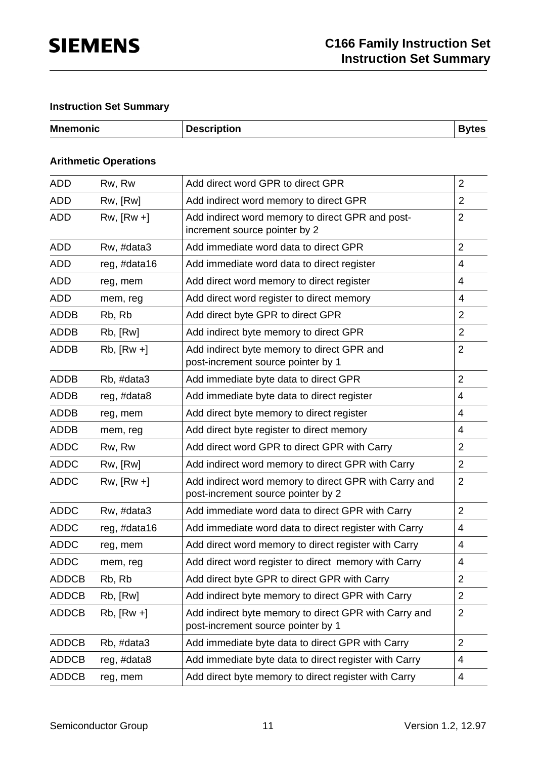## Instruction Set Summary

| Mnemonic | | Description | Bytes |
|---|---|---|---|
| **Arithmetic Operations** | | | |
| ADD | Rw, Rw | Add direct word GPR to direct GPR | 2 |
| ADD | Rw, [Rw] | Add indirect word memory to direct GPR | 2 |
| ADD | Rw, [Rw +] | Add indirect word memory to direct GPR and post-increment source pointer by 2 | 2 |
| ADD | Rw, #data3 | Add immediate word data to direct GPR | 2 |
| ADD | reg, #data16 | Add immediate word data to direct register | 4 |
| ADD | reg, mem | Add direct word memory to direct register | 4 |
| ADD | mem, reg | Add direct word register to direct memory | 4 |
| ADDB | Rb, Rb | Add direct byte GPR to direct GPR | 2 |
| ADDB | Rb, [Rw] | Add indirect byte memory to direct GPR | 2 |
| ADDB | Rb, [Rw +] | Add indirect byte memory to direct GPR and post-increment source pointer by 1 | 2 |
| ADDB | Rb, #data3 | Add immediate byte data to direct GPR | 2 |
| ADDB | reg, #data8 | Add immediate byte data to direct register | 4 |
| ADDB | reg, mem | Add direct byte memory to direct register | 4 |
| ADDB | mem, reg | Add direct byte register to direct memory | 4 |
| ADDC | Rw, Rw | Add direct word GPR to direct GPR with Carry | 2 |
| ADDC | Rw, [Rw] | Add indirect word memory to direct GPR with Carry | 2 |
| ADDC | Rw, [Rw +] | Add indirect word memory to direct GPR with Carry and post-increment source pointer by 2 | 2 |
| ADDC | Rw, #data3 | Add immediate word data to direct GPR with Carry | 2 |
| ADDC | reg, #data16 | Add immediate word data to direct register with Carry | 4 |
| ADDC | reg, mem | Add direct word memory to direct register with Carry | 4 |
| ADDC | mem, reg | Add direct word register to direct memory with Carry | 4 |
| ADDCB | Rb, Rb | Add direct byte GPR to direct GPR with Carry | 2 |
| ADDCB | Rb, [Rw] | Add indirect byte memory to direct GPR with Carry | 2 |
| ADDCB | Rb, [Rw +] | Add indirect byte memory to direct GPR with Carry and post-increment source pointer by 1 | 2 |
| ADDCB | Rb, #data3 | Add immediate byte data to direct GPR with Carry | 2 |
| ADDCB | reg, #data8 | Add immediate byte data to direct register with Carry | 4 |
| ADDCB | reg, mem | Add direct byte memory to direct register with Carry | 4 |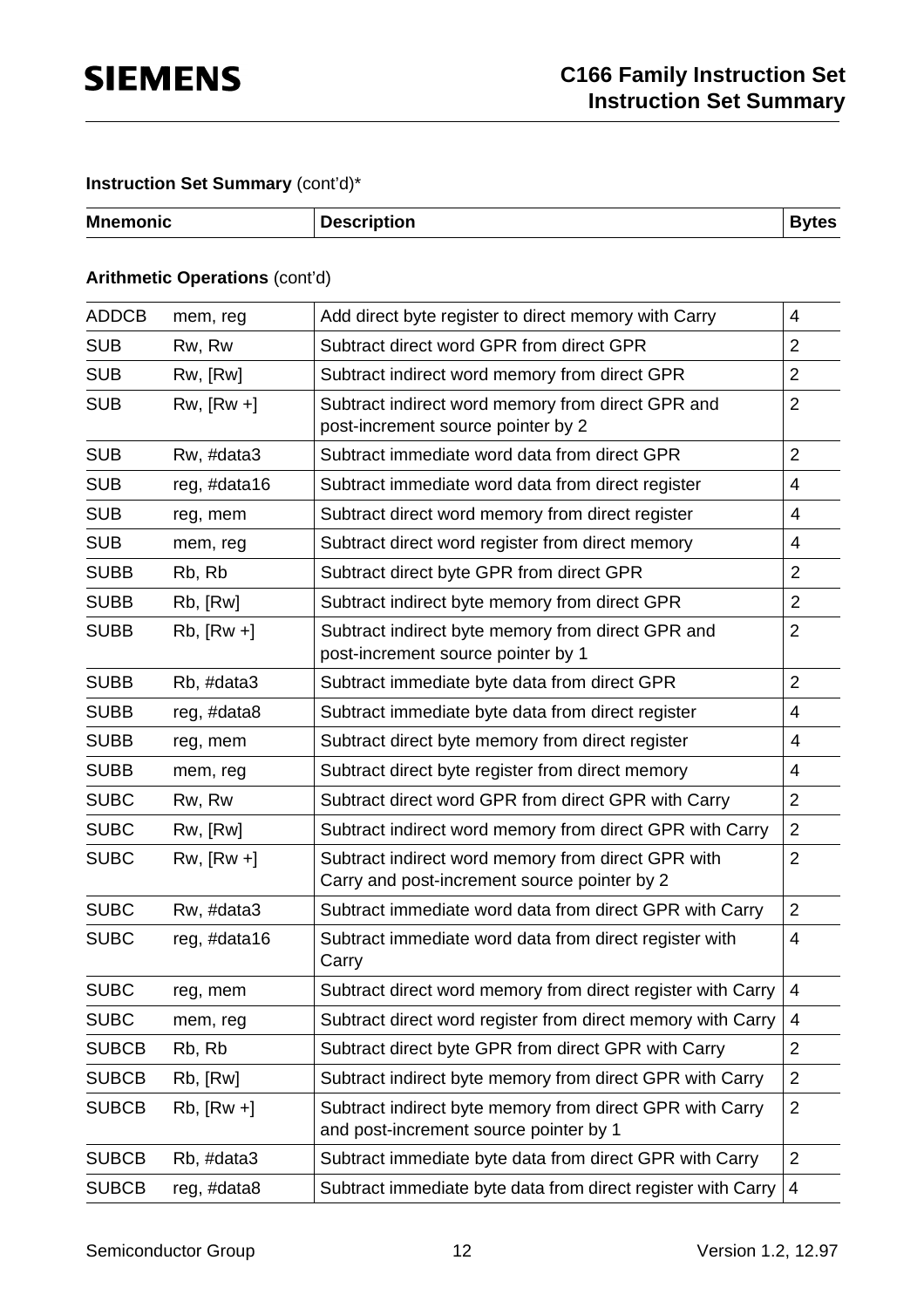**Instruction Set Summary** (cont'd)*

| Mnemonic | | Description | Bytes |
|---|---|---|---|
| **Arithmetic Operations** (cont'd) | | | |
| ADDCB | mem, reg | Add direct byte register to direct memory with Carry | 4 |
| SUB | Rw, Rw | Subtract direct word GPR from direct GPR | 2 |
| SUB | Rw, [Rw] | Subtract indirect word memory from direct GPR | 2 |
| SUB | Rw, [Rw +] | Subtract indirect word memory from direct GPR and post-increment source pointer by 2 | 2 |
| SUB | Rw, #data3 | Subtract immediate word data from direct GPR | 2 |
| SUB | reg, #data16 | Subtract immediate word data from direct register | 4 |
| SUB | reg, mem | Subtract direct word memory from direct register | 4 |
| SUB | mem, reg | Subtract direct word register from direct memory | 4 |
| SUBB | Rb, Rb | Subtract direct byte GPR from direct GPR | 2 |
| SUBB | Rb, [Rw] | Subtract indirect byte memory from direct GPR | 2 |
| SUBB | Rb, [Rw +] | Subtract indirect byte memory from direct GPR and post-increment source pointer by 1 | 2 |
| SUBB | Rb, #data3 | Subtract immediate byte data from direct GPR | 2 |
| SUBB | reg, #data8 | Subtract immediate byte data from direct register | 4 |
| SUBB | reg, mem | Subtract direct byte memory from direct register | 4 |
| SUBB | mem, reg | Subtract direct byte register from direct memory | 4 |
| SUBC | Rw, Rw | Subtract direct word GPR from direct GPR with Carry | 2 |
| SUBC | Rw, [Rw] | Subtract indirect word memory from direct GPR with Carry | 2 |
| SUBC | Rw, [Rw +] | Subtract indirect word memory from direct GPR with Carry and post-increment source pointer by 2 | 2 |
| SUBC | Rw, #data3 | Subtract immediate word data from direct GPR with Carry | 2 |
| SUBC | reg, #data16 | Subtract immediate word data from direct register with Carry | 4 |
| SUBC | reg, mem | Subtract direct word memory from direct register with Carry | 4 |
| SUBC | mem, reg | Subtract direct word register from direct memory with Carry | 4 |
| SUBCB | Rb, Rb | Subtract direct byte GPR from direct GPR with Carry | 2 |
| SUBCB | Rb, [Rw] | Subtract indirect byte memory from direct GPR with Carry | 2 |
| SUBCB | Rb, [Rw +] | Subtract indirect byte memory from direct GPR with Carry and post-increment source pointer by 1 | 2 |
| SUBCB | Rb, #data3 | Subtract immediate byte data from direct GPR with Carry | 2 |
| SUBCB | reg, #data8 | Subtract immediate byte data from direct register with Carry | 4 |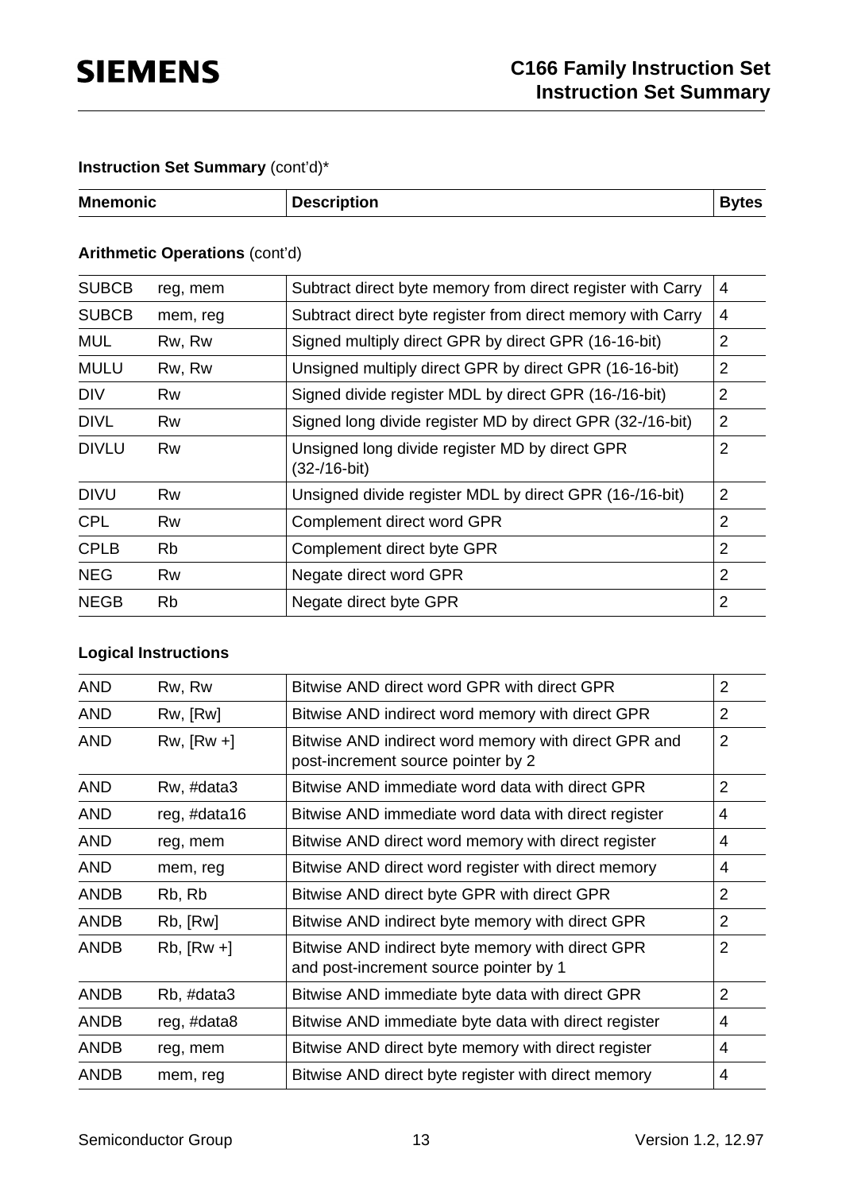**Instruction Set Summary** (cont'd)*

| Mnemonic | | Description | Bytes |
|---|---|---|---|

**Arithmetic Operations** (cont'd)

| Mnemonic | | Description | Bytes |
|---|---|---|---|
| SUBCB | reg, mem | Subtract direct byte memory from direct register with Carry | 4 |
| SUBCB | mem, reg | Subtract direct byte register from direct memory with Carry | 4 |
| MUL | Rw, Rw | Signed multiply direct GPR by direct GPR (16-16-bit) | 2 |
| MULU | Rw, Rw | Unsigned multiply direct GPR by direct GPR (16-16-bit) | 2 |
| DIV | Rw | Signed divide register MDL by direct GPR (16-/16-bit) | 2 |
| DIVL | Rw | Signed long divide register MD by direct GPR (32-/16-bit) | 2 |
| DIVLU | Rw | Unsigned long divide register MD by direct GPR (32-/16-bit) | 2 |
| DIVU | Rw | Unsigned divide register MDL by direct GPR (16-/16-bit) | 2 |
| CPL | Rw | Complement direct word GPR | 2 |
| CPLB | Rb | Complement direct byte GPR | 2 |
| NEG | Rw | Negate direct word GPR | 2 |
| NEGB | Rb | Negate direct byte GPR | 2 |

**Logical Instructions**

| Mnemonic | | Description | Bytes |
|---|---|---|---|
| AND | Rw, Rw | Bitwise AND direct word GPR with direct GPR | 2 |
| AND | Rw, [Rw] | Bitwise AND indirect word memory with direct GPR | 2 |
| AND | Rw, [Rw +] | Bitwise AND indirect word memory with direct GPR and post-increment source pointer by 2 | 2 |
| AND | Rw, #data3 | Bitwise AND immediate word data with direct GPR | 2 |
| AND | reg, #data16 | Bitwise AND immediate word data with direct register | 4 |
| AND | reg, mem | Bitwise AND direct word memory with direct register | 4 |
| AND | mem, reg | Bitwise AND direct word register with direct memory | 4 |
| ANDB | Rb, Rb | Bitwise AND direct byte GPR with direct GPR | 2 |
| ANDB | Rb, [Rw] | Bitwise AND indirect byte memory with direct GPR | 2 |
| ANDB | Rb, [Rw +] | Bitwise AND indirect byte memory with direct GPR and post-increment source pointer by 1 | 2 |
| ANDB | Rb, #data3 | Bitwise AND immediate byte data with direct GPR | 2 |
| ANDB | reg, #data8 | Bitwise AND immediate byte data with direct register | 4 |
| ANDB | reg, mem | Bitwise AND direct byte memory with direct register | 4 |
| ANDB | mem, reg | Bitwise AND direct byte register with direct memory | 4 |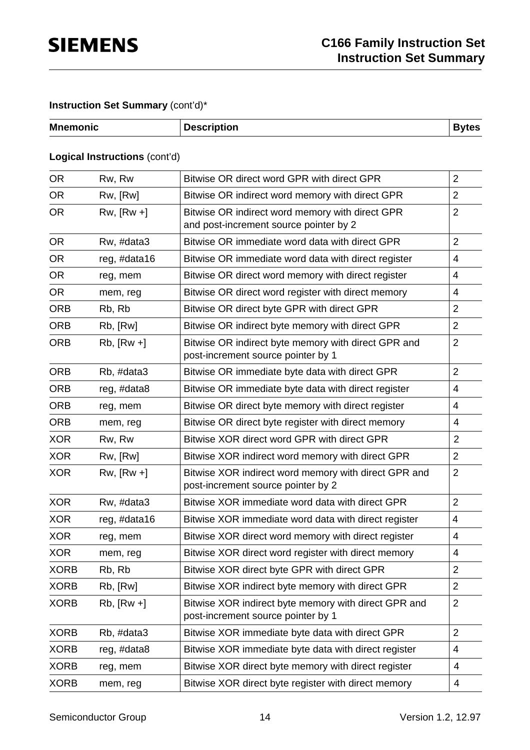**Instruction Set Summary** (cont'd)*

| Mnemonic | | Description | Bytes |
|---|---|---|---|
| **Logical Instructions** (cont'd) | | | |
| OR | Rw, Rw | Bitwise OR direct word GPR with direct GPR | 2 |
| OR | Rw, [Rw] | Bitwise OR indirect word memory with direct GPR | 2 |
| OR | Rw, [Rw +] | Bitwise OR indirect word memory with direct GPR and post-increment source pointer by 2 | 2 |
| OR | Rw, #data3 | Bitwise OR immediate word data with direct GPR | 2 |
| OR | reg, #data16 | Bitwise OR immediate word data with direct register | 4 |
| OR | reg, mem | Bitwise OR direct word memory with direct register | 4 |
| OR | mem, reg | Bitwise OR direct word register with direct memory | 4 |
| ORB | Rb, Rb | Bitwise OR direct byte GPR with direct GPR | 2 |
| ORB | Rb, [Rw] | Bitwise OR indirect byte memory with direct GPR | 2 |
| ORB | Rb, [Rw +] | Bitwise OR indirect byte memory with direct GPR and post-increment source pointer by 1 | 2 |
| ORB | Rb, #data3 | Bitwise OR immediate byte data with direct GPR | 2 |
| ORB | reg, #data8 | Bitwise OR immediate byte data with direct register | 4 |
| ORB | reg, mem | Bitwise OR direct byte memory with direct register | 4 |
| ORB | mem, reg | Bitwise OR direct byte register with direct memory | 4 |
| XOR | Rw, Rw | Bitwise XOR direct word GPR with direct GPR | 2 |
| XOR | Rw, [Rw] | Bitwise XOR indirect word memory with direct GPR | 2 |
| XOR | Rw, [Rw +] | Bitwise XOR indirect word memory with direct GPR and post-increment source pointer by 2 | 2 |
| XOR | Rw, #data3 | Bitwise XOR immediate word data with direct GPR | 2 |
| XOR | reg, #data16 | Bitwise XOR immediate word data with direct register | 4 |
| XOR | reg, mem | Bitwise XOR direct word memory with direct register | 4 |
| XOR | mem, reg | Bitwise XOR direct word register with direct memory | 4 |
| XORB | Rb, Rb | Bitwise XOR direct byte GPR with direct GPR | 2 |
| XORB | Rb, [Rw] | Bitwise XOR indirect byte memory with direct GPR | 2 |
| XORB | Rb, [Rw +] | Bitwise XOR indirect byte memory with direct GPR and post-increment source pointer by 1 | 2 |
| XORB | Rb, #data3 | Bitwise XOR immediate byte data with direct GPR | 2 |
| XORB | reg, #data8 | Bitwise XOR immediate byte data with direct register | 4 |
| XORB | reg, mem | Bitwise XOR direct byte memory with direct register | 4 |
| XORB | mem, reg | Bitwise XOR direct byte register with direct memory | 4 |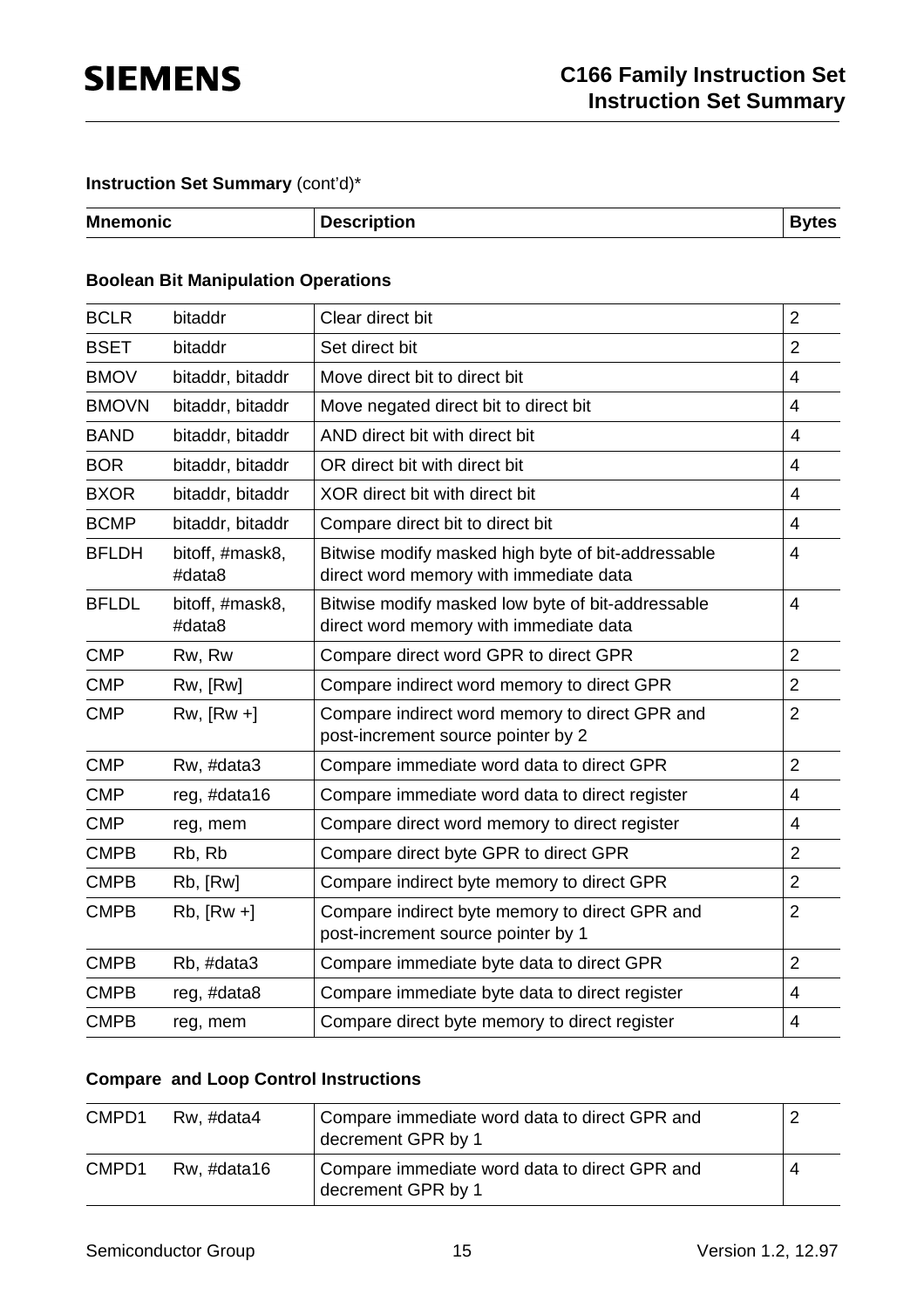**Instruction Set Summary** (cont'd)*

| Mnemonic | | Description | Bytes |
|---|---|---|---|

**Boolean Bit Manipulation Operations**

| Mnemonic | | Description | Bytes |
|---|---|---|---|
| BCLR | bitaddr | Clear direct bit | 2 |
| BSET | bitaddr | Set direct bit | 2 |
| BMOV | bitaddr, bitaddr | Move direct bit to direct bit | 4 |
| BMOVN | bitaddr, bitaddr | Move negated direct bit to direct bit | 4 |
| BAND | bitaddr, bitaddr | AND direct bit with direct bit | 4 |
| BOR | bitaddr, bitaddr | OR direct bit with direct bit | 4 |
| BXOR | bitaddr, bitaddr | XOR direct bit with direct bit | 4 |
| BCMP | bitaddr, bitaddr | Compare direct bit to direct bit | 4 |
| BFLDH | bitoff, #mask8, #data8 | Bitwise modify masked high byte of bit-addressable direct word memory with immediate data | 4 |
| BFLDL | bitoff, #mask8, #data8 | Bitwise modify masked low byte of bit-addressable direct word memory with immediate data | 4 |
| CMP | Rw, Rw | Compare direct word GPR to direct GPR | 2 |
| CMP | Rw, [Rw] | Compare indirect word memory to direct GPR | 2 |
| CMP | Rw, [Rw +] | Compare indirect word memory to direct GPR and post-increment source pointer by 2 | 2 |
| CMP | Rw, #data3 | Compare immediate word data to direct GPR | 2 |
| CMP | reg, #data16 | Compare immediate word data to direct register | 4 |
| CMP | reg, mem | Compare direct word memory to direct register | 4 |
| CMPB | Rb, Rb | Compare direct byte GPR to direct GPR | 2 |
| CMPB | Rb, [Rw] | Compare indirect byte memory to direct GPR | 2 |
| CMPB | Rb, [Rw +] | Compare indirect byte memory to direct GPR and post-increment source pointer by 1 | 2 |
| CMPB | Rb, #data3 | Compare immediate byte data to direct GPR | 2 |
| CMPB | reg, #data8 | Compare immediate byte data to direct register | 4 |
| CMPB | reg, mem | Compare direct byte memory to direct register | 4 |

**Compare and Loop Control Instructions**

| Mnemonic | | Description | Bytes |
|---|---|---|---|
| CMPD1 | Rw, #data4 | Compare immediate word data to direct GPR and decrement GPR by 1 | 2 |
| CMPD1 | Rw, #data16 | Compare immediate word data to direct GPR and decrement GPR by 1 | 4 |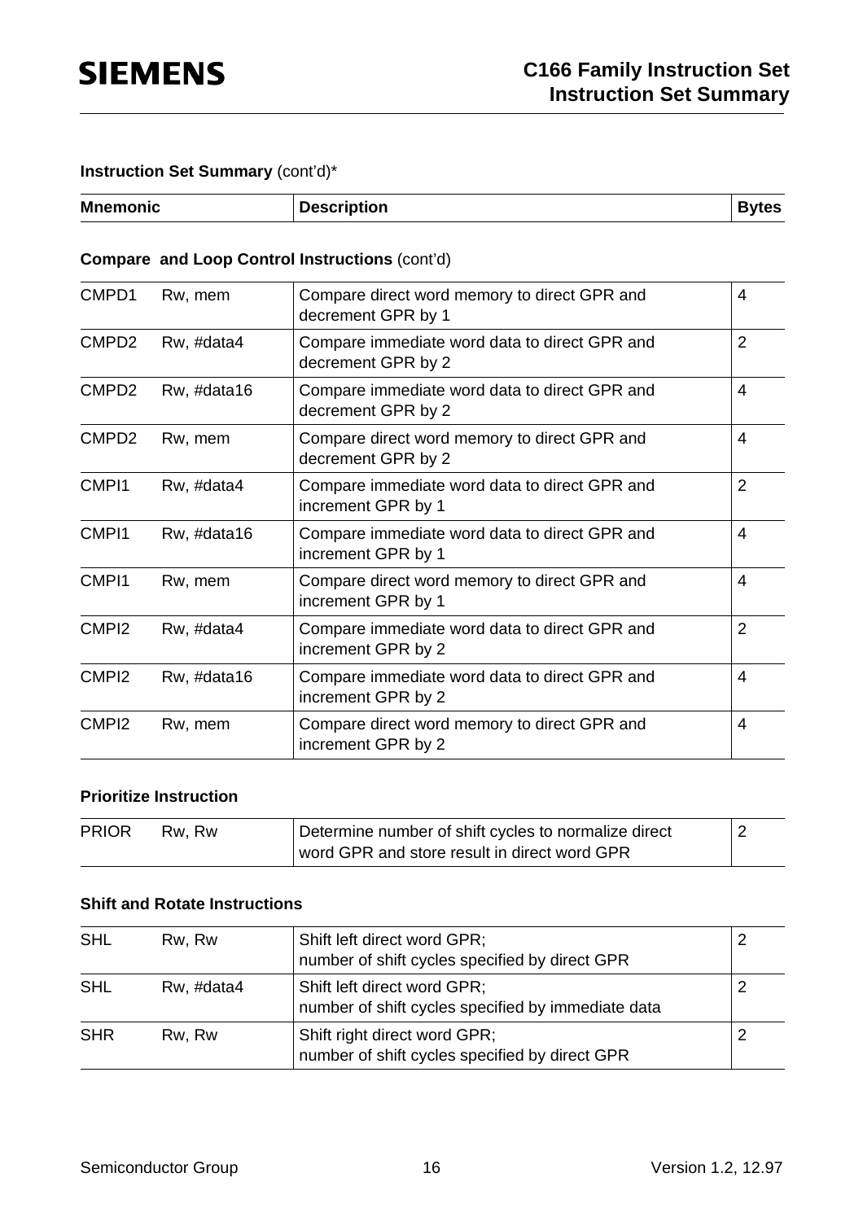**Instruction Set Summary** (cont'd)*

| Mnemonic | | Description | Bytes |
|---|---|---|---|

**Compare and Loop Control Instructions** (cont'd)

| Mnemonic | | Description | Bytes |
|---|---|---|---|
| CMPD1 | Rw, mem | Compare direct word memory to direct GPR and decrement GPR by 1 | 4 |
| CMPD2 | Rw, #data4 | Compare immediate word data to direct GPR and decrement GPR by 2 | 2 |
| CMPD2 | Rw, #data16 | Compare immediate word data to direct GPR and decrement GPR by 2 | 4 |
| CMPD2 | Rw, mem | Compare direct word memory to direct GPR and decrement GPR by 2 | 4 |
| CMPI1 | Rw, #data4 | Compare immediate word data to direct GPR and increment GPR by 1 | 2 |
| CMPI1 | Rw, #data16 | Compare immediate word data to direct GPR and increment GPR by 1 | 4 |
| CMPI1 | Rw, mem | Compare direct word memory to direct GPR and increment GPR by 1 | 4 |
| CMPI2 | Rw, #data4 | Compare immediate word data to direct GPR and increment GPR by 2 | 2 |
| CMPI2 | Rw, #data16 | Compare immediate word data to direct GPR and increment GPR by 2 | 4 |
| CMPI2 | Rw, mem | Compare direct word memory to direct GPR and increment GPR by 2 | 4 |

**Prioritize Instruction**

| Mnemonic | | Description | Bytes |
|---|---|---|---|
| PRIOR | Rw, Rw | Determine number of shift cycles to normalize direct word GPR and store result in direct word GPR | 2 |

**Shift and Rotate Instructions**

| Mnemonic | | Description | Bytes |
|---|---|---|---|
| SHL | Rw, Rw | Shift left direct word GPR; number of shift cycles specified by direct GPR | 2 |
| SHL | Rw, #data4 | Shift left direct word GPR; number of shift cycles specified by immediate data | 2 |
| SHR | Rw, Rw | Shift right direct word GPR; number of shift cycles specified by direct GPR | 2 |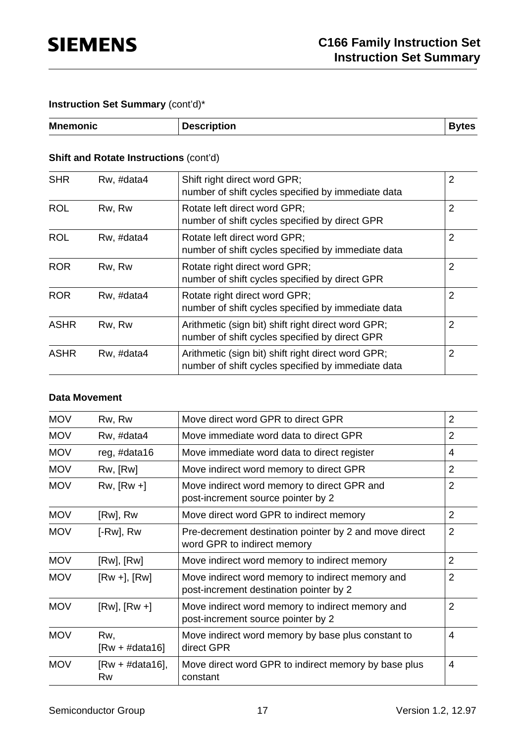**Instruction Set Summary** (cont'd)*

| Mnemonic | | Description | Bytes |
|---|---|---|---|

**Shift and Rotate Instructions** (cont'd)

| Mnemonic | | Description | Bytes |
|---|---|---|---|
| SHR | Rw, #data4 | Shift right direct word GPR; number of shift cycles specified by immediate data | 2 |
| ROL | Rw, Rw | Rotate left direct word GPR; number of shift cycles specified by direct GPR | 2 |
| ROL | Rw, #data4 | Rotate left direct word GPR; number of shift cycles specified by immediate data | 2 |
| ROR | Rw, Rw | Rotate right direct word GPR; number of shift cycles specified by direct GPR | 2 |
| ROR | Rw, #data4 | Rotate right direct word GPR; number of shift cycles specified by immediate data | 2 |
| ASHR | Rw, Rw | Arithmetic (sign bit) shift right direct word GPR; number of shift cycles specified by direct GPR | 2 |
| ASHR | Rw, #data4 | Arithmetic (sign bit) shift right direct word GPR; number of shift cycles specified by immediate data | 2 |

**Data Movement**

| Mnemonic | | Description | Bytes |
|---|---|---|---|
| MOV | Rw, Rw | Move direct word GPR to direct GPR | 2 |
| MOV | Rw, #data4 | Move immediate word data to direct GPR | 2 |
| MOV | reg, #data16 | Move immediate word data to direct register | 4 |
| MOV | Rw, [Rw] | Move indirect word memory to direct GPR | 2 |
| MOV | Rw, [Rw +] | Move indirect word memory to direct GPR and post-increment source pointer by 2 | 2 |
| MOV | [Rw], Rw | Move direct word GPR to indirect memory | 2 |
| MOV | [-Rw], Rw | Pre-decrement destination pointer by 2 and move direct word GPR to indirect memory | 2 |
| MOV | [Rw], [Rw] | Move indirect word memory to indirect memory | 2 |
| MOV | [Rw +], [Rw] | Move indirect word memory to indirect memory and post-increment destination pointer by 2 | 2 |
| MOV | [Rw], [Rw +] | Move indirect word memory to indirect memory and post-increment source pointer by 2 | 2 |
| MOV | Rw, [Rw + #data16] | Move indirect word memory by base plus constant to direct GPR | 4 |
| MOV | [Rw + #data16], Rw | Move direct word GPR to indirect memory by base plus constant | 4 |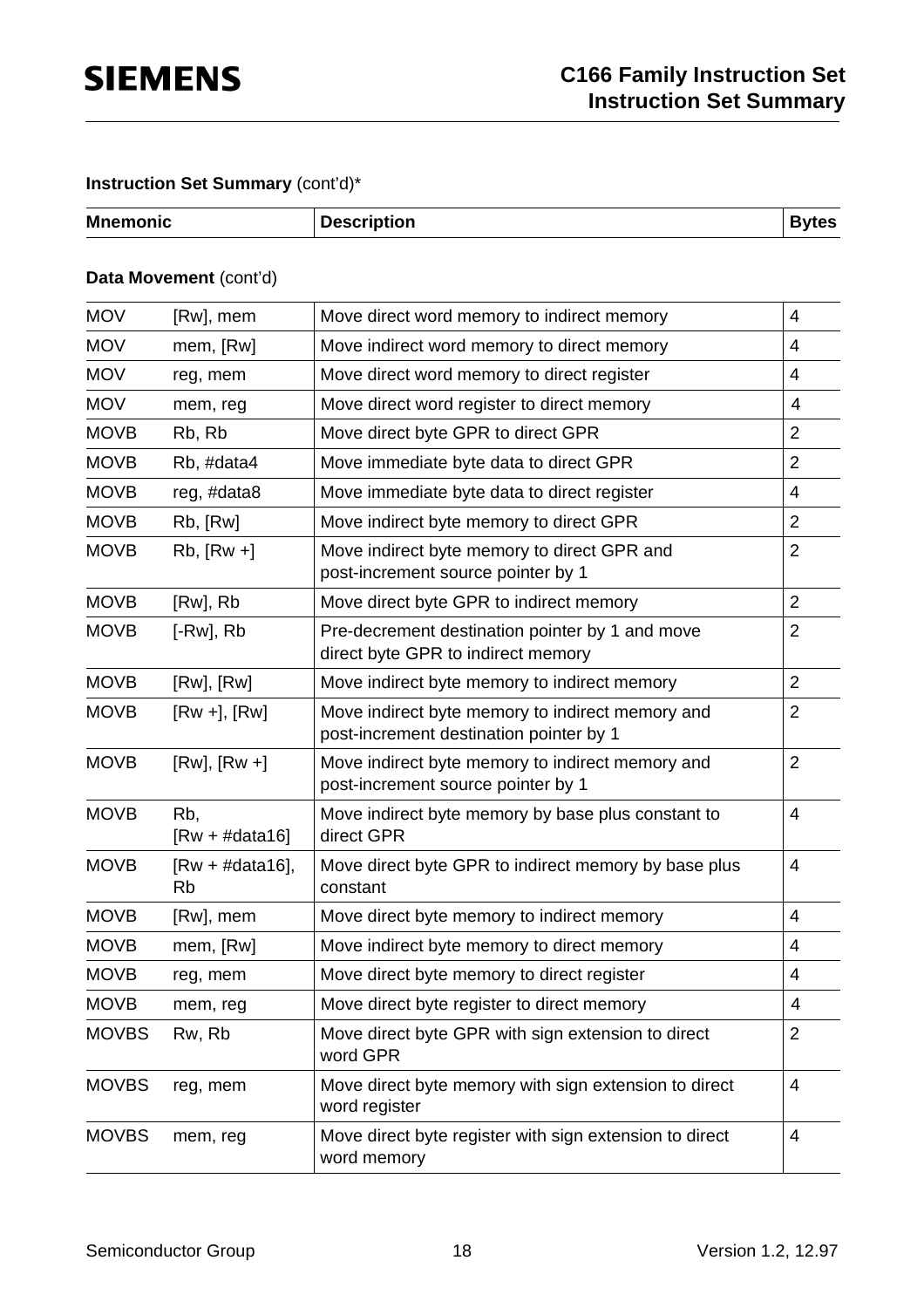**Instruction Set Summary** (cont'd)*

| Mnemonic | | Description | Bytes |
|---|---|---|---|
| **Data Movement** (cont'd) | | | |
| MOV | [Rw], mem | Move direct word memory to indirect memory | 4 |
| MOV | mem, [Rw] | Move indirect word memory to direct memory | 4 |
| MOV | reg, mem | Move direct word memory to direct register | 4 |
| MOV | mem, reg | Move direct word register to direct memory | 4 |
| MOVB | Rb, Rb | Move direct byte GPR to direct GPR | 2 |
| MOVB | Rb, #data4 | Move immediate byte data to direct GPR | 2 |
| MOVB | reg, #data8 | Move immediate byte data to direct register | 4 |
| MOVB | Rb, [Rw] | Move indirect byte memory to direct GPR | 2 |
| MOVB | Rb, [Rw +] | Move indirect byte memory to direct GPR and post-increment source pointer by 1 | 2 |
| MOVB | [Rw], Rb | Move direct byte GPR to indirect memory | 2 |
| MOVB | [-Rw], Rb | Pre-decrement destination pointer by 1 and move direct byte GPR to indirect memory | 2 |
| MOVB | [Rw], [Rw] | Move indirect byte memory to indirect memory | 2 |
| MOVB | [Rw +], [Rw] | Move indirect byte memory to indirect memory and post-increment destination pointer by 1 | 2 |
| MOVB | [Rw], [Rw +] | Move indirect byte memory to indirect memory and post-increment source pointer by 1 | 2 |
| MOVB | Rb, [Rw + #data16] | Move indirect byte memory by base plus constant to direct GPR | 4 |
| MOVB | [Rw + #data16], Rb | Move direct byte GPR to indirect memory by base plus constant | 4 |
| MOVB | [Rw], mem | Move direct byte memory to indirect memory | 4 |
| MOVB | mem, [Rw] | Move indirect byte memory to direct memory | 4 |
| MOVB | reg, mem | Move direct byte memory to direct register | 4 |
| MOVB | mem, reg | Move direct byte register to direct memory | 4 |
| MOVBS | Rw, Rb | Move direct byte GPR with sign extension to direct word GPR | 2 |
| MOVBS | reg, mem | Move direct byte memory with sign extension to direct word register | 4 |
| MOVBS | mem, reg | Move direct byte register with sign extension to direct word memory | 4 |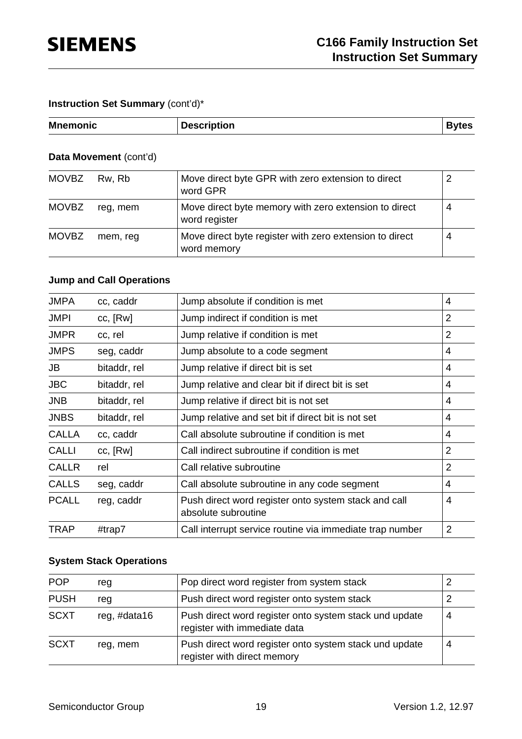**Instruction Set Summary** (cont'd)*

| Mnemonic | | Description | Bytes |
|---|---|---|---|

**Data Movement** (cont'd)

| Mnemonic | | Description | Bytes |
|---|---|---|---|
| MOVBZ | Rw, Rb | Move direct byte GPR with zero extension to direct word GPR | 2 |
| MOVBZ | reg, mem | Move direct byte memory with zero extension to direct word register | 4 |
| MOVBZ | mem, reg | Move direct byte register with zero extension to direct word memory | 4 |

**Jump and Call Operations**

| Mnemonic | | Description | Bytes |
|---|---|---|---|
| JMPA | cc, caddr | Jump absolute if condition is met | 4 |
| JMPI | cc, [Rw] | Jump indirect if condition is met | 2 |
| JMPR | cc, rel | Jump relative if condition is met | 2 |
| JMPS | seg, caddr | Jump absolute to a code segment | 4 |
| JB | bitaddr, rel | Jump relative if direct bit is set | 4 |
| JBC | bitaddr, rel | Jump relative and clear bit if direct bit is set | 4 |
| JNB | bitaddr, rel | Jump relative if direct bit is not set | 4 |
| JNBS | bitaddr, rel | Jump relative and set bit if direct bit is not set | 4 |
| CALLA | cc, caddr | Call absolute subroutine if condition is met | 4 |
| CALLI | cc, [Rw] | Call indirect subroutine if condition is met | 2 |
| CALLR | rel | Call relative subroutine | 2 |
| CALLS | seg, caddr | Call absolute subroutine in any code segment | 4 |
| PCALL | reg, caddr | Push direct word register onto system stack and call absolute subroutine | 4 |
| TRAP | #trap7 | Call interrupt service routine via immediate trap number | 2 |

**System Stack Operations**

| Mnemonic | | Description | Bytes |
|---|---|---|---|
| POP | reg | Pop direct word register from system stack | 2 |
| PUSH | reg | Push direct word register onto system stack | 2 |
| SCXT | reg, #data16 | Push direct word register onto system stack und update register with immediate data | 4 |
| SCXT | reg, mem | Push direct word register onto system stack und update register with direct memory | 4 |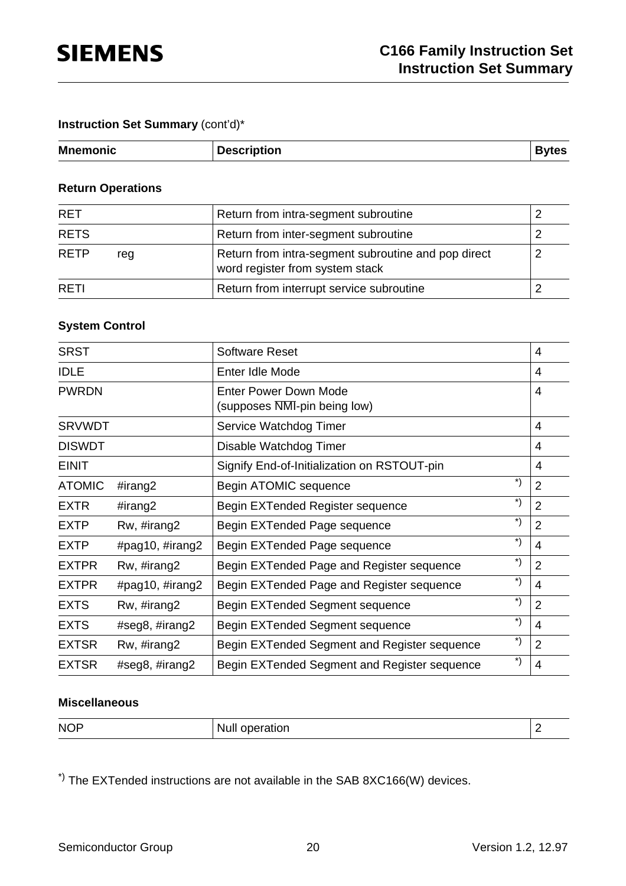**Instruction Set Summary** (cont'd)*

| Mnemonic | | Description | Bytes |
|---|---|---|---|

### Return Operations

| Mnemonic | | Description | Bytes |
|---|---|---|---|
| RET | | Return from intra-segment subroutine | 2 |
| RETS | | Return from inter-segment subroutine | 2 |
| RETP | reg | Return from intra-segment subroutine and pop direct word register from system stack | 2 |
| RETI | | Return from interrupt service subroutine | 2 |

### System Control

| Mnemonic | | Description | Bytes |
|---|---|---|---|
| SRST | | Software Reset | 4 |
| IDLE | | Enter Idle Mode | 4 |
| PWRDN | | Enter Power Down Mode (supposes NMI-pin being low) | 4 |
| SRVWDT | | Service Watchdog Timer | 4 |
| DISWDT | | Disable Watchdog Timer | 4 |
| EINIT | | Signify End-of-Initialization on RSTOUT-pin | 4 |
| ATOMIC | #irang2 | Begin ATOMIC sequence *) | 2 |
| EXTR | #irang2 | Begin EXTended Register sequence *) | 2 |
| EXTP | Rw, #irang2 | Begin EXTended Page sequence *) | 2 |
| EXTP | #pag10, #irang2 | Begin EXTended Page sequence *) | 4 |
| EXTPR | Rw, #irang2 | Begin EXTended Page and Register sequence *) | 2 |
| EXTPR | #pag10, #irang2 | Begin EXTended Page and Register sequence *) | 4 |
| EXTS | Rw, #irang2 | Begin EXTended Segment sequence *) | 2 |
| EXTS | #seg8, #irang2 | Begin EXTended Segment sequence *) | 4 |
| EXTSR | Rw, #irang2 | Begin EXTended Segment and Register sequence *) | 2 |
| EXTSR | #seg8, #irang2 | Begin EXTended Segment and Register sequence *) | 4 |

### Miscellaneous

| Mnemonic | | Description | Bytes |
|---|---|---|---|
| NOP | | Null operation | 2 |

*) The EXTended instructions are not available in the SAB 8XC166(W) devices.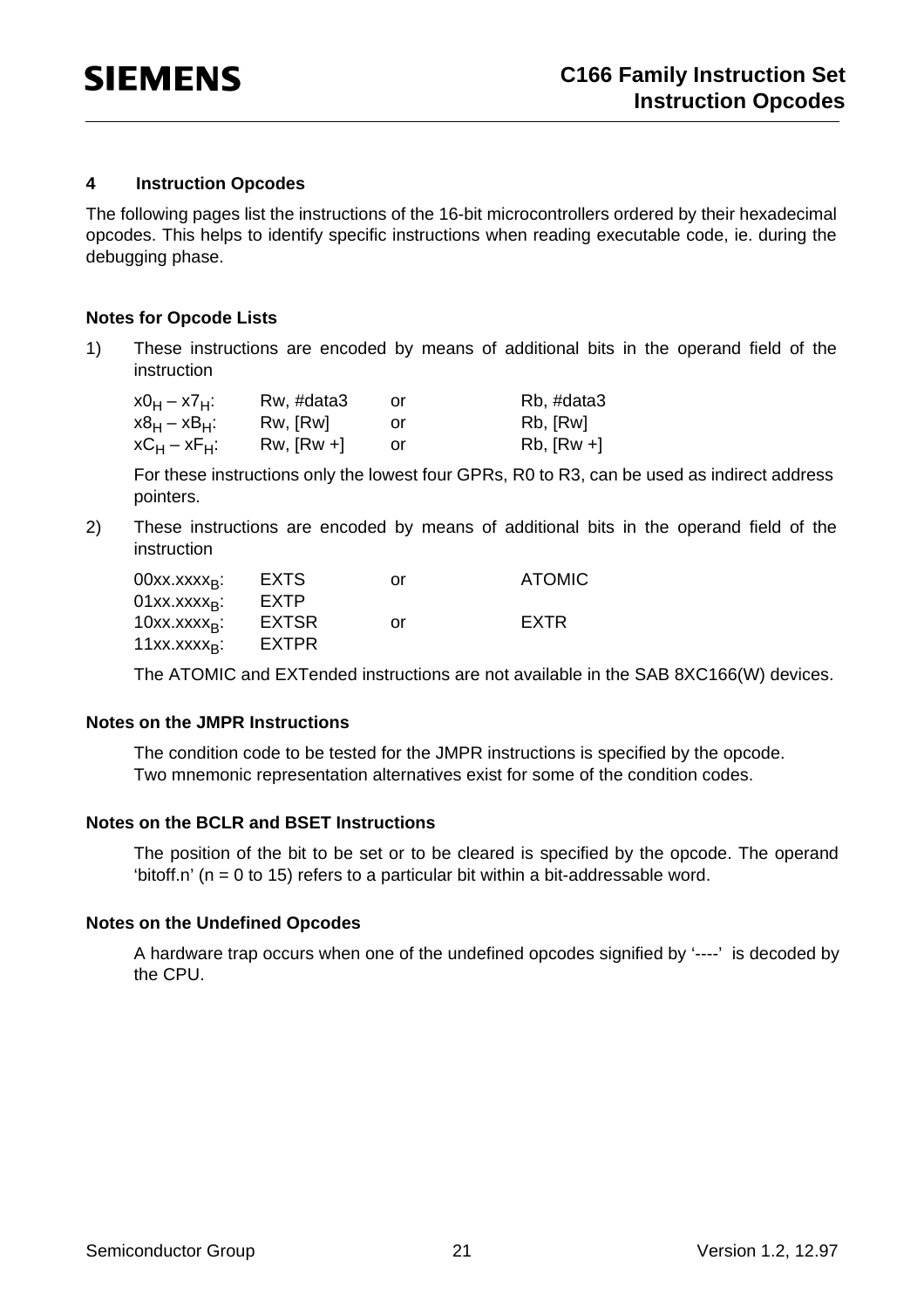## 4 Instruction Opcodes

The following pages list the instructions of the 16-bit microcontrollers ordered by their hexadecimal opcodes. This helps to identify specific instructions when reading executable code, ie. during the debugging phase.

### Notes for Opcode Lists

1) These instructions are encoded by means of additional bits in the operand field of the instruction

| | | | |
|---|---|---|---|
| $x0_H – x7_H$: | Rw, #data3 | or | Rb, #data3 |
| $x8_H – xB_H$: | Rw, [Rw] | or | Rb, [Rw] |
| $xC_H – xF_H$: | Rw, [Rw +] | or | Rb, [Rw +] |

For these instructions only the lowest four GPRs, R0 to R3, can be used as indirect address pointers.

2) These instructions are encoded by means of additional bits in the operand field of the instruction

| | | | |
|---|---|---|---|
| $00xx.xxxx_B$: | EXTS | or | ATOMIC |
| $01xx.xxxx_B$: | EXTP | | |
| $10xx.xxxx_B$: | EXTSR | or | EXTR |
| $11xx.xxxx_B$: | EXTPR | | |

The ATOMIC and EXTended instructions are not available in the SAB 8XC166(W) devices.

### Notes on the JMPR Instructions

The condition code to be tested for the JMPR instructions is specified by the opcode. Two mnemonic representation alternatives exist for some of the condition codes.

### Notes on the BCLR and BSET Instructions

The position of the bit to be set or to be cleared is specified by the opcode. The operand 'bitoff.n' (n = 0 to 15) refers to a particular bit within a bit-addressable word.

### Notes on the Undefined Opcodes

A hardware trap occurs when one of the undefined opcodes signified by '----' is decoded by the CPU.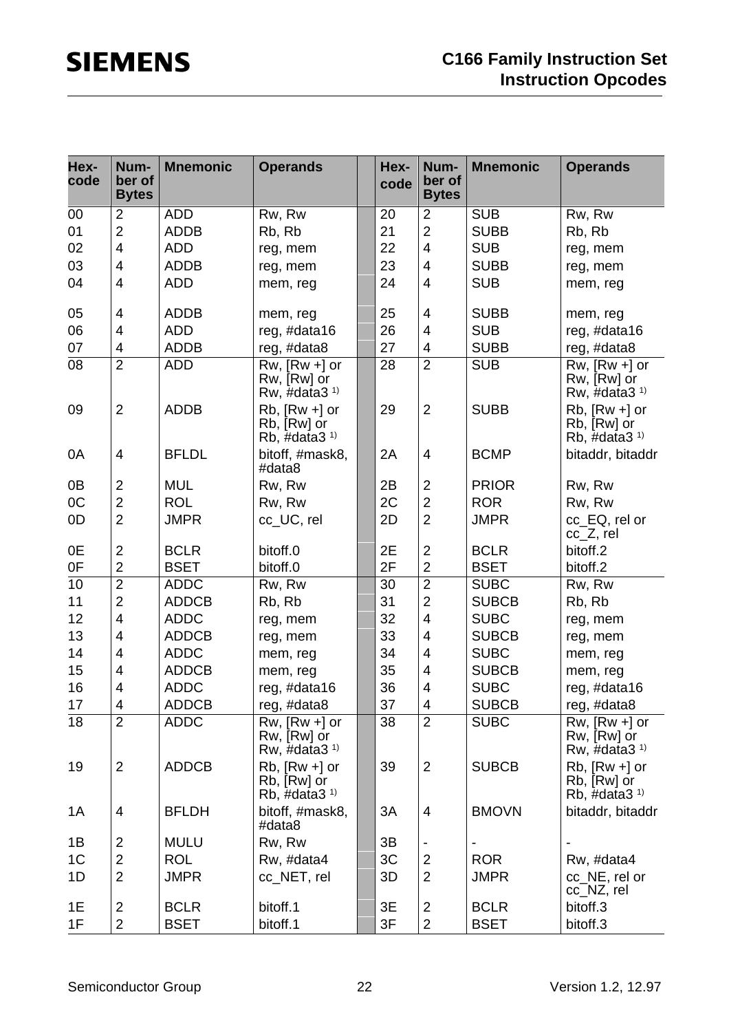| Hex-code | Number of Bytes | Mnemonic | Operands | Hex-code | Number of Bytes | Mnemonic | Operands |
|---|---|---|---|---|---|---|---|
| 00 | 2 | ADD | Rw, Rw | 20 | 2 | SUB | Rw, Rw |
| 01 | 2 | ADDB | Rb, Rb | 21 | 2 | SUBB | Rb, Rb |
| 02 | 4 | ADD | reg, mem | 22 | 4 | SUB | reg, mem |
| 03 | 4 | ADDB | reg, mem | 23 | 4 | SUBB | reg, mem |
| 04 | 4 | ADD | mem, reg | 24 | 4 | SUB | mem, reg |
| 05 | 4 | ADDB | mem, reg | 25 | 4 | SUBB | mem, reg |
| 06 | 4 | ADD | reg, #data16 | 26 | 4 | SUB | reg, #data16 |
| 07 | 4 | ADDB | reg, #data8 | 27 | 4 | SUBB | reg, #data8 |
| 08 | 2 | ADD | Rw, [Rw +] or Rw, [Rw] or Rw, #data3 [1)] | 28 | 2 | SUB | Rw, [Rw +] or Rw, [Rw] or Rw, #data3 [1)] |
| 09 | 2 | ADDB | Rb, [Rw +] or Rb, [Rw] or Rb, #data3 [1)] | 29 | 2 | SUBB | Rb, [Rw +] or Rb, [Rw] or Rb, #data3 [1)] |
| 0A | 4 | BFLDL | bitoff, #mask8, #data8 | 2A | 4 | BCMP | bitaddr, bitaddr |
| 0B | 2 | MUL | Rw, Rw | 2B | 2 | PRIOR | Rw, Rw |
| 0C | 2 | ROL | Rw, Rw | 2C | 2 | ROR | Rw, Rw |
| 0D | 2 | JMPR | cc_UC, rel | 2D | 2 | JMPR | cc_EQ, rel or cc_Z, rel |
| 0E | 2 | BCLR | bitoff.0 | 2E | 2 | BCLR | bitoff.2 |
| 0F | 2 | BSET | bitoff.0 | 2F | 2 | BSET | bitoff.2 |
| 10 | 2 | ADDC | Rw, Rw | 30 | 2 | SUBC | Rw, Rw |
| 11 | 2 | ADDCB | Rb, Rb | 31 | 2 | SUBCB | Rb, Rb |
| 12 | 4 | ADDC | reg, mem | 32 | 4 | SUBC | reg, mem |
| 13 | 4 | ADDCB | reg, mem | 33 | 4 | SUBCB | reg, mem |
| 14 | 4 | ADDC | mem, reg | 34 | 4 | SUBC | mem, reg |
| 15 | 4 | ADDCB | mem, reg | 35 | 4 | SUBCB | mem, reg |
| 16 | 4 | ADDC | reg, #data16 | 36 | 4 | SUBC | reg, #data16 |
| 17 | 4 | ADDCB | reg, #data8 | 37 | 4 | SUBCB | reg, #data8 |
| 18 | 2 | ADDC | Rw, [Rw +] or Rw, [Rw] or Rw, #data3 [1)] | 38 | 2 | SUBC | Rw, [Rw +] or Rw, [Rw] or Rw, #data3 [1)] |
| 19 | 2 | ADDCB | Rb, [Rw +] or Rb, [Rw] or Rb, #data3 [1)] | 39 | 2 | SUBCB | Rb, [Rw +] or Rb, [Rw] or Rb, #data3 [1)] |
| 1A | 4 | BFLDH | bitoff, #mask8, #data8 | 3A | 4 | BMOVN | bitaddr, bitaddr |
| 1B | 2 | MULU | Rw, Rw | 3B | - | - | - |
| 1C | 2 | ROL | Rw, #data4 | 3C | 2 | ROR | Rw, #data4 |
| 1D | 2 | JMPR | cc_NET, rel | 3D | 2 | JMPR | cc_NE, rel or cc_NZ, rel |
| 1E | 2 | BCLR | bitoff.1 | 3E | 2 | BCLR | bitoff.3 |
| 1F | 2 | BSET | bitoff.1 | 3F | 2 | BSET | bitoff.3 |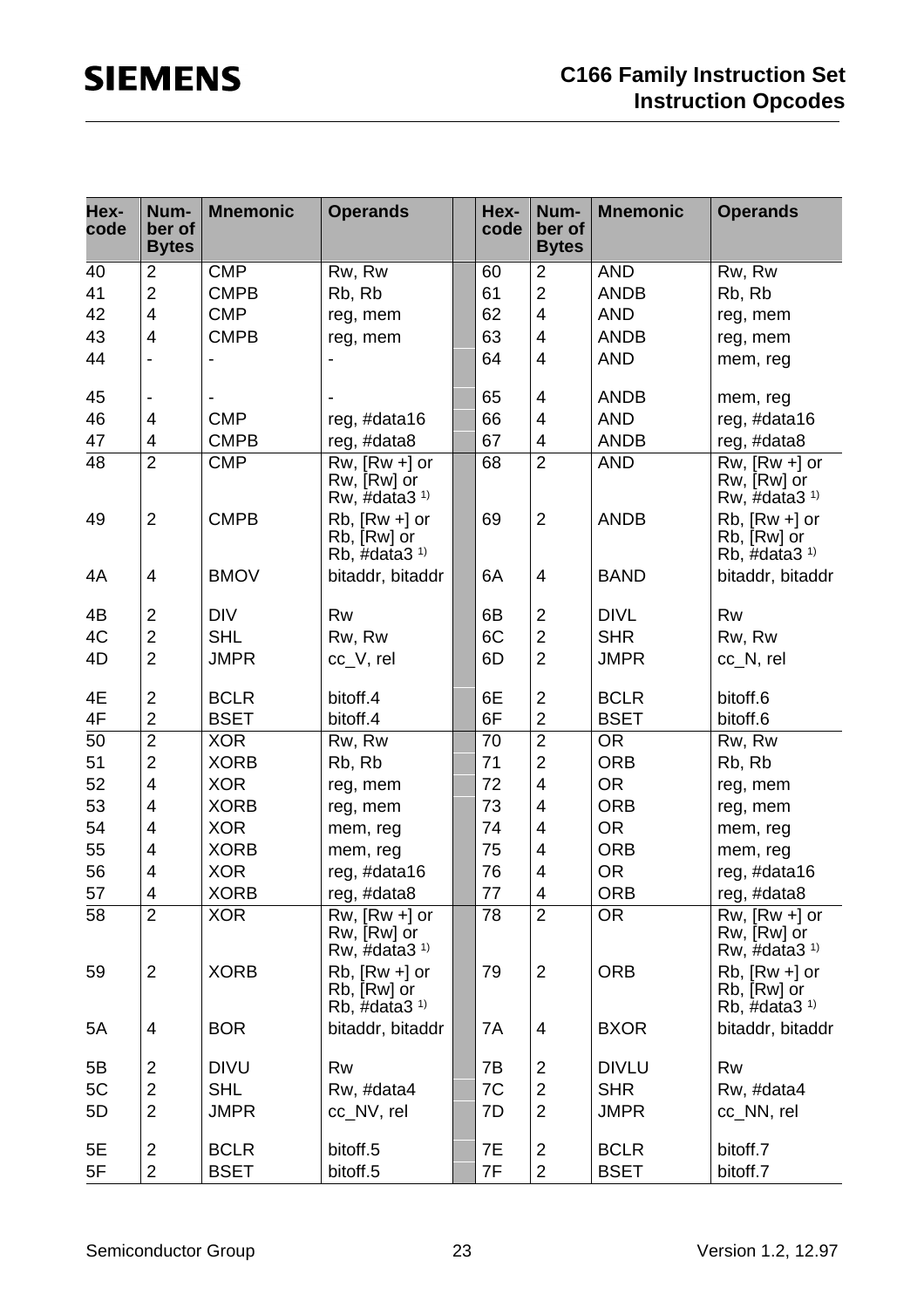| Hex-code | Number of Bytes | Mnemonic | Operands | | Hex-code | Number of Bytes | Mnemonic | Operands |
|---|---|---|---|---|---|---|---|---|
| 40 | 2 | CMP | Rw, Rw | | 60 | 2 | AND | Rw, Rw |
| 41 | 2 | CMPB | Rb, Rb | | 61 | 2 | ANDB | Rb, Rb |
| 42 | 4 | CMP | reg, mem | | 62 | 4 | AND | reg, mem |
| 43 | 4 | CMPB | reg, mem | | 63 | 4 | ANDB | reg, mem |
| 44 | - | - | - | | 64 | 4 | AND | mem, reg |
| 45 | - | - | - | | 65 | 4 | ANDB | mem, reg |
| 46 | 4 | CMP | reg, #data16 | | 66 | 4 | AND | reg, #data16 |
| 47 | 4 | CMPB | reg, #data8 | | 67 | 4 | ANDB | reg, #data8 |
| 48 | 2 | CMP | Rw, [Rw +] or Rw, [Rw] or Rw, #data3 [1)] | | 68 | 2 | AND | Rw, [Rw +] or Rw, [Rw] or Rw, #data3 [1)] |
| 49 | 2 | CMPB | Rb, [Rw +] or Rb, [Rw] or Rb, #data3 [1)] | | 69 | 2 | ANDB | Rb, [Rw +] or Rb, [Rw] or Rb, #data3 [1)] |
| 4A | 4 | BMOV | bitaddr, bitaddr | | 6A | 4 | BAND | bitaddr, bitaddr |
| 4B | 2 | DIV | Rw | | 6B | 2 | DIVL | Rw |
| 4C | 2 | SHL | Rw, Rw | | 6C | 2 | SHR | Rw, Rw |
| 4D | 2 | JMPR | cc_V, rel | | 6D | 2 | JMPR | cc_N, rel |
| 4E | 2 | BCLR | bitoff.4 | | 6E | 2 | BCLR | bitoff.6 |
| 4F | 2 | BSET | bitoff.4 | | 6F | 2 | BSET | bitoff.6 |
| 50 | 2 | XOR | Rw, Rw | | 70 | 2 | OR | Rw, Rw |
| 51 | 2 | XORB | Rb, Rb | | 71 | 2 | ORB | Rb, Rb |
| 52 | 4 | XOR | reg, mem | | 72 | 4 | OR | reg, mem |
| 53 | 4 | XORB | reg, mem | | 73 | 4 | ORB | reg, mem |
| 54 | 4 | XOR | mem, reg | | 74 | 4 | OR | mem, reg |
| 55 | 4 | XORB | mem, reg | | 75 | 4 | ORB | mem, reg |
| 56 | 4 | XOR | reg, #data16 | | 76 | 4 | OR | reg, #data16 |
| 57 | 4 | XORB | reg, #data8 | | 77 | 4 | ORB | reg, #data8 |
| 58 | 2 | XOR | Rw, [Rw +] or Rw, [Rw] or Rw, #data3 [1)] | | 78 | 2 | OR | Rw, [Rw +] or Rw, [Rw] or Rw, #data3 [1)] |
| 59 | 2 | XORB | Rb, [Rw +] or Rb, [Rw] or Rb, #data3 [1)] | | 79 | 2 | ORB | Rb, [Rw +] or Rb, [Rw] or Rb, #data3 [1)] |
| 5A | 4 | BOR | bitaddr, bitaddr | | 7A | 4 | BXOR | bitaddr, bitaddr |
| 5B | 2 | DIVU | Rw | | 7B | 2 | DIVLU | Rw |
| 5C | 2 | SHL | Rw, #data4 | | 7C | 2 | SHR | Rw, #data4 |
| 5D | 2 | JMPR | cc_NV, rel | | 7D | 2 | JMPR | cc_NN, rel |
| 5E | 2 | BCLR | bitoff.5 | | 7E | 2 | BCLR | bitoff.7 |
| 5F | 2 | BSET | bitoff.5 | | 7F | 2 | BSET | bitoff.7 |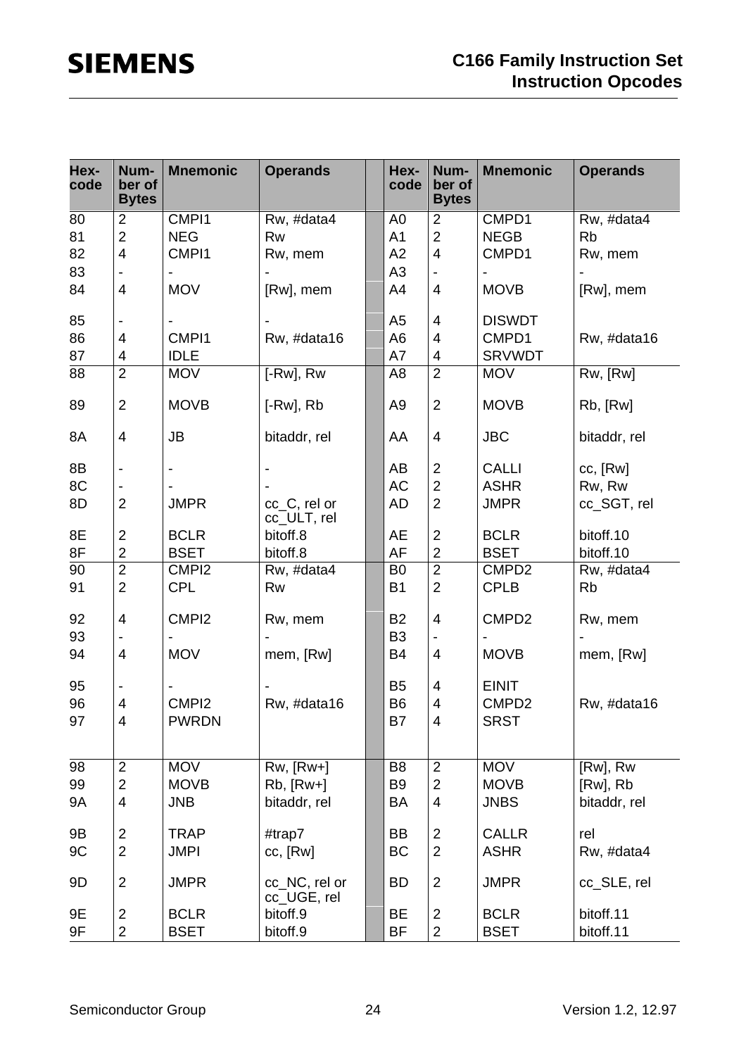| Hex-code | Num-ber of Bytes | Mnemonic | Operands | | Hex-code | Num-ber of Bytes | Mnemonic | Operands |
|---|---|---|---|---|---|---|---|---|
| 80 | 2 | CMPI1 | Rw, #data4 | | A0 | 2 | CMPD1 | Rw, #data4 |
| 81 | 2 | NEG | Rw | | A1 | 2 | NEGB | Rb |
| 82 | 4 | CMPI1 | Rw, mem | | A2 | 4 | CMPD1 | Rw, mem |
| 83 | - | - | - | | A3 | - | - | - |
| 84 | 4 | MOV | [Rw], mem | | A4 | 4 | MOVB | [Rw], mem |
| 85 | - | - | - | | A5 | 4 | DISWDT | |
| 86 | 4 | CMPI1 | Rw, #data16 | | A6 | 4 | CMPD1 | Rw, #data16 |
| 87 | 4 | IDLE | | | A7 | 4 | SRVWDT | |
| 88 | 2 | MOV | [-Rw], Rw | | A8 | 2 | MOV | Rw, [Rw] |
| 89 | 2 | MOVB | [-Rw], Rb | | A9 | 2 | MOVB | Rb, [Rw] |
| 8A | 4 | JB | bitaddr, rel | | AA | 4 | JBC | bitaddr, rel |
| 8B | - | - | - | | AB | 2 | CALLI | cc, [Rw] |
| 8C | - | - | - | | AC | 2 | ASHR | Rw, Rw |
| 8D | 2 | JMPR | cc_C, rel or cc_ULT, rel | | AD | 2 | JMPR | cc_SGT, rel |
| 8E | 2 | BCLR | bitoff.8 | | AE | 2 | BCLR | bitoff.10 |
| 8F | 2 | BSET | bitoff.8 | | AF | 2 | BSET | bitoff.10 |
| 90 | 2 | CMPI2 | Rw, #data4 | | B0 | 2 | CMPD2 | Rw, #data4 |
| 91 | 2 | CPL | Rw | | B1 | 2 | CPLB | Rb |
| 92 | 4 | CMPI2 | Rw, mem | | B2 | 4 | CMPD2 | Rw, mem |
| 93 | - | - | - | | B3 | - | - | - |
| 94 | 4 | MOV | mem, [Rw] | | B4 | 4 | MOVB | mem, [Rw] |
| 95 | - | - | - | | B5 | 4 | EINIT | |
| 96 | 4 | CMPI2 | Rw, #data16 | | B6 | 4 | CMPD2 | Rw, #data16 |
| 97 | 4 | PWRDN | | | B7 | 4 | SRST | |
| 98 | 2 | MOV | Rw, [Rw+] | | B8 | 2 | MOV | [Rw], Rw |
| 99 | 2 | MOVB | Rb, [Rw+] | | B9 | 2 | MOVB | [Rw], Rb |
| 9A | 4 | JNB | bitaddr, rel | | BA | 4 | JNBS | bitaddr, rel |
| 9B | 2 | TRAP | #trap7 | | BB | 2 | CALLR | rel |
| 9C | 2 | JMPI | cc, [Rw] | | BC | 2 | ASHR | Rw, #data4 |
| 9D | 2 | JMPR | cc_NC, rel or cc_UGE, rel | | BD | 2 | JMPR | cc_SLE, rel |
| 9E | 2 | BCLR | bitoff.9 | | BE | 2 | BCLR | bitoff.11 |
| 9F | 2 | BSET | bitoff.9 | | BF | 2 | BSET | bitoff.11 |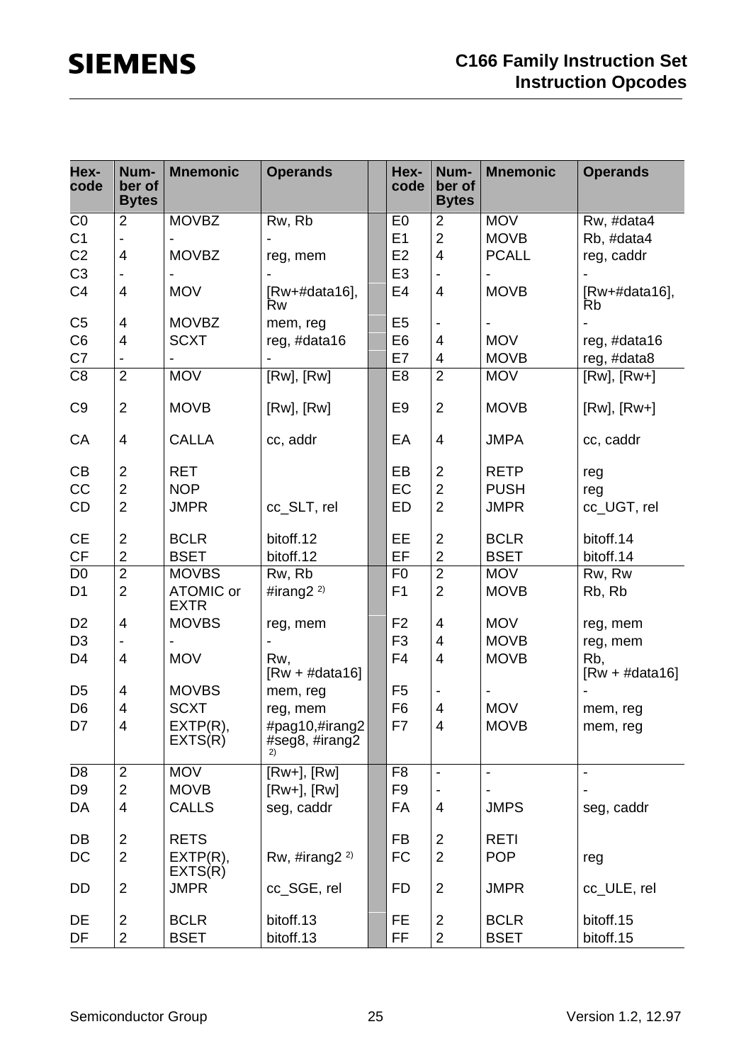| Hex-code | Number of Bytes | Mnemonic | Operands | | Hex-code | Number of Bytes | Mnemonic | Operands |
|---|---|---|---|---|---|---|---|---|
| C0 | 2 | MOVBZ | Rw, Rb | | E0 | 2 | MOV | Rw, #data4 |
| C1 | - | - | - | | E1 | 2 | MOVB | Rb, #data4 |
| C2 | 4 | MOVBZ | reg, mem | | E2 | 4 | PCALL | reg, caddr |
| C3 | - | - | - | | E3 | - | - | - |
| C4 | 4 | MOV | [Rw+#data16], Rw | | E4 | 4 | MOVB | [Rw+#data16], Rb |
| C5 | 4 | MOVBZ | mem, reg | | E5 | - | - | - |
| C6 | 4 | SCXT | reg, #data16 | | E6 | 4 | MOV | reg, #data16 |
| C7 | - | - | - | | E7 | 4 | MOVB | reg, #data8 |
| C8 | 2 | MOV | [Rw], [Rw] | | E8 | 2 | MOV | [Rw], [Rw+] |
| C9 | 2 | MOVB | [Rw], [Rw] | | E9 | 2 | MOVB | [Rw], [Rw+] |
| CA | 4 | CALLA | cc, addr | | EA | 4 | JMPA | cc, caddr |
| CB | 2 | RET | | | EB | 2 | RETP | reg |
| CC | 2 | NOP | | | EC | 2 | PUSH | reg |
| CD | 2 | JMPR | cc_SLT, rel | | ED | 2 | JMPR | cc_UGT, rel |
| CE | 2 | BCLR | bitoff.12 | | EE | 2 | BCLR | bitoff.14 |
| CF | 2 | BSET | bitoff.12 | | EF | 2 | BSET | bitoff.14 |
| D0 | 2 | MOVBS | Rw, Rb | | F0 | 2 | MOV | Rw, Rw |
| D1 | 2 | ATOMIC or EXTR | #irang2 [2)] | | F1 | 2 | MOVB | Rb, Rb |
| D2 | 4 | MOVBS | reg, mem | | F2 | 4 | MOV | reg, mem |
| D3 | - | - | - | | F3 | 4 | MOVB | reg, mem |
| D4 | 4 | MOV | Rw, [Rw + #data16] | | F4 | 4 | MOVB | Rb, [Rw + #data16] |
| D5 | 4 | MOVBS | mem, reg | | F5 | - | - | - |
| D6 | 4 | SCXT | reg, mem | | F6 | 4 | MOV | mem, reg |
| D7 | 4 | EXTP(R), EXTS(R) | #pag10,#irang2 #seg8, #irang2 [2)] | | F7 | 4 | MOVB | mem, reg |
| D8 | 2 | MOV | [Rw+], [Rw] | | F8 | - | - | - |
| D9 | 2 | MOVB | [Rw+], [Rw] | | F9 | - | - | - |
| DA | 4 | CALLS | seg, caddr | | FA | 4 | JMPS | seg, caddr |
| DB | 2 | RETS | | | FB | 2 | RETI | |
| DC | 2 | EXTP(R), EXTS(R) | Rw, #irang2 [2)] | | FC | 2 | POP | reg |
| DD | 2 | JMPR | cc_SGE, rel | | FD | 2 | JMPR | cc_ULE, rel |
| DE | 2 | BCLR | bitoff.13 | | FE | 2 | BCLR | bitoff.15 |
| DF | 2 | BSET | bitoff.13 | | FF | 2 | BSET | bitoff.15 |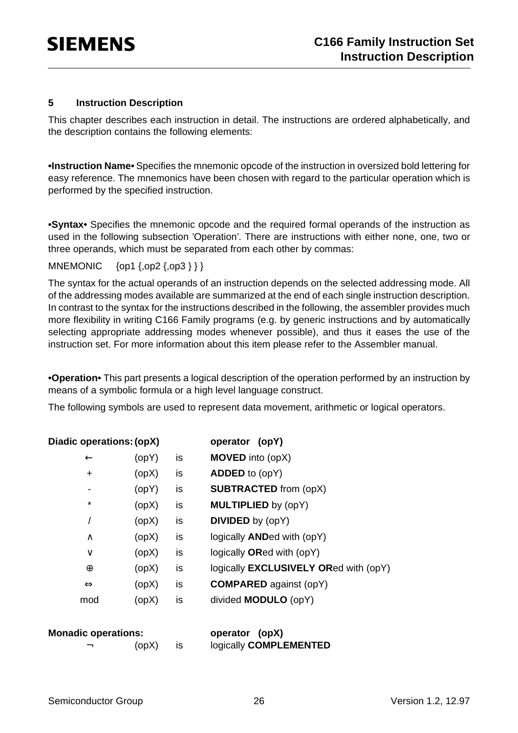## 5 Instruction Description

This chapter describes each instruction in detail. The instructions are ordered alphabetically, and the description contains the following elements:

**•Instruction Name•** Specifies the mnemonic opcode of the instruction in oversized bold lettering for easy reference. The mnemonics have been chosen with regard to the particular operation which is performed by the specified instruction.

**•Syntax•** Specifies the mnemonic opcode and the required formal operands of the instruction as used in the following subsection 'Operation'. There are instructions with either none, one, two or three operands, which must be separated from each other by commas:

MNEMONIC {op1 {,op2 {,op3 } } }

The syntax for the actual operands of an instruction depends on the selected addressing mode. All of the addressing modes available are summarized at the end of each single instruction description. In contrast to the syntax for the instructions described in the following, the assembler provides much more flexibility in writing C166 Family programs (e.g. by generic instructions and by automatically selecting appropriate addressing modes whenever possible), and thus it eases the use of the instruction set. For more information about this item please refer to the Assembler manual.

**•Operation•** This part presents a logical description of the operation performed by an instruction by means of a symbolic formula or a high level language construct.

The following symbols are used to represent data movement, arithmetic or logical operators.

| Diadic operations: | (opX) | | operator (opY) |
|---|---|---|---|
| ← | (opY) | is | **MOVED** into (opX) |
| + | (opX) | is | **ADDED** to (opY) |
| - | (opY) | is | **SUBTRACTED** from (opX) |
| * | (opX) | is | **MULTIPLIED** by (opY) |
| / | (opX) | is | **DIVIDED** by (opY) |
| ∧ | (opX) | is | logically **AND**ed with (opY) |
| ∨ | (opX) | is | logically **OR**ed with (opY) |
| ⊕ | (opX) | is | logically **EXCLUSIVELY OR**ed with (opY) |
| ⇔ | (opX) | is | **COMPARED** against (opY) |
| mod | (opX) | is | divided **MODULO** (opY) |

| Monadic operations: | | | operator (opX) |
|---|---|---|---|
| ¬ | (opX) | is | logically **COMPLEMENTED** |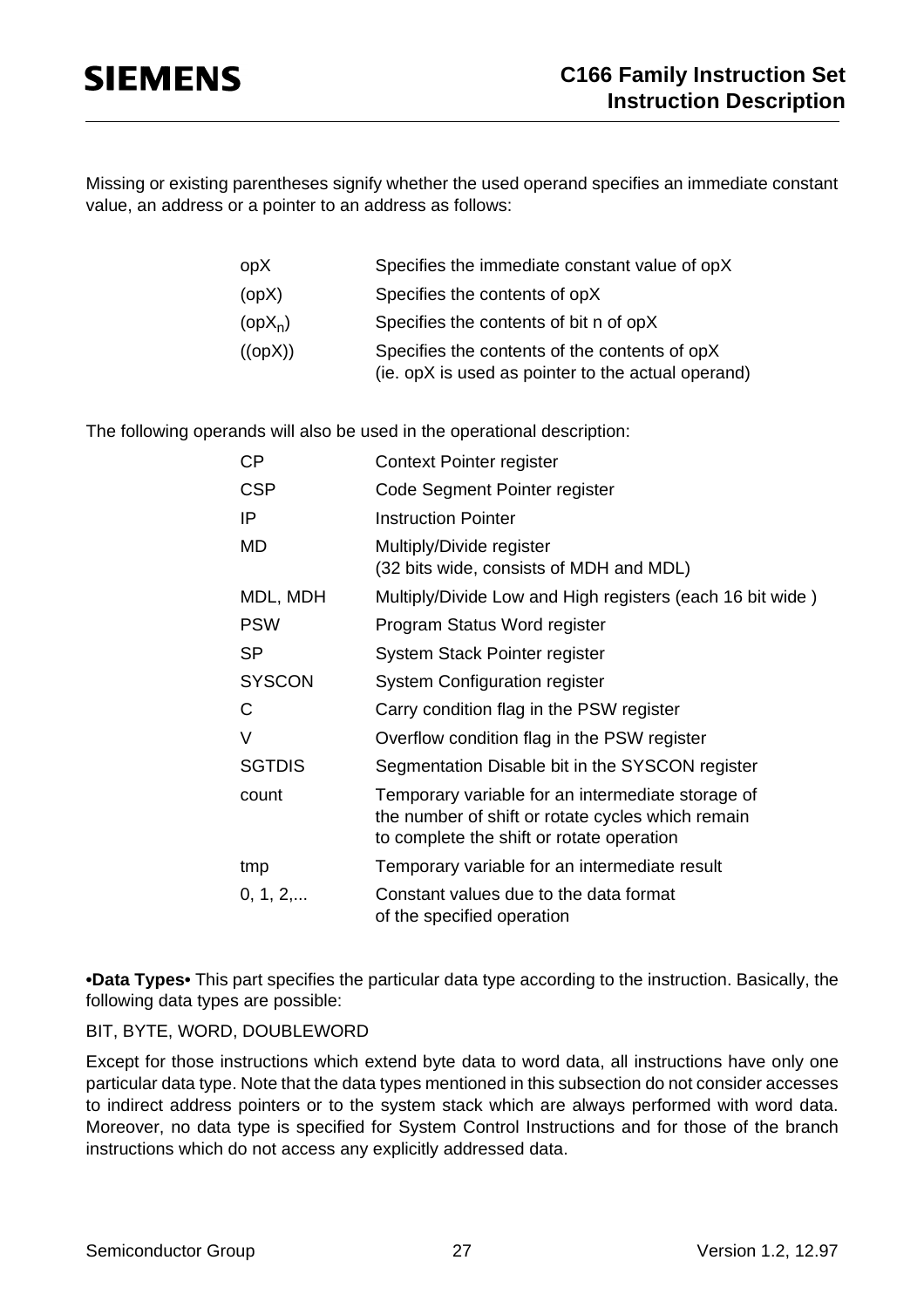Missing or existing parentheses signify whether the used operand specifies an immediate constant value, an address or a pointer to an address as follows:

| | |
|---|---|
| opX | Specifies the immediate constant value of opX |
| (opX) | Specifies the contents of opX |
| ($opX_n$) | Specifies the contents of bit n of opX |
| ((opX)) | Specifies the contents of the contents of opX (ie. opX is used as pointer to the actual operand) |

The following operands will also be used in the operational description:

| | |
|---|---|
| CP | Context Pointer register |
| CSP | Code Segment Pointer register |
| IP | Instruction Pointer |
| MD | Multiply/Divide register (32 bits wide, consists of MDH and MDL) |
| MDL, MDH | Multiply/Divide Low and High registers (each 16 bit wide ) |
| PSW | Program Status Word register |
| SP | System Stack Pointer register |
| SYSCON | System Configuration register |
| C | Carry condition flag in the PSW register |
| V | Overflow condition flag in the PSW register |
| SGTDIS | Segmentation Disable bit in the SYSCON register |
| count | Temporary variable for an intermediate storage of the number of shift or rotate cycles which remain to complete the shift or rotate operation |
| tmp | Temporary variable for an intermediate result |
| 0, 1, 2,... | Constant values due to the data format of the specified operation |

**•Data Types•** This part specifies the particular data type according to the instruction. Basically, the following data types are possible:

BIT, BYTE, WORD, DOUBLEWORD

Except for those instructions which extend byte data to word data, all instructions have only one particular data type. Note that the data types mentioned in this subsection do not consider accesses to indirect address pointers or to the system stack which are always performed with word data. Moreover, no data type is specified for System Control Instructions and for those of the branch instructions which do not access any explicitly addressed data.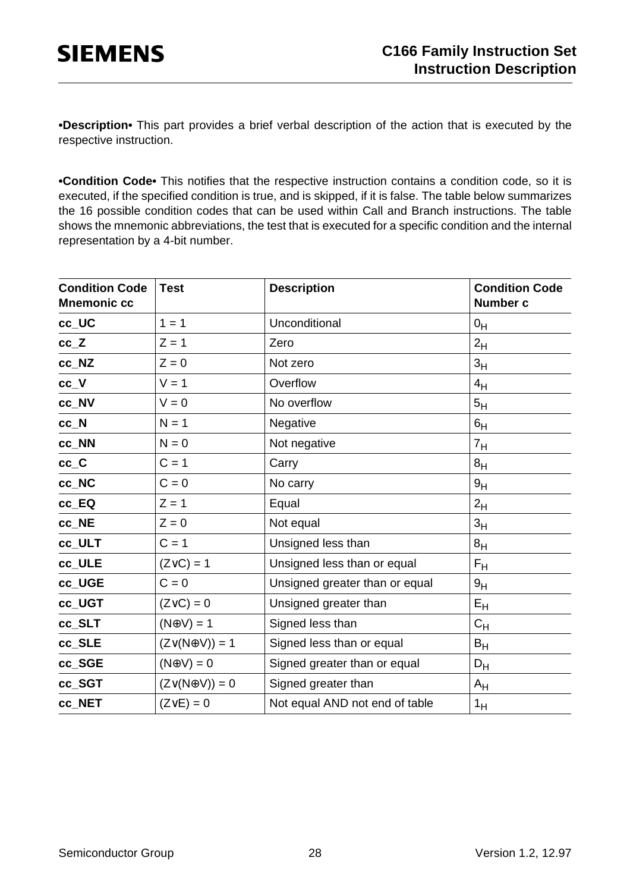**•Description•** This part provides a brief verbal description of the action that is executed by the respective instruction.

**•Condition Code•** This notifies that the respective instruction contains a condition code, so it is executed, if the specified condition is true, and is skipped, if it is false. The table below summarizes the 16 possible condition codes that can be used within Call and Branch instructions. The table shows the mnemonic abbreviations, the test that is executed for a specific condition and the internal representation by a 4-bit number.

| Condition Code Mnemonic cc | Test | Description | Condition Code Number c |
|---|---|---|---|
| **cc_UC** | 1 = 1 | Unconditional | $0_H$ |
| **cc_Z** | Z = 1 | Zero | $2_H$ |
| **cc_NZ** | Z = 0 | Not zero | $3_H$ |
| **cc_V** | V = 1 | Overflow | $4_H$ |
| **cc_NV** | V = 0 | No overflow | $5_H$ |
| **cc_N** | N = 1 | Negative | $6_H$ |
| **cc_NN** | N = 0 | Not negative | $7_H$ |
| **cc_C** | C = 1 | Carry | $8_H$ |
| **cc_NC** | C = 0 | No carry | $9_H$ |
| **cc_EQ** | Z = 1 | Equal | $2_H$ |
| **cc_NE** | Z = 0 | Not equal | $3_H$ |
| **cc_ULT** | C = 1 | Unsigned less than | $8_H$ |
| **cc_ULE** | $(Z \vee C) = 1$ | Unsigned less than or equal | $F_H$ |
| **cc_UGE** | C = 0 | Unsigned greater than or equal | $9_H$ |
| **cc_UGT** | $(Z \vee C) = 0$ | Unsigned greater than | $E_H$ |
| **cc_SLT** | $(N \oplus V) = 1$ | Signed less than | $C_H$ |
| **cc_SLE** | $(Z \vee (N \oplus V)) = 1$ | Signed less than or equal | $B_H$ |
| **cc_SGE** | $(N \oplus V) = 0$ | Signed greater than or equal | $D_H$ |
| **cc_SGT** | $(Z \vee (N \oplus V)) = 0$ | Signed greater than | $A_H$ |
| **cc_NET** | $(Z \vee E) = 0$ | Not equal AND not end of table | $1_H$ |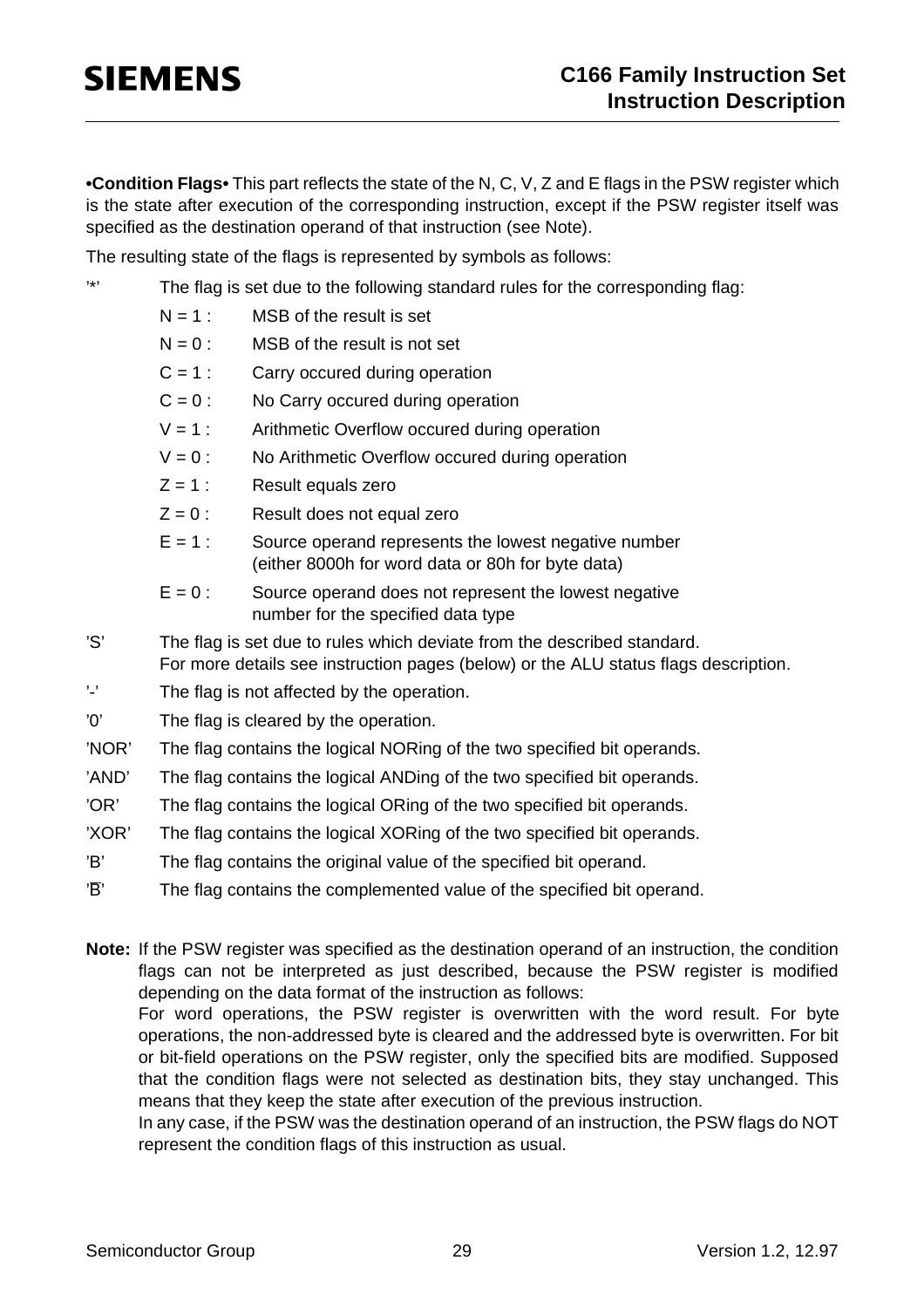**•Condition Flags•** This part reflects the state of the N, C, V, Z and E flags in the PSW register which is the state after execution of the corresponding instruction, except if the PSW register itself was specified as the destination operand of that instruction (see Note).

The resulting state of the flags is represented by symbols as follows:

’*’ The flag is set due to the following standard rules for the corresponding flag:

- N = 1 : MSB of the result is set
- N = 0 : MSB of the result is not set
- C = 1 : Carry occured during operation
- C = 0 : No Carry occured during operation
- V = 1 : Arithmetic Overflow occured during operation
- V = 0 : No Arithmetic Overflow occured during operation
- Z = 1 : Result equals zero
- Z = 0 : Result does not equal zero
- E = 1 : Source operand represents the lowest negative number (either 8000h for word data or 80h for byte data)
- E = 0 : Source operand does not represent the lowest negative number for the specified data type

’S’ The flag is set due to rules which deviate from the described standard. For more details see instruction pages (below) or the ALU status flags description.

’-’ The flag is not affected by the operation.

’0’ The flag is cleared by the operation.

’NOR’ The flag contains the logical NORing of the two specified bit operands.

’AND’ The flag contains the logical ANDing of the two specified bit operands.

’OR’ The flag contains the logical ORing of the two specified bit operands.

’XOR’ The flag contains the logical XORing of the two specified bit operands.

’B’ The flag contains the original value of the specified bit operand.

’$\overline{B}$’ The flag contains the complemented value of the specified bit operand.

**Note:** If the PSW register was specified as the destination operand of an instruction, the condition flags can not be interpreted as just described, because the PSW register is modified depending on the data format of the instruction as follows:
For word operations, the PSW register is overwritten with the word result. For byte operations, the non-addressed byte is cleared and the addressed byte is overwritten. For bit or bit-field operations on the PSW register, only the specified bits are modified. Supposed that the condition flags were not selected as destination bits, they stay unchanged. This means that they keep the state after execution of the previous instruction.
In any case, if the PSW was the destination operand of an instruction, the PSW flags do NOT represent the condition flags of this instruction as usual.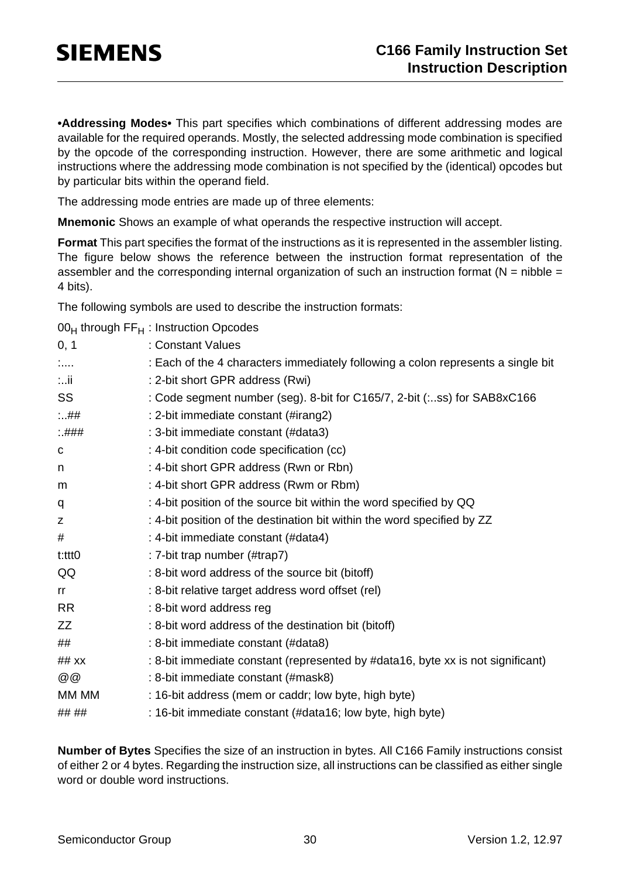**•Addressing Modes•** This part specifies which combinations of different addressing modes are available for the required operands. Mostly, the selected addressing mode combination is specified by the opcode of the corresponding instruction. However, there are some arithmetic and logical instructions where the addressing mode combination is not specified by the (identical) opcodes but by particular bits within the operand field.

The addressing mode entries are made up of three elements:

**Mnemonic** Shows an example of what operands the respective instruction will accept.

**Format** This part specifies the format of the instructions as it is represented in the assembler listing. The figure below shows the reference between the instruction format representation of the assembler and the corresponding internal organization of such an instruction format (N = nibble = 4 bits).

The following symbols are used to describe the instruction formats:

| | |
|---|---|
| $00_H$ through $FF_H$ | : Instruction Opcodes |
| 0, 1 | : Constant Values |
| :.... | : Each of the 4 characters immediately following a colon represents a single bit |
| :..ii | : 2-bit short GPR address (Rwi) |
| SS | : Code segment number (seg). 8-bit for C165/7, 2-bit (:..ss) for SAB8xC166 |
| :..## | : 2-bit immediate constant (#irang2) |
| :.### | : 3-bit immediate constant (#data3) |
| c | : 4-bit condition code specification (cc) |
| n | : 4-bit short GPR address (Rwn or Rbn) |
| m | : 4-bit short GPR address (Rwm or Rbm) |
| q | : 4-bit position of the source bit within the word specified by QQ |
| z | : 4-bit position of the destination bit within the word specified by ZZ |
| # | : 4-bit immediate constant (#data4) |
| t:ttt0 | : 7-bit trap number (#trap7) |
| QQ | : 8-bit word address of the source bit (bitoff) |
| rr | : 8-bit relative target address word offset (rel) |
| RR | : 8-bit word address reg |
| ZZ | : 8-bit word address of the destination bit (bitoff) |
| ## | : 8-bit immediate constant (#data8) |
| ## xx | : 8-bit immediate constant (represented by #data16, byte xx is not significant) |
| @@ | : 8-bit immediate constant (#mask8) |
| MM MM | : 16-bit address (mem or caddr; low byte, high byte) |
| ## ## | : 16-bit immediate constant (#data16; low byte, high byte) |

**Number of Bytes** Specifies the size of an instruction in bytes. All C166 Family instructions consist of either 2 or 4 bytes. Regarding the instruction size, all instructions can be classified as either single word or double word instructions.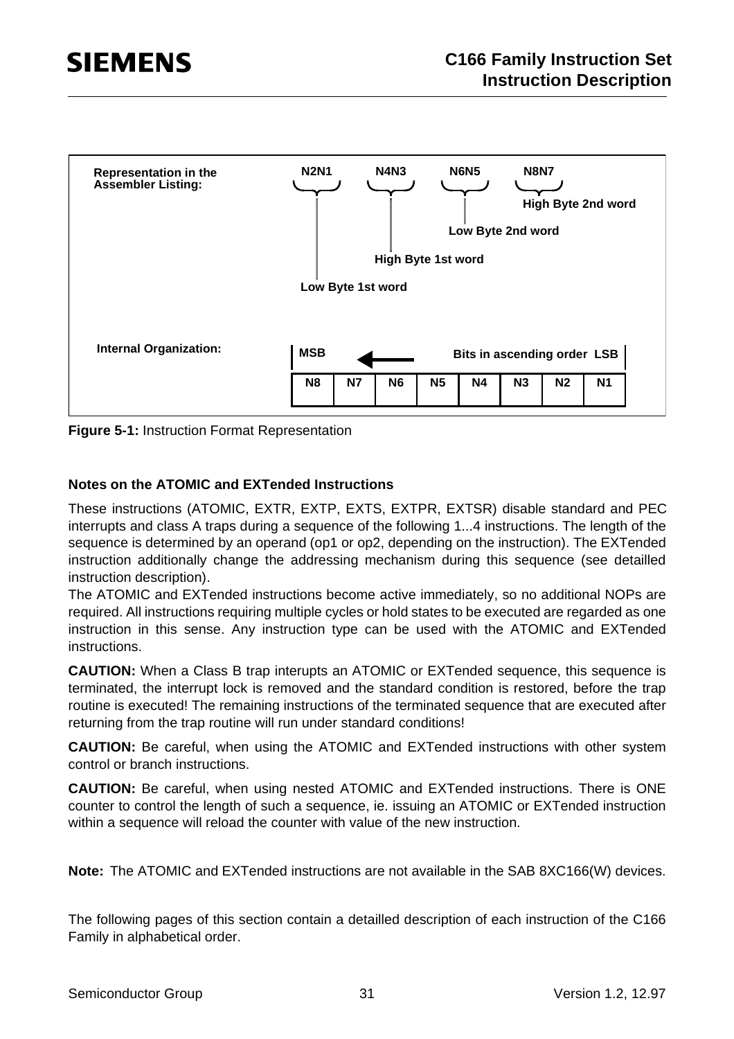**Representation in the Assembler Listing:**

N2N1 N4N3 N6N5 N8N7

- N2N1: Low Byte 1st word
- N4N3: High Byte 1st word
- N6N5: Low Byte 2nd word
- N8N7: High Byte 2nd word

**Internal Organization:**

MSB ← Bits in ascending order LSB

| N8 | N7 | N6 | N5 | N4 | N3 | N2 | N1 |
|---|---|---|---|---|---|---|---|

**Figure 5-1:** Instruction Format Representation

**Notes on the ATOMIC and EXTended Instructions**

These instructions (ATOMIC, EXTR, EXTP, EXTS, EXTPR, EXTSR) disable standard and PEC interrupts and class A traps during a sequence of the following 1...4 instructions. The length of the sequence is determined by an operand (op1 or op2, depending on the instruction). The EXTended instruction additionally change the addressing mechanism during this sequence (see detailled instruction description).
The ATOMIC and EXTended instructions become active immediately, so no additional NOPs are required. All instructions requiring multiple cycles or hold states to be executed are regarded as one instruction in this sense. Any instruction type can be used with the ATOMIC and EXTended instructions.

**CAUTION:** When a Class B trap interupts an ATOMIC or EXTended sequence, this sequence is terminated, the interrupt lock is removed and the standard condition is restored, before the trap routine is executed! The remaining instructions of the terminated sequence that are executed after returning from the trap routine will run under standard conditions!

**CAUTION:** Be careful, when using the ATOMIC and EXTended instructions with other system control or branch instructions.

**CAUTION:** Be careful, when using nested ATOMIC and EXTended instructions. There is ONE counter to control the length of such a sequence, ie. issuing an ATOMIC or EXTended instruction within a sequence will reload the counter with value of the new instruction.

**Note:** The ATOMIC and EXTended instructions are not available in the SAB 8XC166(W) devices.

The following pages of this section contain a detailled description of each instruction of the C166 Family in alphabetical order.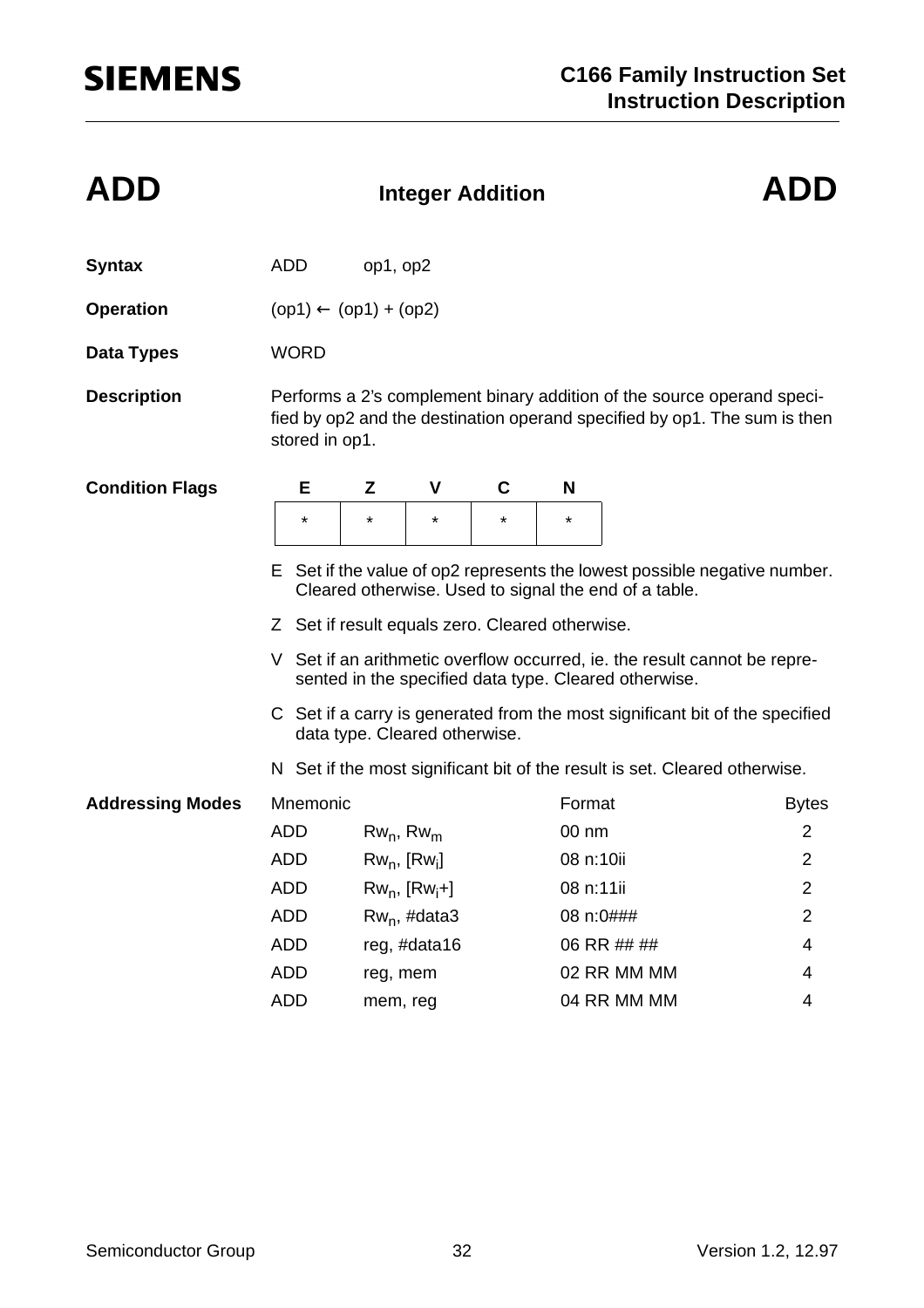# ADD — Integer Addition — ADD

**Syntax** ADD op1, op2

**Operation** (op1) ← (op1) + (op2)

**Data Types** WORD

**Description** Performs a 2's complement binary addition of the source operand specified by op2 and the destination operand specified by op1. The sum is then stored in op1.

**Condition Flags**

| E | Z | V | C | N |
|---|---|---|---|---|
| * | * | * | * | * |

- E Set if the value of op2 represents the lowest possible negative number. Cleared otherwise. Used to signal the end of a table.
- Z Set if result equals zero. Cleared otherwise.
- V Set if an arithmetic overflow occurred, ie. the result cannot be represented in the specified data type. Cleared otherwise.
- C Set if a carry is generated from the most significant bit of the specified data type. Cleared otherwise.
- N Set if the most significant bit of the result is set. Cleared otherwise.

**Addressing Modes**

| Mnemonic | | Format | Bytes |
|---|---|---|---|
| ADD | $Rw_n$, $Rw_m$ | 00 nm | 2 |
| ADD | $Rw_n$, [$Rw_i$] | 08 n:10ii | 2 |
| ADD | $Rw_n$, [$Rw_i$+] | 08 n:11ii | 2 |
| ADD | $Rw_n$, #data3 | 08 n:0### | 2 |
| ADD | reg, #data16 | 06 RR ## ## | 4 |
| ADD | reg, mem | 02 RR MM MM | 4 |
| ADD | mem, reg | 04 RR MM MM | 4 |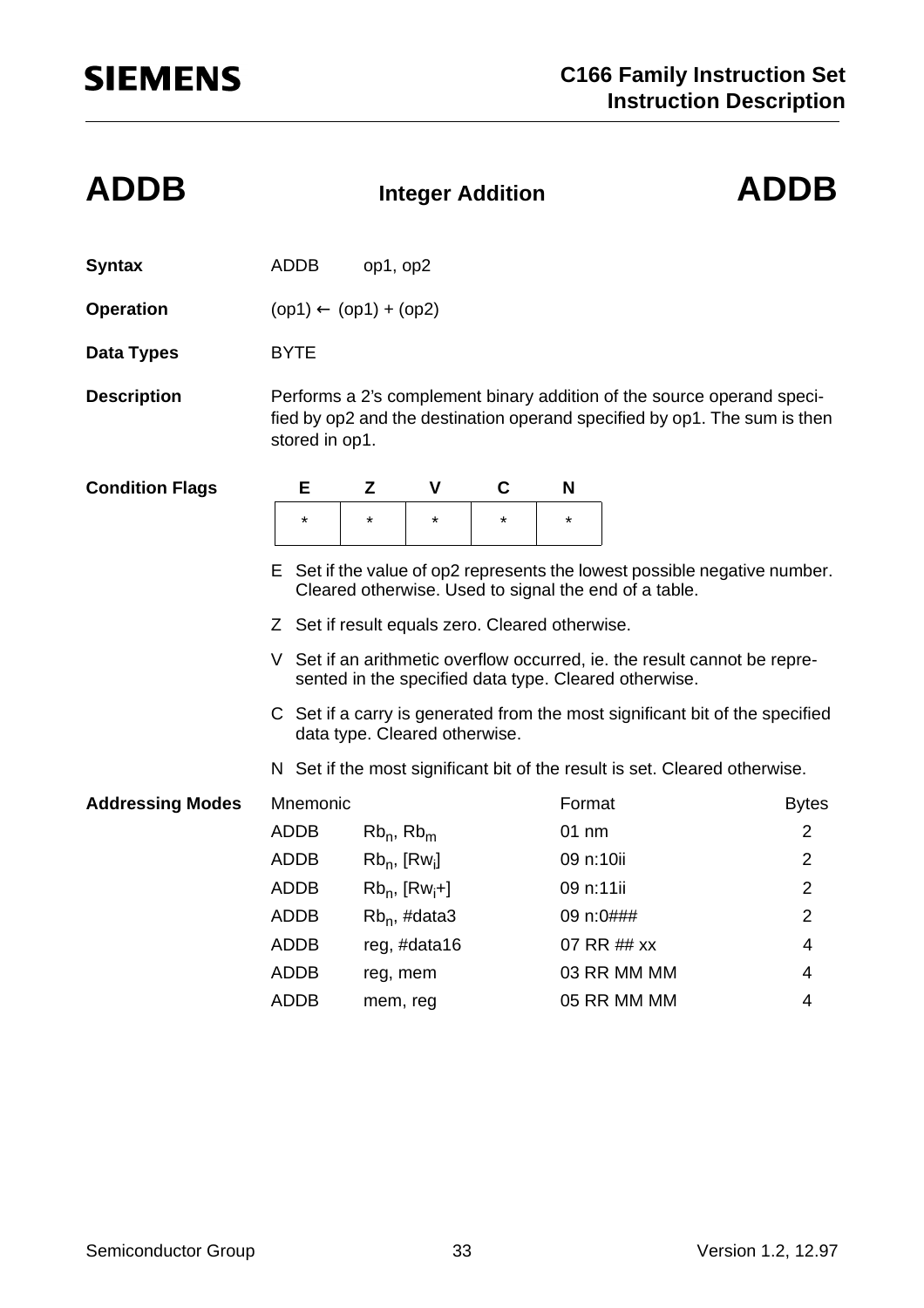# ADDB — Integer Addition — ADDB

**Syntax** ADDB op1, op2

**Operation** (op1) ← (op1) + (op2)

**Data Types** BYTE

**Description** Performs a 2's complement binary addition of the source operand specified by op2 and the destination operand specified by op1. The sum is then stored in op1.

**Condition Flags**

| E | Z | V | C | N |
|---|---|---|---|---|
| * | * | * | * | * |

E Set if the value of op2 represents the lowest possible negative number. Cleared otherwise. Used to signal the end of a table.

Z Set if result equals zero. Cleared otherwise.

V Set if an arithmetic overflow occurred, ie. the result cannot be represented in the specified data type. Cleared otherwise.

C Set if a carry is generated from the most significant bit of the specified data type. Cleared otherwise.

N Set if the most significant bit of the result is set. Cleared otherwise.

**Addressing Modes**

| Mnemonic | | Format | Bytes |
|---|---|---|---|
| ADDB | $Rb_n$, $Rb_m$ | 01 nm | 2 |
| ADDB | $Rb_n$, [$Rw_i$] | 09 n:10ii | 2 |
| ADDB | $Rb_n$, [$Rw_i$+] | 09 n:11ii | 2 |
| ADDB | $Rb_n$, #data3 | 09 n:0### | 2 |
| ADDB | reg, #data16 | 07 RR ## xx | 4 |
| ADDB | reg, mem | 03 RR MM MM | 4 |
| ADDB | mem, reg | 05 RR MM MM | 4 |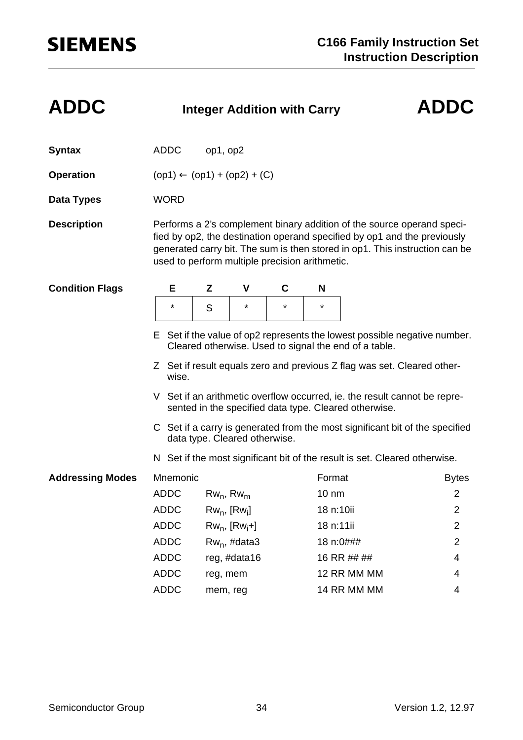# ADDC — Integer Addition with Carry — ADDC

**Syntax** ADDC op1, op2

**Operation** (op1) ← (op1) + (op2) + (C)

**Data Types** WORD

**Description** Performs a 2's complement binary addition of the source operand specified by op2, the destination operand specified by op1 and the previously generated carry bit. The sum is then stored in op1. This instruction can be used to perform multiple precision arithmetic.

**Condition Flags**

| E | Z | V | C | N |
|---|---|---|---|---|
| * | S | * | * | * |

- E Set if the value of op2 represents the lowest possible negative number. Cleared otherwise. Used to signal the end of a table.
- Z Set if result equals zero and previous Z flag was set. Cleared otherwise.
- V Set if an arithmetic overflow occurred, ie. the result cannot be represented in the specified data type. Cleared otherwise.
- C Set if a carry is generated from the most significant bit of the specified data type. Cleared otherwise.
- N Set if the most significant bit of the result is set. Cleared otherwise.

**Addressing Modes**

| Mnemonic | | Format | Bytes |
|---|---|---|---|
| ADDC | $Rw_n$, $Rw_m$ | 10 nm | 2 |
| ADDC | $Rw_n$, [$Rw_i$] | 18 n:10ii | 2 |
| ADDC | $Rw_n$, [$Rw_i$+] | 18 n:11ii | 2 |
| ADDC | $Rw_n$, #data3 | 18 n:0### | 2 |
| ADDC | reg, #data16 | 16 RR ## ## | 4 |
| ADDC | reg, mem | 12 RR MM MM | 4 |
| ADDC | mem, reg | 14 RR MM MM | 4 |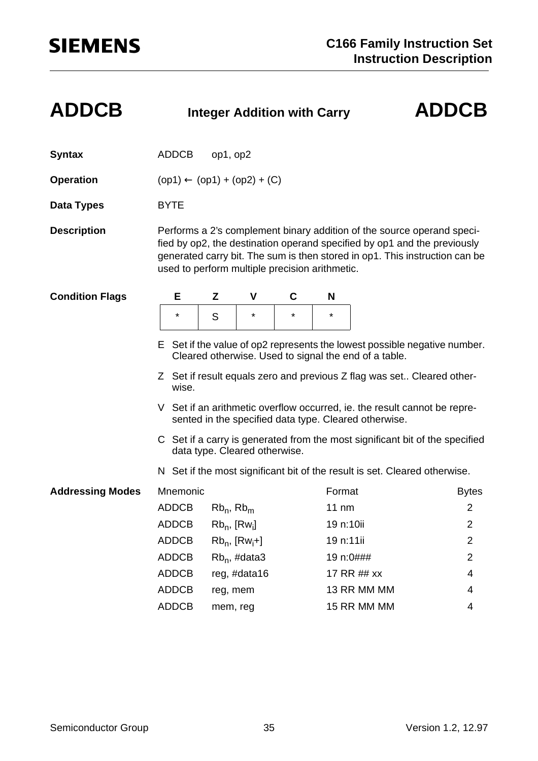# ADDCB — Integer Addition with Carry — ADDCB

**Syntax** ADDCB op1, op2

**Operation** (op1) ← (op1) + (op2) + (C)

**Data Types** BYTE

**Description** Performs a 2's complement binary addition of the source operand specified by op2, the destination operand specified by op1 and the previously generated carry bit. The sum is then stored in op1. This instruction can be used to perform multiple precision arithmetic.

**Condition Flags**

| E | Z | V | C | N |
|---|---|---|---|---|
| * | S | * | * | * |

E Set if the value of op2 represents the lowest possible negative number. Cleared otherwise. Used to signal the end of a table.

Z Set if result equals zero and previous Z flag was set.. Cleared otherwise.

V Set if an arithmetic overflow occurred, ie. the result cannot be represented in the specified data type. Cleared otherwise.

C Set if a carry is generated from the most significant bit of the specified data type. Cleared otherwise.

N Set if the most significant bit of the result is set. Cleared otherwise.

**Addressing Modes**

| Mnemonic | | Format | Bytes |
|---|---|---|---|
| ADDCB | $Rb_n$, $Rb_m$ | 11 nm | 2 |
| ADDCB | $Rb_n$, [$Rw_i$] | 19 n:10ii | 2 |
| ADDCB | $Rb_n$, [$Rw_i$+] | 19 n:11ii | 2 |
| ADDCB | $Rb_n$, #data3 | 19 n:0### | 2 |
| ADDCB | reg, #data16 | 17 RR ## xx | 4 |
| ADDCB | reg, mem | 13 RR MM MM | 4 |
| ADDCB | mem, reg | 15 RR MM MM | 4 |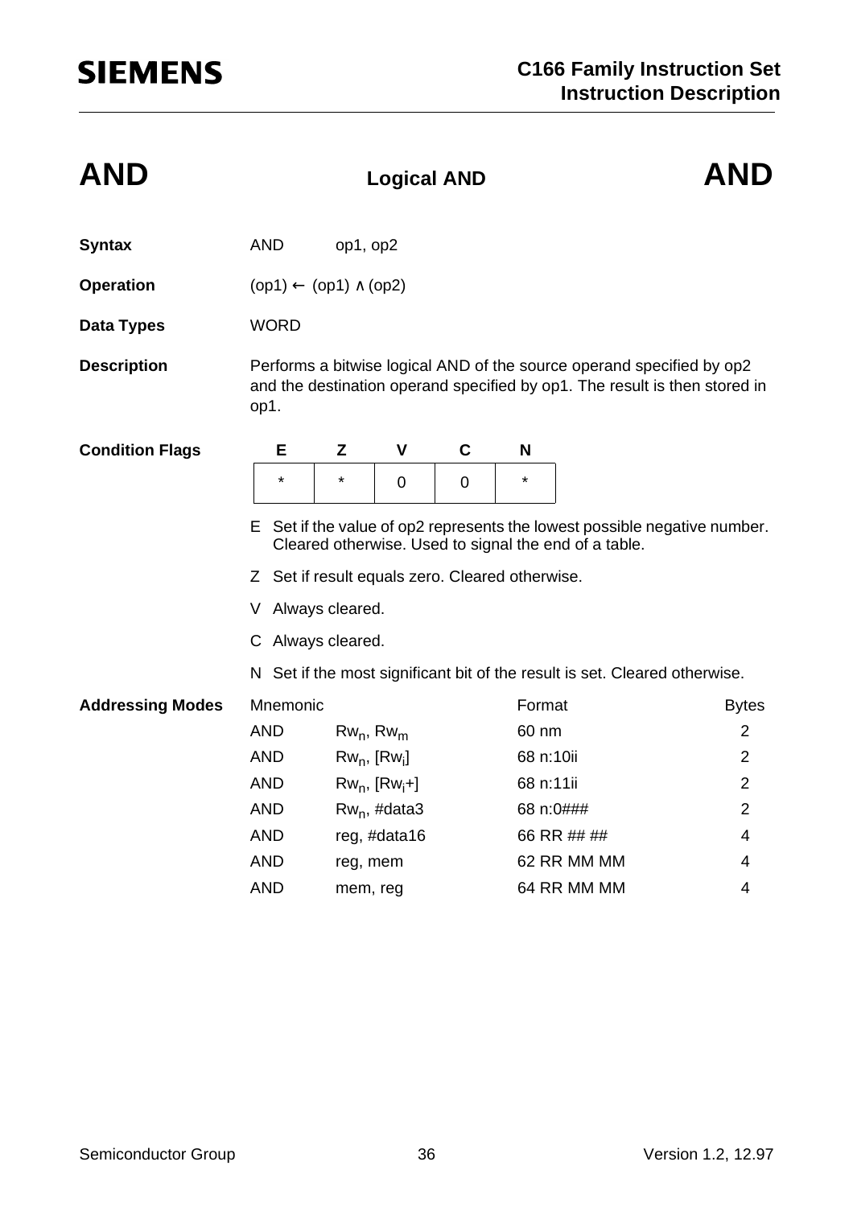# AND — Logical AND

**Syntax** AND op1, op2

**Operation** (op1) ← (op1) ∧ (op2)

**Data Types** WORD

**Description** Performs a bitwise logical AND of the source operand specified by op2 and the destination operand specified by op1. The result is then stored in op1.

**Condition Flags**

| E | Z | V | C | N |
|---|---|---|---|---|
| * | * | 0 | 0 | * |

E Set if the value of op2 represents the lowest possible negative number. Cleared otherwise. Used to signal the end of a table.

Z Set if result equals zero. Cleared otherwise.

V Always cleared.

C Always cleared.

N Set if the most significant bit of the result is set. Cleared otherwise.

**Addressing Modes**

| Mnemonic | | Format | Bytes |
|---|---|---|---|
| AND | $Rw_n$, $Rw_m$ | 60 nm | 2 |
| AND | $Rw_n$, [$Rw_i$] | 68 n:10ii | 2 |
| AND | $Rw_n$, [$Rw_i$+] | 68 n:11ii | 2 |
| AND | $Rw_n$, #data3 | 68 n:0### | 2 |
| AND | reg, #data16 | 66 RR ## ## | 4 |
| AND | reg, mem | 62 RR MM MM | 4 |
| AND | mem, reg | 64 RR MM MM | 4 |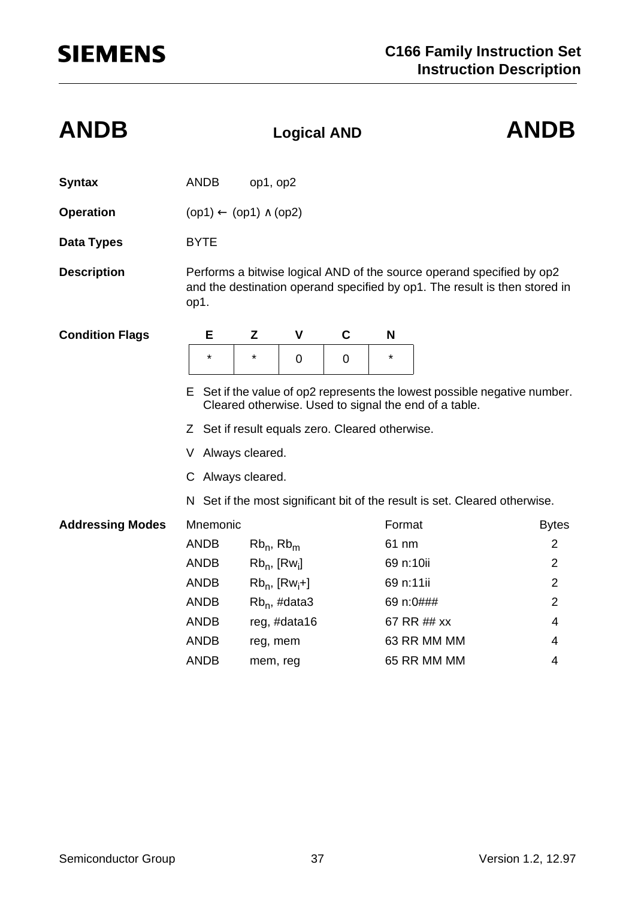# ANDB — Logical AND — ANDB

**Syntax** ANDB op1, op2

**Operation** (op1) ← (op1) ∧ (op2)

**Data Types** BYTE

**Description** Performs a bitwise logical AND of the source operand specified by op2 and the destination operand specified by op1. The result is then stored in op1.

**Condition Flags**

| E | Z | V | C | N |
|---|---|---|---|---|
| * | * | 0 | 0 | * |

E Set if the value of op2 represents the lowest possible negative number. Cleared otherwise. Used to signal the end of a table.

Z Set if result equals zero. Cleared otherwise.

V Always cleared.

C Always cleared.

N Set if the most significant bit of the result is set. Cleared otherwise.

**Addressing Modes**

| Mnemonic | | Format | Bytes |
|---|---|---|---|
| ANDB | $Rb_n$, $Rb_m$ | 61 nm | 2 |
| ANDB | $Rb_n$, [$Rw_i$] | 69 n:10ii | 2 |
| ANDB | $Rb_n$, [$Rw_i$+] | 69 n:11ii | 2 |
| ANDB | $Rb_n$, #data3 | 69 n:0### | 2 |
| ANDB | reg, #data16 | 67 RR ## xx | 4 |
| ANDB | reg, mem | 63 RR MM MM | 4 |
| ANDB | mem, reg | 65 RR MM MM | 4 |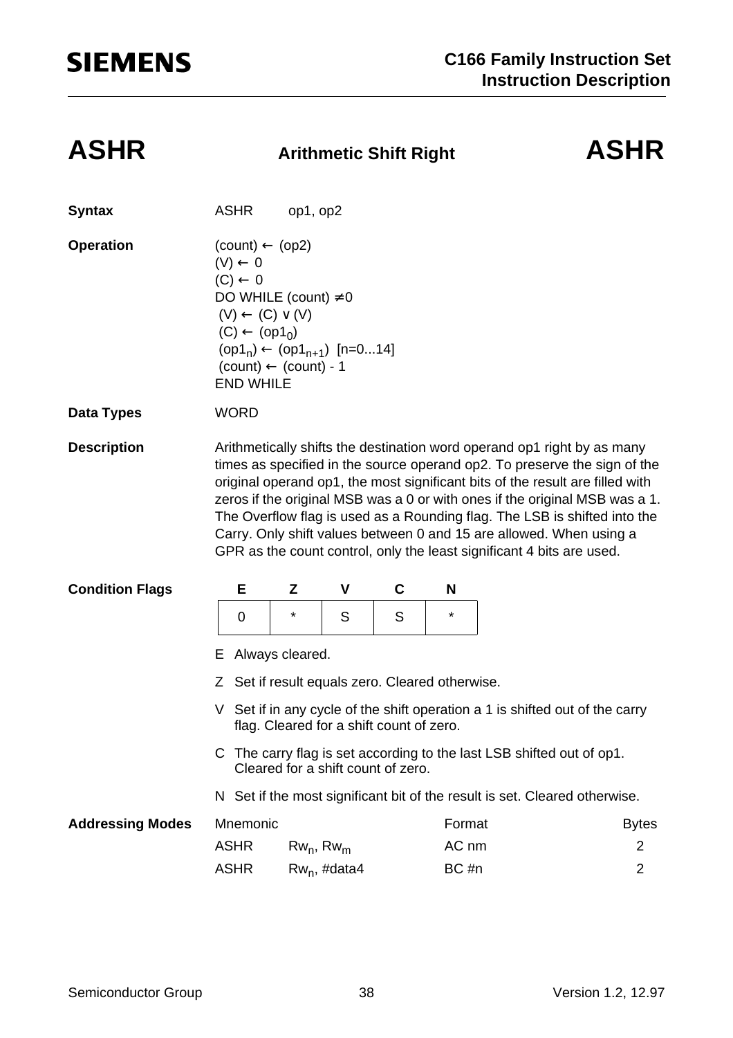# ASHR — Arithmetic Shift Right — ASHR

**Syntax** ASHR op1, op2

**Operation**

(count) ← (op2)
(V) ← 0
(C) ← 0
DO WHILE (count) ≠ 0
 (V) ← (C) ∨ (V)
 (C) ← $(op1_0)$
 $(op1_n)$ ← $(op1_{n+1})$ [n=0...14]
 (count) ← (count) - 1
END WHILE

**Data Types** WORD

**Description**

Arithmetically shifts the destination word operand op1 right by as many times as specified in the source operand op2. To preserve the sign of the original operand op1, the most significant bits of the result are filled with zeros if the original MSB was a 0 or with ones if the original MSB was a 1. The Overflow flag is used as a Rounding flag. The LSB is shifted into the Carry. Only shift values between 0 and 15 are allowed. When using a GPR as the count control, only the least significant 4 bits are used.

**Condition Flags**

| E | Z | V | C | N |
|---|---|---|---|---|
| 0 | * | S | S | * |

E Always cleared.

Z Set if result equals zero. Cleared otherwise.

V Set if in any cycle of the shift operation a 1 is shifted out of the carry flag. Cleared for a shift count of zero.

C The carry flag is set according to the last LSB shifted out of op1. Cleared for a shift count of zero.

N Set if the most significant bit of the result is set. Cleared otherwise.

**Addressing Modes**

| Mnemonic | | Format | Bytes |
|---|---|---|---|
| ASHR | $Rw_n$, $Rw_m$ | AC nm | 2 |
| ASHR | $Rw_n$, #data4 | BC #n | 2 |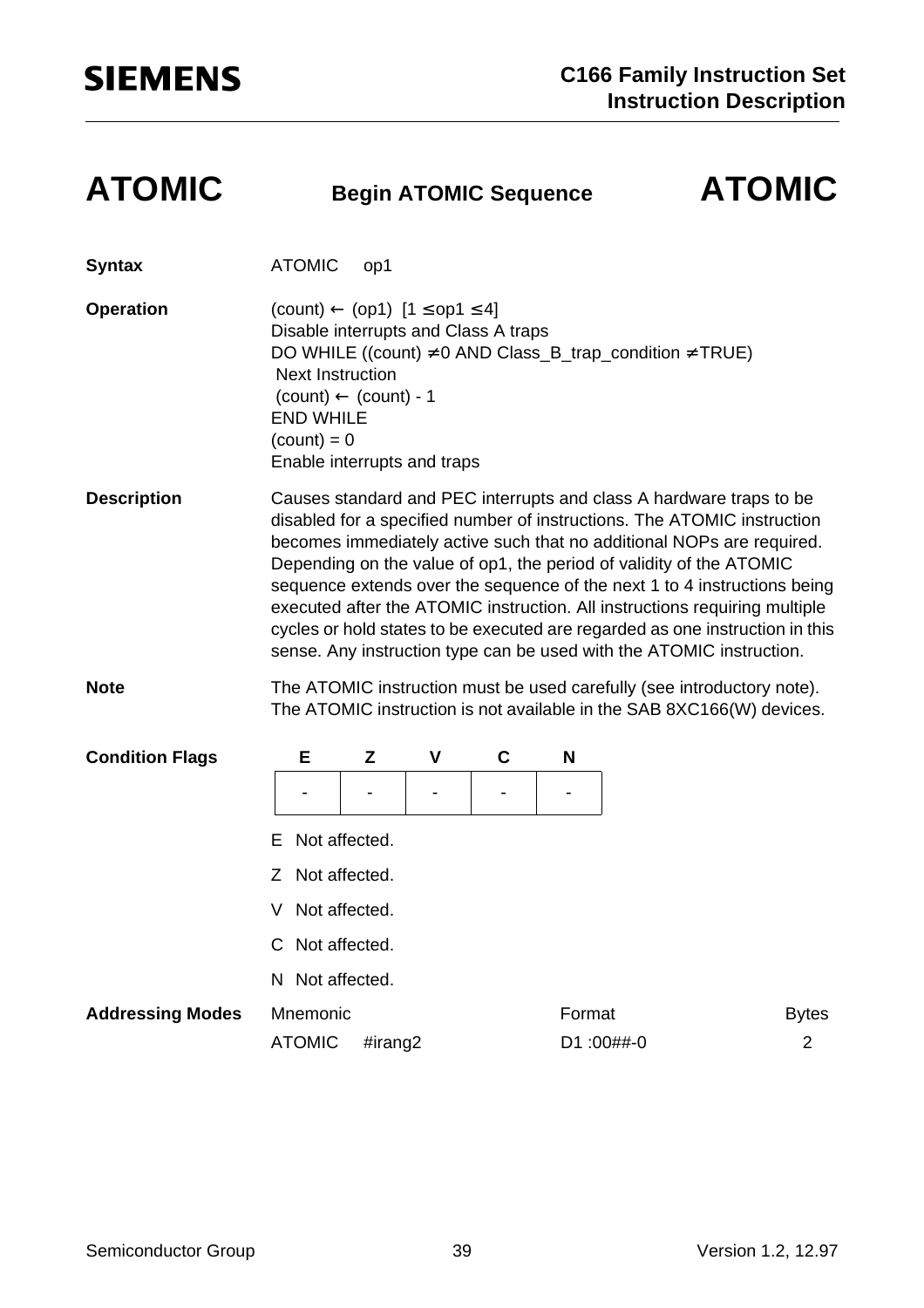# ATOMIC — Begin ATOMIC Sequence — ATOMIC

**Syntax**

ATOMIC op1

**Operation**

(count) ← (op1) [1 ≤ op1 ≤ 4]
Disable interrupts and Class A traps
DO WHILE ((count) ≠ 0 AND Class_B_trap_condition ≠ TRUE)
 Next Instruction
 (count) ← (count) - 1
END WHILE
(count) = 0
Enable interrupts and traps

**Description**

Causes standard and PEC interrupts and class A hardware traps to be disabled for a specified number of instructions. The ATOMIC instruction becomes immediately active such that no additional NOPs are required. Depending on the value of op1, the period of validity of the ATOMIC sequence extends over the sequence of the next 1 to 4 instructions being executed after the ATOMIC instruction. All instructions requiring multiple cycles or hold states to be executed are regarded as one instruction in this sense. Any instruction type can be used with the ATOMIC instruction.

**Note**

The ATOMIC instruction must be used carefully (see introductory note). The ATOMIC instruction is not available in the SAB 8XC166(W) devices.

**Condition Flags**

| E | Z | V | C | N |
|---|---|---|---|---|
| - | - | - | - | - |

E Not affected.

Z Not affected.

V Not affected.

C Not affected.

N Not affected.

**Addressing Modes**

| Mnemonic | Format | Bytes |
|---|---|---|
| ATOMIC #irang2 | D1 :00##-0 | 2 |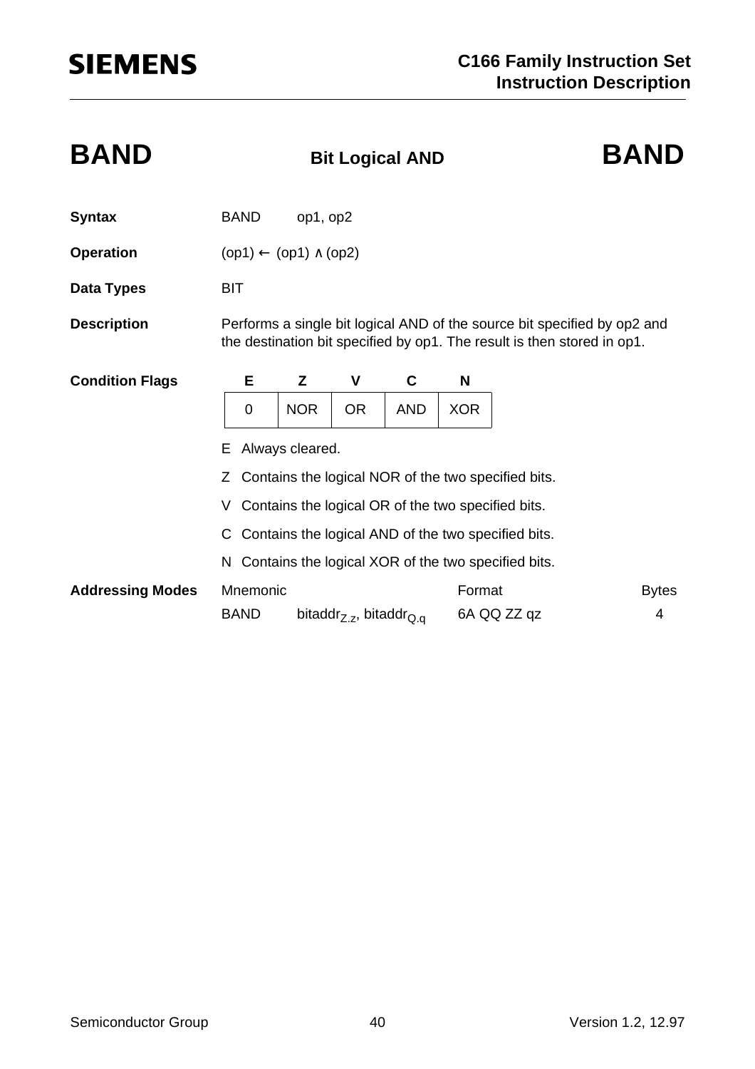# BAND — Bit Logical AND — BAND

**Syntax** BAND op1, op2

**Operation** (op1) ← (op1) ∧ (op2)

**Data Types** BIT

**Description** Performs a single bit logical AND of the source bit specified by op2 and the destination bit specified by op1. The result is then stored in op1.

**Condition Flags**

| E | Z | V | C | N |
|---|---|---|---|---|
| 0 | NOR | OR | AND | XOR |

E Always cleared.

Z Contains the logical NOR of the two specified bits.

V Contains the logical OR of the two specified bits.

C Contains the logical AND of the two specified bits.

N Contains the logical XOR of the two specified bits.

**Addressing Modes**

| Mnemonic | | Format | Bytes |
|---|---|---|---|
| BAND | $\text{bitaddr}_{Z.z}$, $\text{bitaddr}_{Q.q}$ | 6A QQ ZZ qz | 4 |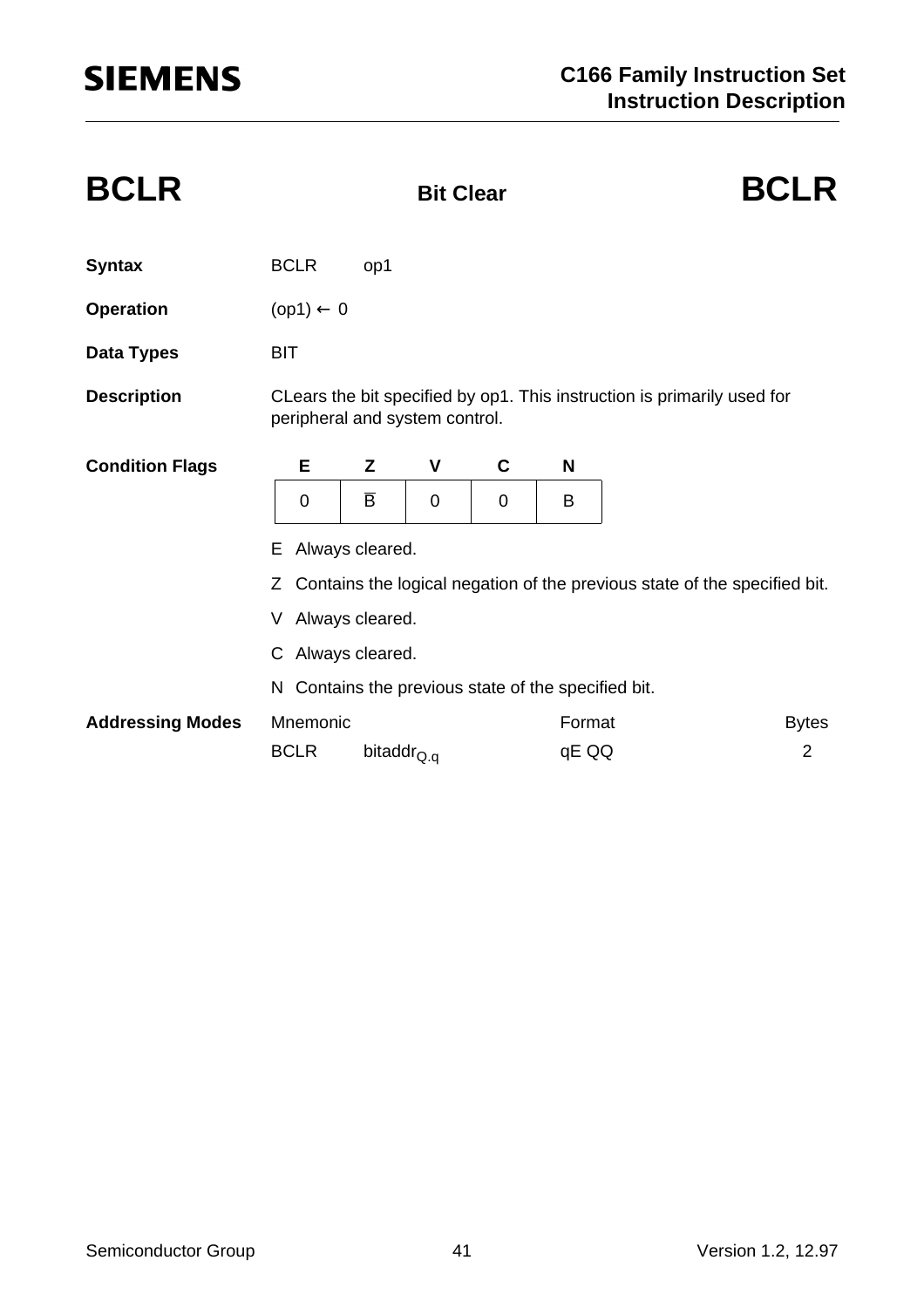# BCLR — Bit Clear — BCLR

**Syntax** BCLR op1

**Operation** (op1) ← 0

**Data Types** BIT

**Description** CLears the bit specified by op1. This instruction is primarily used for peripheral and system control.

**Condition Flags**

| E | Z | V | C | N |
|---|---|---|---|---|
| 0 | $\overline{B}$ | 0 | 0 | B |

E Always cleared.

Z Contains the logical negation of the previous state of the specified bit.

V Always cleared.

C Always cleared.

N Contains the previous state of the specified bit.

**Addressing Modes**

| Mnemonic | | Format | Bytes |
|---|---|---|---|
| BCLR | $bitaddr_{Q.q}$ | qE QQ | 2 |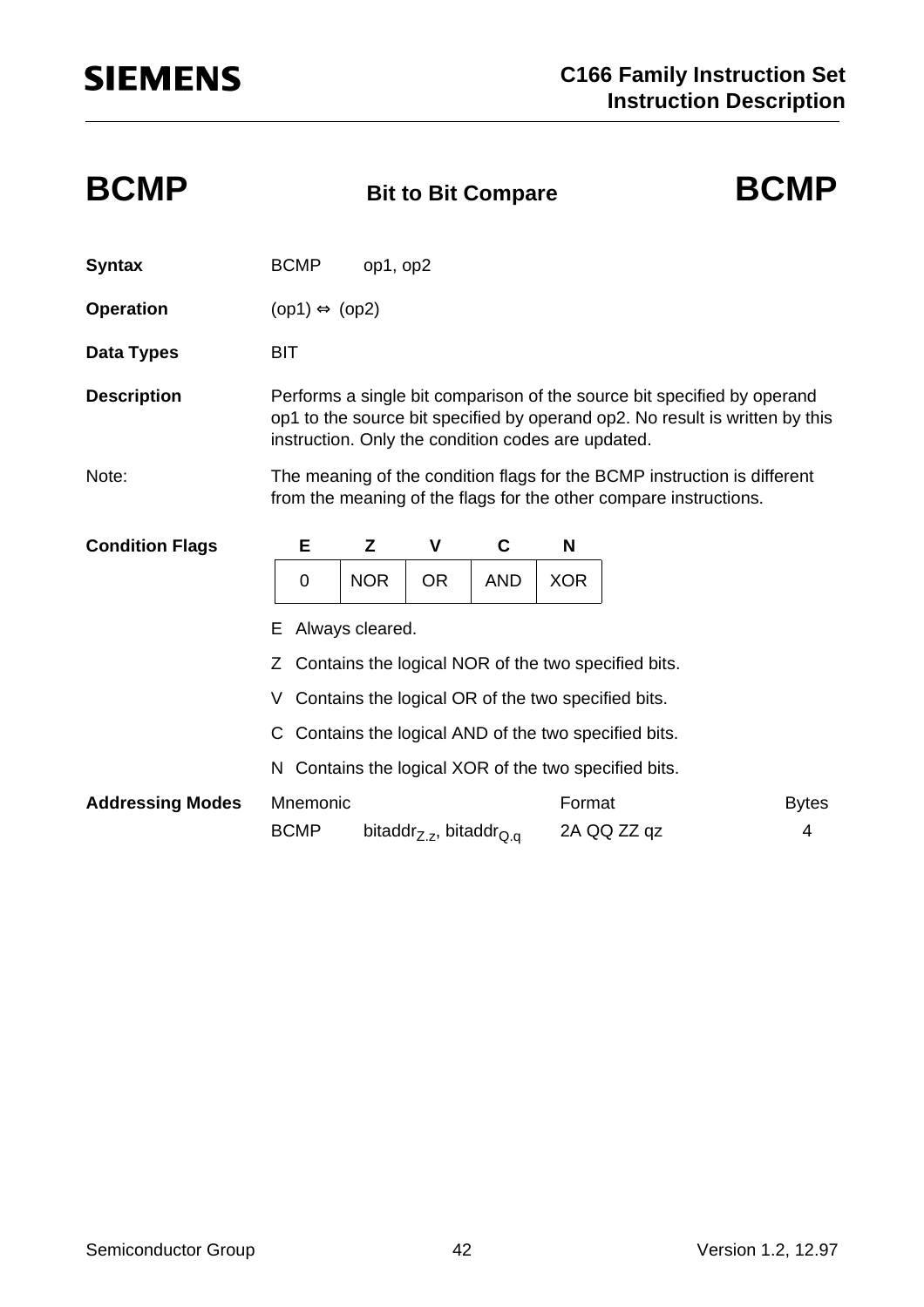# BCMP — Bit to Bit Compare — BCMP

**Syntax** BCMP op1, op2

**Operation** (op1) ⇔ (op2)

**Data Types** BIT

**Description** Performs a single bit comparison of the source bit specified by operand op1 to the source bit specified by operand op2. No result is written by this instruction. Only the condition codes are updated.

Note: The meaning of the condition flags for the BCMP instruction is different from the meaning of the flags for the other compare instructions.

**Condition Flags**

| E | Z | V | C | N |
|---|---|---|---|---|
| 0 | NOR | OR | AND | XOR |

E Always cleared.

Z Contains the logical NOR of the two specified bits.

V Contains the logical OR of the two specified bits.

C Contains the logical AND of the two specified bits.

N Contains the logical XOR of the two specified bits.

**Addressing Modes**

| Mnemonic | | Format | Bytes |
|---|---|---|---|
| BCMP | $bitaddr_{Z.z}$, $bitaddr_{Q.q}$ | 2A QQ ZZ qz | 4 |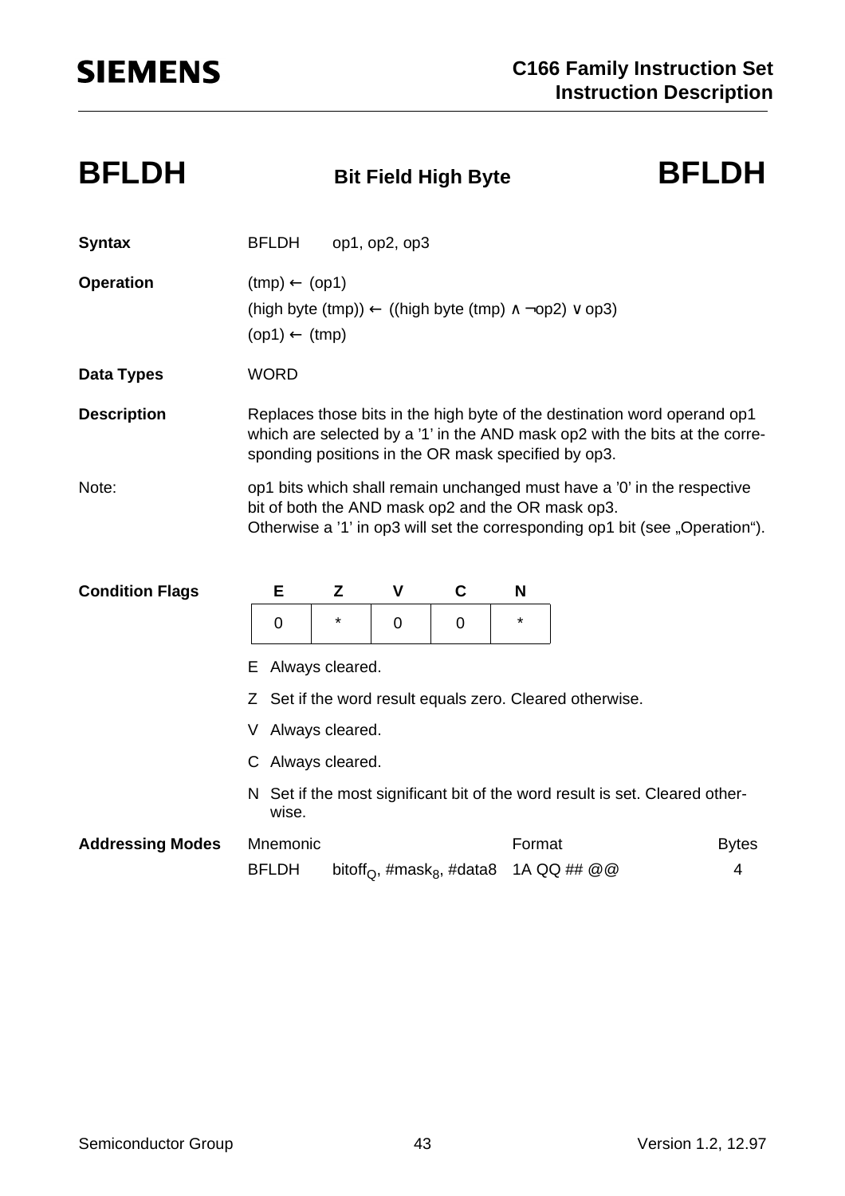# BFLDH — Bit Field High Byte — BFLDH

**Syntax** BFLDH op1, op2, op3

**Operation**
(tmp) ← (op1)
(high byte (tmp)) ← ((high byte (tmp) ∧ ¬op2) ∨ op3)
(op1) ← (tmp)

**Data Types** WORD

**Description** Replaces those bits in the high byte of the destination word operand op1 which are selected by a '1' in the AND mask op2 with the bits at the corresponding positions in the OR mask specified by op3.

Note: op1 bits which shall remain unchanged must have a '0' in the respective bit of both the AND mask op2 and the OR mask op3.
Otherwise a '1' in op3 will set the corresponding op1 bit (see „Operation").

**Condition Flags**

| E | Z | V | C | N |
|---|---|---|---|---|
| 0 | * | 0 | 0 | * |

E Always cleared.

Z Set if the word result equals zero. Cleared otherwise.

V Always cleared.

C Always cleared.

N Set if the most significant bit of the word result is set. Cleared otherwise.

**Addressing Modes**

| Mnemonic | | Format | Bytes |
|---|---|---|---|
| BFLDH | $bitoff_Q$, $\#mask_8$, #data8 | 1A QQ ## @@ | 4 |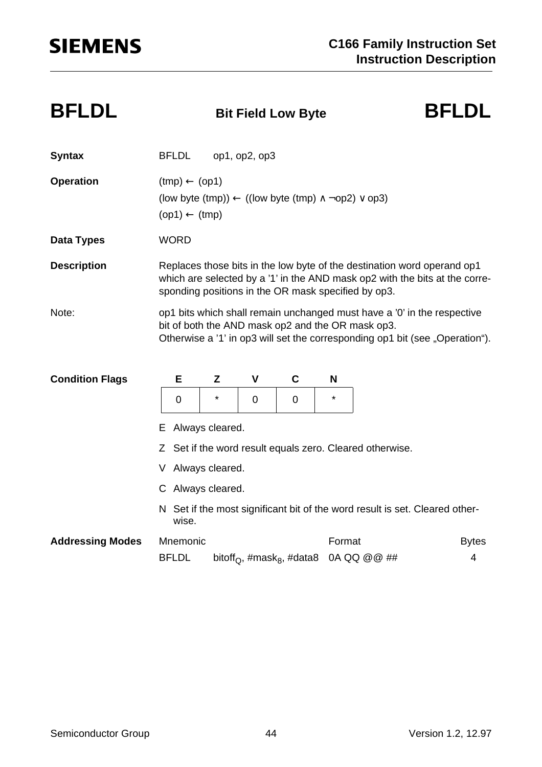# BFLDL Bit Field Low Byte BFLDL

**Syntax** BFLDL op1, op2, op3

**Operation**

(tmp) ← (op1)

(low byte (tmp)) ← ((low byte (tmp) ∧ ¬op2) ∨ op3)

(op1) ← (tmp)

**Data Types** WORD

**Description** Replaces those bits in the low byte of the destination word operand op1 which are selected by a '1' in the AND mask op2 with the bits at the corresponding positions in the OR mask specified by op3.

Note: op1 bits which shall remain unchanged must have a '0' in the respective bit of both the AND mask op2 and the OR mask op3.
Otherwise a '1' in op3 will set the corresponding op1 bit (see „Operation").

**Condition Flags**

| E | Z | V | C | N |
|---|---|---|---|---|
| 0 | * | 0 | 0 | * |

E Always cleared.

Z Set if the word result equals zero. Cleared otherwise.

V Always cleared.

C Always cleared.

N Set if the most significant bit of the word result is set. Cleared otherwise.

**Addressing Modes**

| Mnemonic | | Format | Bytes |
|---|---|---|---|
| BFLDL | $bitoff_Q$, $\#mask_8$, #data8 | 0A QQ @@ ## | 4 |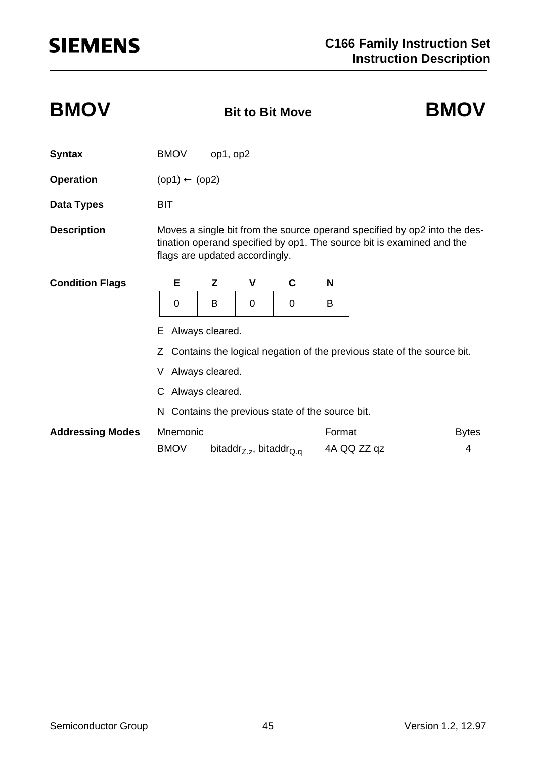# BMOV — Bit to Bit Move — BMOV

**Syntax** BMOV op1, op2

**Operation** (op1) ← (op2)

**Data Types** BIT

**Description** Moves a single bit from the source operand specified by op2 into the destination operand specified by op1. The source bit is examined and the flags are updated accordingly.

**Condition Flags**

| E | Z | V | C | N |
|---|---|---|---|---|
| 0 | $\overline{B}$ | 0 | 0 | B |

E Always cleared.

Z Contains the logical negation of the previous state of the source bit.

V Always cleared.

C Always cleared.

N Contains the previous state of the source bit.

**Addressing Modes**

| Mnemonic | | Format | Bytes |
|---|---|---|---|
| BMOV | $bitaddr_{Z.z}$, $bitaddr_{Q.q}$ | 4A QQ ZZ qz | 4 |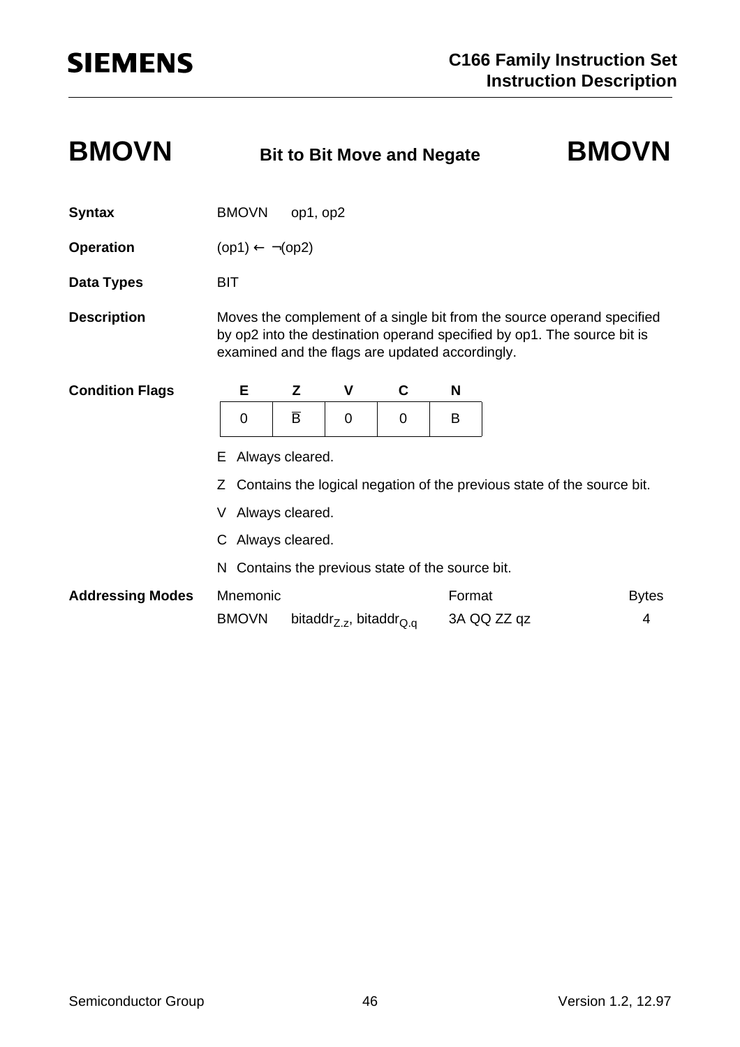# BMOVN Bit to Bit Move and Negate BMOVN

**Syntax** BMOVN op1, op2

**Operation** (op1) ← ¬(op2)

**Data Types** BIT

**Description** Moves the complement of a single bit from the source operand specified by op2 into the destination operand specified by op1. The source bit is examined and the flags are updated accordingly.

**Condition Flags**

| E | Z | V | C | N |
|---|---|---|---|---|
| 0 | $\overline{B}$ | 0 | 0 | B |

E Always cleared.

Z Contains the logical negation of the previous state of the source bit.

V Always cleared.

C Always cleared.

N Contains the previous state of the source bit.

**Addressing Modes**

| Mnemonic | | Format | Bytes |
|---|---|---|---|
| BMOVN | $bitaddr_{Z.z}$, $bitaddr_{Q.q}$ | 3A QQ ZZ qz | 4 |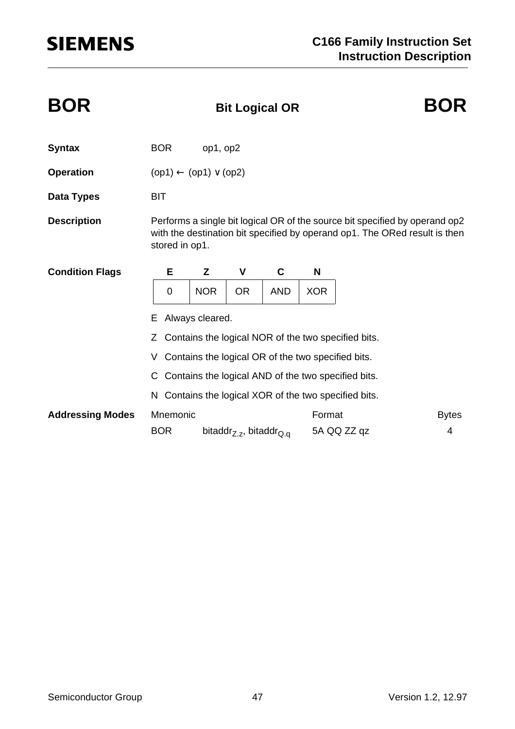# BOR — Bit Logical OR — BOR

**Syntax** BOR op1, op2

**Operation** (op1) ← (op1) ∨ (op2)

**Data Types** BIT

**Description** Performs a single bit logical OR of the source bit specified by operand op2 with the destination bit specified by operand op1. The ORed result is then stored in op1.

**Condition Flags**

| E | Z | V | C | N |
|---|---|---|---|---|
| 0 | NOR | OR | AND | XOR |

E Always cleared.

Z Contains the logical NOR of the two specified bits.

V Contains the logical OR of the two specified bits.

C Contains the logical AND of the two specified bits.

N Contains the logical XOR of the two specified bits.

**Addressing Modes**

| Mnemonic | | Format | Bytes |
|---|---|---|---|
| BOR | $bitaddr_{Z.z}$, $bitaddr_{Q.q}$ | 5A QQ ZZ qz | 4 |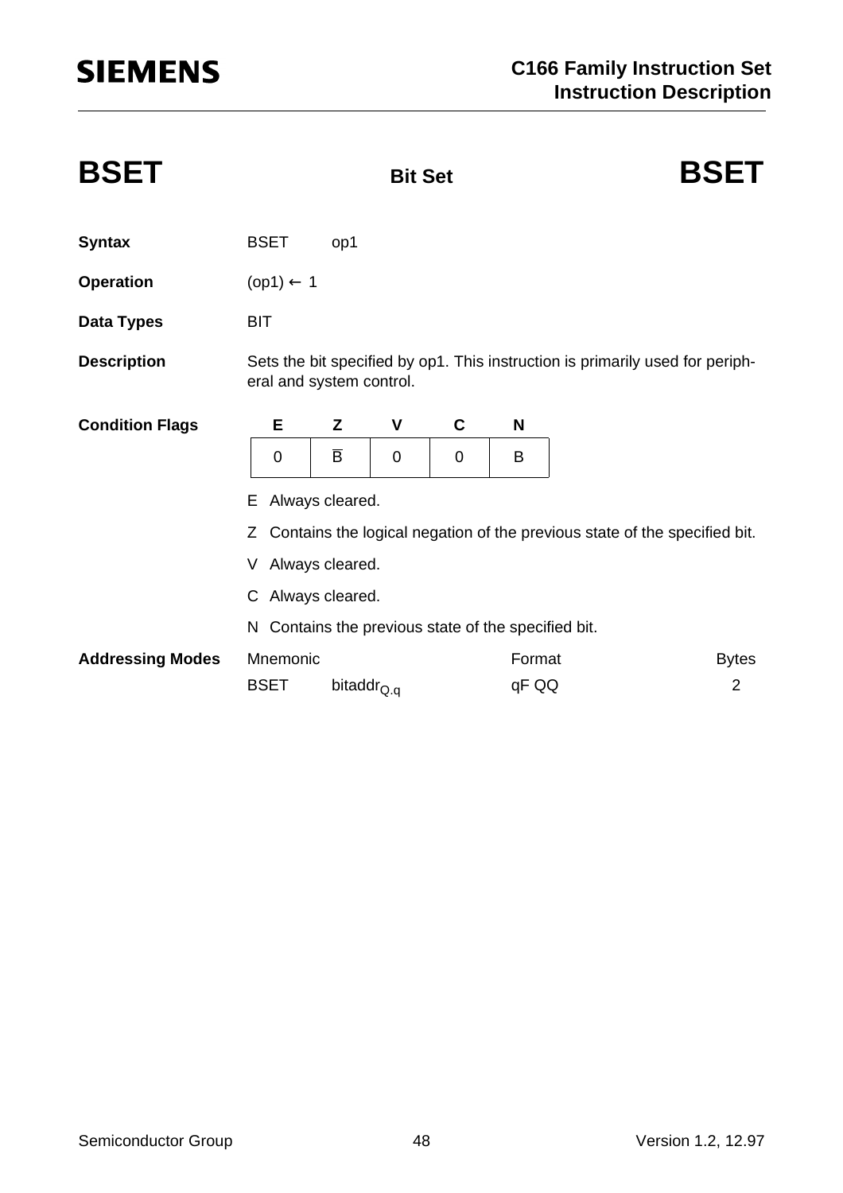# BSET — Bit Set — BSET

**Syntax** BSET op1

**Operation** (op1) ← 1

**Data Types** BIT

**Description** Sets the bit specified by op1. This instruction is primarily used for peripheral and system control.

**Condition Flags**

| E | Z | V | C | N |
|---|---|---|---|---|
| 0 | $\overline{B}$ | 0 | 0 | B |

E Always cleared.

Z Contains the logical negation of the previous state of the specified bit.

V Always cleared.

C Always cleared.

N Contains the previous state of the specified bit.

**Addressing Modes**

| Mnemonic | | Format | Bytes |
|---|---|---|---|
| BSET | $bitaddr_{Q.q}$ | qF QQ | 2 |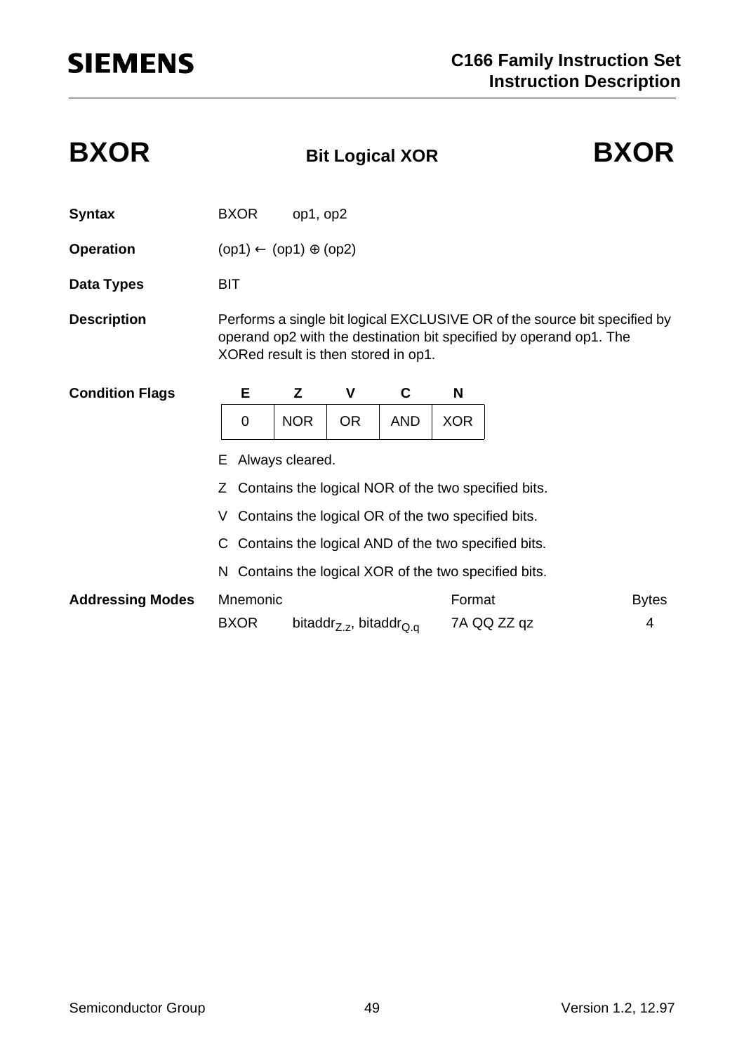# BXOR  Bit Logical XOR  BXOR

**Syntax** BXOR op1, op2

**Operation** (op1) ← (op1) ⊕ (op2)

**Data Types** BIT

**Description** Performs a single bit logical EXCLUSIVE OR of the source bit specified by operand op2 with the destination bit specified by operand op1. The XORed result is then stored in op1.

**Condition Flags**

| E | Z | V | C | N |
|---|---|---|---|---|
| 0 | NOR | OR | AND | XOR |

E Always cleared.

Z Contains the logical NOR of the two specified bits.

V Contains the logical OR of the two specified bits.

C Contains the logical AND of the two specified bits.

N Contains the logical XOR of the two specified bits.

**Addressing Modes**

| Mnemonic | | Format | Bytes |
|---|---|---|---|
| BXOR | $bitaddr_{Z.z}$, $bitaddr_{Q.q}$ | 7A QQ ZZ qz | 4 |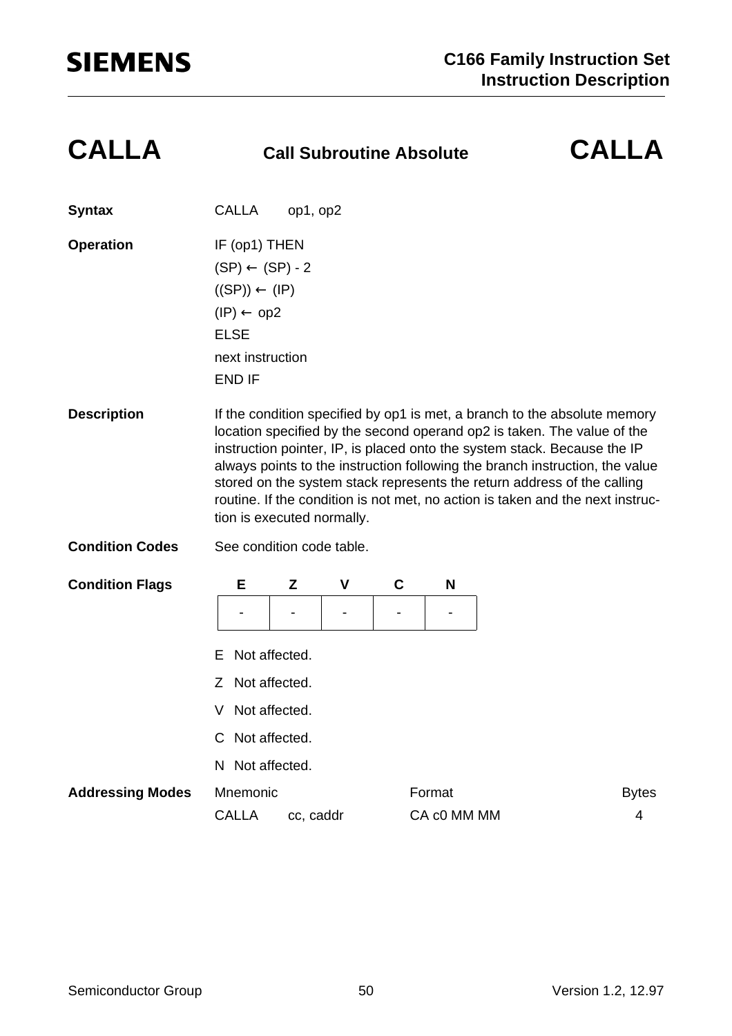# CALLA — Call Subroutine Absolute — CALLA

**Syntax** CALLA op1, op2

**Operation**

```
IF (op1) THEN
(SP) ← (SP) - 2
((SP)) ← (IP)
(IP) ← op2
ELSE
next instruction
END IF
```

**Description** If the condition specified by op1 is met, a branch to the absolute memory location specified by the second operand op2 is taken. The value of the instruction pointer, IP, is placed onto the system stack. Because the IP always points to the instruction following the branch instruction, the value stored on the system stack represents the return address of the calling routine. If the condition is not met, no action is taken and the next instruction is executed normally.

**Condition Codes** See condition code table.

**Condition Flags**

| E | Z | V | C | N |
|---|---|---|---|---|
| - | - | - | - | - |

E Not affected.

Z Not affected.

V Not affected.

C Not affected.

N Not affected.

**Addressing Modes**

| Mnemonic | | Format | Bytes |
|---|---|---|---|
| CALLA | cc, caddr | CA c0 MM MM | 4 |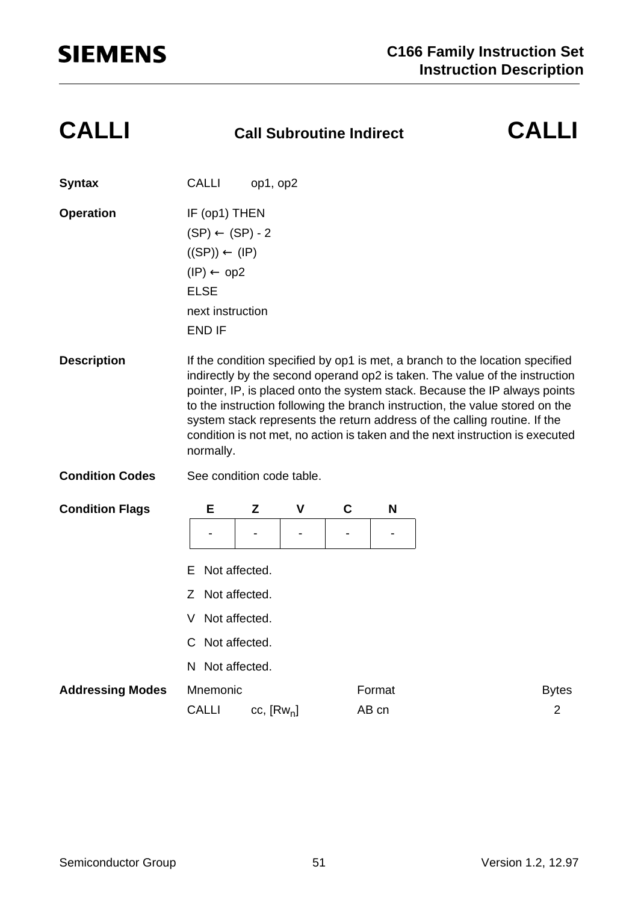# CALLI — Call Subroutine Indirect — CALLI

**Syntax**

CALLI op1, op2

**Operation**

```
IF (op1) THEN
(SP) ← (SP) - 2
((SP)) ← (IP)
(IP) ← op2
ELSE
next instruction
END IF
```

**Description**

If the condition specified by op1 is met, a branch to the location specified indirectly by the second operand op2 is taken. The value of the instruction pointer, IP, is placed onto the system stack. Because the IP always points to the instruction following the branch instruction, the value stored on the system stack represents the return address of the calling routine. If the condition is not met, no action is taken and the next instruction is executed normally.

**Condition Codes**

See condition code table.

**Condition Flags**

| E | Z | V | C | N |
|---|---|---|---|---|
| - | - | - | - | - |

E Not affected.

Z Not affected.

V Not affected.

C Not affected.

N Not affected.

**Addressing Modes**

| Mnemonic | | Format | Bytes |
|---|---|---|---|
| CALLI | cc, [$Rw_n$] | AB cn | 2 |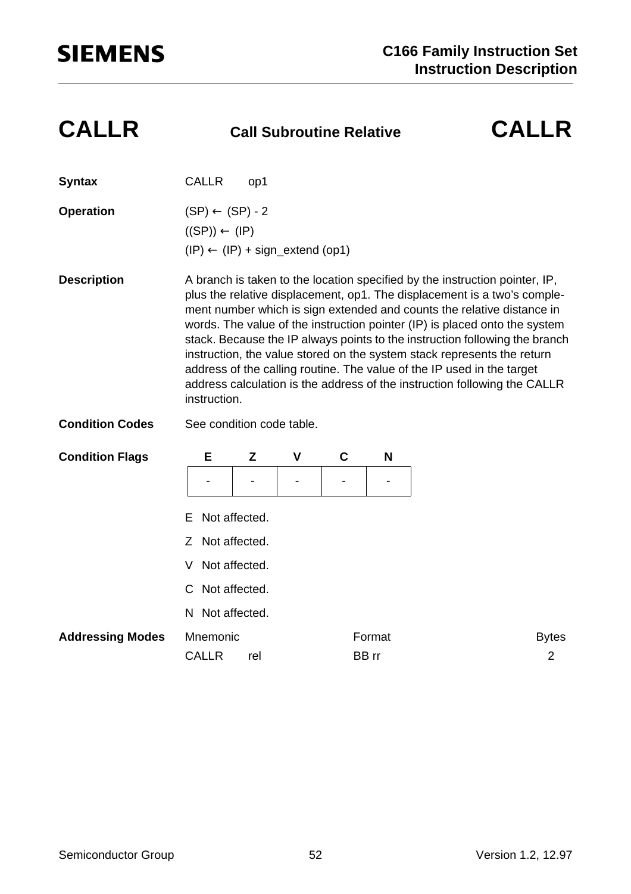# CALLR — Call Subroutine Relative — CALLR

**Syntax** CALLR op1

**Operation**

(SP) ← (SP) - 2
((SP)) ← (IP)
(IP) ← (IP) + sign_extend (op1)

**Description**

A branch is taken to the location specified by the instruction pointer, IP, plus the relative displacement, op1. The displacement is a two's complement number which is sign extended and counts the relative distance in words. The value of the instruction pointer (IP) is placed onto the system stack. Because the IP always points to the instruction following the branch instruction, the value stored on the system stack represents the return address of the calling routine. The value of the IP used in the target address calculation is the address of the instruction following the CALLR instruction.

**Condition Codes** See condition code table.

**Condition Flags**

| E | Z | V | C | N |
|---|---|---|---|---|
| - | - | - | - | - |

E Not affected.

Z Not affected.

V Not affected.

C Not affected.

N Not affected.

**Addressing Modes**

| Mnemonic | Format | Bytes |
|---|---|---|
| CALLR rel | BB rr | 2 |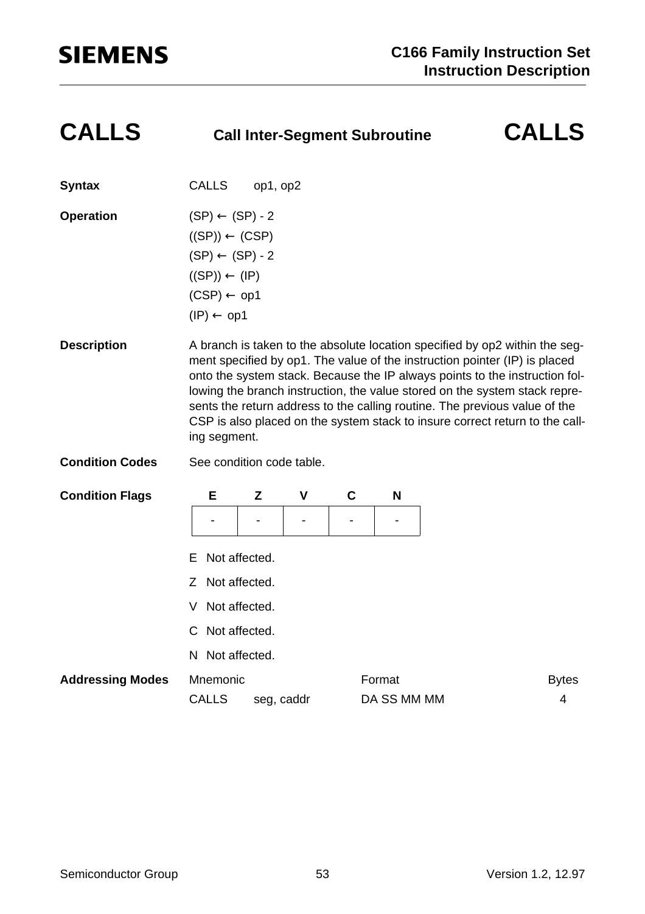# CALLS — Call Inter-Segment Subroutine — CALLS

**Syntax**

CALLS op1, op2

**Operation**

(SP) ← (SP) - 2
((SP)) ← (CSP)
(SP) ← (SP) - 2
((SP)) ← (IP)
(CSP) ← op1
(IP) ← op1

**Description**

A branch is taken to the absolute location specified by op2 within the segment specified by op1. The value of the instruction pointer (IP) is placed onto the system stack. Because the IP always points to the instruction following the branch instruction, the value stored on the system stack represents the return address to the calling routine. The previous value of the CSP is also placed on the system stack to insure correct return to the calling segment.

**Condition Codes**

See condition code table.

**Condition Flags**

| E | Z | V | C | N |
|---|---|---|---|---|
| - | - | - | - | - |

E Not affected.

Z Not affected.

V Not affected.

C Not affected.

N Not affected.

**Addressing Modes**

| Mnemonic | | Format | Bytes |
|---|---|---|---|
| CALLS | seg, caddr | DA SS MM MM | 4 |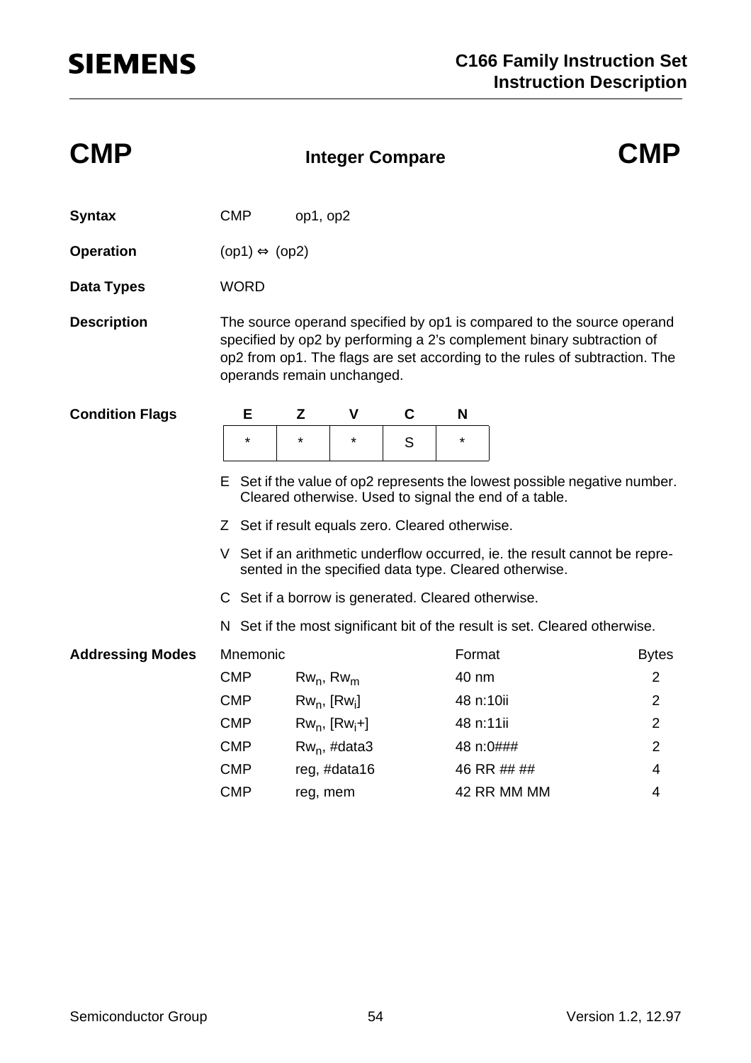# CMP — Integer Compare — CMP

**Syntax** CMP op1, op2

**Operation** (op1) ⇔ (op2)

**Data Types** WORD

**Description** The source operand specified by op1 is compared to the source operand specified by op2 by performing a 2's complement binary subtraction of op2 from op1. The flags are set according to the rules of subtraction. The operands remain unchanged.

**Condition Flags**

| E | Z | V | C | N |
|---|---|---|---|---|
| * | * | * | S | * |

- E Set if the value of op2 represents the lowest possible negative number. Cleared otherwise. Used to signal the end of a table.
- Z Set if result equals zero. Cleared otherwise.
- V Set if an arithmetic underflow occurred, ie. the result cannot be represented in the specified data type. Cleared otherwise.
- C Set if a borrow is generated. Cleared otherwise.
- N Set if the most significant bit of the result is set. Cleared otherwise.

**Addressing Modes**

| Mnemonic | | Format | Bytes |
|---|---|---|---|
| CMP | $Rw_n$, $Rw_m$ | 40 nm | 2 |
| CMP | $Rw_n$, [$Rw_i$] | 48 n:10ii | 2 |
| CMP | $Rw_n$, [$Rw_i$+] | 48 n:11ii | 2 |
| CMP | $Rw_n$, #data3 | 48 n:0### | 2 |
| CMP | reg, #data16 | 46 RR ## ## | 4 |
| CMP | reg, mem | 42 RR MM MM | 4 |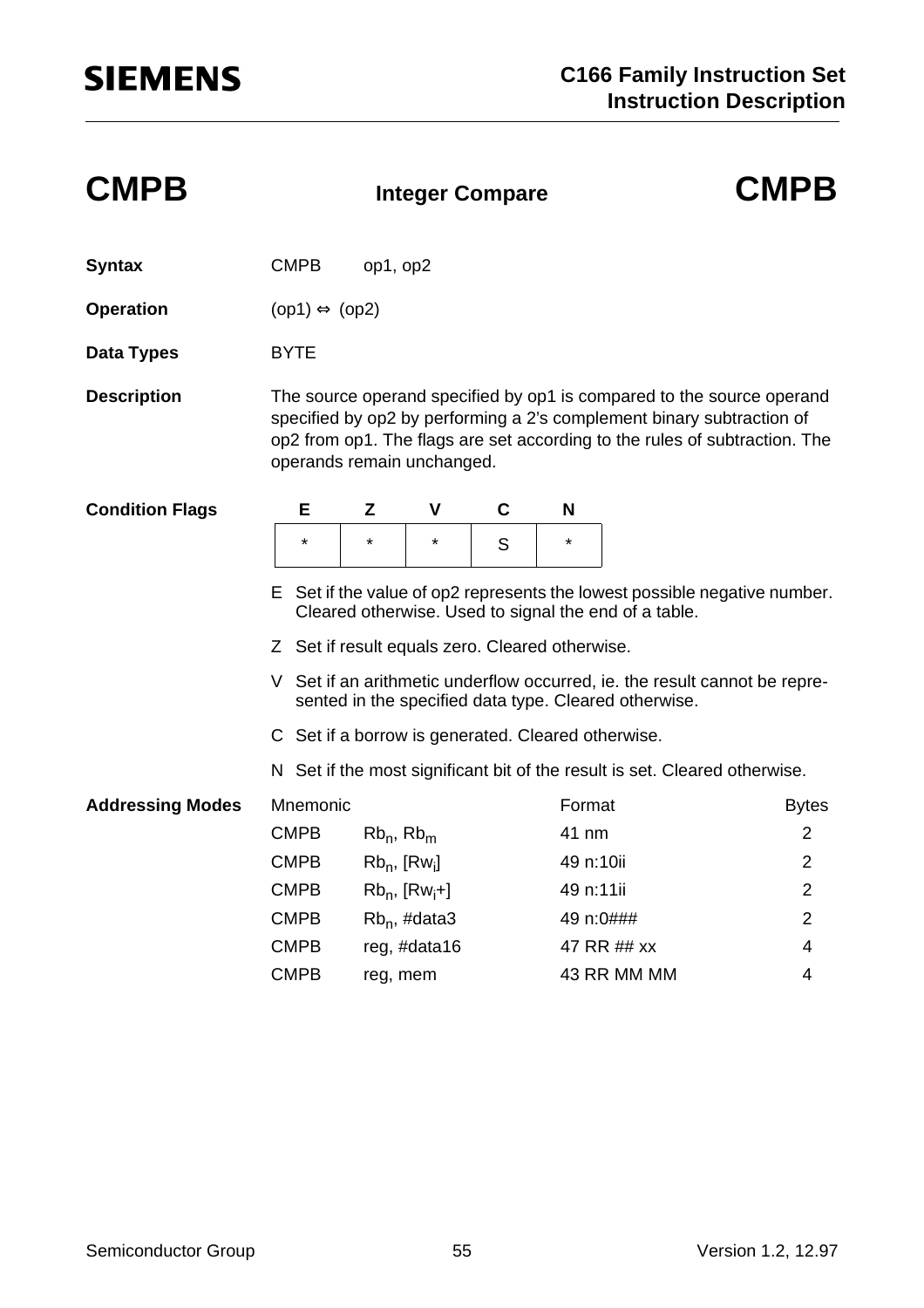# CMPB — Integer Compare — CMPB

**Syntax** CMPB op1, op2

**Operation** (op1) ⇔ (op2)

**Data Types** BYTE

**Description** The source operand specified by op1 is compared to the source operand specified by op2 by performing a 2's complement binary subtraction of op2 from op1. The flags are set according to the rules of subtraction. The operands remain unchanged.

**Condition Flags**

| E | Z | V | C | N |
|---|---|---|---|---|
| * | * | * | S | * |

- E Set if the value of op2 represents the lowest possible negative number. Cleared otherwise. Used to signal the end of a table.
- Z Set if result equals zero. Cleared otherwise.
- V Set if an arithmetic underflow occurred, ie. the result cannot be represented in the specified data type. Cleared otherwise.
- C Set if a borrow is generated. Cleared otherwise.
- N Set if the most significant bit of the result is set. Cleared otherwise.

**Addressing Modes**

| Mnemonic | | Format | Bytes |
|---|---|---|---|
| CMPB | $Rb_n$, $Rb_m$ | 41 nm | 2 |
| CMPB | $Rb_n$, [$Rw_i$] | 49 n:10ii | 2 |
| CMPB | $Rb_n$, [$Rw_i$+] | 49 n:11ii | 2 |
| CMPB | $Rb_n$, #data3 | 49 n:0### | 2 |
| CMPB | reg, #data16 | 47 RR ## xx | 4 |
| CMPB | reg, mem | 43 RR MM MM | 4 |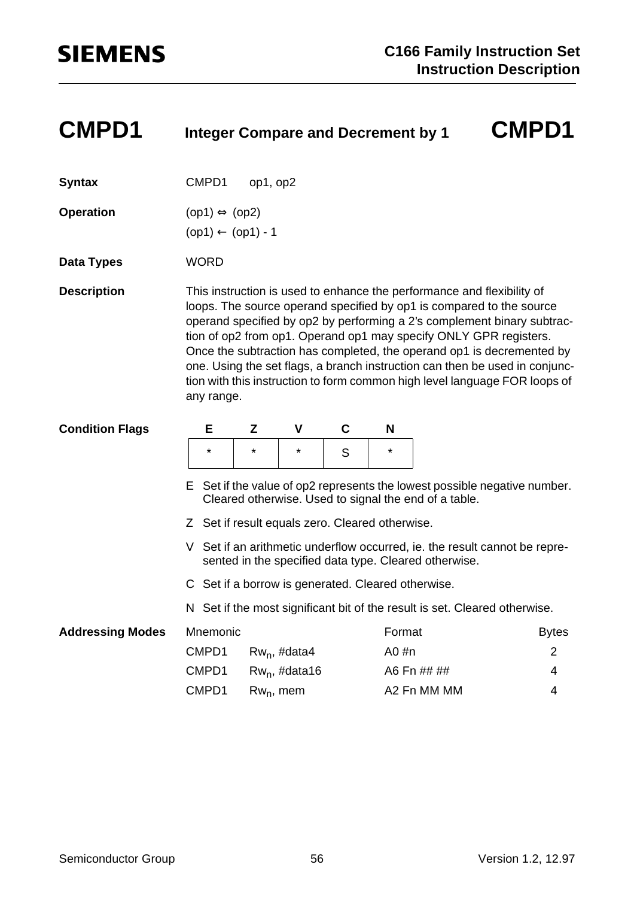# CMPD1 Integer Compare and Decrement by 1 CMPD1

**Syntax** CMPD1 op1, op2

**Operation** (op1) ⇔ (op2)
(op1) ← (op1) - 1

**Data Types** WORD

**Description** This instruction is used to enhance the performance and flexibility of loops. The source operand specified by op1 is compared to the source operand specified by op2 by performing a 2's complement binary subtraction of op2 from op1. Operand op1 may specify ONLY GPR registers. Once the subtraction has completed, the operand op1 is decremented by one. Using the set flags, a branch instruction can then be used in conjunction with this instruction to form common high level language FOR loops of any range.

**Condition Flags**

| E | Z | V | C | N |
|---|---|---|---|---|
| * | * | * | S | * |

E Set if the value of op2 represents the lowest possible negative number. Cleared otherwise. Used to signal the end of a table.

Z Set if result equals zero. Cleared otherwise.

V Set if an arithmetic underflow occurred, ie. the result cannot be represented in the specified data type. Cleared otherwise.

C Set if a borrow is generated. Cleared otherwise.

N Set if the most significant bit of the result is set. Cleared otherwise.

**Addressing Modes**

| Mnemonic | | Format | Bytes |
|---|---|---|---|
| CMPD1 | $Rw_n$, #data4 | A0 #n | 2 |
| CMPD1 | $Rw_n$, #data16 | A6 Fn ## ## | 4 |
| CMPD1 | $Rw_n$, mem | A2 Fn MM MM | 4 |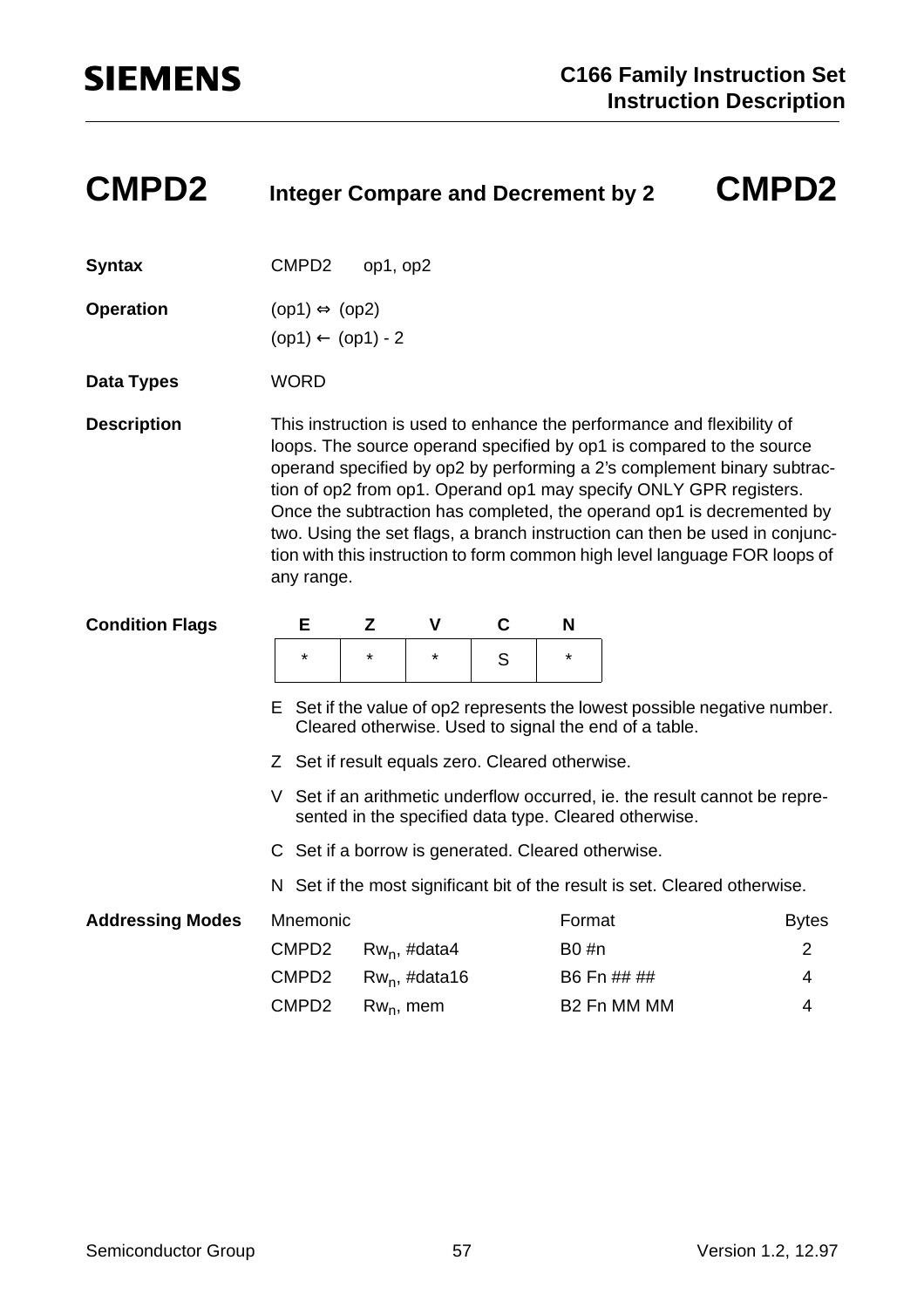# CMPD2 Integer Compare and Decrement by 2 CMPD2

**Syntax** CMPD2 op1, op2

**Operation**
(op1) ⇔ (op2)
(op1) ← (op1) - 2

**Data Types** WORD

**Description**
This instruction is used to enhance the performance and flexibility of loops. The source operand specified by op1 is compared to the source operand specified by op2 by performing a 2's complement binary subtraction of op2 from op1. Operand op1 may specify ONLY GPR registers. Once the subtraction has completed, the operand op1 is decremented by two. Using the set flags, a branch instruction can then be used in conjunction with this instruction to form common high level language FOR loops of any range.

**Condition Flags**

| E | Z | V | C | N |
|---|---|---|---|---|
| * | * | * | S | * |

E Set if the value of op2 represents the lowest possible negative number. Cleared otherwise. Used to signal the end of a table.

Z Set if result equals zero. Cleared otherwise.

V Set if an arithmetic underflow occurred, ie. the result cannot be represented in the specified data type. Cleared otherwise.

C Set if a borrow is generated. Cleared otherwise.

N Set if the most significant bit of the result is set. Cleared otherwise.

**Addressing Modes**

| Mnemonic | | Format | Bytes |
|---|---|---|---|
| CMPD2 | $Rw_n$, #data4 | B0 #n | 2 |
| CMPD2 | $Rw_n$, #data16 | B6 Fn ## ## | 4 |
| CMPD2 | $Rw_n$, mem | B2 Fn MM MM | 4 |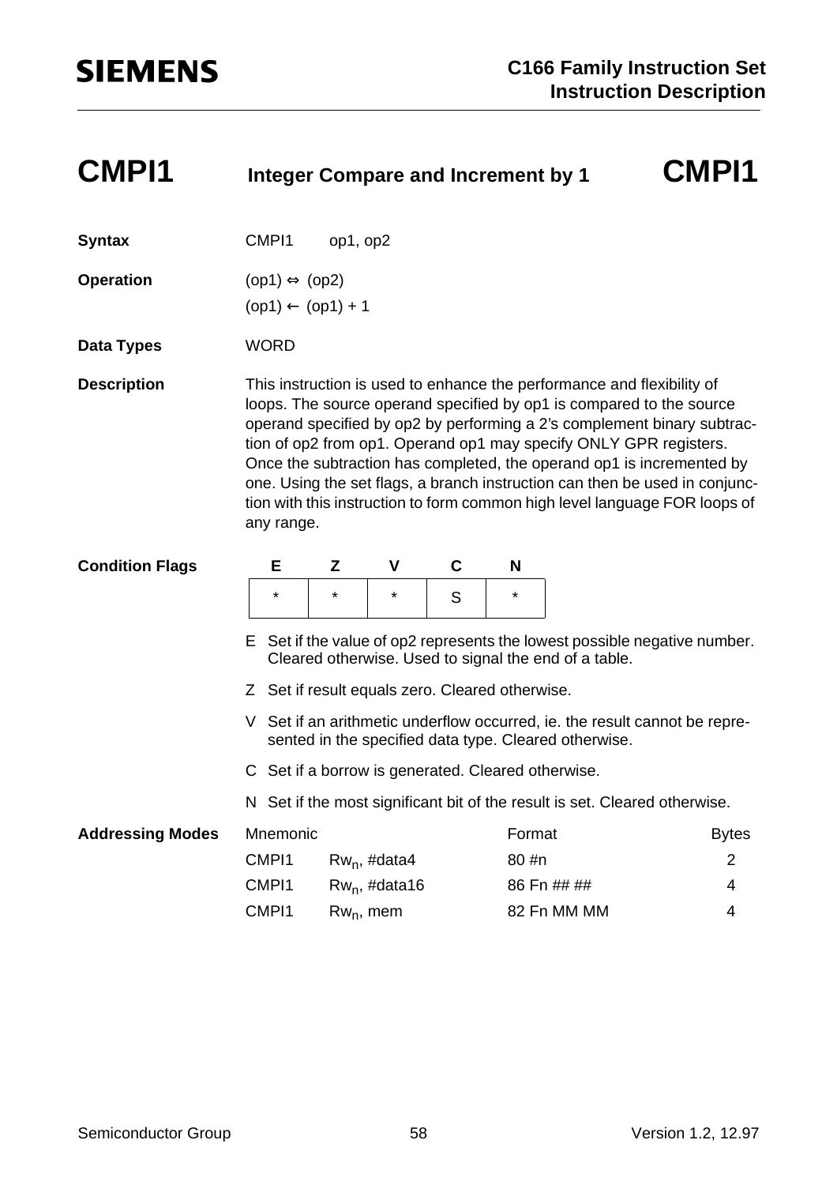# CMPI1 — Integer Compare and Increment by 1

**Syntax** CMPI1 op1, op2

**Operation**
(op1) ⇔ (op2)
(op1) ← (op1) + 1

**Data Types** WORD

**Description**

This instruction is used to enhance the performance and flexibility of loops. The source operand specified by op1 is compared to the source operand specified by op2 by performing a 2's complement binary subtraction of op2 from op1. Operand op1 may specify ONLY GPR registers. Once the subtraction has completed, the operand op1 is incremented by one. Using the set flags, a branch instruction can then be used in conjunction with this instruction to form common high level language FOR loops of any range.

**Condition Flags**

| E | Z | V | C | N |
|---|---|---|---|---|
| * | * | * | S | * |

- E Set if the value of op2 represents the lowest possible negative number. Cleared otherwise. Used to signal the end of a table.
- Z Set if result equals zero. Cleared otherwise.
- V Set if an arithmetic underflow occurred, ie. the result cannot be represented in the specified data type. Cleared otherwise.
- C Set if a borrow is generated. Cleared otherwise.
- N Set if the most significant bit of the result is set. Cleared otherwise.

**Addressing Modes**

| Mnemonic | | Format | Bytes |
|---|---|---|---|
| CMPI1 | $Rw_n$, #data4 | 80 #n | 2 |
| CMPI1 | $Rw_n$, #data16 | 86 Fn ## ## | 4 |
| CMPI1 | $Rw_n$, mem | 82 Fn MM MM | 4 |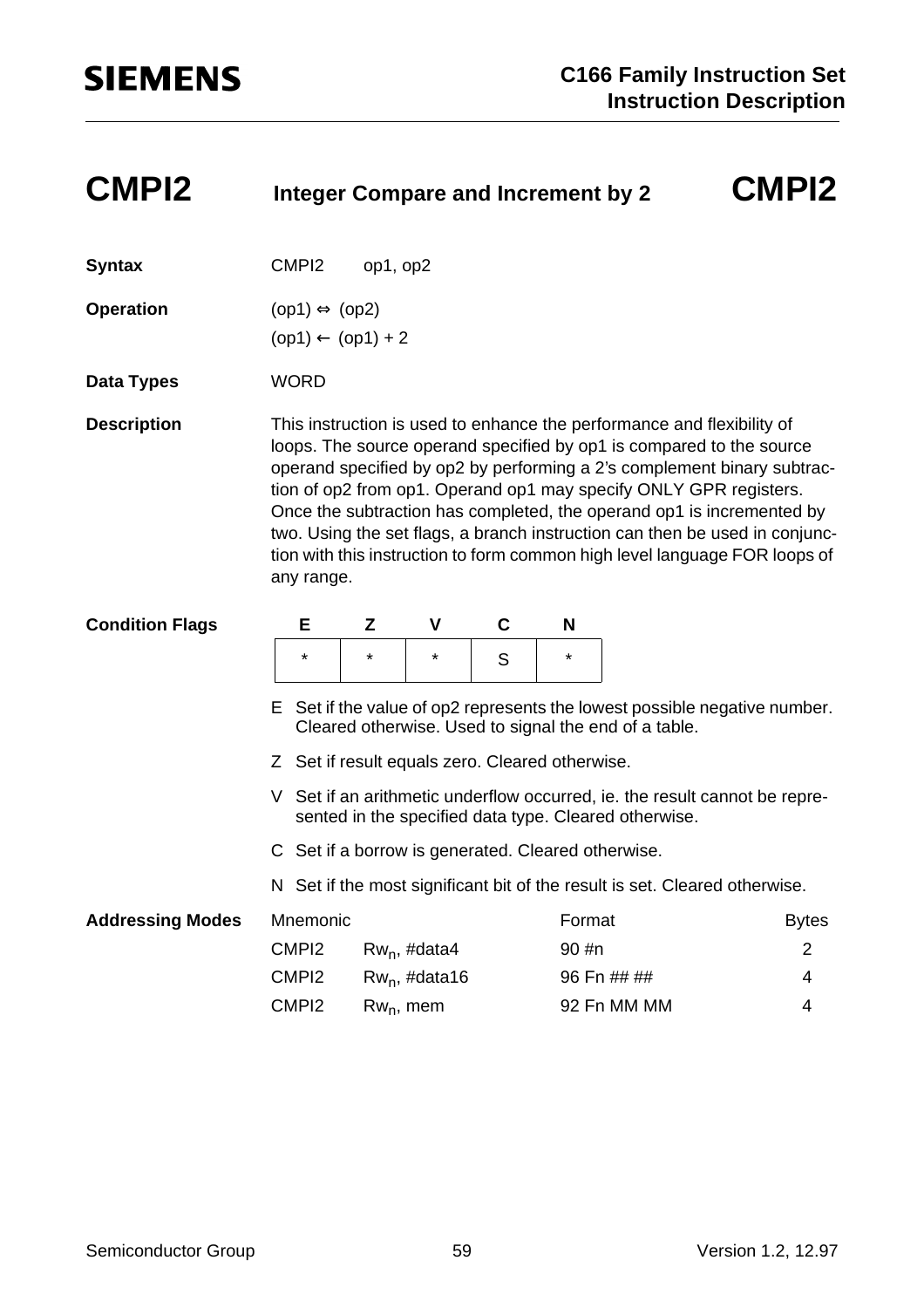# CMPI2 — Integer Compare and Increment by 2 — CMPI2

**Syntax** CMPI2 op1, op2

**Operation**

(op1) ⇔ (op2)
(op1) ← (op1) + 2

**Data Types** WORD

**Description**

This instruction is used to enhance the performance and flexibility of loops. The source operand specified by op1 is compared to the source operand specified by op2 by performing a 2's complement binary subtraction of op2 from op1. Operand op1 may specify ONLY GPR registers. Once the subtraction has completed, the operand op1 is incremented by two. Using the set flags, a branch instruction can then be used in conjunction with this instruction to form common high level language FOR loops of any range.

**Condition Flags**

| E | Z | V | C | N |
|---|---|---|---|---|
| * | * | * | S | * |

E Set if the value of op2 represents the lowest possible negative number. Cleared otherwise. Used to signal the end of a table.

Z Set if result equals zero. Cleared otherwise.

V Set if an arithmetic underflow occurred, ie. the result cannot be represented in the specified data type. Cleared otherwise.

C Set if a borrow is generated. Cleared otherwise.

N Set if the most significant bit of the result is set. Cleared otherwise.

**Addressing Modes**

| Mnemonic | | Format | Bytes |
|---|---|---|---|
| CMPI2 | $Rw_n$, #data4 | 90 #n | 2 |
| CMPI2 | $Rw_n$, #data16 | 96 Fn ## ## | 4 |
| CMPI2 | $Rw_n$, mem | 92 Fn MM MM | 4 |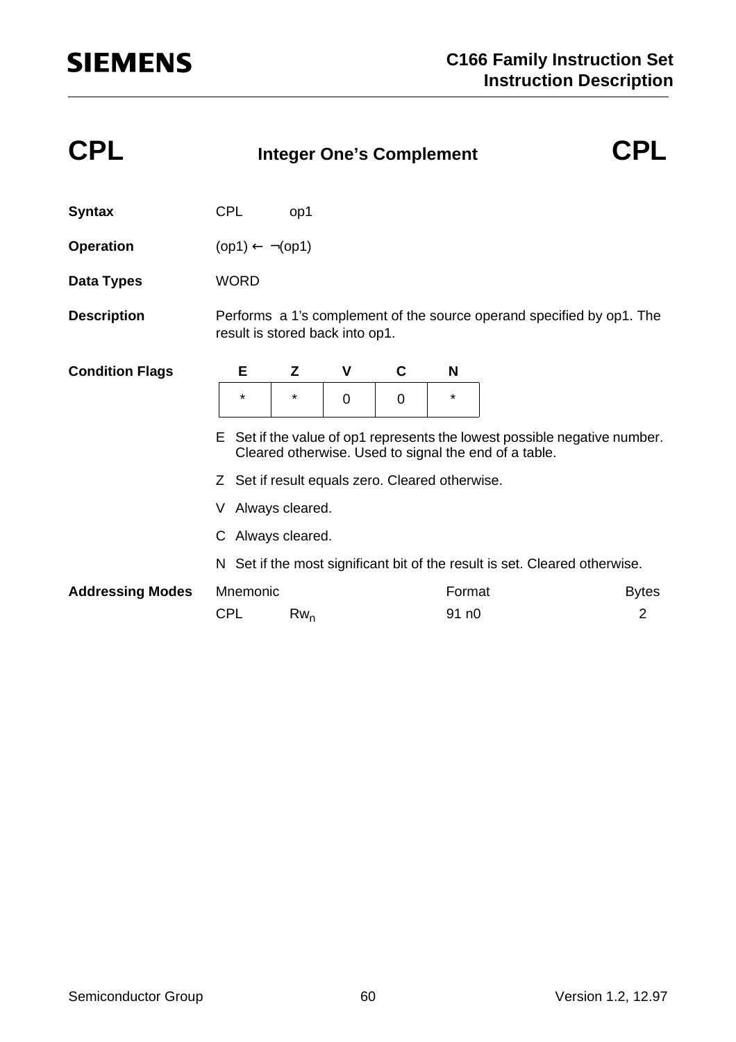# CPL — Integer One's Complement — CPL

**Syntax** CPL op1

**Operation** (op1) ← ¬(op1)

**Data Types** WORD

**Description** Performs a 1's complement of the source operand specified by op1. The result is stored back into op1.

**Condition Flags**

| E | Z | V | C | N |
|---|---|---|---|---|
| * | * | 0 | 0 | * |

E Set if the value of op1 represents the lowest possible negative number. Cleared otherwise. Used to signal the end of a table.

Z Set if result equals zero. Cleared otherwise.

V Always cleared.

C Always cleared.

N Set if the most significant bit of the result is set. Cleared otherwise.

**Addressing Modes**

| Mnemonic | | Format | Bytes |
|---|---|---|---|
| CPL | $Rw_n$ | 91 n0 | 2 |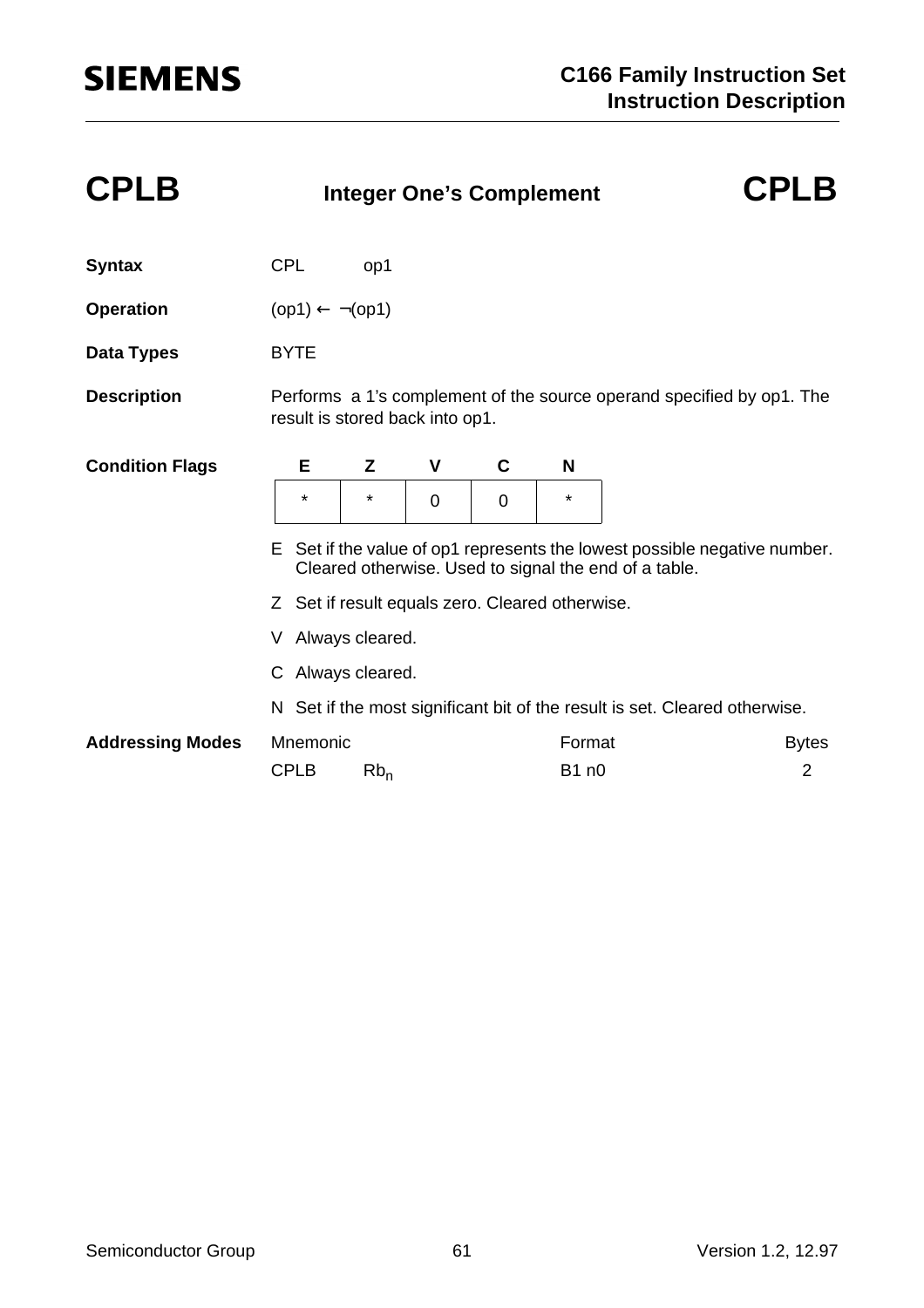# CPLB Integer One's Complement CPLB

**Syntax** CPL op1

**Operation** (op1) ← ¬(op1)

**Data Types** BYTE

**Description** Performs a 1's complement of the source operand specified by op1. The result is stored back into op1.

**Condition Flags**

| E | Z | V | C | N |
|---|---|---|---|---|
| * | * | 0 | 0 | * |

E Set if the value of op1 represents the lowest possible negative number. Cleared otherwise. Used to signal the end of a table.

Z Set if result equals zero. Cleared otherwise.

V Always cleared.

C Always cleared.

N Set if the most significant bit of the result is set. Cleared otherwise.

**Addressing Modes**

| Mnemonic | | Format | Bytes |
|---|---|---|---|
| CPLB | $Rb_n$ | B1 n0 | 2 |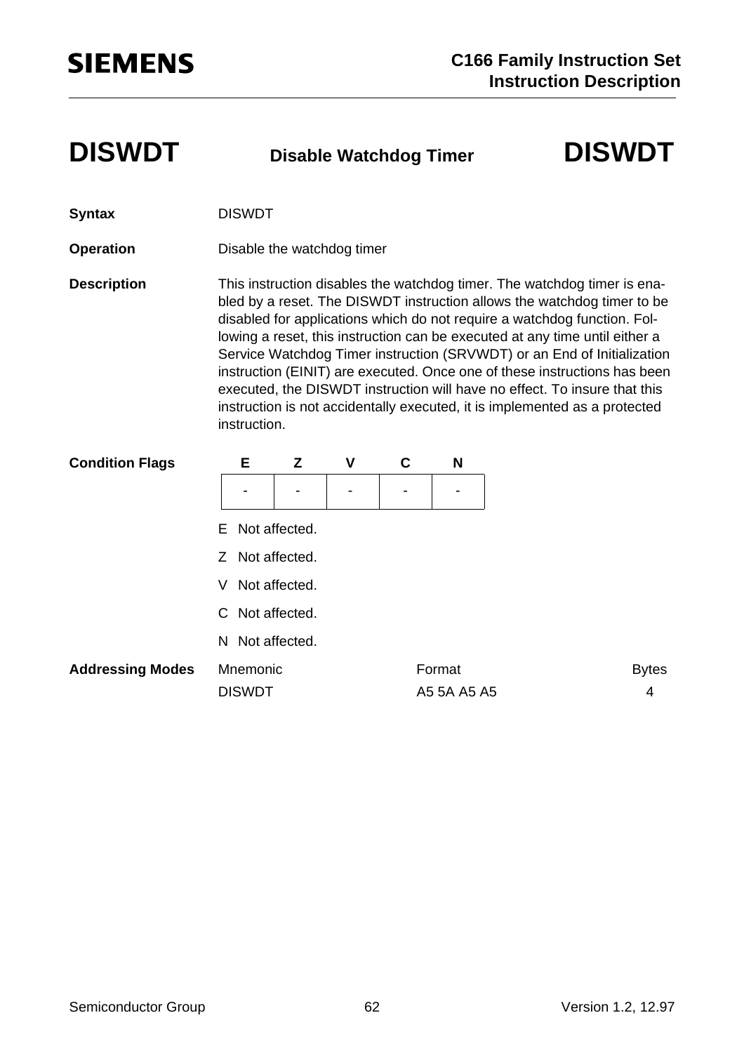# DISWDT — Disable Watchdog Timer — DISWDT

**Syntax** DISWDT

**Operation** Disable the watchdog timer

**Description** This instruction disables the watchdog timer. The watchdog timer is enabled by a reset. The DISWDT instruction allows the watchdog timer to be disabled for applications which do not require a watchdog function. Following a reset, this instruction can be executed at any time until either a Service Watchdog Timer instruction (SRVWDT) or an End of Initialization instruction (EINIT) are executed. Once one of these instructions has been executed, the DISWDT instruction will have no effect. To insure that this instruction is not accidentally executed, it is implemented as a protected instruction.

**Condition Flags**

| E | Z | V | C | N |
|---|---|---|---|---|
| - | - | - | - | - |

E Not affected.

Z Not affected.

V Not affected.

C Not affected.

N Not affected.

**Addressing Modes**

| Mnemonic | Format | Bytes |
|---|---|---|
| DISWDT | A5 5A A5 A5 | 4 |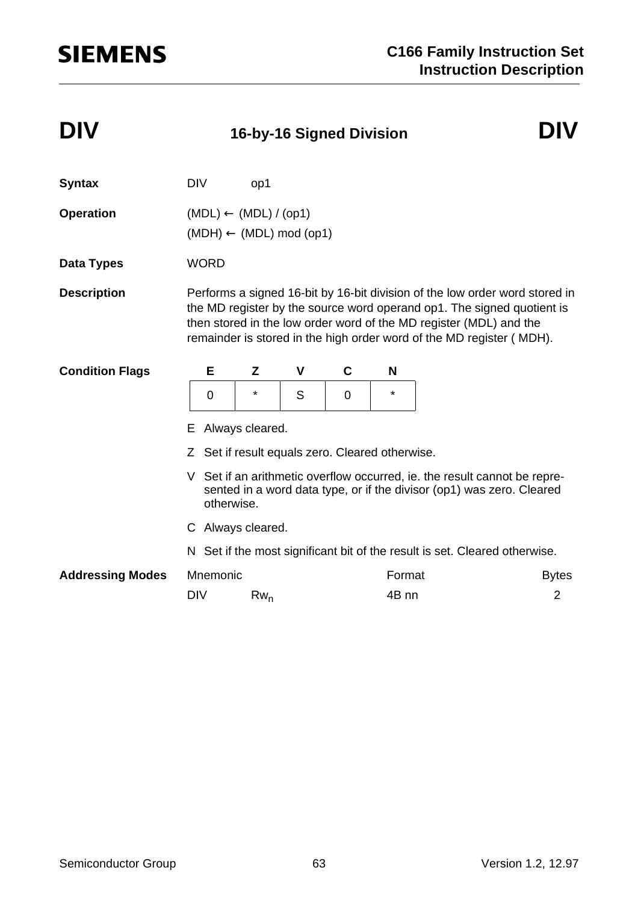# DIV — 16-by-16 Signed Division — DIV

**Syntax** DIV op1

**Operation**

(MDL) ← (MDL) / (op1)

(MDH) ← (MDL) mod (op1)

**Data Types** WORD

**Description** Performs a signed 16-bit by 16-bit division of the low order word stored in the MD register by the source word operand op1. The signed quotient is then stored in the low order word of the MD register (MDL) and the remainder is stored in the high order word of the MD register ( MDH).

**Condition Flags**

| E | Z | V | C | N |
|---|---|---|---|---|
| 0 | * | S | 0 | * |

- E Always cleared.
- Z Set if result equals zero. Cleared otherwise.
- V Set if an arithmetic overflow occurred, ie. the result cannot be represented in a word data type, or if the divisor (op1) was zero. Cleared otherwise.
- C Always cleared.
- N Set if the most significant bit of the result is set. Cleared otherwise.

**Addressing Modes**

| Mnemonic | | Format | Bytes |
|---|---|---|---|
| DIV | $Rw_n$ | 4B nn | 2 |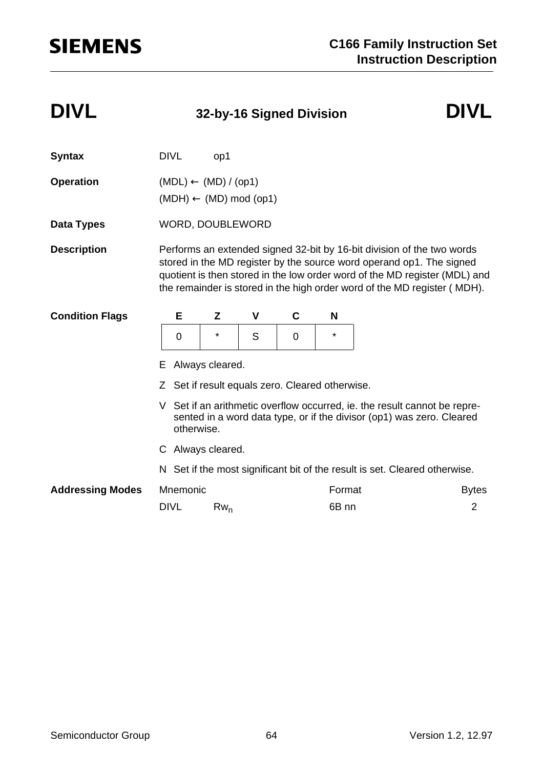# DIVL — 32-by-16 Signed Division — DIVL

**Syntax** DIVL op1

**Operation**

(MDL) ← (MD) / (op1)
(MDH) ← (MD) mod (op1)

**Data Types** WORD, DOUBLEWORD

**Description** Performs an extended signed 32-bit by 16-bit division of the two words stored in the MD register by the source word operand op1. The signed quotient is then stored in the low order word of the MD register (MDL) and the remainder is stored in the high order word of the MD register ( MDH).

**Condition Flags**

| E | Z | V | C | N |
|---|---|---|---|---|
| 0 | * | S | 0 | * |

E Always cleared.

Z Set if result equals zero. Cleared otherwise.

V Set if an arithmetic overflow occurred, ie. the result cannot be represented in a word data type, or if the divisor (op1) was zero. Cleared otherwise.

C Always cleared.

N Set if the most significant bit of the result is set. Cleared otherwise.

**Addressing Modes**

| Mnemonic | | Format | Bytes |
|---|---|---|---|
| DIVL | $Rw_n$ | 6B nn | 2 |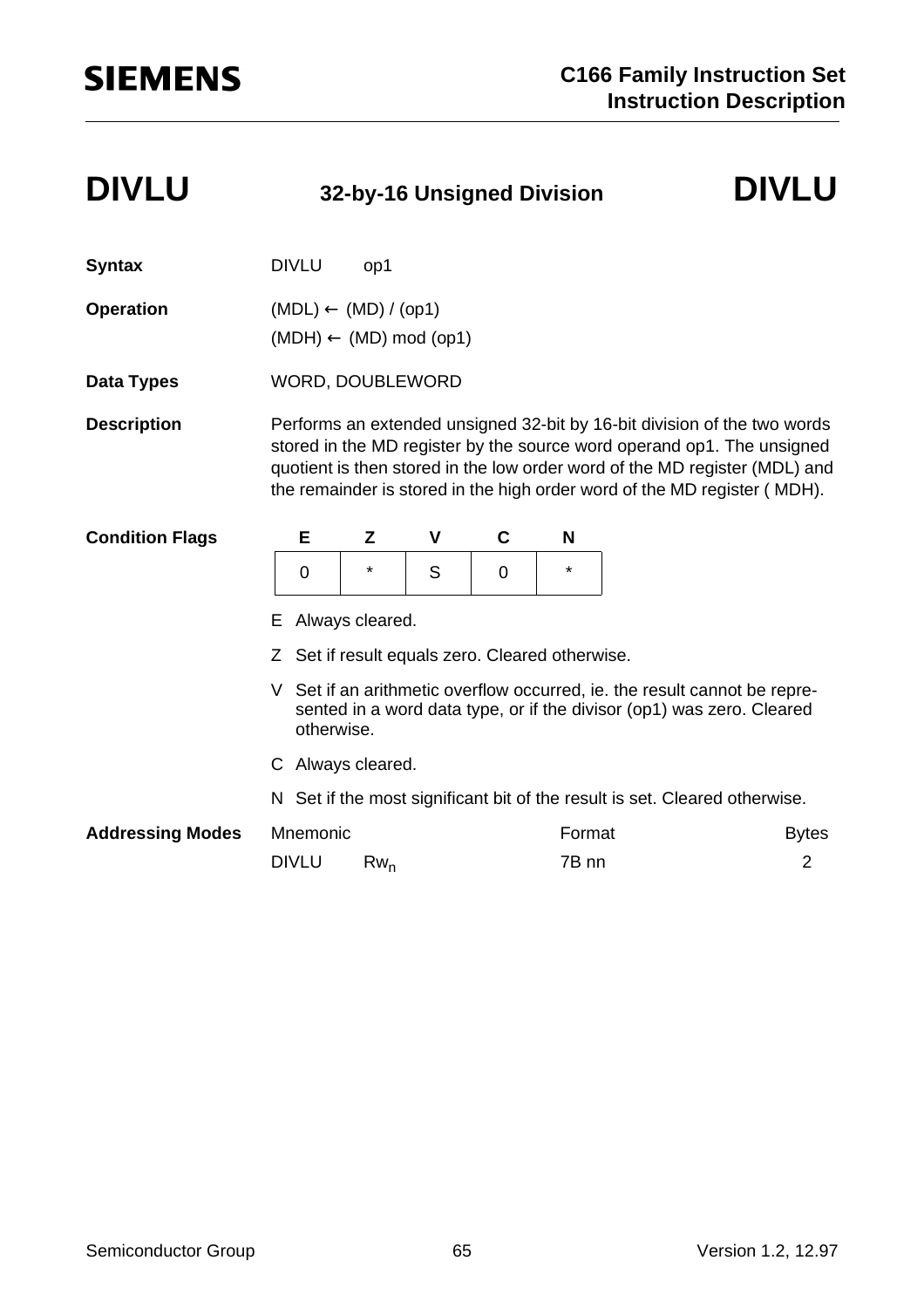# DIVLU — 32-by-16 Unsigned Division — DIVLU

**Syntax** DIVLU op1

**Operation**

(MDL) ← (MD) / (op1)

(MDH) ← (MD) mod (op1)

**Data Types** WORD, DOUBLEWORD

**Description** Performs an extended unsigned 32-bit by 16-bit division of the two words stored in the MD register by the source word operand op1. The unsigned quotient is then stored in the low order word of the MD register (MDL) and the remainder is stored in the high order word of the MD register ( MDH).

**Condition Flags**

| E | Z | V | C | N |
|---|---|---|---|---|
| 0 | * | S | 0 | * |

E Always cleared.

Z Set if result equals zero. Cleared otherwise.

V Set if an arithmetic overflow occurred, ie. the result cannot be represented in a word data type, or if the divisor (op1) was zero. Cleared otherwise.

C Always cleared.

N Set if the most significant bit of the result is set. Cleared otherwise.

**Addressing Modes**

| Mnemonic | | Format | Bytes |
|---|---|---|---|
| DIVLU | $Rw_n$ | 7B nn | 2 |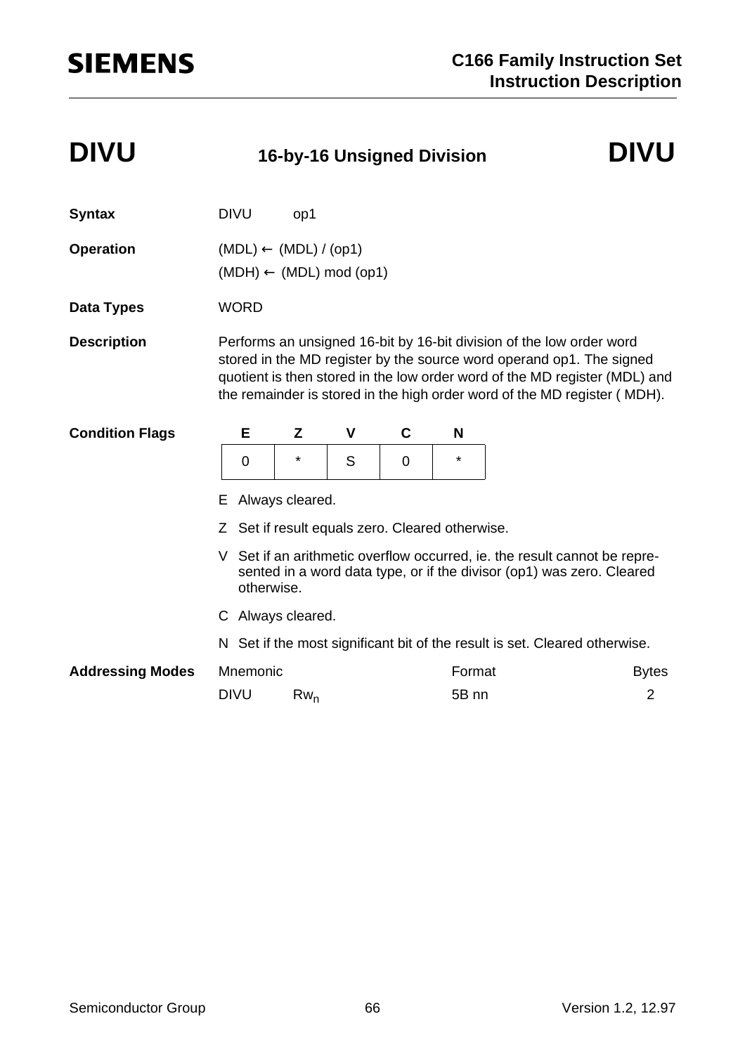# DIVU — 16-by-16 Unsigned Division — DIVU

**Syntax** DIVU op1

**Operation**
(MDL) ← (MDL) / (op1)
(MDH) ← (MDL) mod (op1)

**Data Types** WORD

**Description** Performs an unsigned 16-bit by 16-bit division of the low order word stored in the MD register by the source word operand op1. The signed quotient is then stored in the low order word of the MD register (MDL) and the remainder is stored in the high order word of the MD register ( MDH).

**Condition Flags**

| E | Z | V | C | N |
|---|---|---|---|---|
| 0 | * | S | 0 | * |

E Always cleared.

Z Set if result equals zero. Cleared otherwise.

V Set if an arithmetic overflow occurred, ie. the result cannot be represented in a word data type, or if the divisor (op1) was zero. Cleared otherwise.

C Always cleared.

N Set if the most significant bit of the result is set. Cleared otherwise.

**Addressing Modes**

| Mnemonic | | Format | Bytes |
|---|---|---|---|
| DIVU | $Rw_n$ | 5B nn | 2 |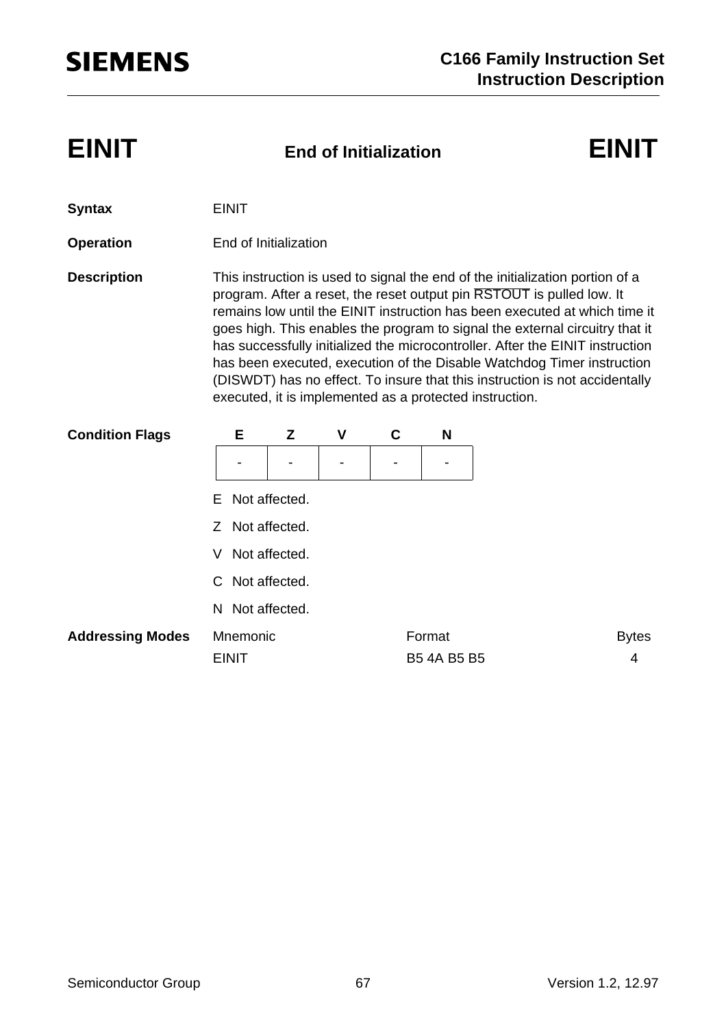# EINIT — End of Initialization — EINIT

**Syntax** EINIT

**Operation** End of Initialization

**Description** This instruction is used to signal the end of the initialization portion of a program. After a reset, the reset output pin $\overline{\text{RSTOUT}}$ is pulled low. It remains low until the EINIT instruction has been executed at which time it goes high. This enables the program to signal the external circuitry that it has successfully initialized the microcontroller. After the EINIT instruction has been executed, execution of the Disable Watchdog Timer instruction (DISWDT) has no effect. To insure that this instruction is not accidentally executed, it is implemented as a protected instruction.

**Condition Flags**

| E | Z | V | C | N |
|---|---|---|---|---|
| - | - | - | - | - |

E Not affected.

Z Not affected.

V Not affected.

C Not affected.

N Not affected.

**Addressing Modes**

| Mnemonic | Format | Bytes |
|---|---|---|
| EINIT | B5 4A B5 B5 | 4 |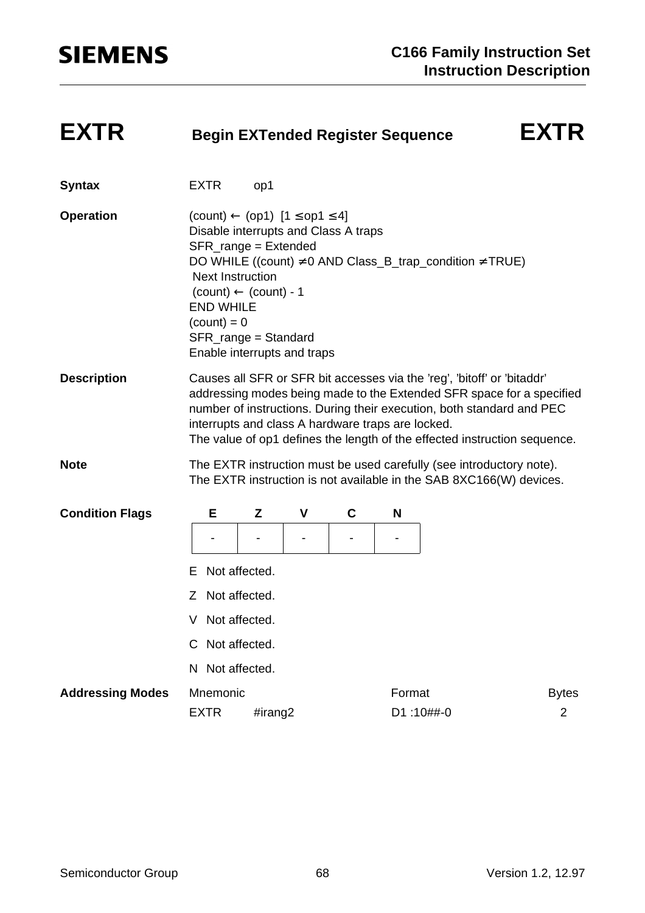# EXTR — Begin EXTended Register Sequence — EXTR

**Syntax**

EXTR op1

**Operation**

(count) ← (op1) [1 ≤ op1 ≤ 4]
Disable interrupts and Class A traps
SFR_range = Extended
DO WHILE ((count) ≠ 0 AND Class_B_trap_condition ≠ TRUE)
 Next Instruction
 (count) ← (count) - 1
END WHILE
(count) = 0
SFR_range = Standard
Enable interrupts and traps

**Description**

Causes all SFR or SFR bit accesses via the 'reg', 'bitoff' or 'bitaddr' addressing modes being made to the Extended SFR space for a specified number of instructions. During their execution, both standard and PEC interrupts and class A hardware traps are locked.
The value of op1 defines the length of the effected instruction sequence.

**Note**

The EXTR instruction must be used carefully (see introductory note).
The EXTR instruction is not available in the SAB 8XC166(W) devices.

**Condition Flags**

| E | Z | V | C | N |
|---|---|---|---|---|
| - | - | - | - | - |

E Not affected.

Z Not affected.

V Not affected.

C Not affected.

N Not affected.

**Addressing Modes**

| Mnemonic | | Format | Bytes |
|---|---|---|---|
| EXTR | #irang2 | D1 :10##-0 | 2 |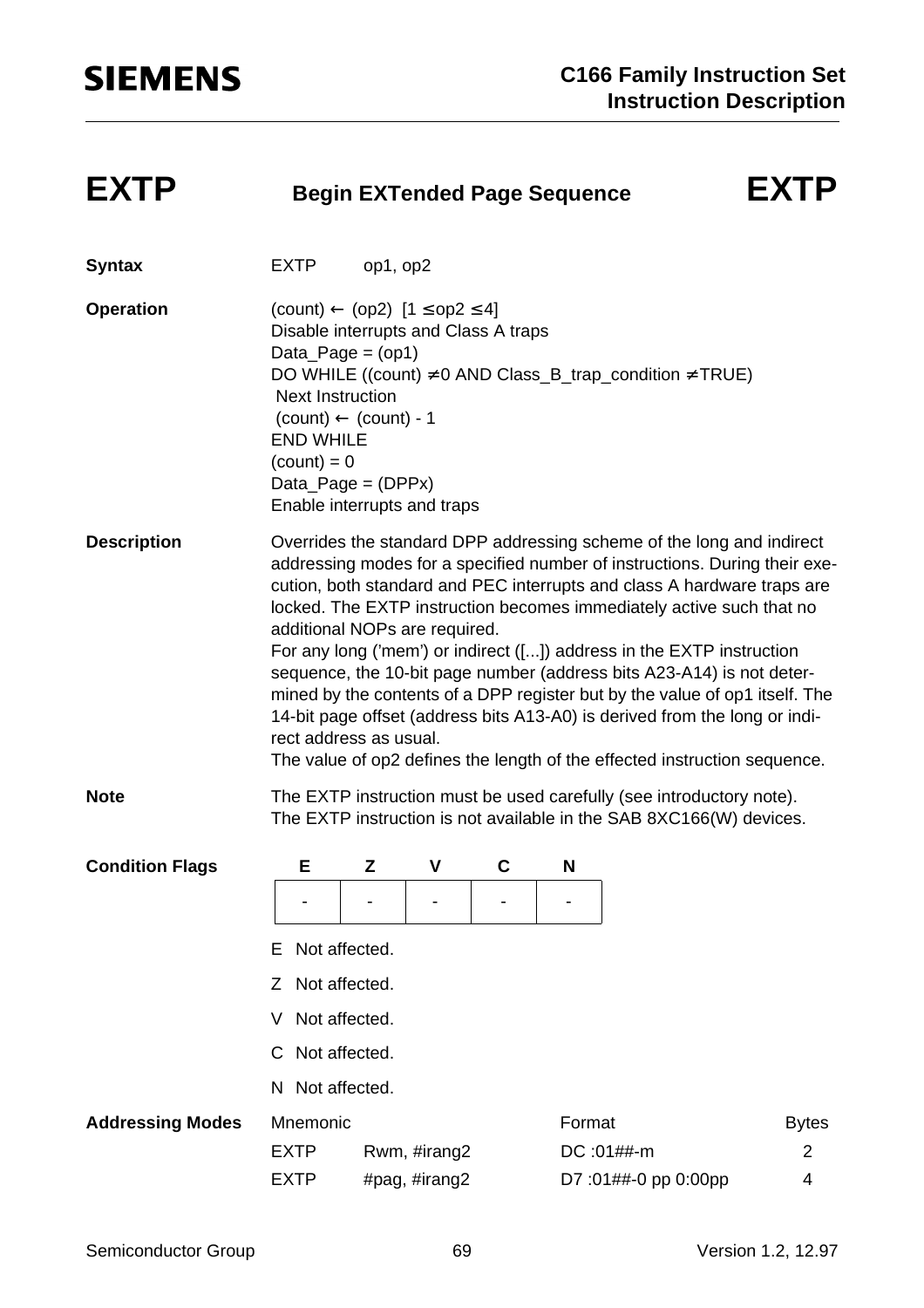# EXTP — Begin EXTended Page Sequence — EXTP

**Syntax**

EXTP op1, op2

**Operation**

```
(count) ← (op2)  [1 ≤ op2 ≤ 4]
Disable interrupts and Class A traps
Data_Page = (op1)
DO WHILE ((count) ≠ 0 AND Class_B_trap_condition ≠ TRUE)
 Next Instruction
 (count) ← (count) - 1
END WHILE
(count) = 0
Data_Page = (DPPx)
Enable interrupts and traps
```

**Description**

Overrides the standard DPP addressing scheme of the long and indirect addressing modes for a specified number of instructions. During their execution, both standard and PEC interrupts and class A hardware traps are locked. The EXTP instruction becomes immediately active such that no additional NOPs are required.
For any long ('mem') or indirect ([...]) address in the EXTP instruction sequence, the 10-bit page number (address bits A23-A14) is not determined by the contents of a DPP register but by the value of op1 itself. The 14-bit page offset (address bits A13-A0) is derived from the long or indirect address as usual.
The value of op2 defines the length of the effected instruction sequence.

**Note**

The EXTP instruction must be used carefully (see introductory note).
The EXTP instruction is not available in the SAB 8XC166(W) devices.

**Condition Flags**

| E | Z | V | C | N |
|---|---|---|---|---|
| - | - | - | - | - |

E Not affected.

Z Not affected.

V Not affected.

C Not affected.

N Not affected.

**Addressing Modes**

| Mnemonic | | Format | Bytes |
|---|---|---|---|
| EXTP | Rwm, #irang2 | DC :01##-m | 2 |
| EXTP | #pag, #irang2 | D7 :01##-0 pp 0:00pp | 4 |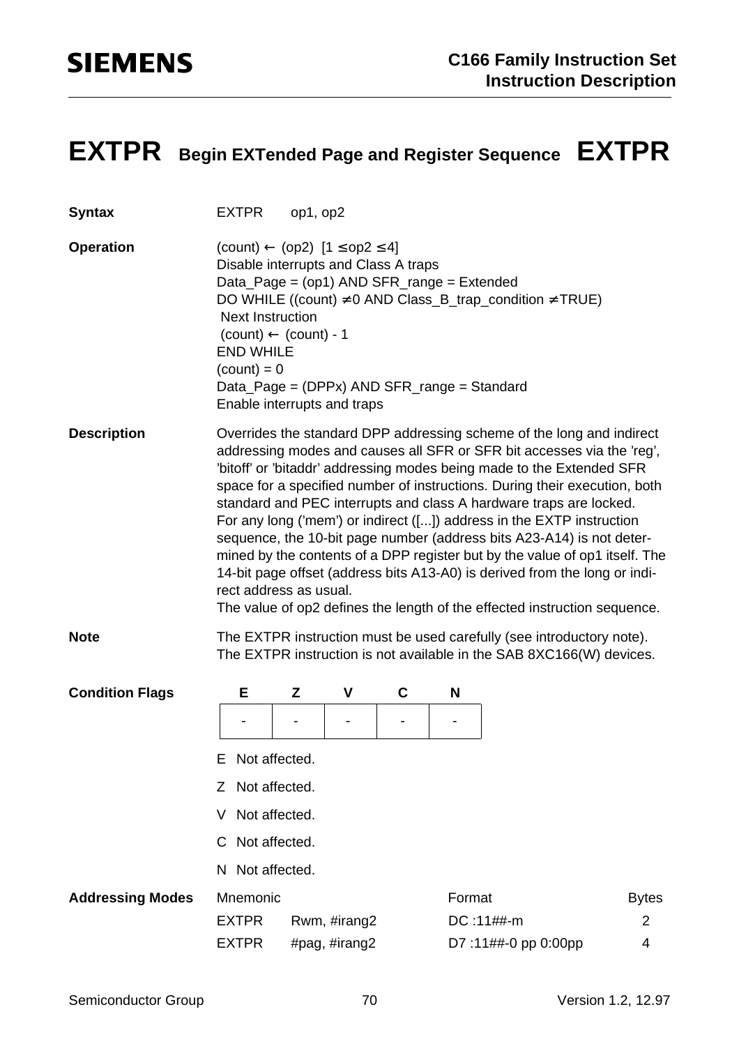# EXTPR Begin EXTended Page and Register Sequence EXTPR

**Syntax**
EXTPR op1, op2

**Operation**

```
(count) ← (op2)  [1 ≤ op2 ≤ 4]
Disable interrupts and Class A traps
Data_Page = (op1) AND SFR_range = Extended
DO WHILE ((count) ≠ 0 AND Class_B_trap_condition ≠ TRUE)
 Next Instruction
 (count) ← (count) - 1
END WHILE
(count) = 0
Data_Page = (DPPx) AND SFR_range = Standard
Enable interrupts and traps
```

**Description**

Overrides the standard DPP addressing scheme of the long and indirect addressing modes and causes all SFR or SFR bit accesses via the 'reg', 'bitoff' or 'bitaddr' addressing modes being made to the Extended SFR space for a specified number of instructions. During their execution, both standard and PEC interrupts and class A hardware traps are locked.
For any long ('mem') or indirect ([...]) address in the EXTP instruction sequence, the 10-bit page number (address bits A23-A14) is not determined by the contents of a DPP register but by the value of op1 itself. The 14-bit page offset (address bits A13-A0) is derived from the long or indirect address as usual.
The value of op2 defines the length of the effected instruction sequence.

**Note**

The EXTPR instruction must be used carefully (see introductory note).
The EXTPR instruction is not available in the SAB 8XC166(W) devices.

**Condition Flags**

| E | Z | V | C | N |
|---|---|---|---|---|
| - | - | - | - | - |

E Not affected.

Z Not affected.

V Not affected.

C Not affected.

N Not affected.

**Addressing Modes**

| Mnemonic | | Format | Bytes |
|---|---|---|---|
| EXTPR | Rwm, #irang2 | DC :11##-m | 2 |
| EXTPR | #pag, #irang2 | D7 :11##-0 pp 0:00pp | 4 |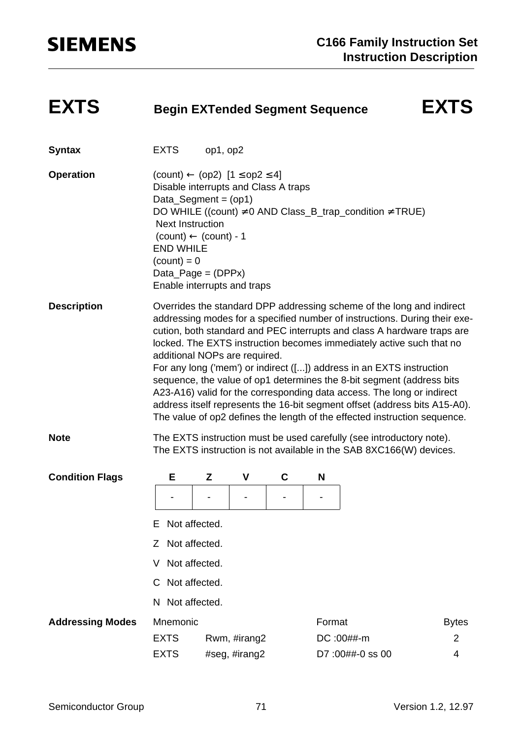# EXTS — Begin EXTended Segment Sequence — EXTS

**Syntax**

EXTS op1, op2

**Operation**

```
(count) ← (op2)  [1 ≤ op2 ≤ 4]
Disable interrupts and Class A traps
Data_Segment = (op1)
DO WHILE ((count) ≠ 0 AND Class_B_trap_condition ≠ TRUE)
 Next Instruction
 (count) ← (count) - 1
END WHILE
(count) = 0
Data_Page = (DPPx)
Enable interrupts and traps
```

**Description**

Overrides the standard DPP addressing scheme of the long and indirect addressing modes for a specified number of instructions. During their execution, both standard and PEC interrupts and class A hardware traps are locked. The EXTS instruction becomes immediately active such that no additional NOPs are required.
For any long ('mem') or indirect ([...]) address in an EXTS instruction sequence, the value of op1 determines the 8-bit segment (address bits A23-A16) valid for the corresponding data access. The long or indirect address itself represents the 16-bit segment offset (address bits A15-A0). The value of op2 defines the length of the effected instruction sequence.

**Note**

The EXTS instruction must be used carefully (see introductory note).
The EXTS instruction is not available in the SAB 8XC166(W) devices.

**Condition Flags**

| E | Z | V | C | N |
|---|---|---|---|---|
| - | - | - | - | - |

E Not affected.

Z Not affected.

V Not affected.

C Not affected.

N Not affected.

**Addressing Modes**

| Mnemonic | | Format | Bytes |
|---|---|---|---|
| EXTS | Rwm, #irang2 | DC :00##-m | 2 |
| EXTS | #seg, #irang2 | D7 :00##-0 ss 00 | 4 |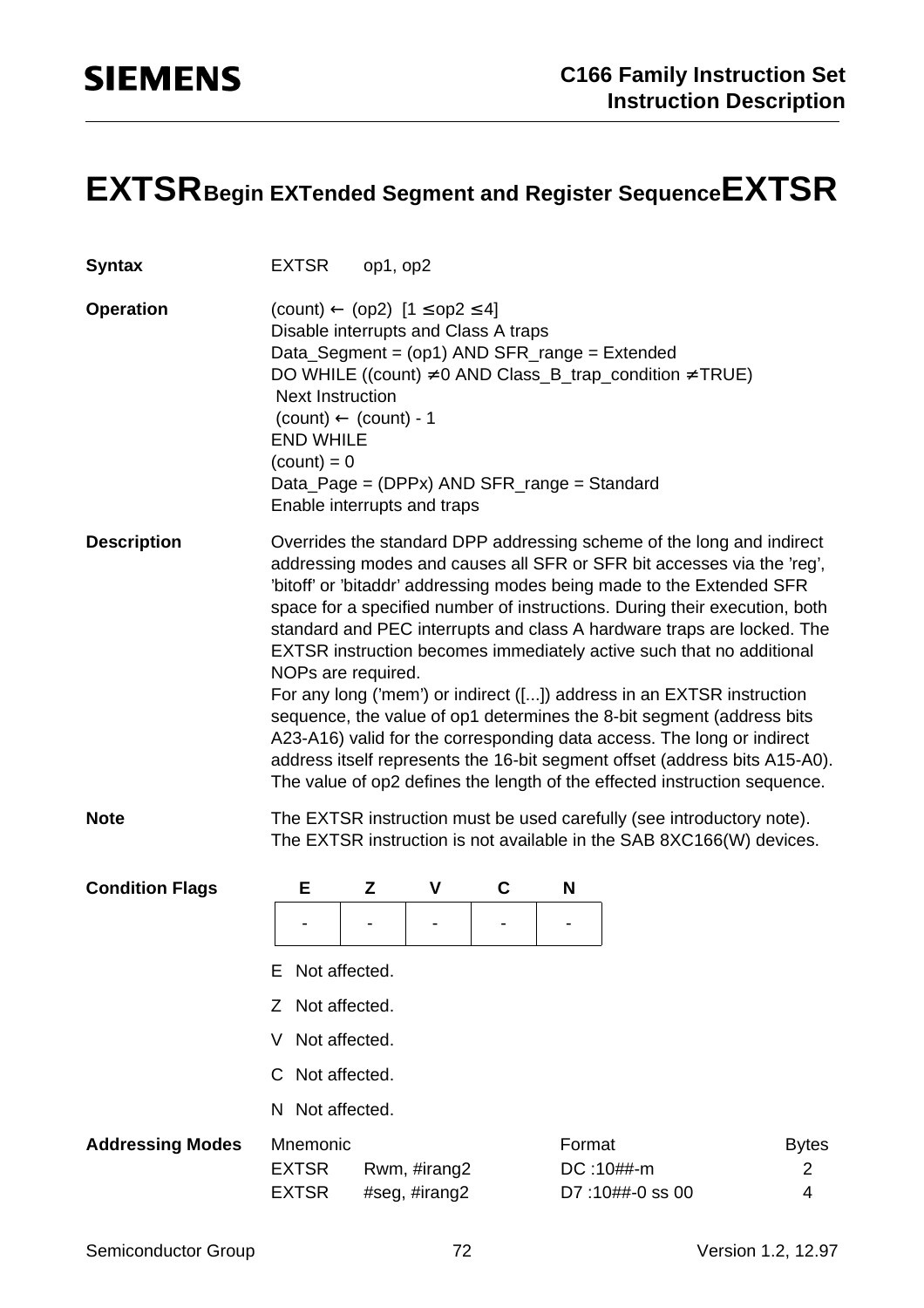# EXTSR Begin EXTended Segment and Register Sequence EXTSR

**Syntax** EXTSR op1, op2

**Operation**

```
(count) ← (op2)  [1 ≤ op2 ≤ 4]
Disable interrupts and Class A traps
Data_Segment = (op1) AND SFR_range = Extended
DO WHILE ((count) ≠ 0 AND Class_B_trap_condition ≠ TRUE)
 Next Instruction
 (count) ← (count) - 1
END WHILE
(count) = 0
Data_Page = (DPPx) AND SFR_range = Standard
Enable interrupts and traps
```

**Description**

Overrides the standard DPP addressing scheme of the long and indirect addressing modes and causes all SFR or SFR bit accesses via the 'reg', 'bitoff' or 'bitaddr' addressing modes being made to the Extended SFR space for a specified number of instructions. During their execution, both standard and PEC interrupts and class A hardware traps are locked. The EXTSR instruction becomes immediately active such that no additional NOPs are required.
For any long ('mem') or indirect ([...]) address in an EXTSR instruction sequence, the value of op1 determines the 8-bit segment (address bits A23-A16) valid for the corresponding data access. The long or indirect address itself represents the 16-bit segment offset (address bits A15-A0). The value of op2 defines the length of the effected instruction sequence.

**Note**

The EXTSR instruction must be used carefully (see introductory note).
The EXTSR instruction is not available in the SAB 8XC166(W) devices.

**Condition Flags**

| E | Z | V | C | N |
|---|---|---|---|---|
| - | - | - | - | - |

E Not affected.

Z Not affected.

V Not affected.

C Not affected.

N Not affected.

**Addressing Modes**

| Mnemonic | | Format | Bytes |
|---|---|---|---|
| EXTSR | Rwm, #irang2 | DC :10##-m | 2 |
| EXTSR | #seg, #irang2 | D7 :10##-0 ss 00 | 4 |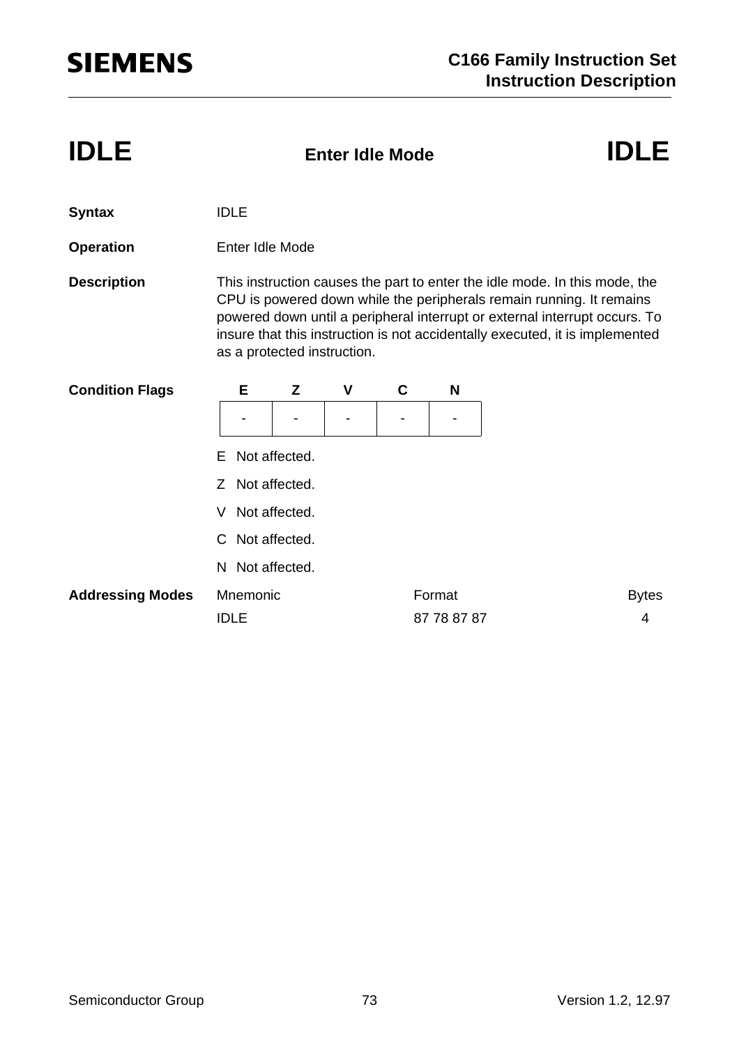# IDLE — Enter Idle Mode — IDLE

**Syntax** IDLE

**Operation** Enter Idle Mode

**Description** This instruction causes the part to enter the idle mode. In this mode, the CPU is powered down while the peripherals remain running. It remains powered down until a peripheral interrupt or external interrupt occurs. To insure that this instruction is not accidentally executed, it is implemented as a protected instruction.

**Condition Flags**

| E | Z | V | C | N |
|---|---|---|---|---|
| - | - | - | - | - |

E Not affected.

Z Not affected.

V Not affected.

C Not affected.

N Not affected.

**Addressing Modes**

| Mnemonic | Format | Bytes |
|---|---|---|
| IDLE | 87 78 87 87 | 4 |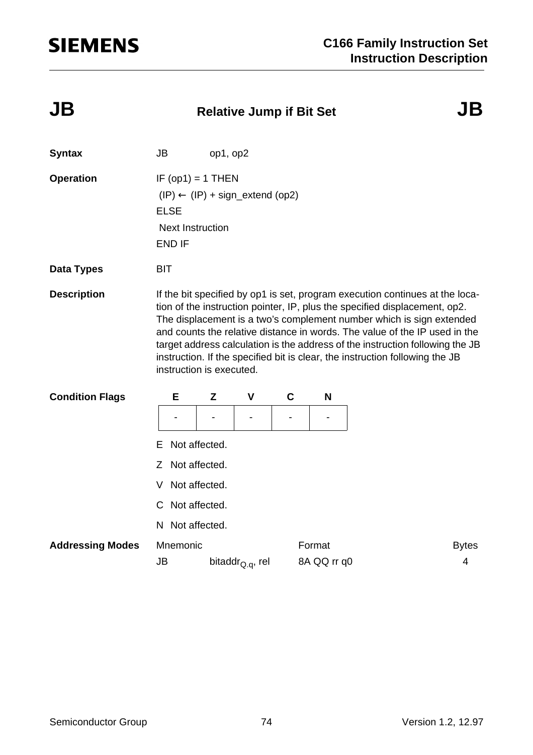# JB — Relative Jump if Bit Set

**Syntax**

JB op1, op2

**Operation**

```
IF (op1) = 1 THEN
 (IP) ← (IP) + sign_extend (op2)
ELSE
 Next Instruction
END IF
```

**Data Types**

BIT

**Description**

If the bit specified by op1 is set, program execution continues at the location of the instruction pointer, IP, plus the specified displacement, op2. The displacement is a two's complement number which is sign extended and counts the relative distance in words. The value of the IP used in the target address calculation is the address of the instruction following the JB instruction. If the specified bit is clear, the instruction following the JB instruction is executed.

**Condition Flags**

| E | Z | V | C | N |
|---|---|---|---|---|
| - | - | - | - | - |

E Not affected.

Z Not affected.

V Not affected.

C Not affected.

N Not affected.

**Addressing Modes**

| Mnemonic | | Format | Bytes |
|---|---|---|---|
| JB | $bitaddr_{Q.q}$, rel | 8A QQ rr q0 | 4 |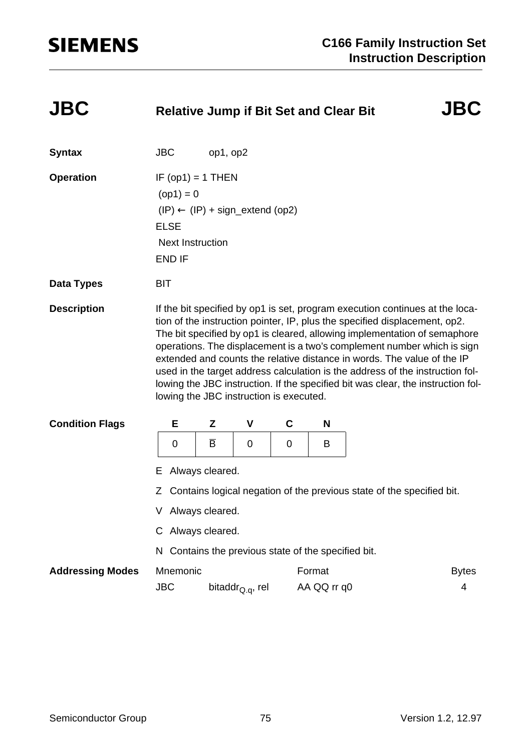# JBC — Relative Jump if Bit Set and Clear Bit

**Syntax**

JBC op1, op2

**Operation**

```
IF (op1) = 1 THEN
 (op1) = 0
 (IP) ← (IP) + sign_extend (op2)
ELSE
 Next Instruction
END IF
```

**Data Types**

BIT

**Description**

If the bit specified by op1 is set, program execution continues at the location of the instruction pointer, IP, plus the specified displacement, op2. The bit specified by op1 is cleared, allowing implementation of semaphore operations. The displacement is a two's complement number which is sign extended and counts the relative distance in words. The value of the IP used in the target address calculation is the address of the instruction following the JBC instruction. If the specified bit was clear, the instruction following the JBC instruction is executed.

**Condition Flags**

| E | Z | V | C | N |
|---|---|---|---|---|
| 0 | $\overline{B}$ | 0 | 0 | B |

E Always cleared.

Z Contains logical negation of the previous state of the specified bit.

V Always cleared.

C Always cleared.

N Contains the previous state of the specified bit.

**Addressing Modes**

| Mnemonic | | Format | Bytes |
|---|---|---|---|
| JBC | $bitaddr_{Q.q}$, rel | AA QQ rr q0 | 4 |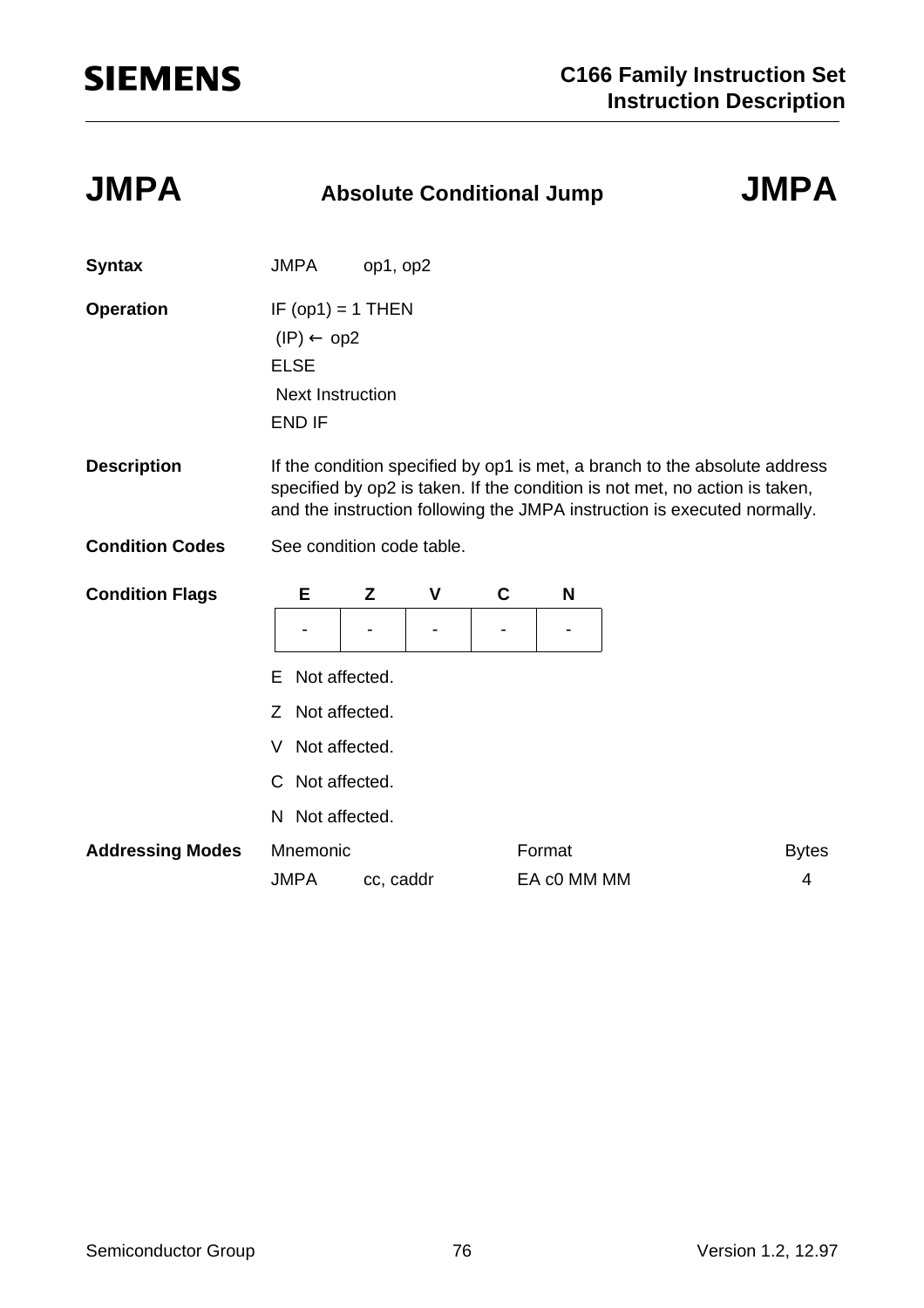# JMPA — Absolute Conditional Jump — JMPA

**Syntax** JMPA op1, op2

**Operation**

```
IF (op1) = 1 THEN
 (IP) ← op2
ELSE
 Next Instruction
END IF
```

**Description** If the condition specified by op1 is met, a branch to the absolute address specified by op2 is taken. If the condition is not met, no action is taken, and the instruction following the JMPA instruction is executed normally.

**Condition Codes** See condition code table.

**Condition Flags**

| E | Z | V | C | N |
|---|---|---|---|---|
| - | - | - | - | - |

E Not affected.

Z Not affected.

V Not affected.

C Not affected.

N Not affected.

**Addressing Modes**

| Mnemonic | | Format | Bytes |
|---|---|---|---|
| JMPA | cc, caddr | EA c0 MM MM | 4 |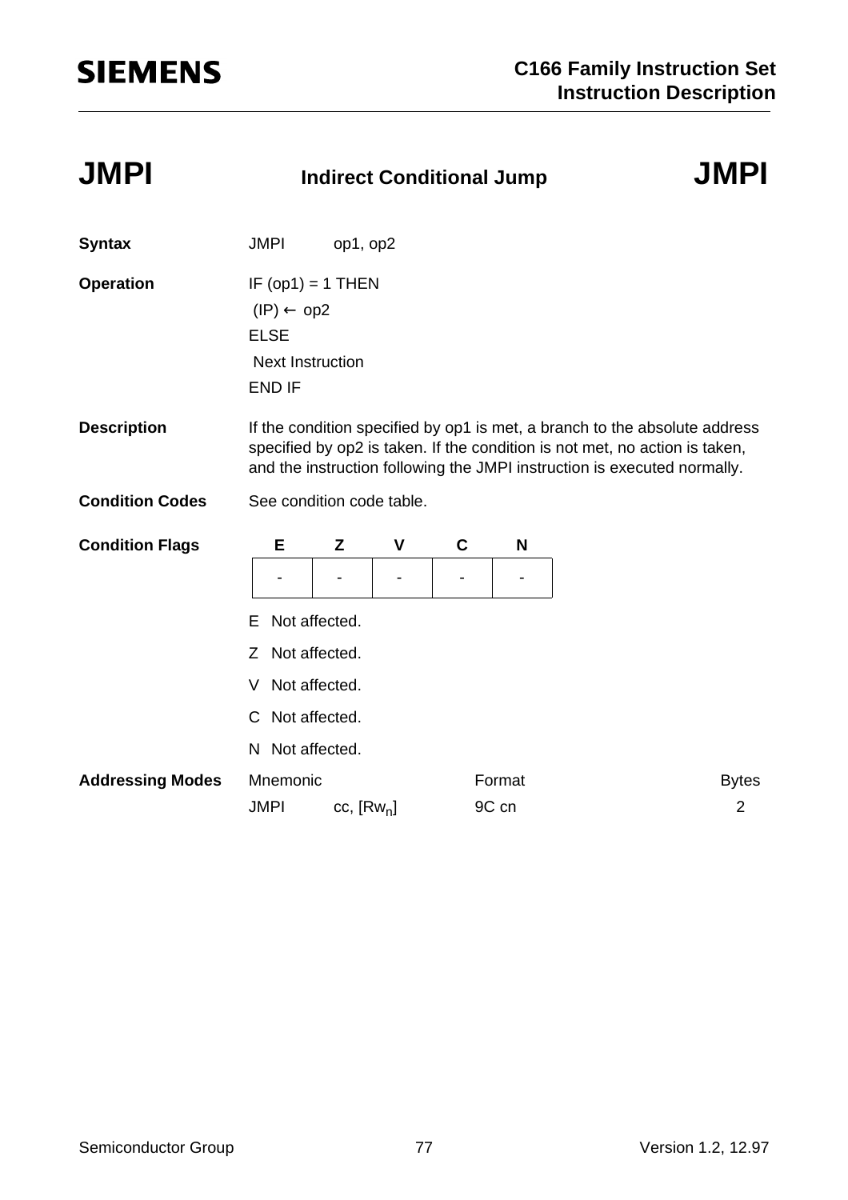# JMPI — Indirect Conditional Jump

**Syntax** JMPI op1, op2

**Operation**

```
IF (op1) = 1 THEN
 (IP) ← op2
ELSE
 Next Instruction
END IF
```

**Description** If the condition specified by op1 is met, a branch to the absolute address specified by op2 is taken. If the condition is not met, no action is taken, and the instruction following the JMPI instruction is executed normally.

**Condition Codes** See condition code table.

**Condition Flags**

| E | Z | V | C | N |
|---|---|---|---|---|
| - | - | - | - | - |

E Not affected.

Z Not affected.

V Not affected.

C Not affected.

N Not affected.

**Addressing Modes**

| Mnemonic | | Format | Bytes |
|---|---|---|---|
| JMPI | cc, [$Rw_n$] | 9C cn | 2 |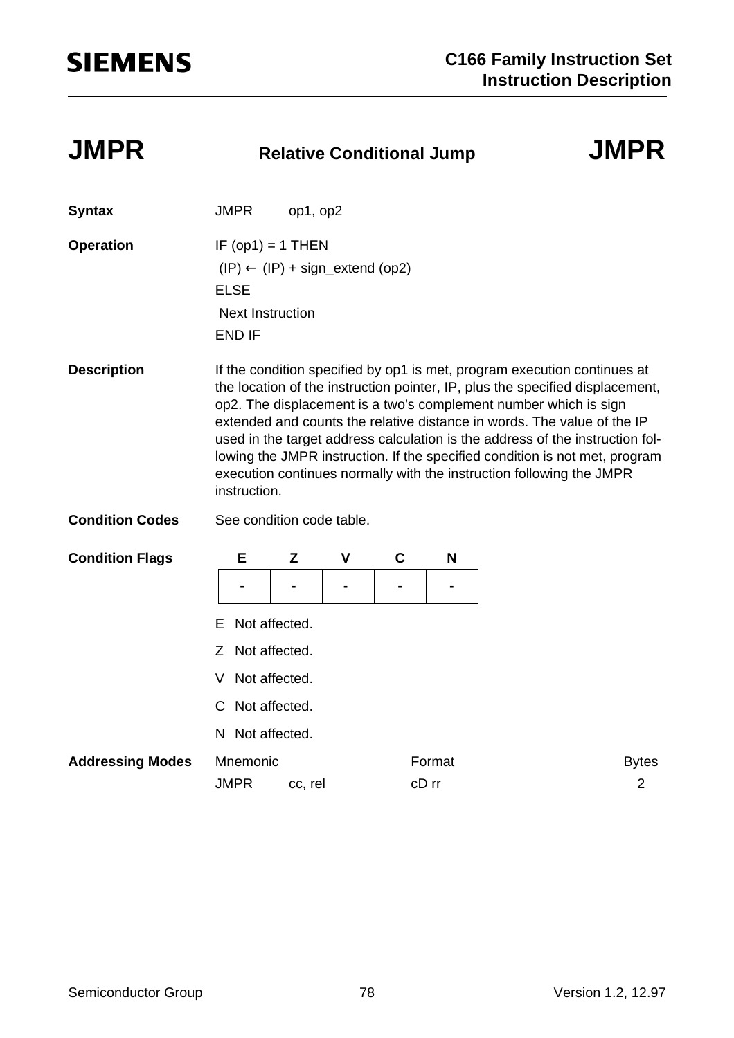# JMPR — Relative Conditional Jump — JMPR

**Syntax**

JMPR op1, op2

**Operation**

```
IF (op1) = 1 THEN
 (IP) ← (IP) + sign_extend (op2)
ELSE
 Next Instruction
END IF
```

**Description**

If the condition specified by op1 is met, program execution continues at the location of the instruction pointer, IP, plus the specified displacement, op2. The displacement is a two's complement number which is sign extended and counts the relative distance in words. The value of the IP used in the target address calculation is the address of the instruction following the JMPR instruction. If the specified condition is not met, program execution continues normally with the instruction following the JMPR instruction.

**Condition Codes**

See condition code table.

**Condition Flags**

| E | Z | V | C | N |
|---|---|---|---|---|
| - | - | - | - | - |

E Not affected.

Z Not affected.

V Not affected.

C Not affected.

N Not affected.

**Addressing Modes**

| Mnemonic | | Format | Bytes |
|---|---|---|---|
| JMPR | cc, rel | cD rr | 2 |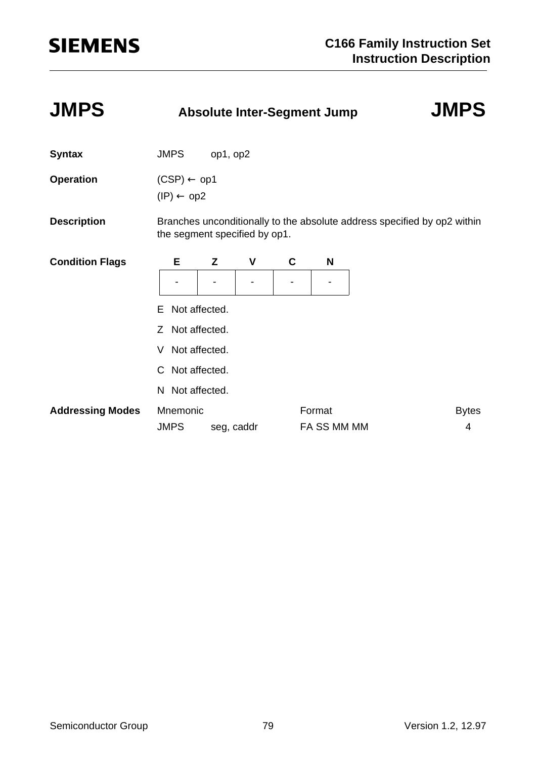# JMPS — Absolute Inter-Segment Jump — JMPS

**Syntax**

JMPS op1, op2

**Operation**

(CSP) ← op1
(IP) ← op2

**Description**

Branches unconditionally to the absolute address specified by op2 within the segment specified by op1.

**Condition Flags**

| E | Z | V | C | N |
|---|---|---|---|---|
| - | - | - | - | - |

E Not affected.

Z Not affected.

V Not affected.

C Not affected.

N Not affected.

**Addressing Modes**

| Mnemonic | | Format | Bytes |
|---|---|---|---|
| JMPS | seg, caddr | FA SS MM MM | 4 |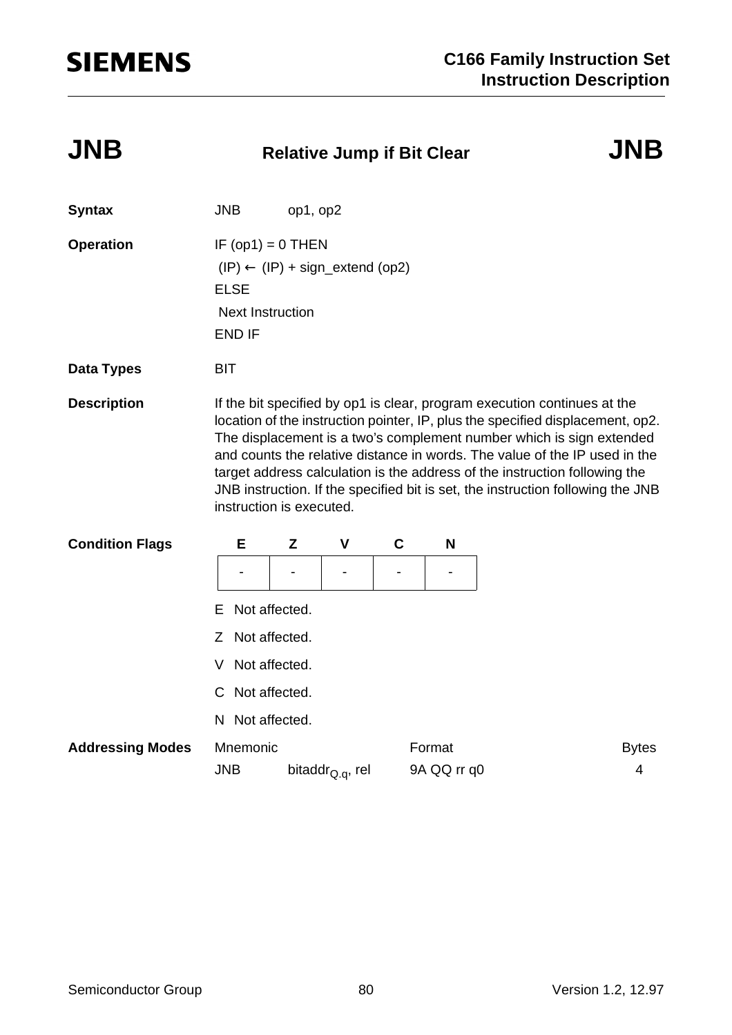# JNB — Relative Jump if Bit Clear — JNB

**Syntax**

JNB op1, op2

**Operation**

```
IF (op1) = 0 THEN
 (IP) ← (IP) + sign_extend (op2)
ELSE
 Next Instruction
END IF
```

**Data Types**

BIT

**Description**

If the bit specified by op1 is clear, program execution continues at the location of the instruction pointer, IP, plus the specified displacement, op2. The displacement is a two's complement number which is sign extended and counts the relative distance in words. The value of the IP used in the target address calculation is the address of the instruction following the JNB instruction. If the specified bit is set, the instruction following the JNB instruction is executed.

**Condition Flags**

| E | Z | V | C | N |
|---|---|---|---|---|
| - | - | - | - | - |

E Not affected.

Z Not affected.

V Not affected.

C Not affected.

N Not affected.

**Addressing Modes**

| Mnemonic | | Format | Bytes |
|---|---|---|---|
| JNB | $bitaddr_{Q.q}$, rel | 9A QQ rr q0 | 4 |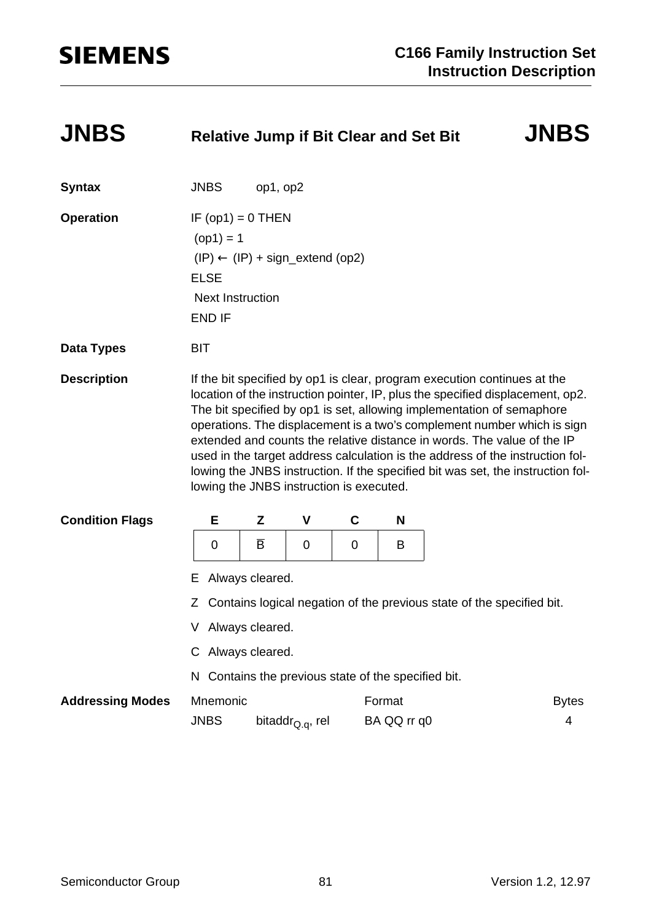# JNBS — Relative Jump if Bit Clear and Set Bit

**Syntax**

JNBS op1, op2

**Operation**

```
IF (op1) = 0 THEN
 (op1) = 1
 (IP) ← (IP) + sign_extend (op2)
ELSE
 Next Instruction
END IF
```

**Data Types**

BIT

**Description**

If the bit specified by op1 is clear, program execution continues at the location of the instruction pointer, IP, plus the specified displacement, op2. The bit specified by op1 is set, allowing implementation of semaphore operations. The displacement is a two's complement number which is sign extended and counts the relative distance in words. The value of the IP used in the target address calculation is the address of the instruction following the JNBS instruction. If the specified bit was set, the instruction following the JNBS instruction is executed.

**Condition Flags**

| E | Z | V | C | N |
|---|---|---|---|---|
| 0 | $\overline{B}$ | 0 | 0 | B |

E Always cleared.

Z Contains logical negation of the previous state of the specified bit.

V Always cleared.

C Always cleared.

N Contains the previous state of the specified bit.

**Addressing Modes**

| Mnemonic | | Format | Bytes |
|---|---|---|---|
| JNBS | $bitaddr_{Q.q}$, rel | BA QQ rr q0 | 4 |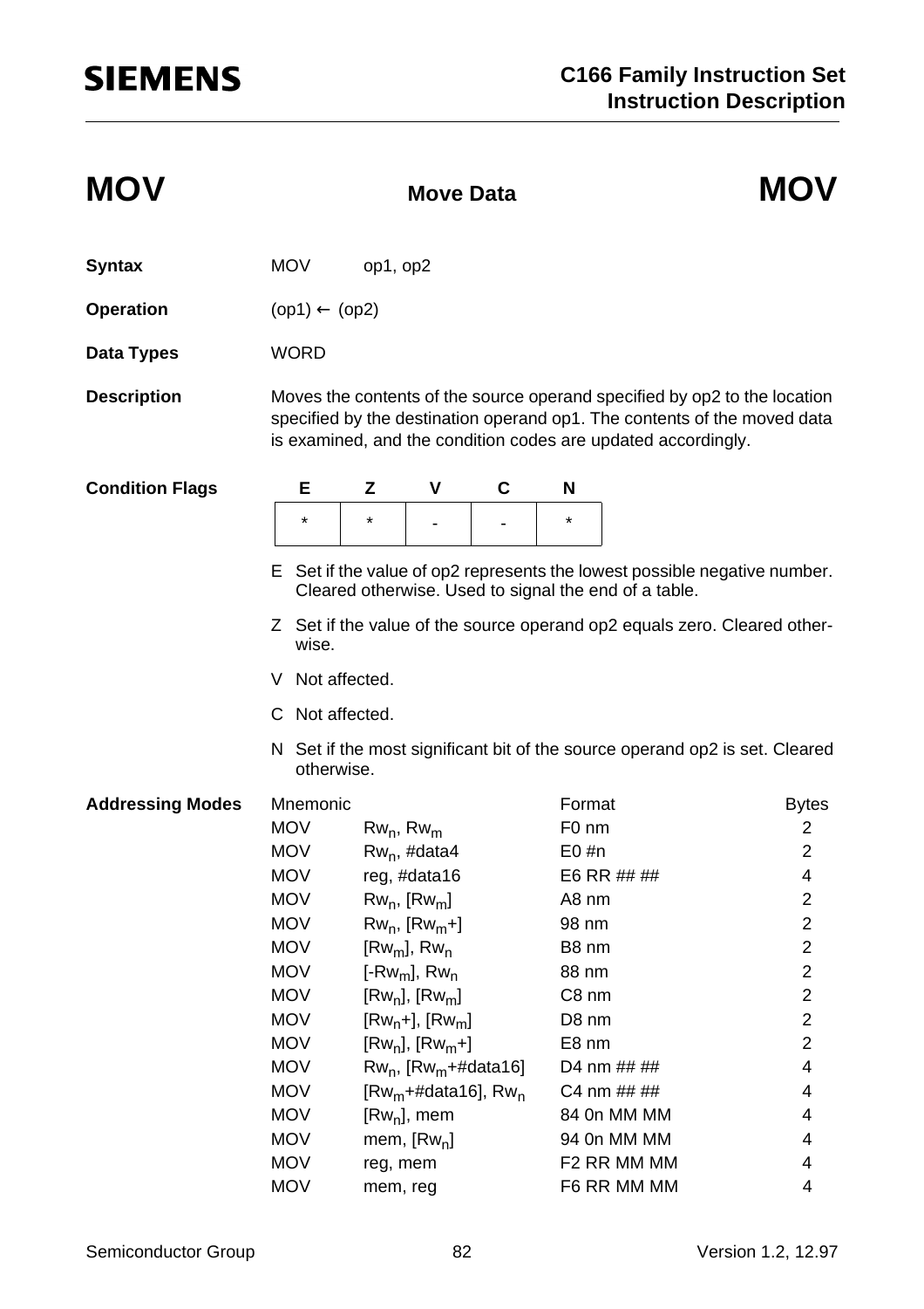# MOV — Move Data — MOV

**Syntax** MOV op1, op2

**Operation** (op1) ← (op2)

**Data Types** WORD

**Description** Moves the contents of the source operand specified by op2 to the location specified by the destination operand op1. The contents of the moved data is examined, and the condition codes are updated accordingly.

**Condition Flags**

| E | Z | V | C | N |
|---|---|---|---|---|
| * | * | - | - | * |

- E Set if the value of op2 represents the lowest possible negative number. Cleared otherwise. Used to signal the end of a table.
- Z Set if the value of the source operand op2 equals zero. Cleared otherwise.
- V Not affected.
- C Not affected.
- N Set if the most significant bit of the source operand op2 is set. Cleared otherwise.

**Addressing Modes**

| Mnemonic | | Format | Bytes |
|---|---|---|---|
| MOV | $Rw_n$, $Rw_m$ | F0 nm | 2 |
| MOV | $Rw_n$, #data4 | E0 #n | 2 |
| MOV | reg, #data16 | E6 RR ## ## | 4 |
| MOV | $Rw_n$, [$Rw_m$] | A8 nm | 2 |
| MOV | $Rw_n$, [$Rw_m$+] | 98 nm | 2 |
| MOV | [$Rw_m$], $Rw_n$ | B8 nm | 2 |
| MOV | [-$Rw_m$], $Rw_n$ | 88 nm | 2 |
| MOV | [$Rw_n$], [$Rw_m$] | C8 nm | 2 |
| MOV | [$Rw_n$+], [$Rw_m$] | D8 nm | 2 |
| MOV | [$Rw_n$], [$Rw_m$+] | E8 nm | 2 |
| MOV | $Rw_n$, [$Rw_m$+#data16] | D4 nm ## ## | 4 |
| MOV | [$Rw_m$+#data16], $Rw_n$ | C4 nm ## ## | 4 |
| MOV | [$Rw_n$], mem | 84 0n MM MM | 4 |
| MOV | mem, [$Rw_n$] | 94 0n MM MM | 4 |
| MOV | reg, mem | F2 RR MM MM | 4 |
| MOV | mem, reg | F6 RR MM MM | 4 |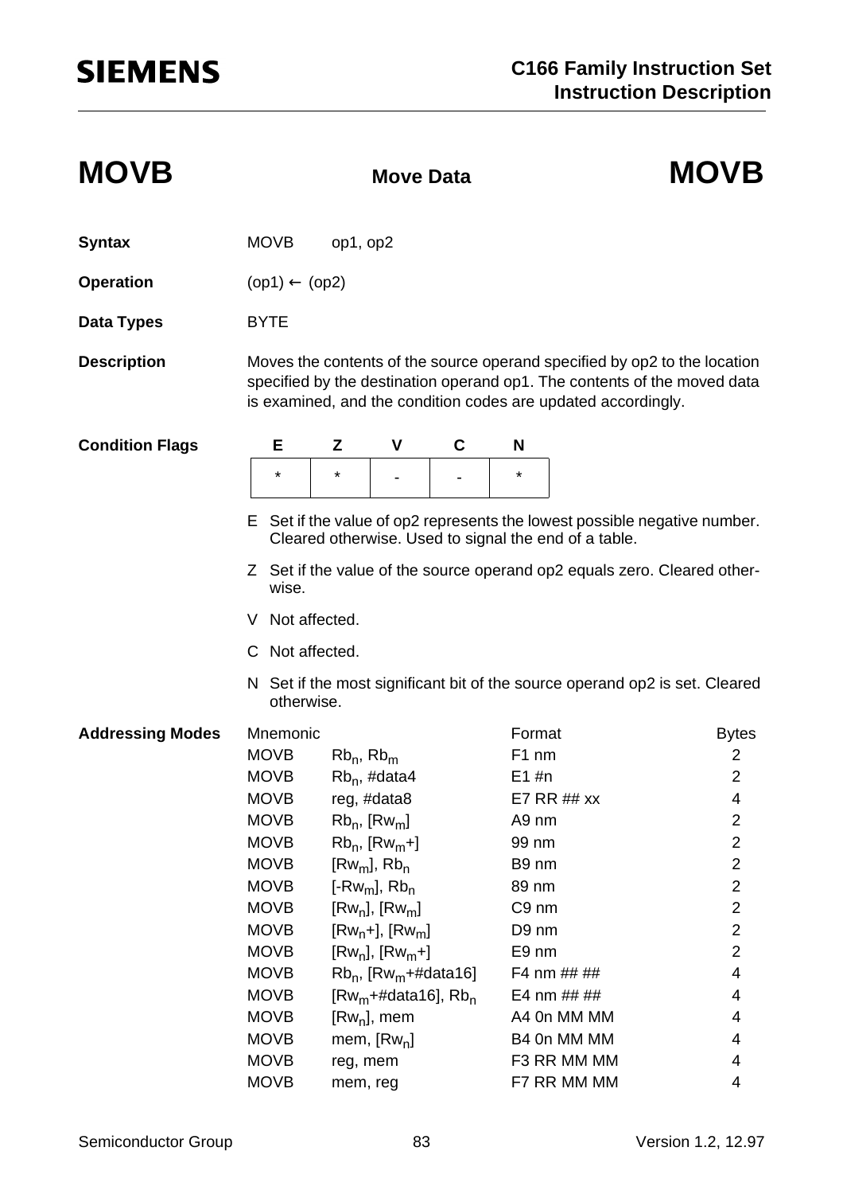# MOVB — Move Data — MOVB

**Syntax** MOVB op1, op2

**Operation** (op1) ← (op2)

**Data Types** BYTE

**Description** Moves the contents of the source operand specified by op2 to the location specified by the destination operand op1. The contents of the moved data is examined, and the condition codes are updated accordingly.

**Condition Flags**

| E | Z | V | C | N |
|---|---|---|---|---|
| * | * | - | - | * |

E Set if the value of op2 represents the lowest possible negative number. Cleared otherwise. Used to signal the end of a table.

Z Set if the value of the source operand op2 equals zero. Cleared otherwise.

V Not affected.

C Not affected.

N Set if the most significant bit of the source operand op2 is set. Cleared otherwise.

**Addressing Modes**

| Mnemonic | | Format | Bytes |
|---|---|---|---|
| MOVB | $Rb_n$, $Rb_m$ | F1 nm | 2 |
| MOVB | $Rb_n$, #data4 | E1 #n | 2 |
| MOVB | reg, #data8 | E7 RR ## xx | 4 |
| MOVB | $Rb_n$, [$Rw_m$] | A9 nm | 2 |
| MOVB | $Rb_n$, [$Rw_m$+] | 99 nm | 2 |
| MOVB | [$Rw_m$], $Rb_n$ | B9 nm | 2 |
| MOVB | [-$Rw_m$], $Rb_n$ | 89 nm | 2 |
| MOVB | [$Rw_n$], [$Rw_m$] | C9 nm | 2 |
| MOVB | [$Rw_n$+], [$Rw_m$] | D9 nm | 2 |
| MOVB | [$Rw_n$], [$Rw_m$+] | E9 nm | 2 |
| MOVB | $Rb_n$, [$Rw_m$+#data16] | F4 nm ## ## | 4 |
| MOVB | [$Rw_m$+#data16], $Rb_n$ | E4 nm ## ## | 4 |
| MOVB | [$Rw_n$], mem | A4 0n MM MM | 4 |
| MOVB | mem, [$Rw_n$] | B4 0n MM MM | 4 |
| MOVB | reg, mem | F3 RR MM MM | 4 |
| MOVB | mem, reg | F7 RR MM MM | 4 |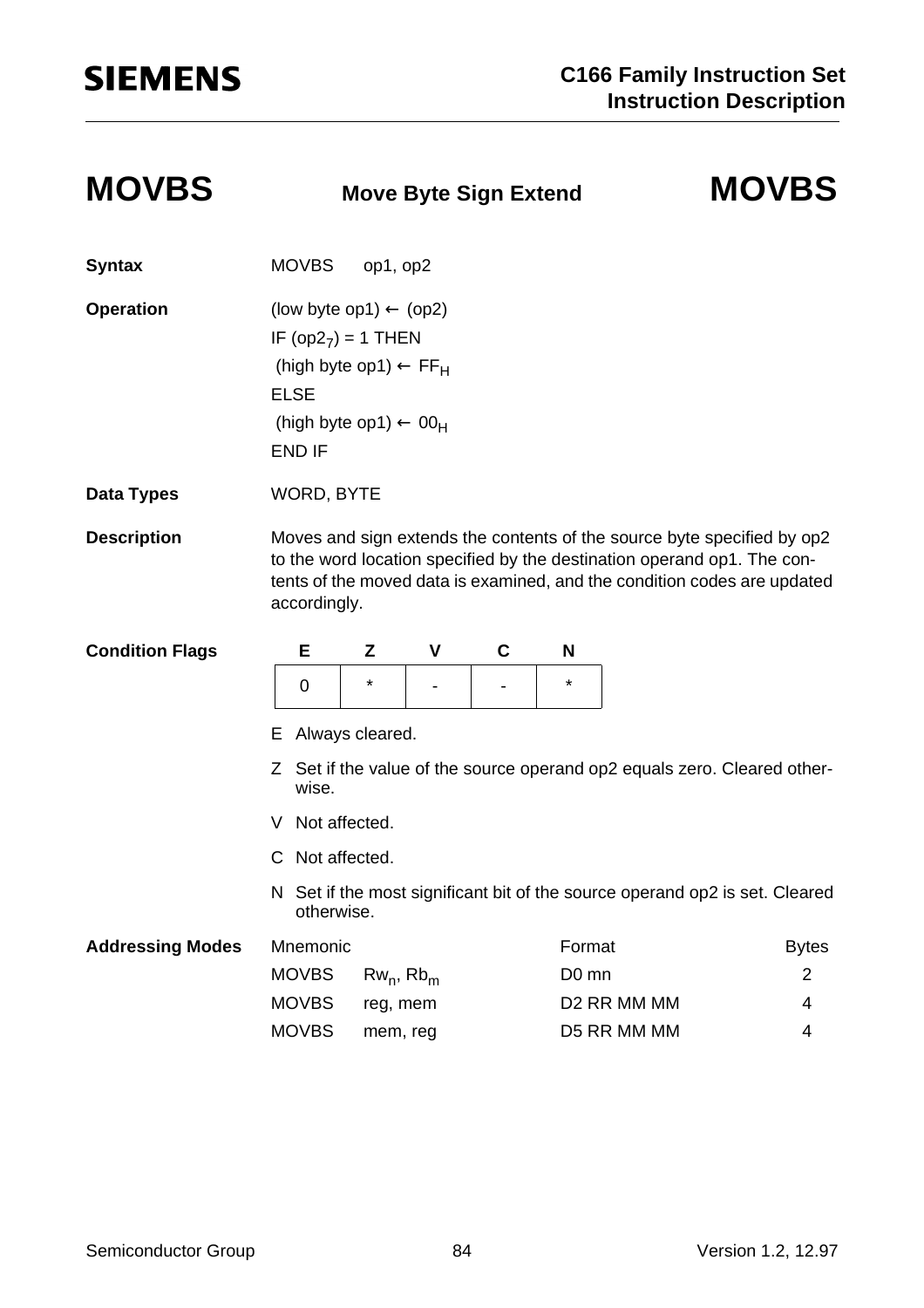# MOVBS Move Byte Sign Extend MOVBS

**Syntax**

MOVBS op1, op2

**Operation**

(low byte op1) ← (op2)
IF ($op2_7$) = 1 THEN
 (high byte op1) ← $FF_H$
ELSE
 (high byte op1) ← $00_H$
END IF

**Data Types**

WORD, BYTE

**Description**

Moves and sign extends the contents of the source byte specified by op2 to the word location specified by the destination operand op1. The contents of the moved data is examined, and the condition codes are updated accordingly.

**Condition Flags**

| E | Z | V | C | N |
|---|---|---|---|---|
| 0 | * | - | - | * |

E Always cleared.

Z Set if the value of the source operand op2 equals zero. Cleared otherwise.

V Not affected.

C Not affected.

N Set if the most significant bit of the source operand op2 is set. Cleared otherwise.

**Addressing Modes**

| Mnemonic | | Format | Bytes |
|---|---|---|---|
| MOVBS | $Rw_n$, $Rb_m$ | D0 mn | 2 |
| MOVBS | reg, mem | D2 RR MM MM | 4 |
| MOVBS | mem, reg | D5 RR MM MM | 4 |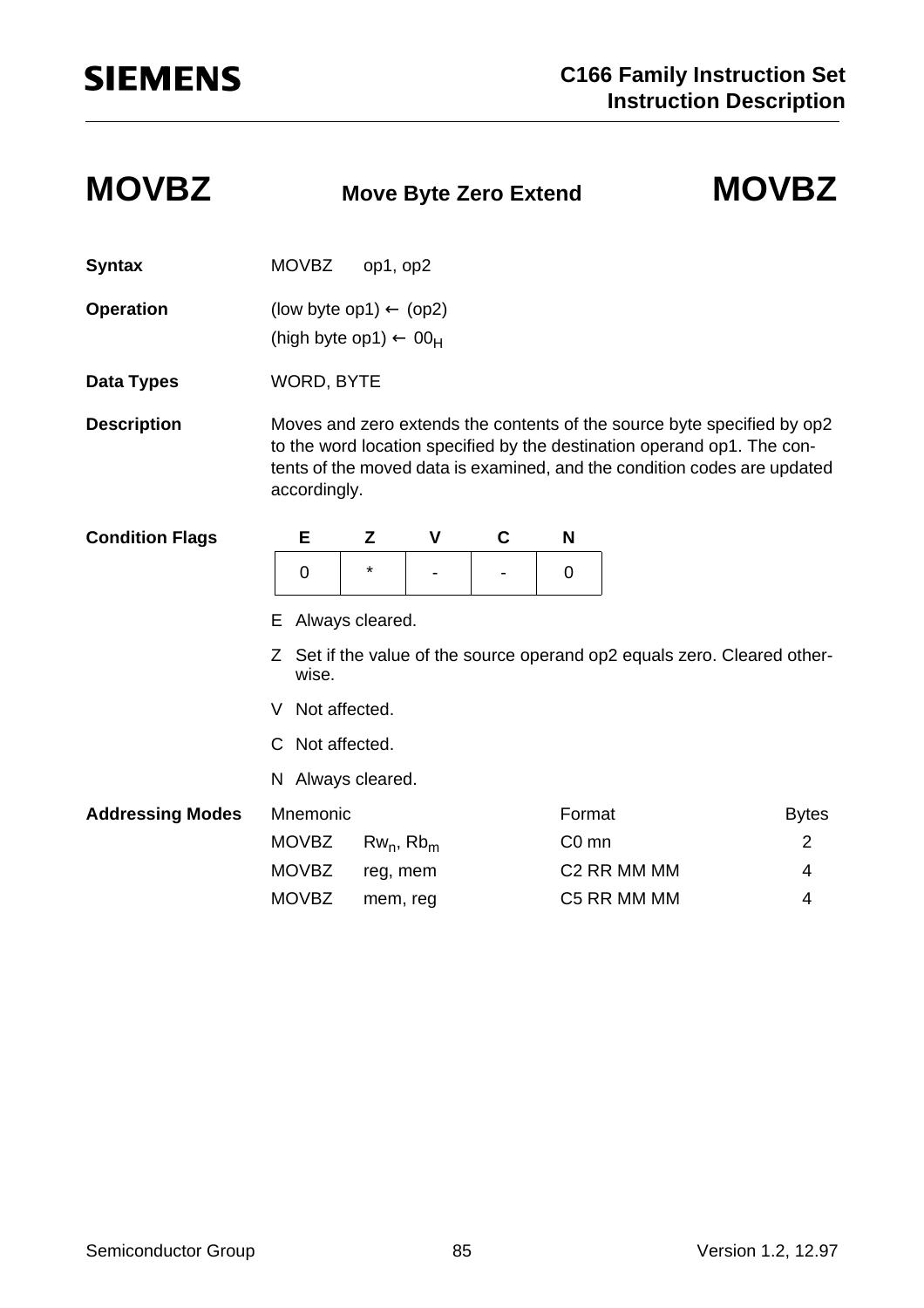# MOVBZ — Move Byte Zero Extend

**Syntax** MOVBZ op1, op2

**Operation** (low byte op1) ← (op2)
(high byte op1) ← $00_H$

**Data Types** WORD, BYTE

**Description** Moves and zero extends the contents of the source byte specified by op2 to the word location specified by the destination operand op1. The contents of the moved data is examined, and the condition codes are updated accordingly.

**Condition Flags**

| E | Z | V | C | N |
|---|---|---|---|---|
| 0 | * | - | - | 0 |

E Always cleared.

Z Set if the value of the source operand op2 equals zero. Cleared otherwise.

V Not affected.

C Not affected.

N Always cleared.

**Addressing Modes**

| Mnemonic | | Format | Bytes |
|---|---|---|---|
| MOVBZ | $Rw_n$, $Rb_m$ | C0 mn | 2 |
| MOVBZ | reg, mem | C2 RR MM MM | 4 |
| MOVBZ | mem, reg | C5 RR MM MM | 4 |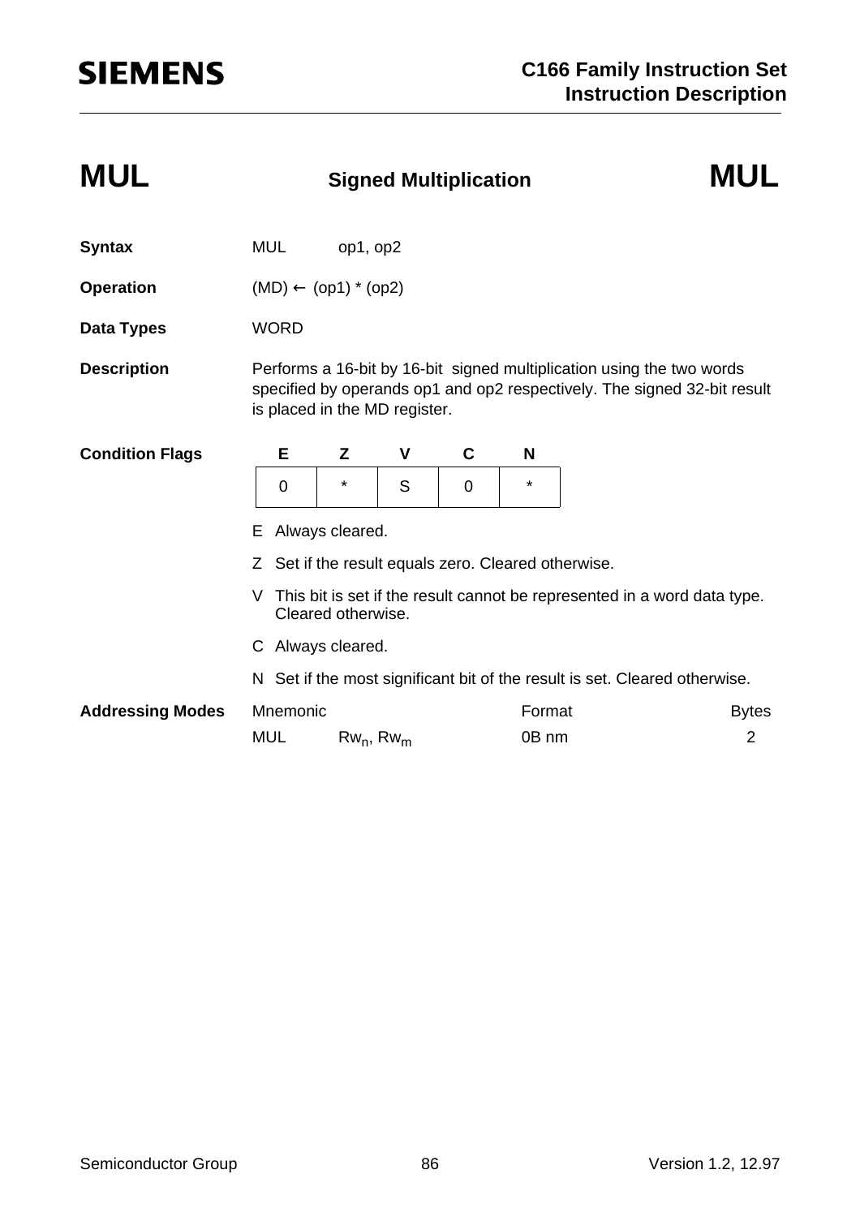# MUL — Signed Multiplication — MUL

**Syntax** MUL op1, op2

**Operation** (MD) ← (op1) * (op2)

**Data Types** WORD

**Description** Performs a 16-bit by 16-bit signed multiplication using the two words specified by operands op1 and op2 respectively. The signed 32-bit result is placed in the MD register.

**Condition Flags**

| E | Z | V | C | N |
|---|---|---|---|---|
| 0 | * | S | 0 | * |

E Always cleared.

Z Set if the result equals zero. Cleared otherwise.

V This bit is set if the result cannot be represented in a word data type. Cleared otherwise.

C Always cleared.

N Set if the most significant bit of the result is set. Cleared otherwise.

**Addressing Modes**

| Mnemonic | | Format | Bytes |
|---|---|---|---|
| MUL | $Rw_n$, $Rw_m$ | 0B nm | 2 |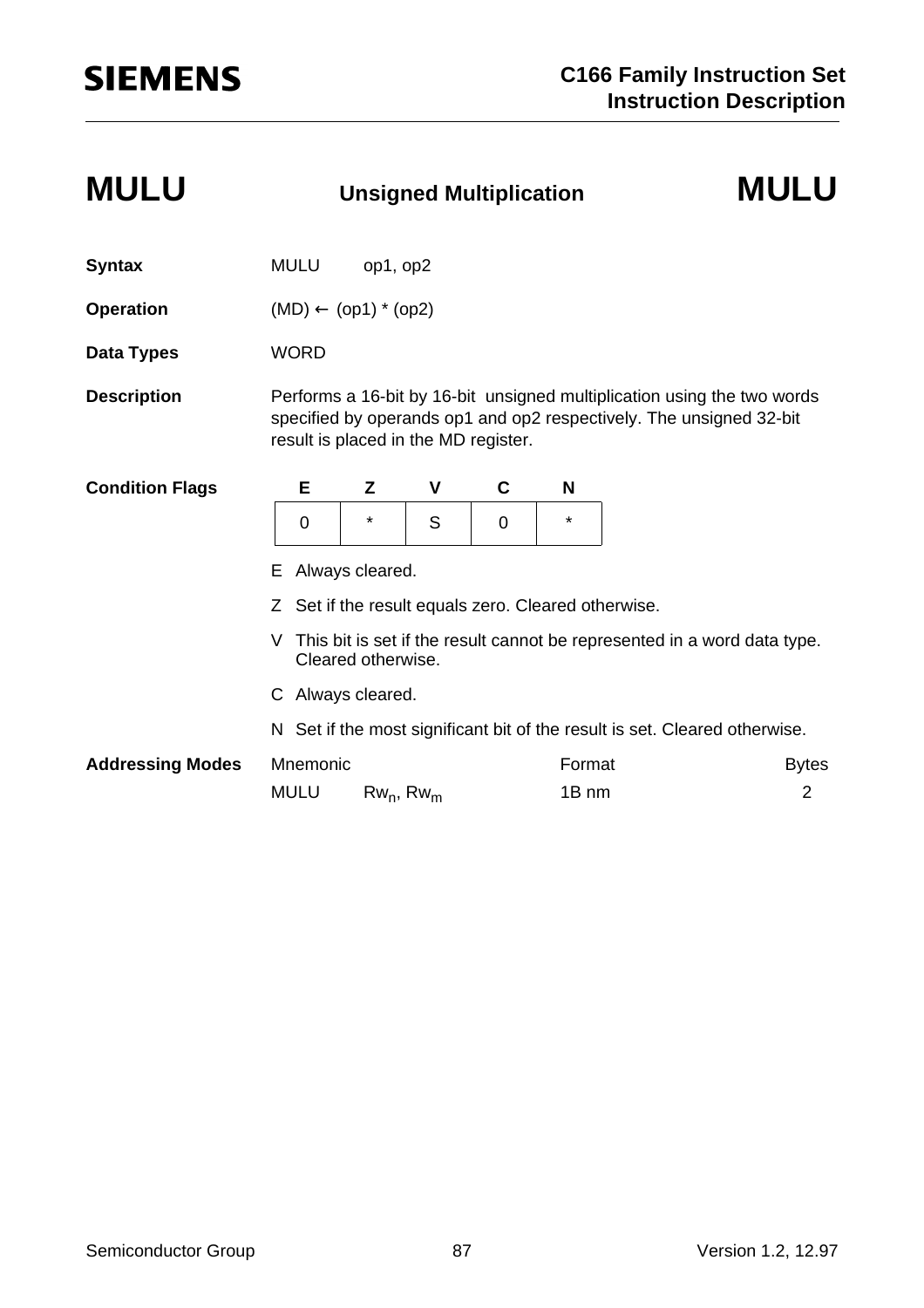# MULU Unsigned Multiplication MULU

**Syntax** MULU op1, op2

**Operation** (MD) ← (op1) * (op2)

**Data Types** WORD

**Description** Performs a 16-bit by 16-bit unsigned multiplication using the two words specified by operands op1 and op2 respectively. The unsigned 32-bit result is placed in the MD register.

**Condition Flags**

| E | Z | V | C | N |
|---|---|---|---|---|
| 0 | * | S | 0 | * |

E Always cleared.

Z Set if the result equals zero. Cleared otherwise.

V This bit is set if the result cannot be represented in a word data type. Cleared otherwise.

C Always cleared.

N Set if the most significant bit of the result is set. Cleared otherwise.

**Addressing Modes**

| Mnemonic | | Format | Bytes |
|---|---|---|---|
| MULU | $Rw_n$, $Rw_m$ | 1B nm | 2 |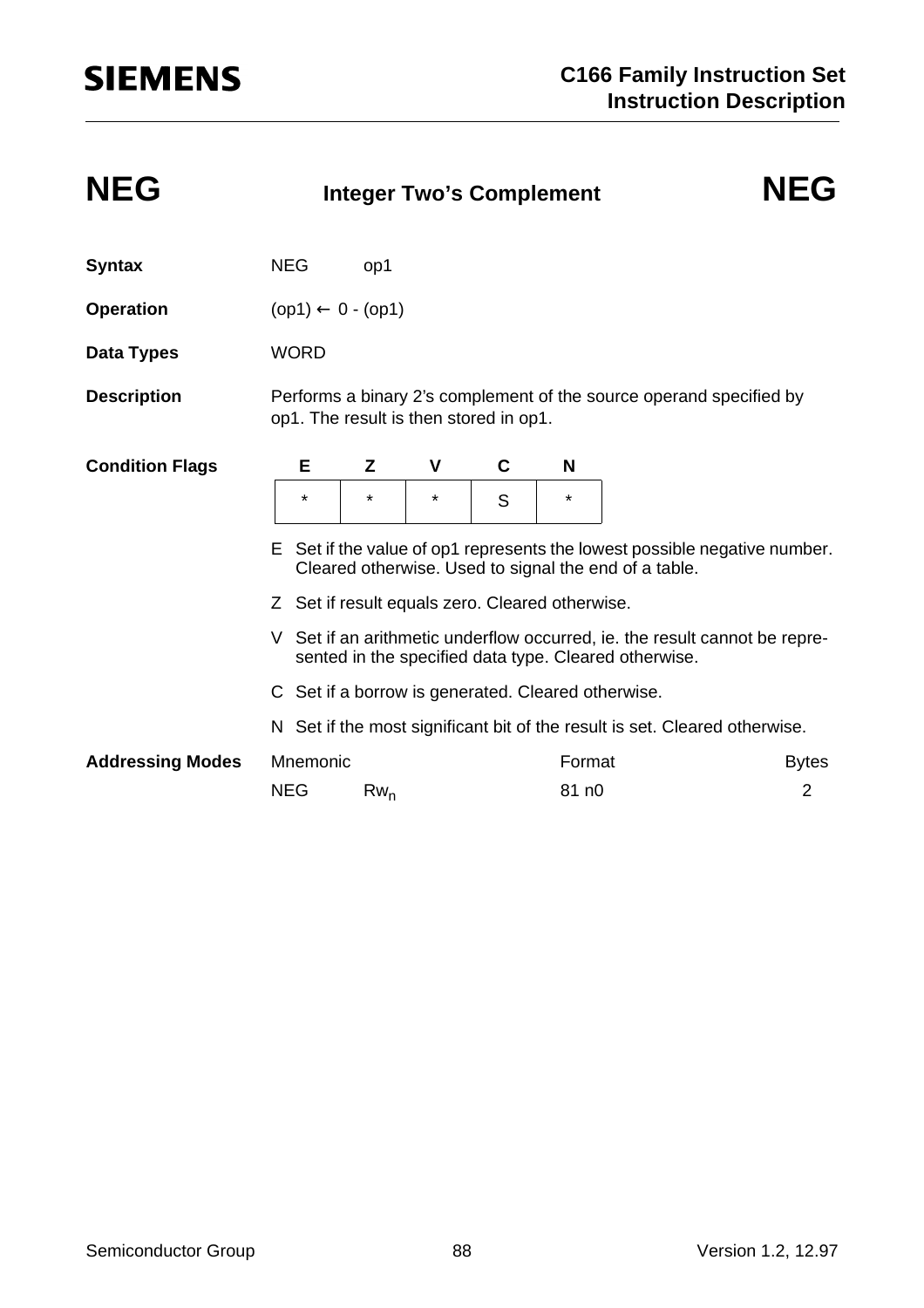# NEG — Integer Two's Complement — NEG

**Syntax** NEG op1

**Operation** (op1) ← 0 - (op1)

**Data Types** WORD

**Description** Performs a binary 2's complement of the source operand specified by op1. The result is then stored in op1.

**Condition Flags**

| E | Z | V | C | N |
|---|---|---|---|---|
| * | * | * | S | * |

E Set if the value of op1 represents the lowest possible negative number. Cleared otherwise. Used to signal the end of a table.

Z Set if result equals zero. Cleared otherwise.

V Set if an arithmetic underflow occurred, ie. the result cannot be represented in the specified data type. Cleared otherwise.

C Set if a borrow is generated. Cleared otherwise.

N Set if the most significant bit of the result is set. Cleared otherwise.

**Addressing Modes**

| Mnemonic | | Format | Bytes |
|---|---|---|---|
| NEG | $Rw_n$ | 81 n0 | 2 |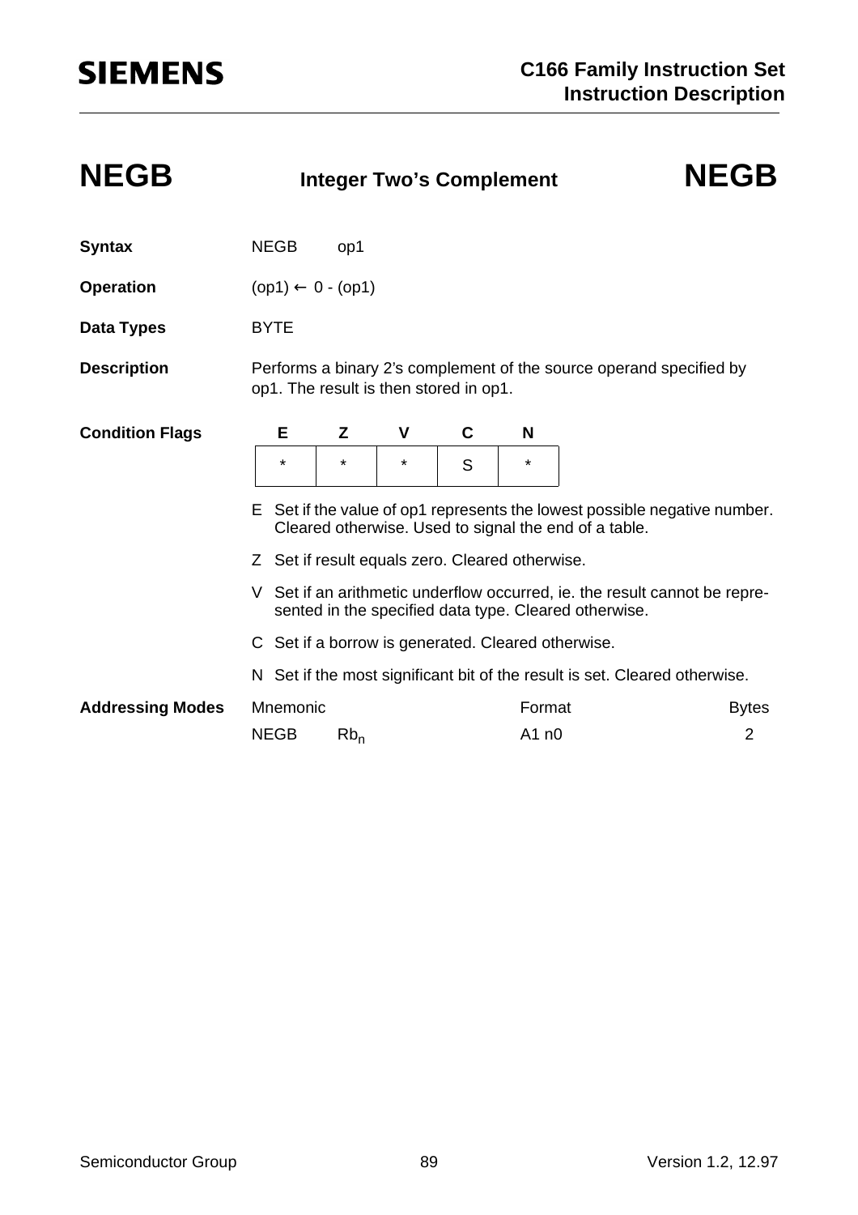# NEGB — Integer Two's Complement — NEGB

**Syntax** NEGB op1

**Operation** (op1) ← 0 - (op1)

**Data Types** BYTE

**Description** Performs a binary 2's complement of the source operand specified by op1. The result is then stored in op1.

**Condition Flags**

| E | Z | V | C | N |
|---|---|---|---|---|
| * | * | * | S | * |

E Set if the value of op1 represents the lowest possible negative number. Cleared otherwise. Used to signal the end of a table.

Z Set if result equals zero. Cleared otherwise.

V Set if an arithmetic underflow occurred, ie. the result cannot be represented in the specified data type. Cleared otherwise.

C Set if a borrow is generated. Cleared otherwise.

N Set if the most significant bit of the result is set. Cleared otherwise.

**Addressing Modes**

| Mnemonic | | Format | Bytes |
|---|---|---|---|
| NEGB | $Rb_n$ | A1 n0 | 2 |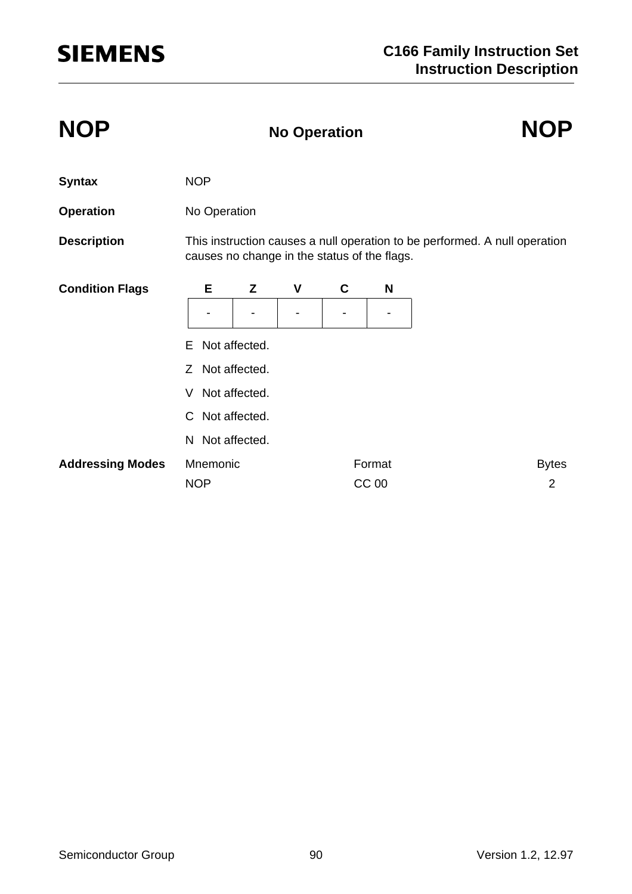# NOP — No Operation — NOP

**Syntax** NOP

**Operation** No Operation

**Description** This instruction causes a null operation to be performed. A null operation causes no change in the status of the flags.

**Condition Flags**

| E | Z | V | C | N |
|---|---|---|---|---|
| - | - | - | - | - |

E Not affected.

Z Not affected.

V Not affected.

C Not affected.

N Not affected.

**Addressing Modes**

| Mnemonic | Format | Bytes |
|---|---|---|
| NOP | CC 00 | 2 |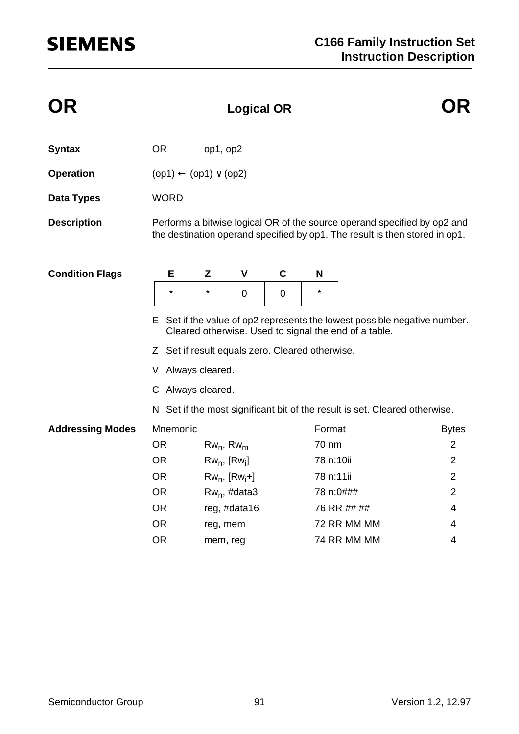# OR — Logical OR — OR

**Syntax** OR op1, op2

**Operation** (op1) ← (op1) ∨ (op2)

**Data Types** WORD

**Description** Performs a bitwise logical OR of the source operand specified by op2 and the destination operand specified by op1. The result is then stored in op1.

**Condition Flags**

| E | Z | V | C | N |
|---|---|---|---|---|
| * | * | 0 | 0 | * |

E Set if the value of op2 represents the lowest possible negative number. Cleared otherwise. Used to signal the end of a table.

Z Set if result equals zero. Cleared otherwise.

V Always cleared.

C Always cleared.

N Set if the most significant bit of the result is set. Cleared otherwise.

**Addressing Modes**

| Mnemonic | | Format | Bytes |
|---|---|---|---|
| OR | $Rw_n$, $Rw_m$ | 70 nm | 2 |
| OR | $Rw_n$, [$Rw_i$] | 78 n:10ii | 2 |
| OR | $Rw_n$, [$Rw_i$+] | 78 n:11ii | 2 |
| OR | $Rw_n$, #data3 | 78 n:0### | 2 |
| OR | reg, #data16 | 76 RR ## ## | 4 |
| OR | reg, mem | 72 RR MM MM | 4 |
| OR | mem, reg | 74 RR MM MM | 4 |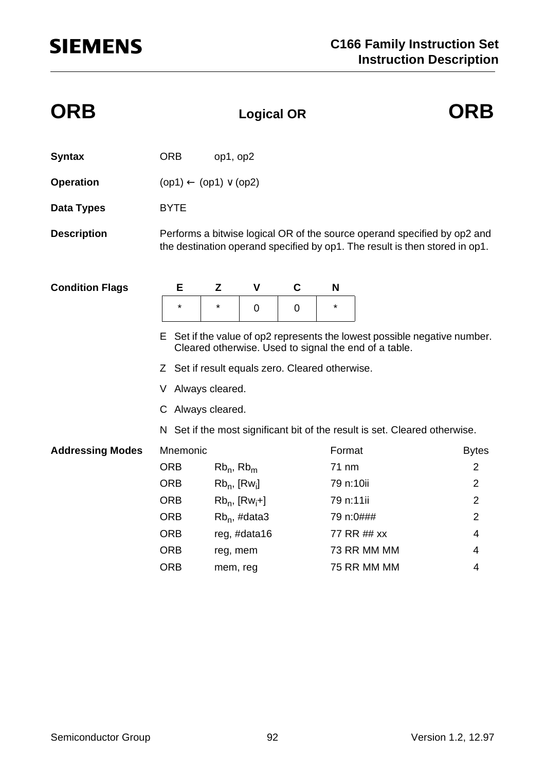# ORB — Logical OR — ORB

**Syntax** ORB op1, op2

**Operation** (op1) ← (op1) ∨ (op2)

**Data Types** BYTE

**Description** Performs a bitwise logical OR of the source operand specified by op2 and the destination operand specified by op1. The result is then stored in op1.

**Condition Flags**

| E | Z | V | C | N |
|---|---|---|---|---|
| * | * | 0 | 0 | * |

E Set if the value of op2 represents the lowest possible negative number. Cleared otherwise. Used to signal the end of a table.

Z Set if result equals zero. Cleared otherwise.

V Always cleared.

C Always cleared.

N Set if the most significant bit of the result is set. Cleared otherwise.

**Addressing Modes**

| Mnemonic | | Format | Bytes |
|---|---|---|---|
| ORB | $Rb_n$, $Rb_m$ | 71 nm | 2 |
| ORB | $Rb_n$, [$Rw_i$] | 79 n:10ii | 2 |
| ORB | $Rb_n$, [$Rw_i$+] | 79 n:11ii | 2 |
| ORB | $Rb_n$, #data3 | 79 n:0### | 2 |
| ORB | reg, #data16 | 77 RR ## xx | 4 |
| ORB | reg, mem | 73 RR MM MM | 4 |
| ORB | mem, reg | 75 RR MM MM | 4 |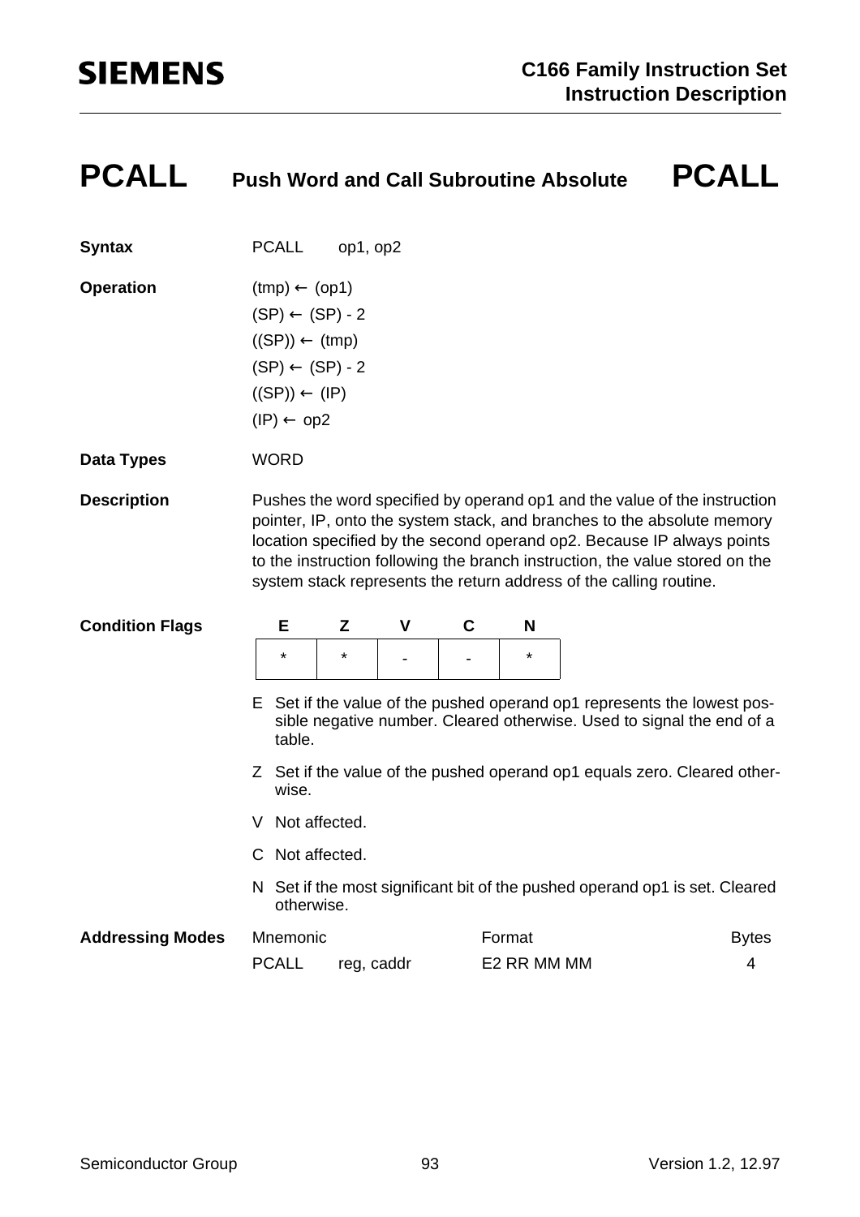# PCALL Push Word and Call Subroutine Absolute PCALL

**Syntax**

PCALL op1, op2

**Operation**

(tmp) ← (op1)
(SP) ← (SP) - 2
((SP)) ← (tmp)
(SP) ← (SP) - 2
((SP)) ← (IP)
(IP) ← op2

**Data Types**

WORD

**Description**

Pushes the word specified by operand op1 and the value of the instruction pointer, IP, onto the system stack, and branches to the absolute memory location specified by the second operand op2. Because IP always points to the instruction following the branch instruction, the value stored on the system stack represents the return address of the calling routine.

**Condition Flags**

| E | Z | V | C | N |
|---|---|---|---|---|
| * | * | - | - | * |

E Set if the value of the pushed operand op1 represents the lowest possible negative number. Cleared otherwise. Used to signal the end of a table.

Z Set if the value of the pushed operand op1 equals zero. Cleared otherwise.

V Not affected.

C Not affected.

N Set if the most significant bit of the pushed operand op1 is set. Cleared otherwise.

**Addressing Modes**

| Mnemonic | | Format | Bytes |
|---|---|---|---|
| PCALL | reg, caddr | E2 RR MM MM | 4 |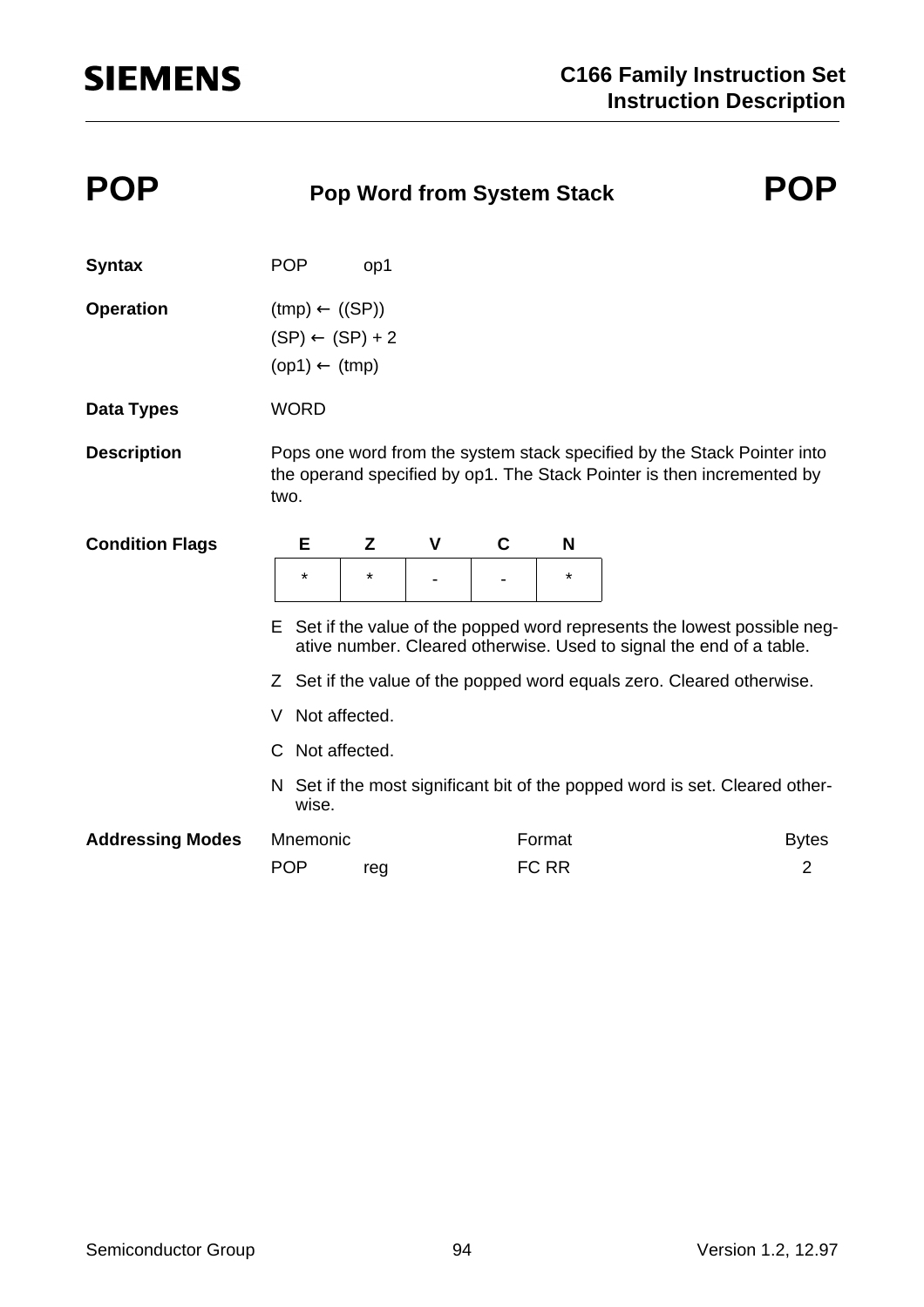# POP Pop Word from System Stack POP

**Syntax** POP op1

**Operation**

(tmp) ← ((SP))
(SP) ← (SP) + 2
(op1) ← (tmp)

**Data Types** WORD

**Description** Pops one word from the system stack specified by the Stack Pointer into the operand specified by op1. The Stack Pointer is then incremented by two.

**Condition Flags**

| E | Z | V | C | N |
|---|---|---|---|---|
| * | * | - | - | * |

E Set if the value of the popped word represents the lowest possible negative number. Cleared otherwise. Used to signal the end of a table.

Z Set if the value of the popped word equals zero. Cleared otherwise.

V Not affected.

C Not affected.

N Set if the most significant bit of the popped word is set. Cleared otherwise.

**Addressing Modes**

| Mnemonic | | Format | Bytes |
|---|---|---|---|
| POP | reg | FC RR | 2 |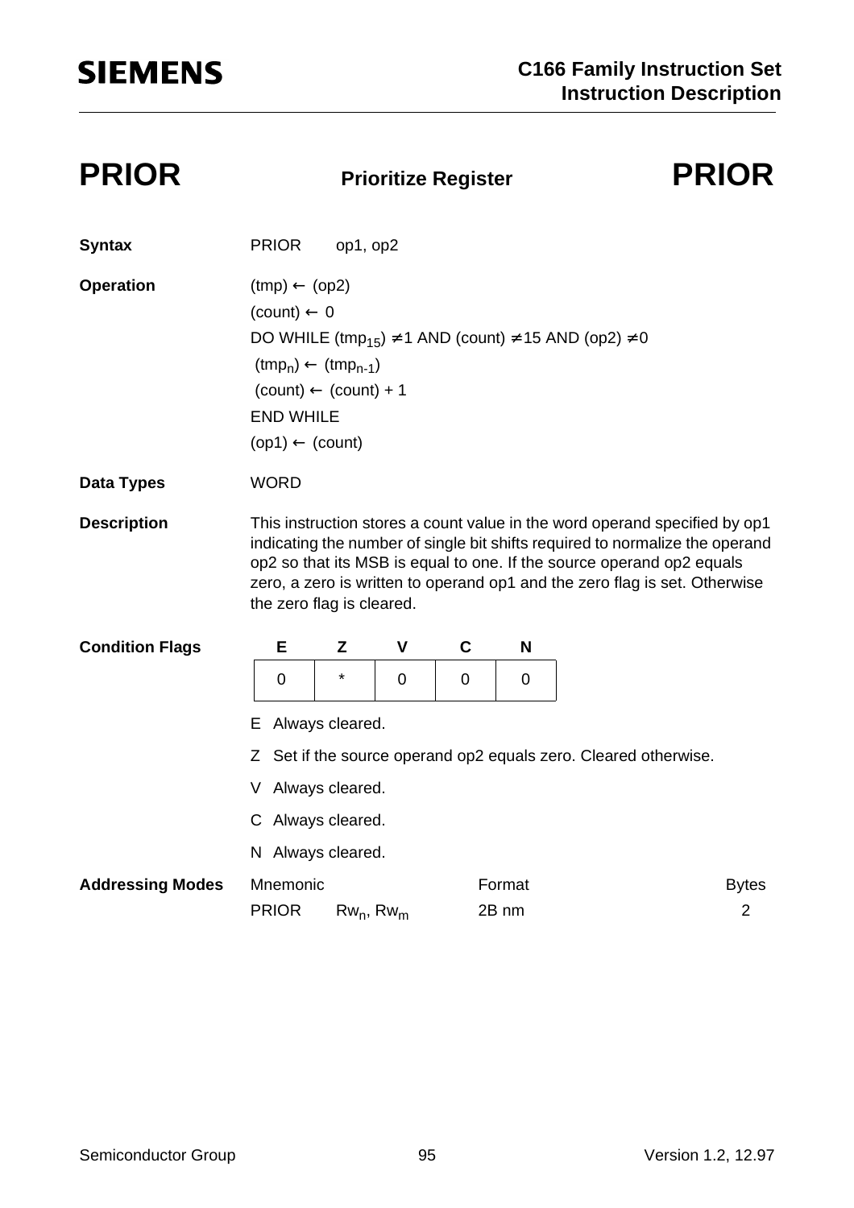# PRIOR — Prioritize Register — PRIOR

**Syntax** PRIOR op1, op2

**Operation**

(tmp) ← (op2)
(count) ← 0
DO WHILE $(tmp_{15}) \neq 1$ AND (count) $\neq$ 15 AND (op2) $\neq$ 0
 $(tmp_n) \leftarrow (tmp_{n-1})$
 (count) ← (count) + 1
END WHILE
(op1) ← (count)

**Data Types** WORD

**Description** This instruction stores a count value in the word operand specified by op1 indicating the number of single bit shifts required to normalize the operand op2 so that its MSB is equal to one. If the source operand op2 equals zero, a zero is written to operand op1 and the zero flag is set. Otherwise the zero flag is cleared.

**Condition Flags**

| E | Z | V | C | N |
|---|---|---|---|---|
| 0 | * | 0 | 0 | 0 |

E Always cleared.

Z Set if the source operand op2 equals zero. Cleared otherwise.

V Always cleared.

C Always cleared.

N Always cleared.

**Addressing Modes**

| Mnemonic | | Format | Bytes |
|---|---|---|---|
| PRIOR | $Rw_n$, $Rw_m$ | 2B nm | 2 |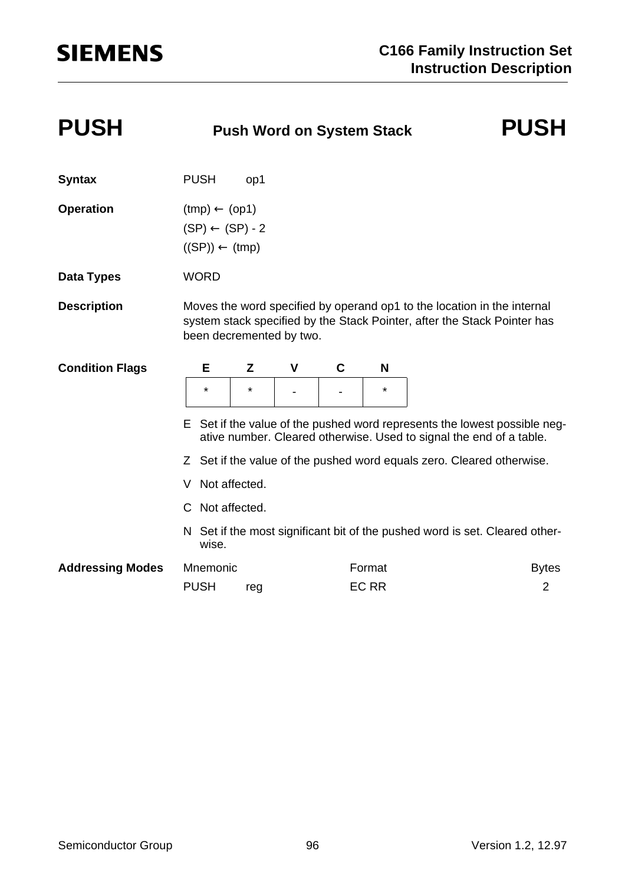# PUSH — Push Word on System Stack — PUSH

**Syntax** PUSH op1

**Operation**

(tmp) ← (op1)
(SP) ← (SP) - 2
((SP)) ← (tmp)

**Data Types** WORD

**Description** Moves the word specified by operand op1 to the location in the internal system stack specified by the Stack Pointer, after the Stack Pointer has been decremented by two.

**Condition Flags**

| E | Z | V | C | N |
|---|---|---|---|---|
| * | * | - | - | * |

- E Set if the value of the pushed word represents the lowest possible negative number. Cleared otherwise. Used to signal the end of a table.
- Z Set if the value of the pushed word equals zero. Cleared otherwise.
- V Not affected.
- C Not affected.
- N Set if the most significant bit of the pushed word is set. Cleared otherwise.

**Addressing Modes**

| Mnemonic | | Format | Bytes |
|---|---|---|---|
| PUSH | reg | EC RR | 2 |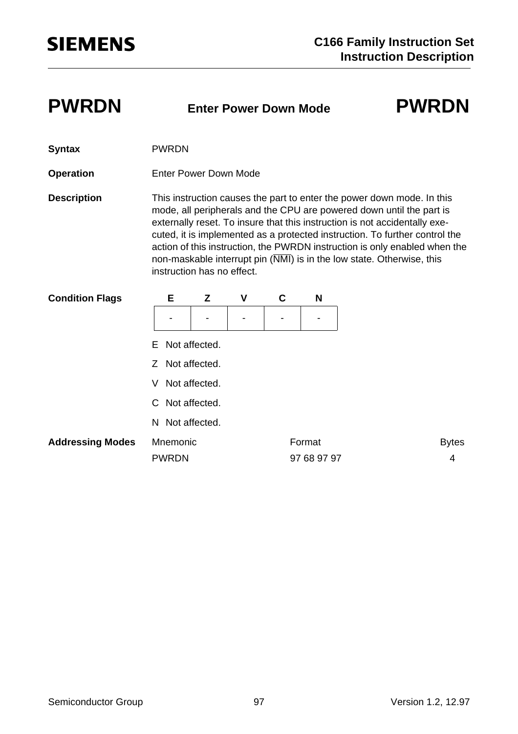# PWRDN Enter Power Down Mode PWRDN

**Syntax** PWRDN

**Operation** Enter Power Down Mode

**Description** This instruction causes the part to enter the power down mode. In this mode, all peripherals and the CPU are powered down until the part is externally reset. To insure that this instruction is not accidentally executed, it is implemented as a protected instruction. To further control the action of this instruction, the PWRDN instruction is only enabled when the non-maskable interrupt pin ($\overline{NMI}$) is in the low state. Otherwise, this instruction has no effect.

**Condition Flags**

| E | Z | V | C | N |
|---|---|---|---|---|
| - | - | - | - | - |

E Not affected.

Z Not affected.

V Not affected.

C Not affected.

N Not affected.

**Addressing Modes**

| Mnemonic | Format | Bytes |
|---|---|---|
| PWRDN | 97 68 97 97 | 4 |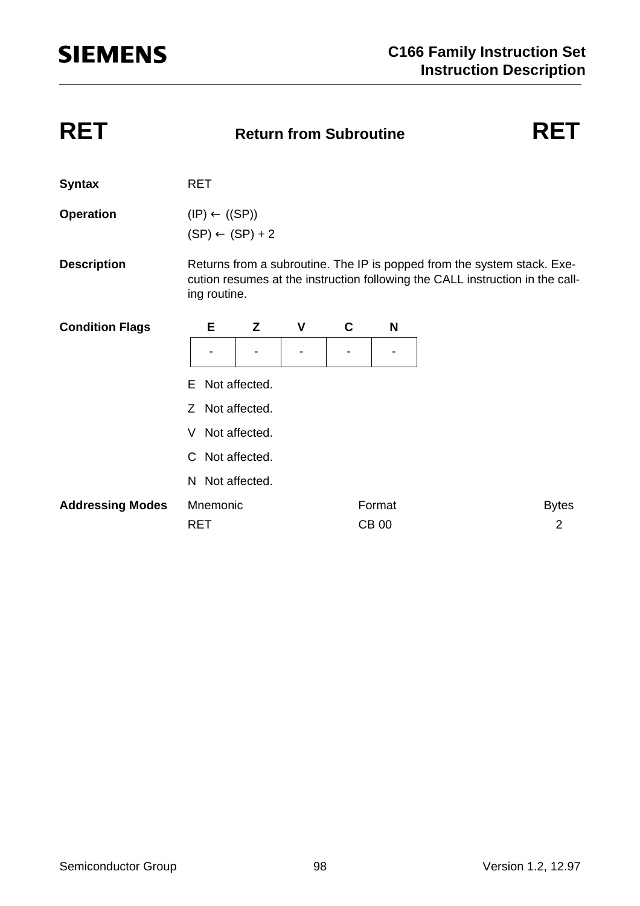# RET — Return from Subroutine — RET

**Syntax** RET

**Operation**

(IP) ← ((SP))
(SP) ← (SP) + 2

**Description** Returns from a subroutine. The IP is popped from the system stack. Execution resumes at the instruction following the CALL instruction in the calling routine.

**Condition Flags**

| E | Z | V | C | N |
|---|---|---|---|---|
| - | - | - | - | - |

E Not affected.

Z Not affected.

V Not affected.

C Not affected.

N Not affected.

**Addressing Modes**

| Mnemonic | Format | Bytes |
|---|---|---|
| RET | CB 00 | 2 |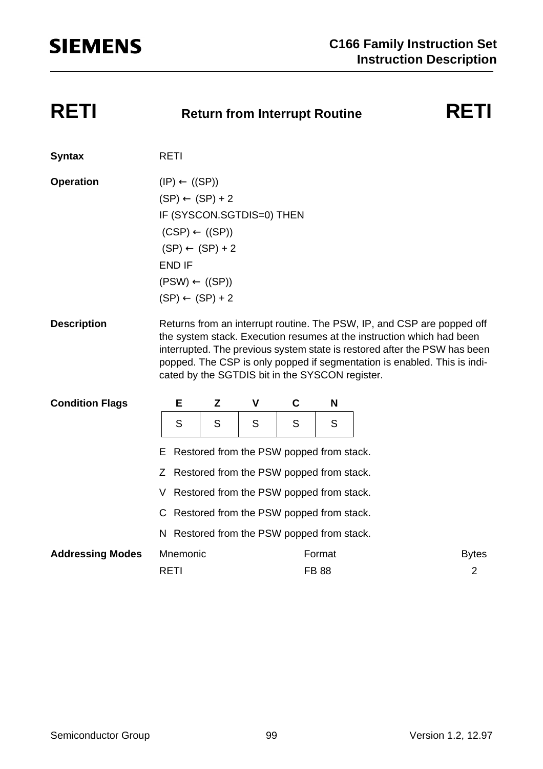# RETI — Return from Interrupt Routine — RETI

**Syntax** RETI

**Operation**

```
(IP) ← ((SP))
(SP) ← (SP) + 2
IF (SYSCON.SGTDIS=0) THEN
 (CSP) ← ((SP))
 (SP) ← (SP) + 2
END IF
(PSW) ← ((SP))
(SP) ← (SP) + 2
```

**Description**

Returns from an interrupt routine. The PSW, IP, and CSP are popped off the system stack. Execution resumes at the instruction which had been interrupted. The previous system state is restored after the PSW has been popped. The CSP is only popped if segmentation is enabled. This is indicated by the SGTDIS bit in the SYSCON register.

**Condition Flags**

| E | Z | V | C | N |
|---|---|---|---|---|
| S | S | S | S | S |

E Restored from the PSW popped from stack.

Z Restored from the PSW popped from stack.

V Restored from the PSW popped from stack.

C Restored from the PSW popped from stack.

N Restored from the PSW popped from stack.

**Addressing Modes**

| Mnemonic | Format | Bytes |
|---|---|---|
| RETI | FB 88 | 2 |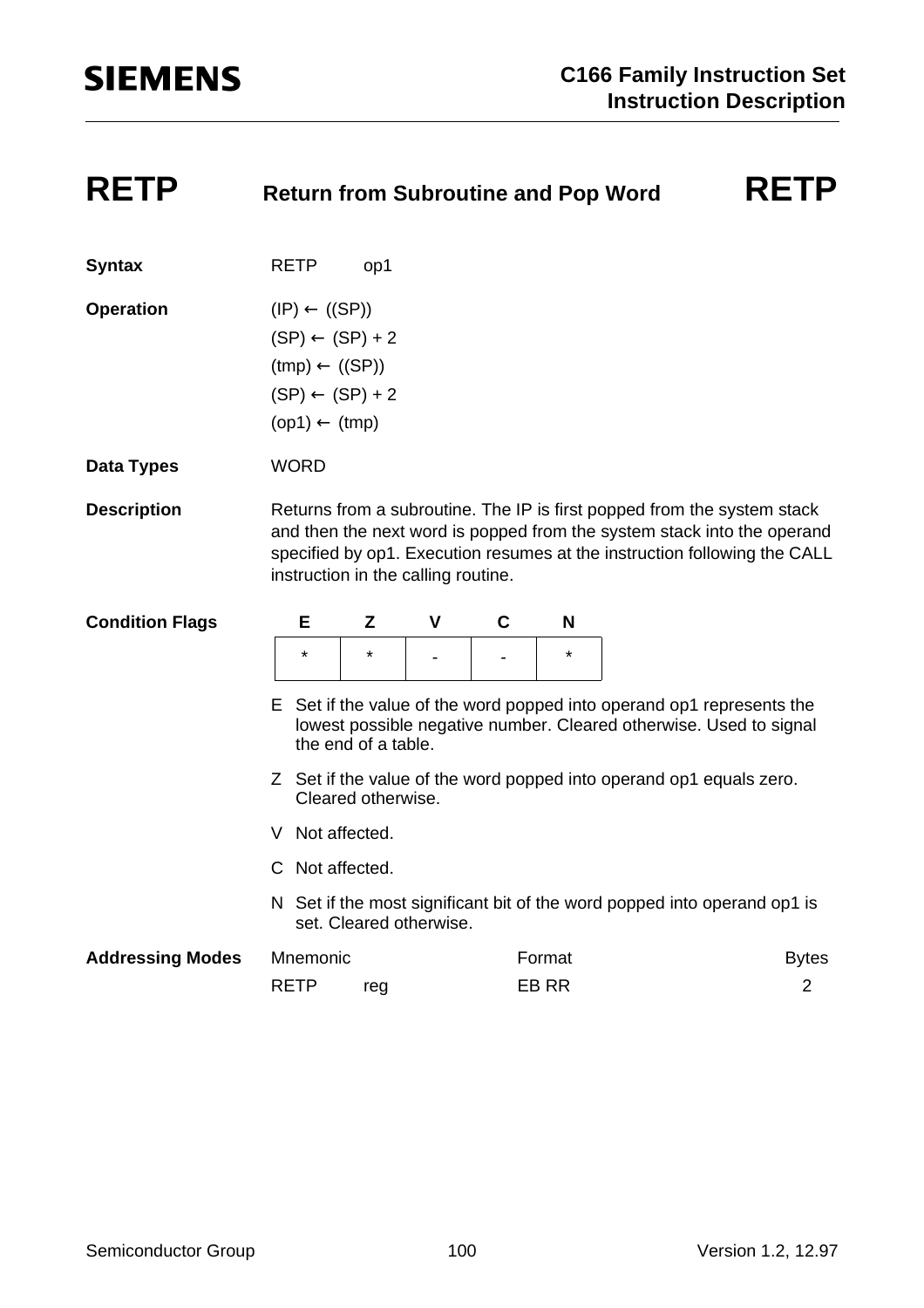# RETP — Return from Subroutine and Pop Word — RETP

**Syntax** RETP op1

**Operation**

(IP) ← ((SP))
(SP) ← (SP) + 2
(tmp) ← ((SP))
(SP) ← (SP) + 2
(op1) ← (tmp)

**Data Types** WORD

**Description** Returns from a subroutine. The IP is first popped from the system stack and then the next word is popped from the system stack into the operand specified by op1. Execution resumes at the instruction following the CALL instruction in the calling routine.

**Condition Flags**

| E | Z | V | C | N |
|---|---|---|---|---|
| * | * | - | - | * |

E Set if the value of the word popped into operand op1 represents the lowest possible negative number. Cleared otherwise. Used to signal the end of a table.

Z Set if the value of the word popped into operand op1 equals zero. Cleared otherwise.

V Not affected.

C Not affected.

N Set if the most significant bit of the word popped into operand op1 is set. Cleared otherwise.

**Addressing Modes**

| Mnemonic | | Format | Bytes |
|---|---|---|---|
| RETP | reg | EB RR | 2 |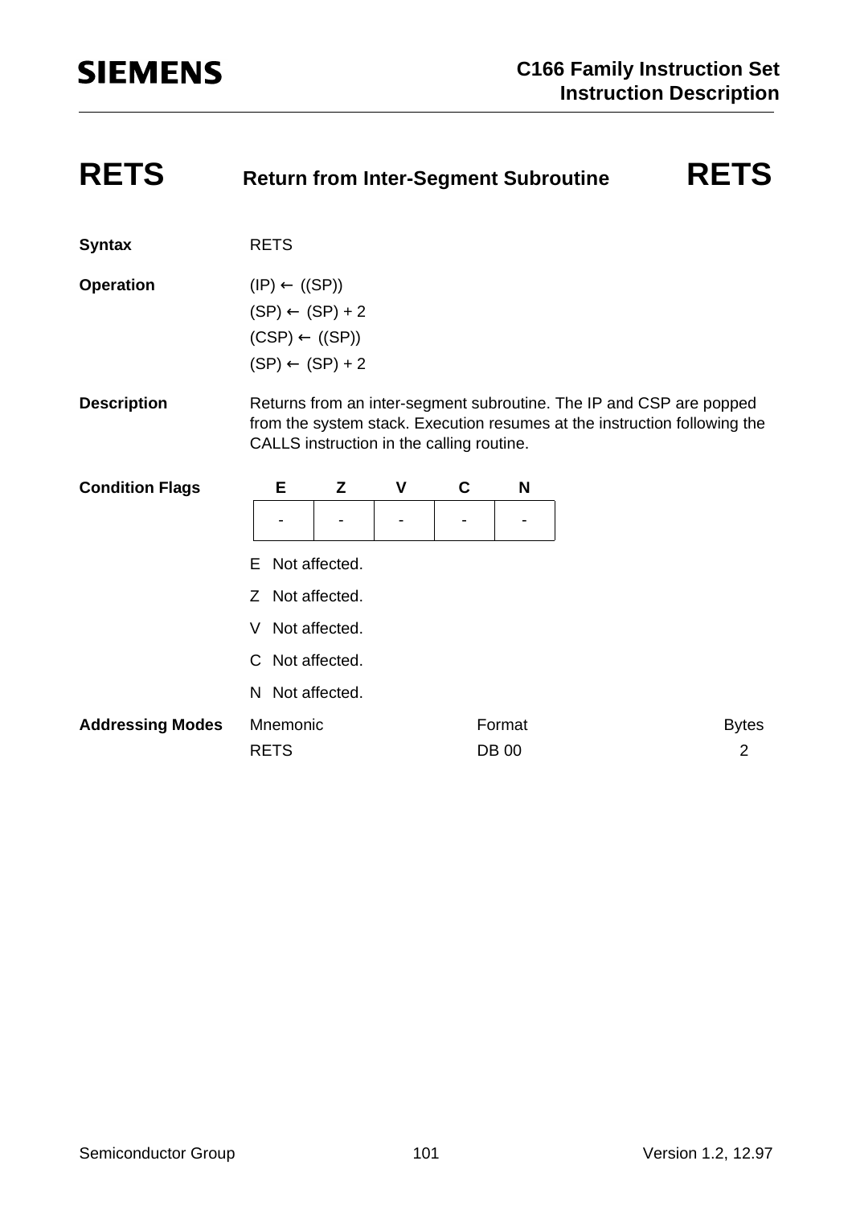# RETS Return from Inter-Segment Subroutine RETS

**Syntax** RETS

**Operation**

(IP) ← ((SP))
(SP) ← (SP) + 2
(CSP) ← ((SP))
(SP) ← (SP) + 2

**Description** Returns from an inter-segment subroutine. The IP and CSP are popped from the system stack. Execution resumes at the instruction following the CALLS instruction in the calling routine.

**Condition Flags**

| E | Z | V | C | N |
|---|---|---|---|---|
| - | - | - | - | - |

E Not affected.

Z Not affected.

V Not affected.

C Not affected.

N Not affected.

**Addressing Modes**

| Mnemonic | Format | Bytes |
|---|---|---|
| RETS | DB 00 | 2 |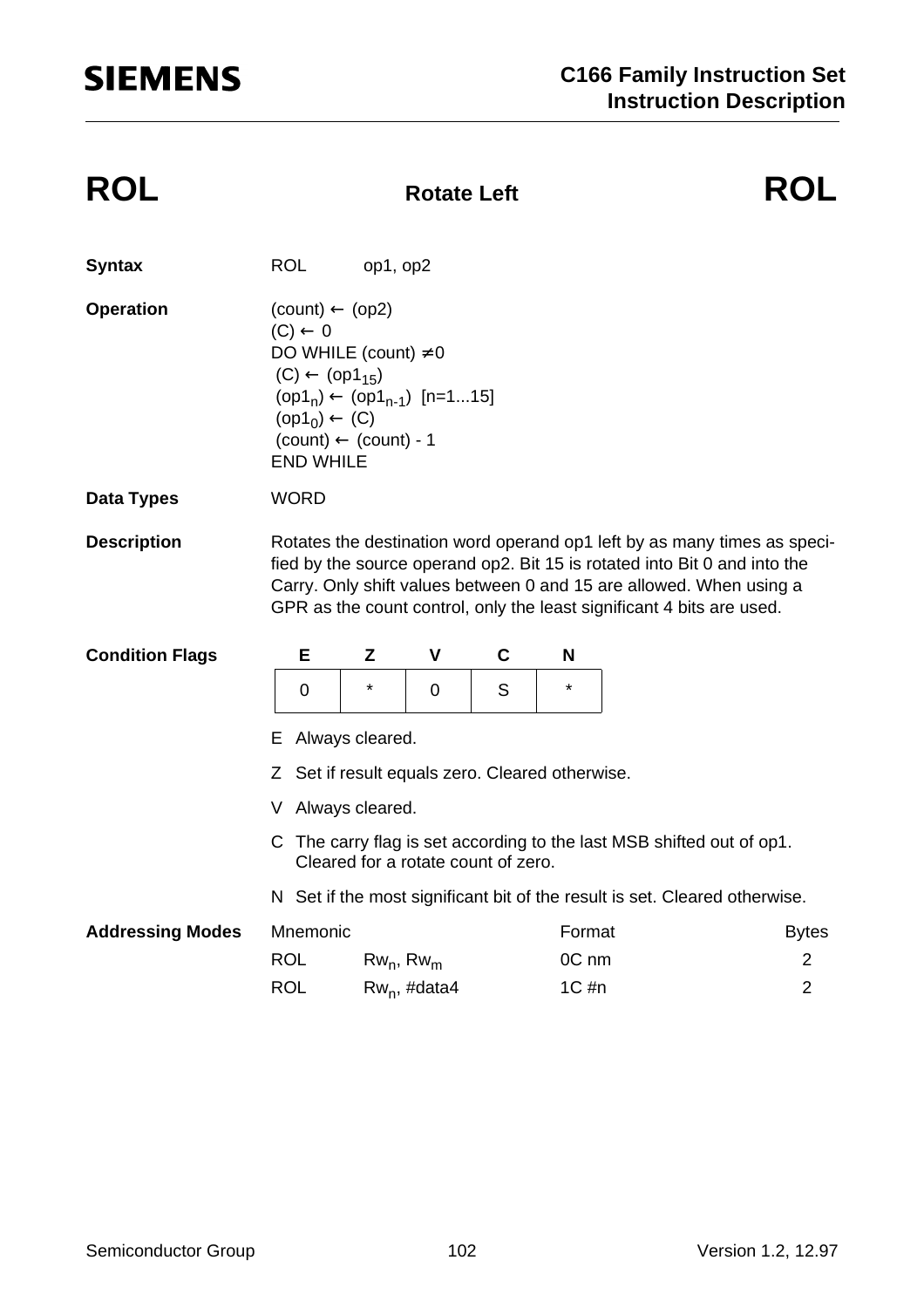# ROL — Rotate Left — ROL

**Syntax**

ROL op1, op2

**Operation**

```
(count) ← (op2)
(C) ← 0
DO WHILE (count) ≠ 0
 (C) ← (op1_15)
 (op1_n) ← (op1_n-1)  [n=1...15]
 (op1_0) ← (C)
 (count) ← (count) - 1
END WHILE
```

**Data Types**

WORD

**Description**

Rotates the destination word operand op1 left by as many times as specified by the source operand op2. Bit 15 is rotated into Bit 0 and into the Carry. Only shift values between 0 and 15 are allowed. When using a GPR as the count control, only the least significant 4 bits are used.

**Condition Flags**

| E | Z | V | C | N |
|---|---|---|---|---|
| 0 | * | 0 | S | * |

E Always cleared.

Z Set if result equals zero. Cleared otherwise.

V Always cleared.

C The carry flag is set according to the last MSB shifted out of op1. Cleared for a rotate count of zero.

N Set if the most significant bit of the result is set. Cleared otherwise.

**Addressing Modes**

| Mnemonic | | Format | Bytes |
|---|---|---|---|
| ROL | $Rw_n$, $Rw_m$ | 0C nm | 2 |
| ROL | $Rw_n$, #data4 | 1C #n | 2 |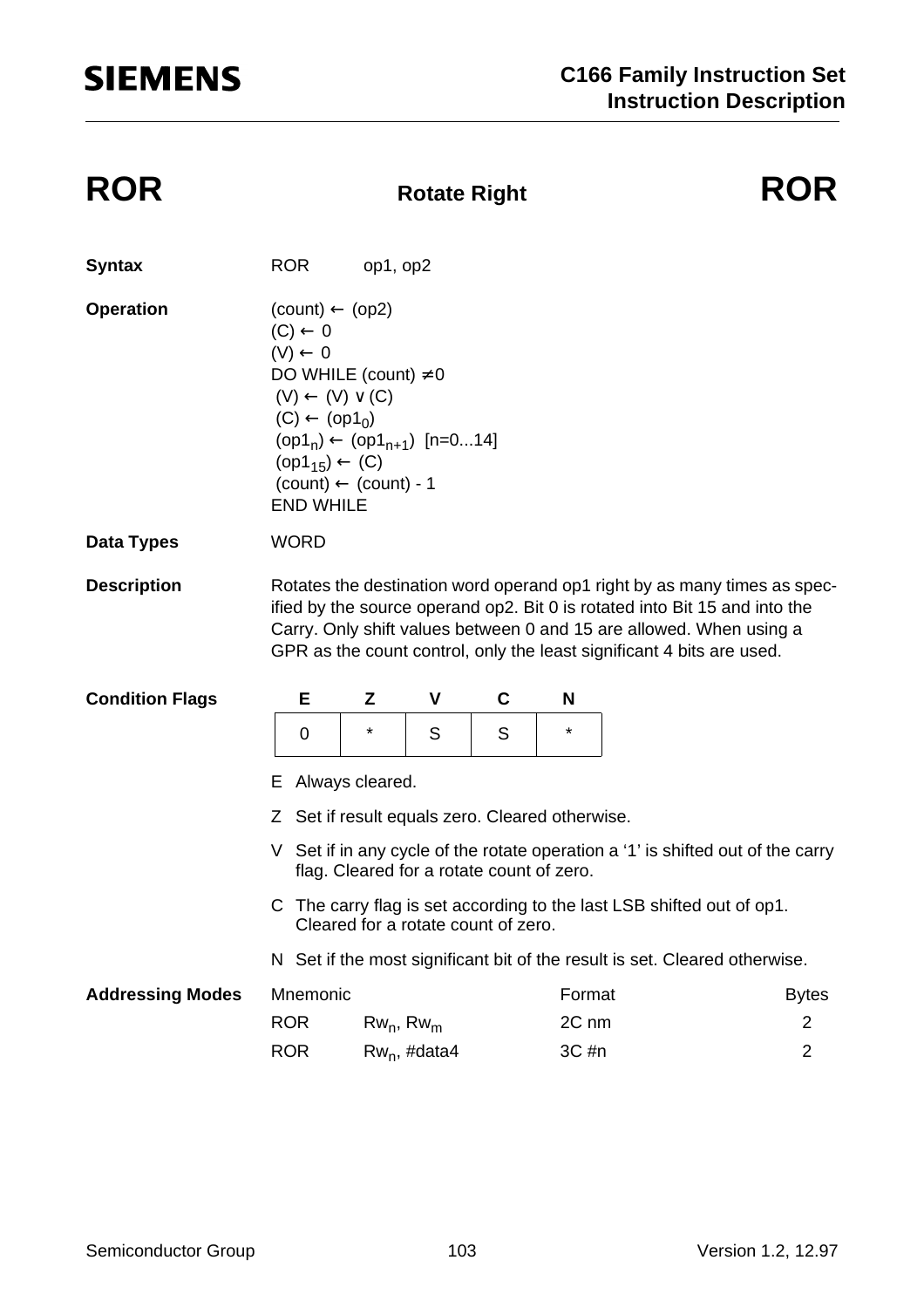# ROR　　Rotate Right　　ROR

**Syntax**

ROR　op1, op2

**Operation**

```
(count) ← (op2)
(C) ← 0
(V) ← 0
DO WHILE (count) ≠ 0
 (V) ← (V) ∨ (C)
 (C) ← (op1_0)
 (op1_n) ← (op1_n+1)  [n=0...14]
 (op1_15) ← (C)
 (count) ← (count) - 1
END WHILE
```

**Data Types**

WORD

**Description**

Rotates the destination word operand op1 right by as many times as specified by the source operand op2. Bit 0 is rotated into Bit 15 and into the Carry. Only shift values between 0 and 15 are allowed. When using a GPR as the count control, only the least significant 4 bits are used.

**Condition Flags**

| E | Z | V | C | N |
|---|---|---|---|---|
| 0 | * | S | S | * |

- E Always cleared.
- Z Set if result equals zero. Cleared otherwise.
- V Set if in any cycle of the rotate operation a '1' is shifted out of the carry flag. Cleared for a rotate count of zero.
- C The carry flag is set according to the last LSB shifted out of op1. Cleared for a rotate count of zero.
- N Set if the most significant bit of the result is set. Cleared otherwise.

**Addressing Modes**

| Mnemonic | | Format | Bytes |
|---|---|---|---|
| ROR | $Rw_n$, $Rw_m$ | 2C nm | 2 |
| ROR | $Rw_n$, #data4 | 3C #n | 2 |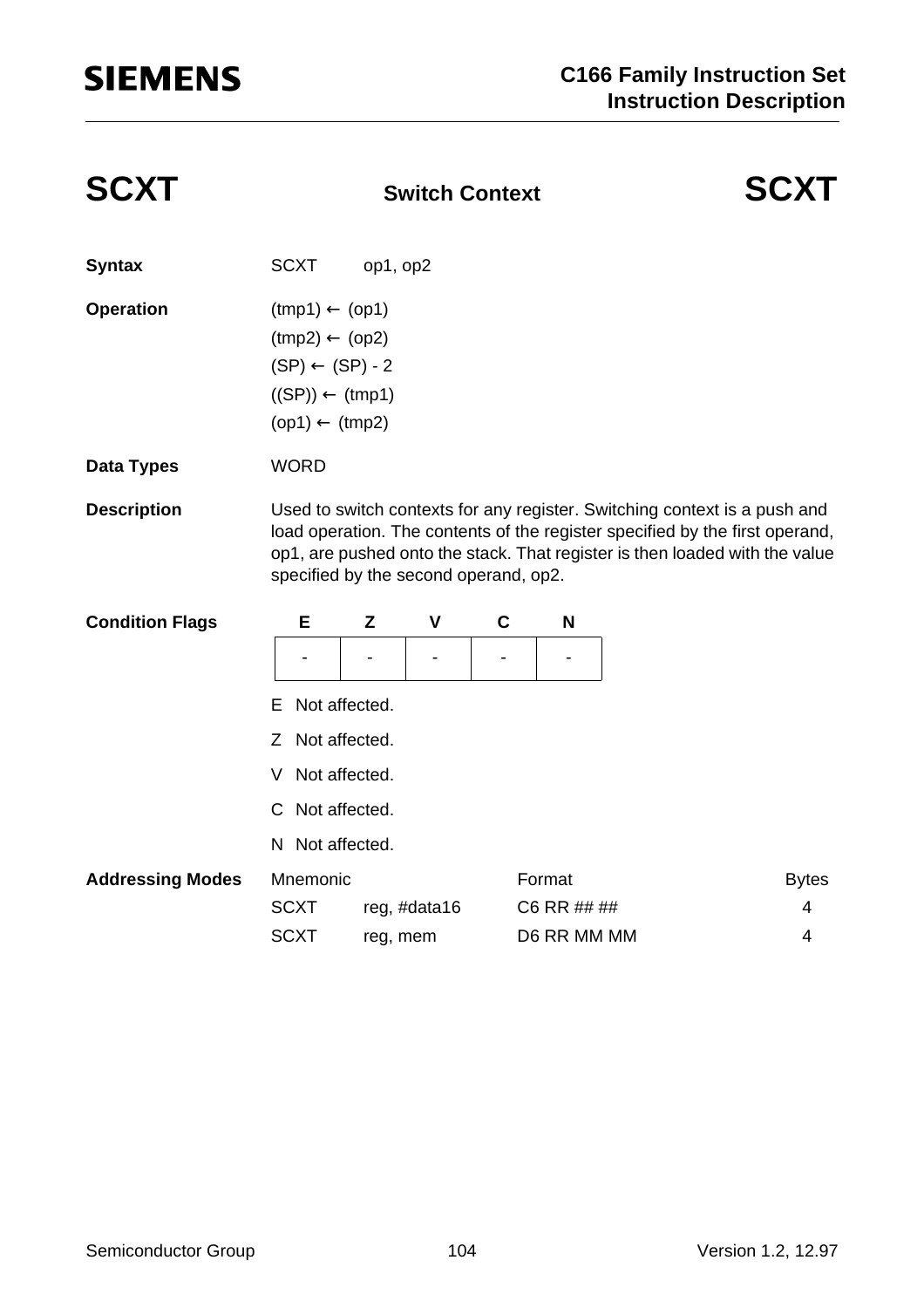# SCXT — Switch Context — SCXT

**Syntax** SCXT op1, op2

**Operation**

(tmp1) ← (op1)
(tmp2) ← (op2)
(SP) ← (SP) - 2
((SP)) ← (tmp1)
(op1) ← (tmp2)

**Data Types** WORD

**Description** Used to switch contexts for any register. Switching context is a push and load operation. The contents of the register specified by the first operand, op1, are pushed onto the stack. That register is then loaded with the value specified by the second operand, op2.

**Condition Flags**

| E | Z | V | C | N |
|---|---|---|---|---|
| - | - | - | - | - |

E Not affected.

Z Not affected.

V Not affected.

C Not affected.

N Not affected.

**Addressing Modes**

| Mnemonic | | Format | Bytes |
|---|---|---|---|
| SCXT | reg, #data16 | C6 RR ## ## | 4 |
| SCXT | reg, mem | D6 RR MM MM | 4 |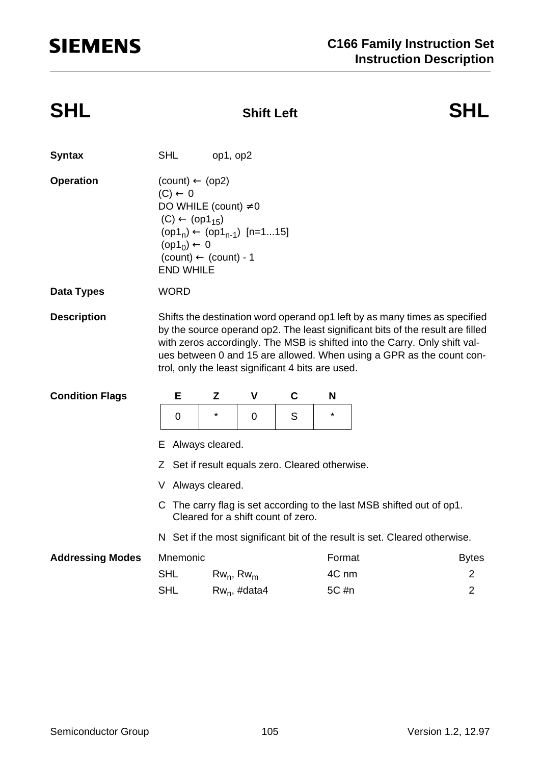# SHL — Shift Left

**Syntax** SHL op1, op2

**Operation**

(count) ← (op2)
(C) ← 0
DO WHILE (count) ≠ 0
  (C) ← ($op1_{15}$)
  ($op1_n$) ← ($op1_{n-1}$) [n=1...15]
  ($op1_0$) ← 0
  (count) ← (count) - 1
END WHILE

**Data Types** WORD

**Description**

Shifts the destination word operand op1 left by as many times as specified by the source operand op2. The least significant bits of the result are filled with zeros accordingly. The MSB is shifted into the Carry. Only shift values between 0 and 15 are allowed. When using a GPR as the count control, only the least significant 4 bits are used.

**Condition Flags**

| E | Z | V | C | N |
|---|---|---|---|---|
| 0 | * | 0 | S | * |

E Always cleared.

Z Set if result equals zero. Cleared otherwise.

V Always cleared.

C The carry flag is set according to the last MSB shifted out of op1. Cleared for a shift count of zero.

N Set if the most significant bit of the result is set. Cleared otherwise.

**Addressing Modes**

| Mnemonic | | Format | Bytes |
|---|---|---|---|
| SHL | $Rw_n$, $Rw_m$ | 4C nm | 2 |
| SHL | $Rw_n$, #data4 | 5C #n | 2 |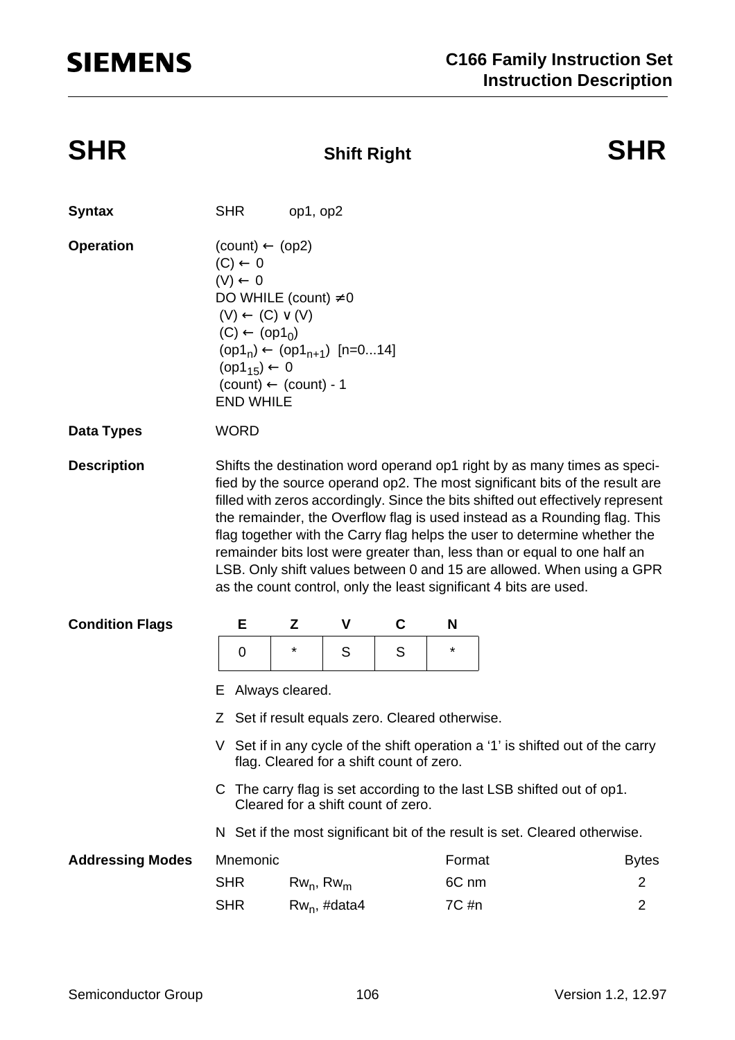# SHR — Shift Right — SHR

**Syntax** SHR op1, op2

**Operation**

```
(count) ← (op2)
(C) ← 0
(V) ← 0
DO WHILE (count) ≠ 0
  (V) ← (C) ∨ (V)
  (C) ← (op1_0)
  (op1_n) ← (op1_n+1)  [n=0...14]
  (op1_15) ← 0
  (count) ← (count) - 1
END WHILE
```

**Data Types** WORD

**Description** Shifts the destination word operand op1 right by as many times as specified by the source operand op2. The most significant bits of the result are filled with zeros accordingly. Since the bits shifted out effectively represent the remainder, the Overflow flag is used instead as a Rounding flag. This flag together with the Carry flag helps the user to determine whether the remainder bits lost were greater than, less than or equal to one half an LSB. Only shift values between 0 and 15 are allowed. When using a GPR as the count control, only the least significant 4 bits are used.

**Condition Flags**

| E | Z | V | C | N |
|---|---|---|---|---|
| 0 | * | S | S | * |

- E Always cleared.
- Z Set if result equals zero. Cleared otherwise.
- V Set if in any cycle of the shift operation a '1' is shifted out of the carry flag. Cleared for a shift count of zero.
- C The carry flag is set according to the last LSB shifted out of op1. Cleared for a shift count of zero.
- N Set if the most significant bit of the result is set. Cleared otherwise.

**Addressing Modes**

| Mnemonic | | Format | Bytes |
|---|---|---|---|
| SHR | $Rw_n$, $Rw_m$ | 6C nm | 2 |
| SHR | $Rw_n$, #data4 | 7C #n | 2 |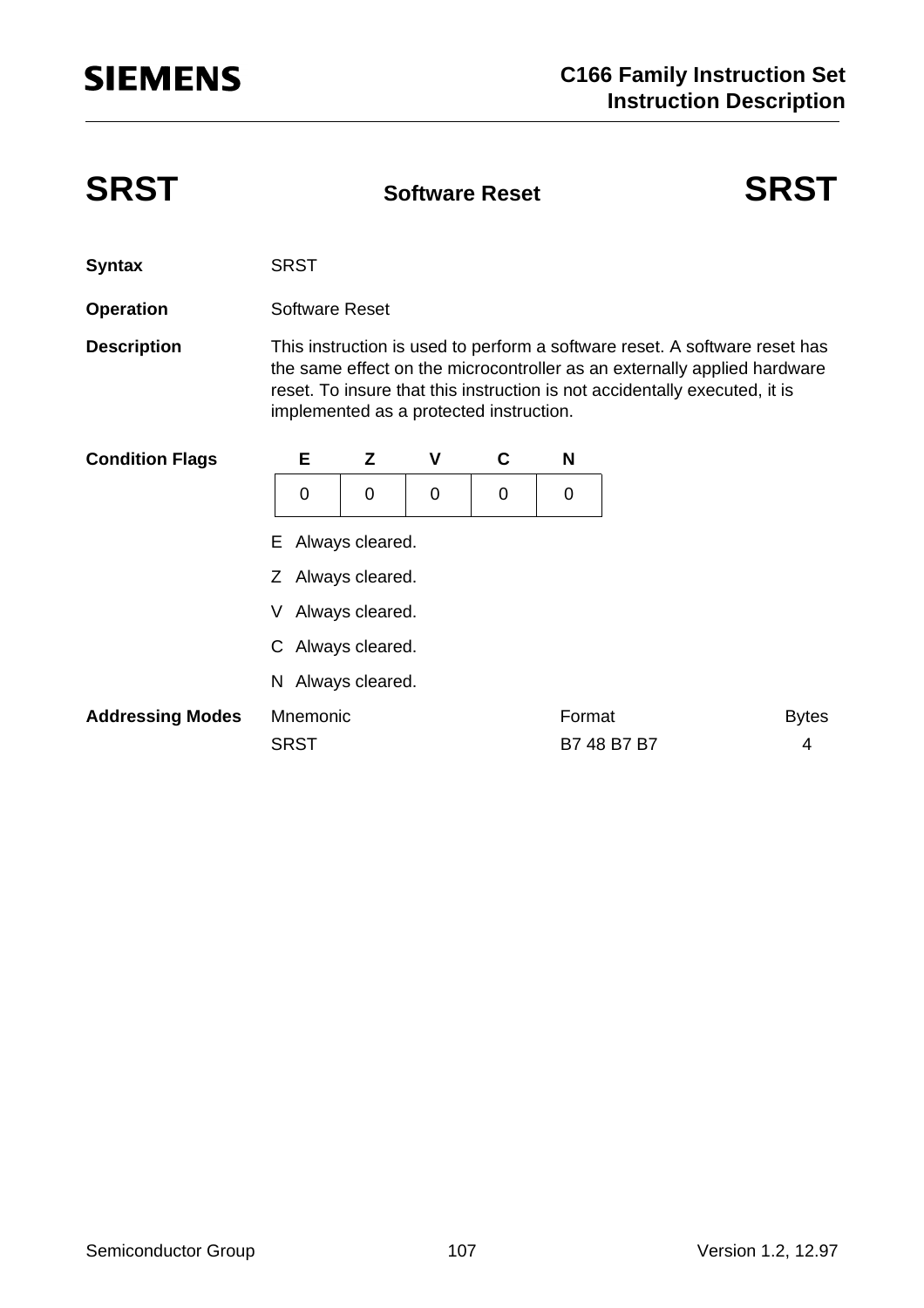# SRST — Software Reset — SRST

**Syntax** SRST

**Operation** Software Reset

**Description** This instruction is used to perform a software reset. A software reset has the same effect on the microcontroller as an externally applied hardware reset. To insure that this instruction is not accidentally executed, it is implemented as a protected instruction.

**Condition Flags**

| E | Z | V | C | N |
|---|---|---|---|---|
| 0 | 0 | 0 | 0 | 0 |

E Always cleared.

Z Always cleared.

V Always cleared.

C Always cleared.

N Always cleared.

**Addressing Modes**

| Mnemonic | Format | Bytes |
|---|---|---|
| SRST | B7 48 B7 B7 | 4 |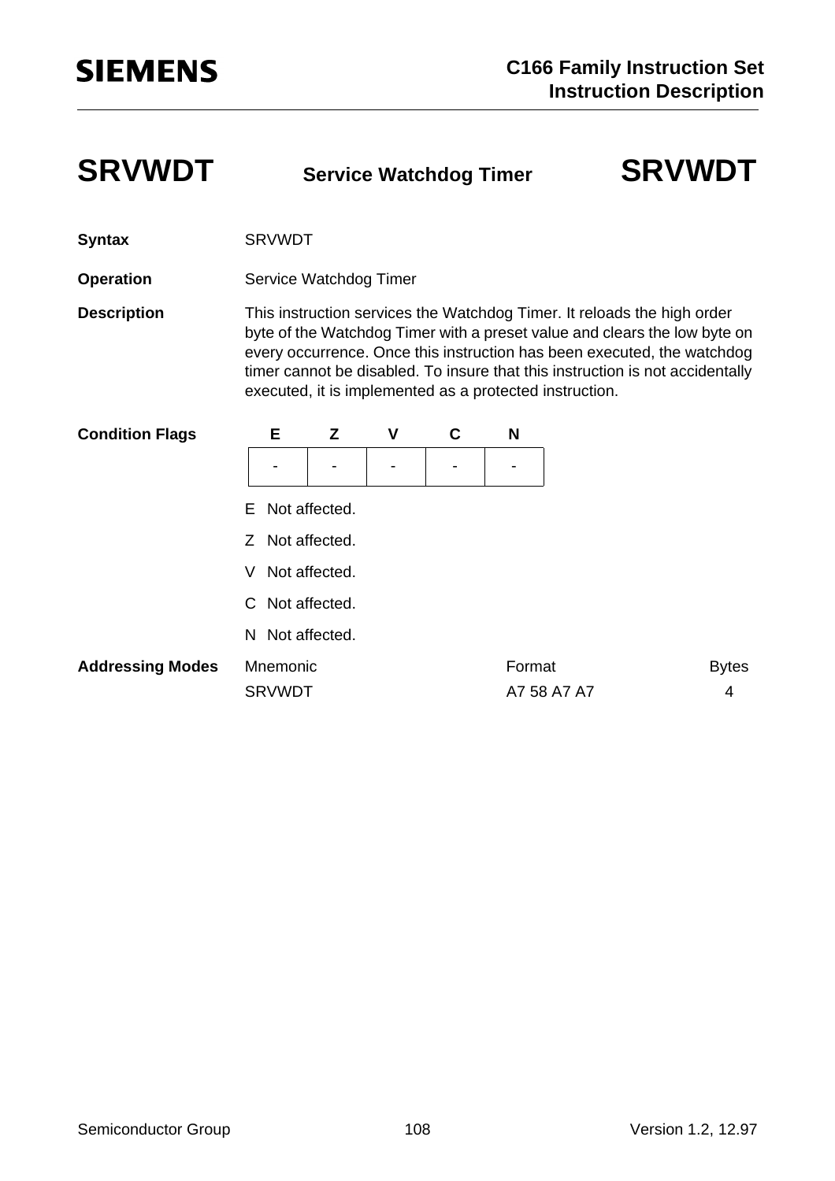# SRVWDT — Service Watchdog Timer — SRVWDT

**Syntax** SRVWDT

**Operation** Service Watchdog Timer

**Description** This instruction services the Watchdog Timer. It reloads the high order byte of the Watchdog Timer with a preset value and clears the low byte on every occurrence. Once this instruction has been executed, the watchdog timer cannot be disabled. To insure that this instruction is not accidentally executed, it is implemented as a protected instruction.

**Condition Flags**

| E | Z | V | C | N |
|---|---|---|---|---|
| - | - | - | - | - |

E Not affected.

Z Not affected.

V Not affected.

C Not affected.

N Not affected.

**Addressing Modes**

| Mnemonic | Format | Bytes |
|---|---|---|
| SRVWDT | A7 58 A7 A7 | 4 |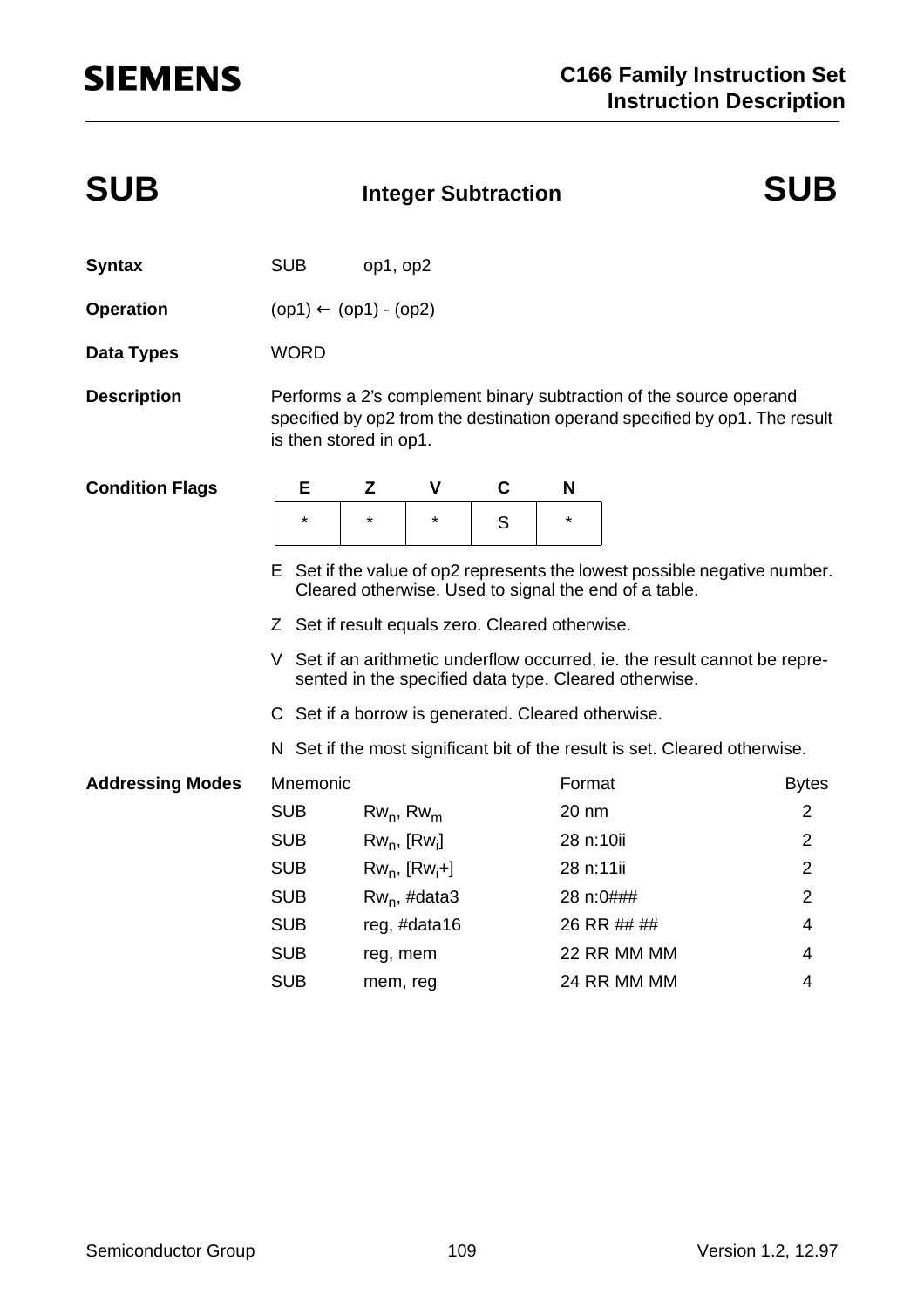# SUB — Integer Subtraction — SUB

**Syntax** SUB op1, op2

**Operation** (op1) ← (op1) - (op2)

**Data Types** WORD

**Description** Performs a 2's complement binary subtraction of the source operand specified by op2 from the destination operand specified by op1. The result is then stored in op1.

**Condition Flags**

| E | Z | V | C | N |
|---|---|---|---|---|
| * | * | * | S | * |

E Set if the value of op2 represents the lowest possible negative number. Cleared otherwise. Used to signal the end of a table.

Z Set if result equals zero. Cleared otherwise.

V Set if an arithmetic underflow occurred, ie. the result cannot be represented in the specified data type. Cleared otherwise.

C Set if a borrow is generated. Cleared otherwise.

N Set if the most significant bit of the result is set. Cleared otherwise.

**Addressing Modes**

| Mnemonic | | Format | Bytes |
|---|---|---|---|
| SUB | $Rw_n$, $Rw_m$ | 20 nm | 2 |
| SUB | $Rw_n$, $[Rw_i]$ | 28 n:10ii | 2 |
| SUB | $Rw_n$, $[Rw_i+]$ | 28 n:11ii | 2 |
| SUB | $Rw_n$, #data3 | 28 n:0### | 2 |
| SUB | reg, #data16 | 26 RR ## ## | 4 |
| SUB | reg, mem | 22 RR MM MM | 4 |
| SUB | mem, reg | 24 RR MM MM | 4 |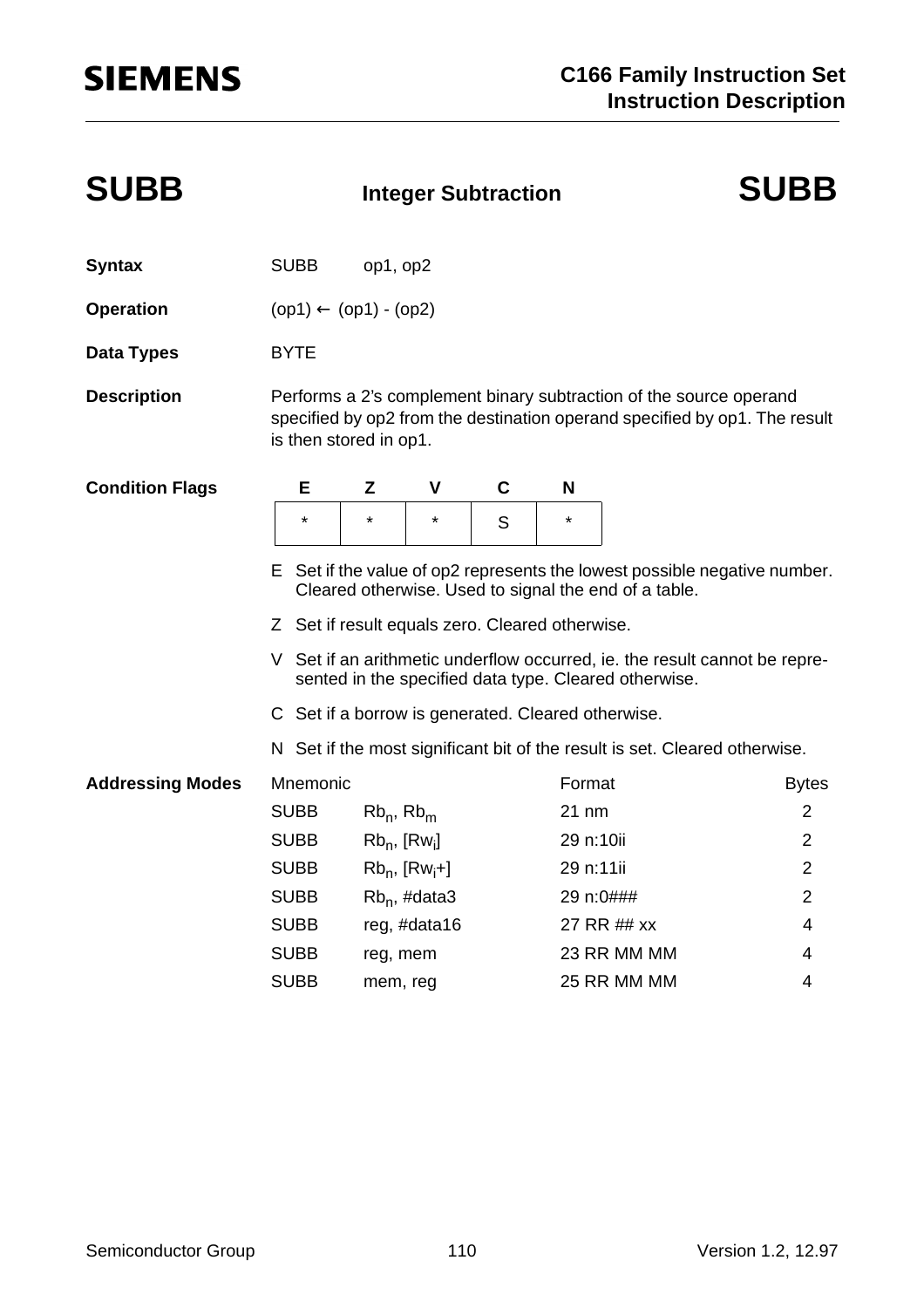# SUBB — Integer Subtraction — SUBB

**Syntax** SUBB op1, op2

**Operation** (op1) ← (op1) - (op2)

**Data Types** BYTE

**Description** Performs a 2's complement binary subtraction of the source operand specified by op2 from the destination operand specified by op1. The result is then stored in op1.

**Condition Flags**

| E | Z | V | C | N |
|---|---|---|---|---|
| * | * | * | S | * |

- E Set if the value of op2 represents the lowest possible negative number. Cleared otherwise. Used to signal the end of a table.
- Z Set if result equals zero. Cleared otherwise.
- V Set if an arithmetic underflow occurred, ie. the result cannot be represented in the specified data type. Cleared otherwise.
- C Set if a borrow is generated. Cleared otherwise.
- N Set if the most significant bit of the result is set. Cleared otherwise.

**Addressing Modes**

| Mnemonic | | Format | Bytes |
|---|---|---|---|
| SUBB | $Rb_n$, $Rb_m$ | 21 nm | 2 |
| SUBB | $Rb_n$, [$Rw_i$] | 29 n:10ii | 2 |
| SUBB | $Rb_n$, [$Rw_i$+] | 29 n:11ii | 2 |
| SUBB | $Rb_n$, #data3 | 29 n:0### | 2 |
| SUBB | reg, #data16 | 27 RR ## xx | 4 |
| SUBB | reg, mem | 23 RR MM MM | 4 |
| SUBB | mem, reg | 25 RR MM MM | 4 |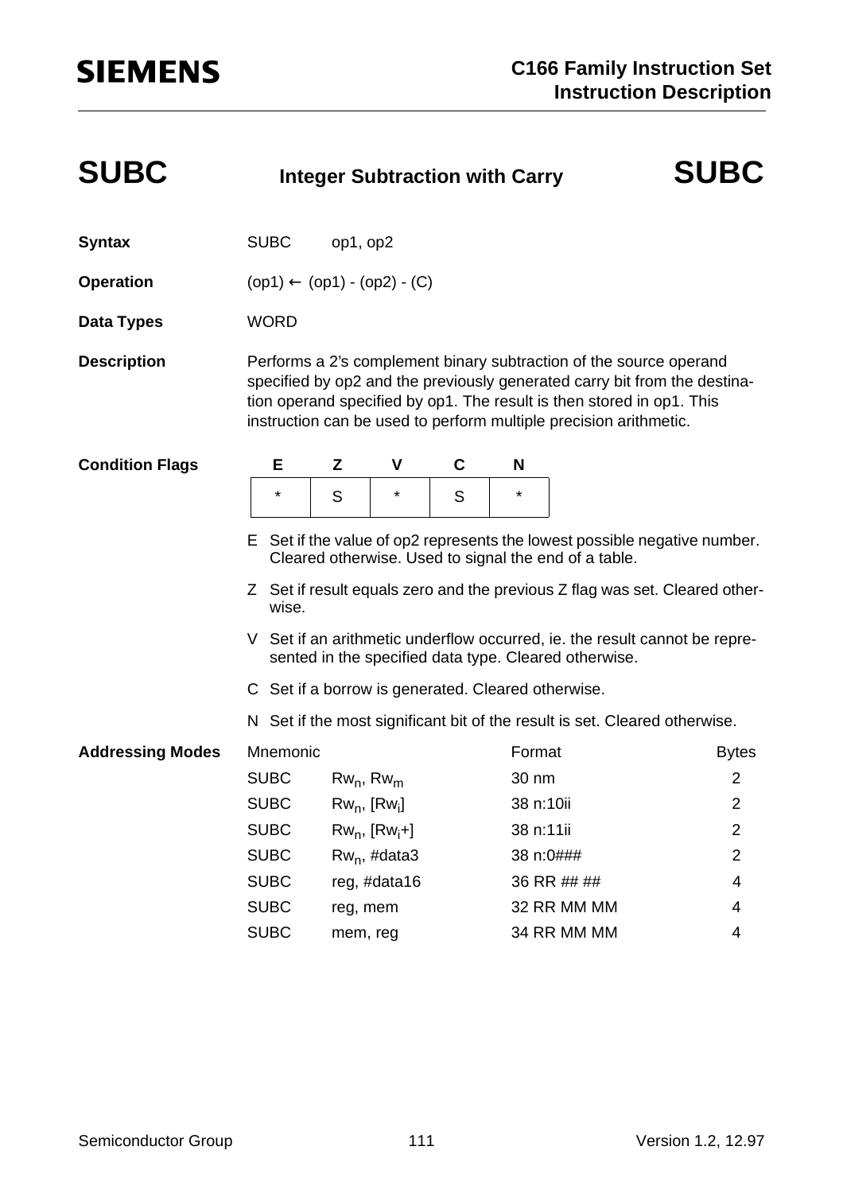# SUBC — Integer Subtraction with Carry

**Syntax** SUBC op1, op2

**Operation** (op1) ← (op1) - (op2) - (C)

**Data Types** WORD

**Description** Performs a 2's complement binary subtraction of the source operand specified by op2 and the previously generated carry bit from the destination operand specified by op1. The result is then stored in op1. This instruction can be used to perform multiple precision arithmetic.

**Condition Flags**

| E | Z | V | C | N |
|---|---|---|---|---|
| * | S | * | S | * |

- E Set if the value of op2 represents the lowest possible negative number. Cleared otherwise. Used to signal the end of a table.
- Z Set if result equals zero and the previous Z flag was set. Cleared otherwise.
- V Set if an arithmetic underflow occurred, ie. the result cannot be represented in the specified data type. Cleared otherwise.
- C Set if a borrow is generated. Cleared otherwise.
- N Set if the most significant bit of the result is set. Cleared otherwise.

**Addressing Modes**

| Mnemonic | | Format | Bytes |
|---|---|---|---|
| SUBC | $Rw_n$, $Rw_m$ | 30 nm | 2 |
| SUBC | $Rw_n$, [$Rw_i$] | 38 n:10ii | 2 |
| SUBC | $Rw_n$, [$Rw_i$+] | 38 n:11ii | 2 |
| SUBC | $Rw_n$, #data3 | 38 n:0### | 2 |
| SUBC | reg, #data16 | 36 RR ## ## | 4 |
| SUBC | reg, mem | 32 RR MM MM | 4 |
| SUBC | mem, reg | 34 RR MM MM | 4 |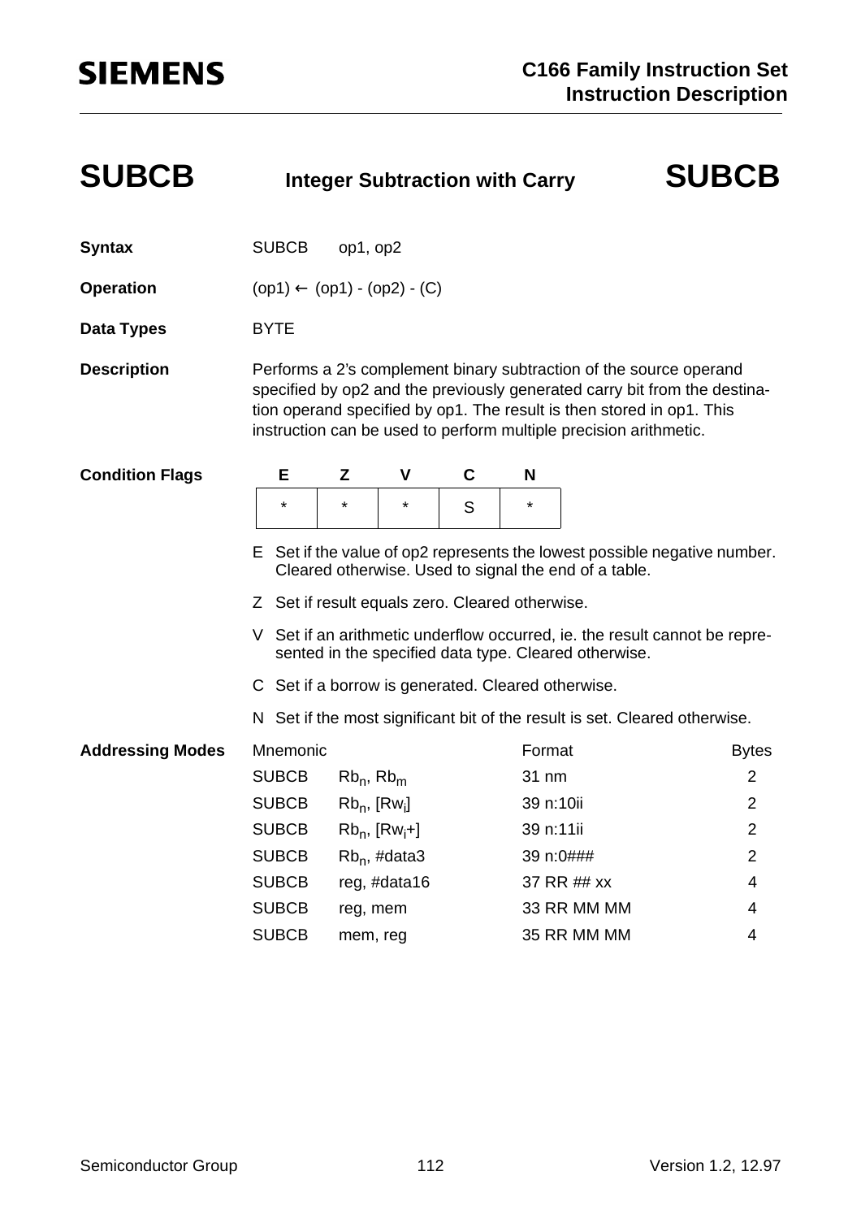# SUBCB — Integer Subtraction with Carry — SUBCB

**Syntax** SUBCB op1, op2

**Operation** (op1) ← (op1) - (op2) - (C)

**Data Types** BYTE

**Description** Performs a 2's complement binary subtraction of the source operand specified by op2 and the previously generated carry bit from the destination operand specified by op1. The result is then stored in op1. This instruction can be used to perform multiple precision arithmetic.

**Condition Flags**

| E | Z | V | C | N |
|---|---|---|---|---|
| * | * | * | S | * |

E Set if the value of op2 represents the lowest possible negative number. Cleared otherwise. Used to signal the end of a table.

Z Set if result equals zero. Cleared otherwise.

V Set if an arithmetic underflow occurred, ie. the result cannot be represented in the specified data type. Cleared otherwise.

C Set if a borrow is generated. Cleared otherwise.

N Set if the most significant bit of the result is set. Cleared otherwise.

**Addressing Modes**

| Mnemonic | | Format | Bytes |
|---|---|---|---|
| SUBCB | $Rb_n$, $Rb_m$ | 31 nm | 2 |
| SUBCB | $Rb_n$, [$Rw_i$] | 39 n:10ii | 2 |
| SUBCB | $Rb_n$, [$Rw_i$+] | 39 n:11ii | 2 |
| SUBCB | $Rb_n$, #data3 | 39 n:0### | 2 |
| SUBCB | reg, #data16 | 37 RR ## xx | 4 |
| SUBCB | reg, mem | 33 RR MM MM | 4 |
| SUBCB | mem, reg | 35 RR MM MM | 4 |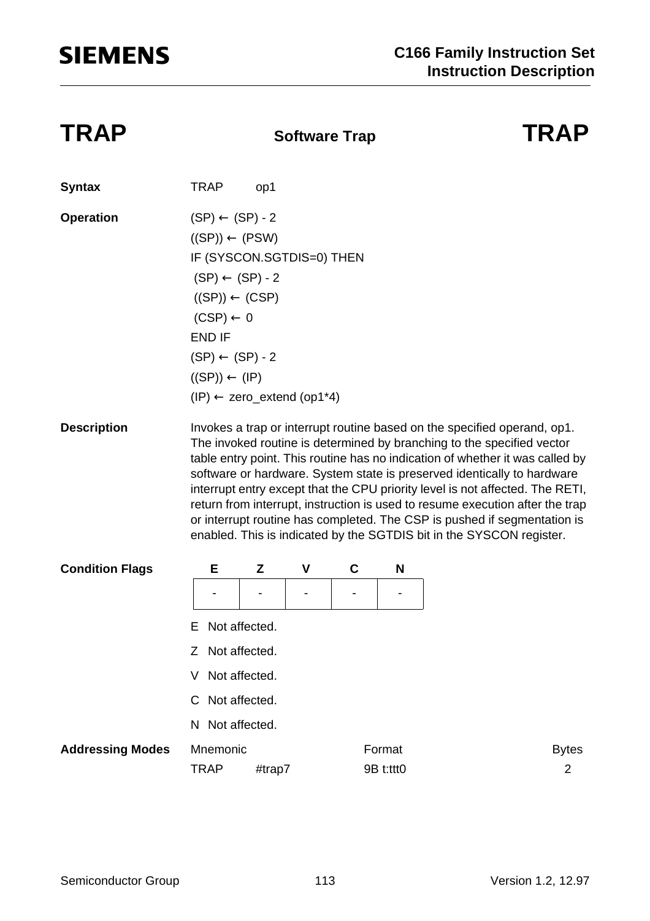# TRAP — Software Trap — TRAP

**Syntax**

TRAP op1

**Operation**

```
(SP) ← (SP) - 2
((SP)) ← (PSW)
IF (SYSCON.SGTDIS=0) THEN
 (SP) ← (SP) - 2
 ((SP)) ← (CSP)
 (CSP) ← 0
END IF
(SP) ← (SP) - 2
((SP)) ← (IP)
(IP) ← zero_extend (op1*4)
```

**Description**

Invokes a trap or interrupt routine based on the specified operand, op1. The invoked routine is determined by branching to the specified vector table entry point. This routine has no indication of whether it was called by software or hardware. System state is preserved identically to hardware interrupt entry except that the CPU priority level is not affected. The RETI, return from interrupt, instruction is used to resume execution after the trap or interrupt routine has completed. The CSP is pushed if segmentation is enabled. This is indicated by the SGTDIS bit in the SYSCON register.

**Condition Flags**

| E | Z | V | C | N |
|---|---|---|---|---|
| - | - | - | - | - |

E Not affected.

Z Not affected.

V Not affected.

C Not affected.

N Not affected.

**Addressing Modes**

| Mnemonic | | Format | Bytes |
|---|---|---|---|
| TRAP | #trap7 | 9B t:ttt0 | 2 |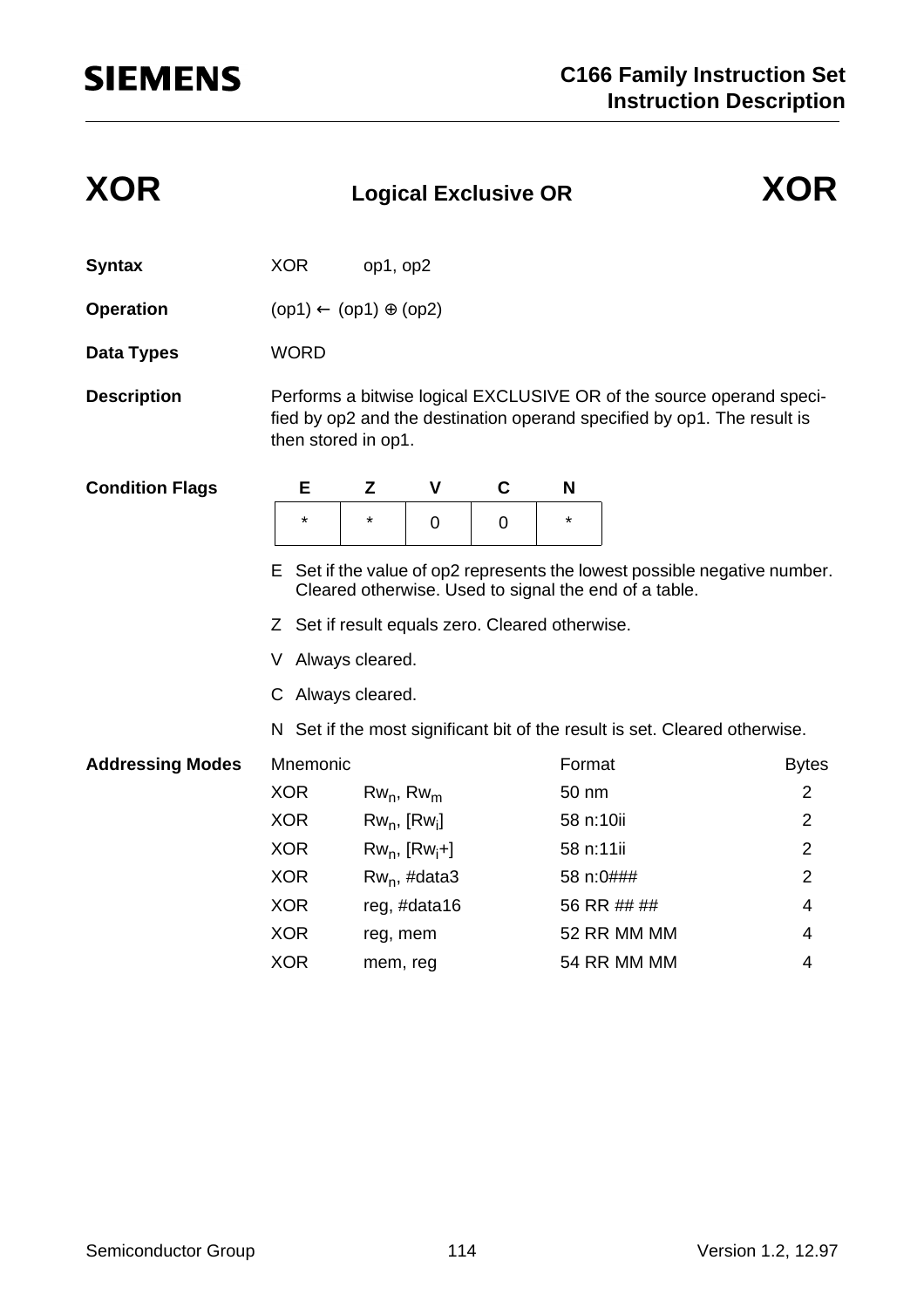# XOR — Logical Exclusive OR

**Syntax** XOR op1, op2

**Operation** (op1) ← (op1) ⊕ (op2)

**Data Types** WORD

**Description** Performs a bitwise logical EXCLUSIVE OR of the source operand specified by op2 and the destination operand specified by op1. The result is then stored in op1.

**Condition Flags**

| E | Z | V | C | N |
|---|---|---|---|---|
| * | * | 0 | 0 | * |

- E Set if the value of op2 represents the lowest possible negative number. Cleared otherwise. Used to signal the end of a table.
- Z Set if result equals zero. Cleared otherwise.
- V Always cleared.
- C Always cleared.
- N Set if the most significant bit of the result is set. Cleared otherwise.

**Addressing Modes**

| Mnemonic | | Format | Bytes |
|---|---|---|---|
| XOR | $Rw_n$, $Rw_m$ | 50 nm | 2 |
| XOR | $Rw_n$, [$Rw_i$] | 58 n:10ii | 2 |
| XOR | $Rw_n$, [$Rw_i$+] | 58 n:11ii | 2 |
| XOR | $Rw_n$, #data3 | 58 n:0### | 2 |
| XOR | reg, #data16 | 56 RR ## ## | 4 |
| XOR | reg, mem | 52 RR MM MM | 4 |
| XOR | mem, reg | 54 RR MM MM | 4 |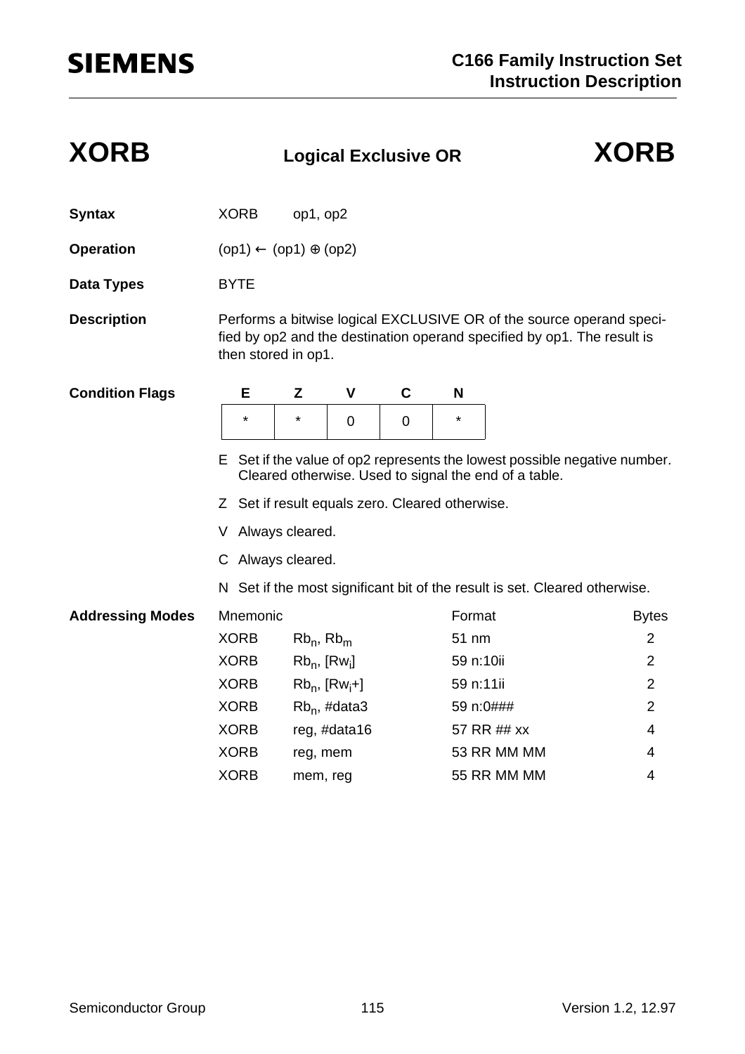# XORB — Logical Exclusive OR — XORB

**Syntax** XORB op1, op2

**Operation** (op1) ← (op1) ⊕ (op2)

**Data Types** BYTE

**Description** Performs a bitwise logical EXCLUSIVE OR of the source operand specified by op2 and the destination operand specified by op1. The result is then stored in op1.

**Condition Flags**

| E | Z | V | C | N |
|---|---|---|---|---|
| * | * | 0 | 0 | * |

- E Set if the value of op2 represents the lowest possible negative number. Cleared otherwise. Used to signal the end of a table.
- Z Set if result equals zero. Cleared otherwise.
- V Always cleared.
- C Always cleared.
- N Set if the most significant bit of the result is set. Cleared otherwise.

**Addressing Modes**

| Mnemonic | | Format | Bytes |
|---|---|---|---|
| XORB | $Rb_n$, $Rb_m$ | 51 nm | 2 |
| XORB | $Rb_n$, [$Rw_i$] | 59 n:10ii | 2 |
| XORB | $Rb_n$, [$Rw_i$+] | 59 n:11ii | 2 |
| XORB | $Rb_n$, #data3 | 59 n:0### | 2 |
| XORB | reg, #data16 | 57 RR ## xx | 4 |
| XORB | reg, mem | 53 RR MM MM | 4 |
| XORB | mem, reg | 55 RR MM MM | 4 |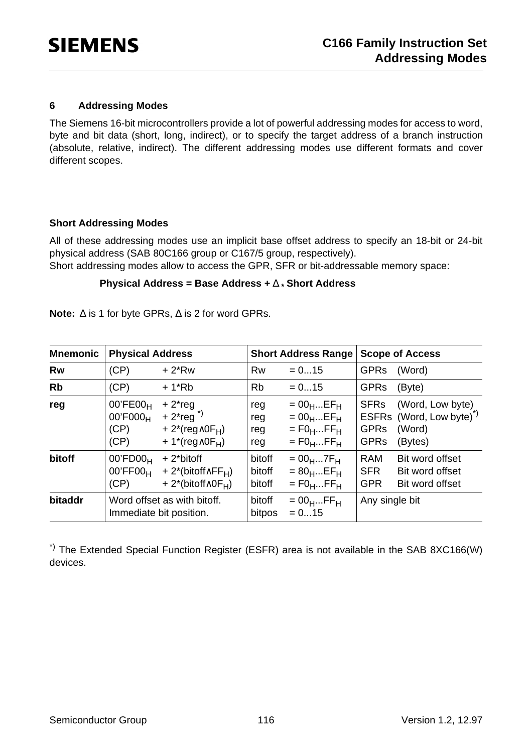## 6 Addressing Modes

The Siemens 16-bit microcontrollers provide a lot of powerful addressing modes for access to word, byte and bit data (short, long, indirect), or to specify the target address of a branch instruction (absolute, relative, indirect). The different addressing modes use different formats and cover different scopes.

### Short Addressing Modes

All of these addressing modes use an implicit base offset address to specify an 18-bit or 24-bit physical address (SAB 80C166 group or C167/5 group, respectively).
Short addressing modes allow to access the GPR, SFR or bit-addressable memory space:

**Physical Address = Base Address + Δ * Short Address**

**Note:** Δ is 1 for byte GPRs, Δ is 2 for word GPRs.

| Mnemonic | Physical Address | | Short Address Range | | Scope of Access | |
|---|---|---|---|---|---|---|
| **Rw** | (CP) | + 2*Rw | Rw | = 0...15 | GPRs | (Word) |
| **Rb** | (CP) | + 1*Rb | Rb | = 0...15 | GPRs | (Byte) |
| **reg** | $00'FE00_H$<br>$00'F000_H$<br>(CP)<br>(CP) | + 2*reg<br>+ 2*reg [*)]<br>+ 2*(reg∧$0F_H$)<br>+ 1*(reg∧$0F_H$) | reg<br>reg<br>reg<br>reg | = $00_H$...$EF_H$<br>= $00_H$...$EF_H$<br>= $F0_H$...$FF_H$<br>= $F0_H$...$FF_H$ | SFRs<br>ESFRs<br>GPRs<br>GPRs | (Word, Low byte)<br>(Word, Low byte)[*)]<br>(Word)<br>(Bytes) |
| **bitoff** | $00'FD00_H$<br>$00'FF00_H$<br>(CP) | + 2*bitoff<br>+ 2*(bitoff∧$FF_H$)<br>+ 2*(bitoff∧$0F_H$) | bitoff<br>bitoff<br>bitoff | = $00_H$...$7F_H$<br>= $80_H$...$EF_H$<br>= $F0_H$...$FF_H$ | RAM<br>SFR<br>GPR | Bit word offset<br>Bit word offset<br>Bit word offset |
| **bitaddr** | Word offset as with bitoff.<br>Immediate bit position. | | bitoff<br>bitpos | = $00_H$...$FF_H$<br>= 0...15 | Any single bit | |

[*)] The Extended Special Function Register (ESFR) area is not available in the SAB 8XC166(W) devices.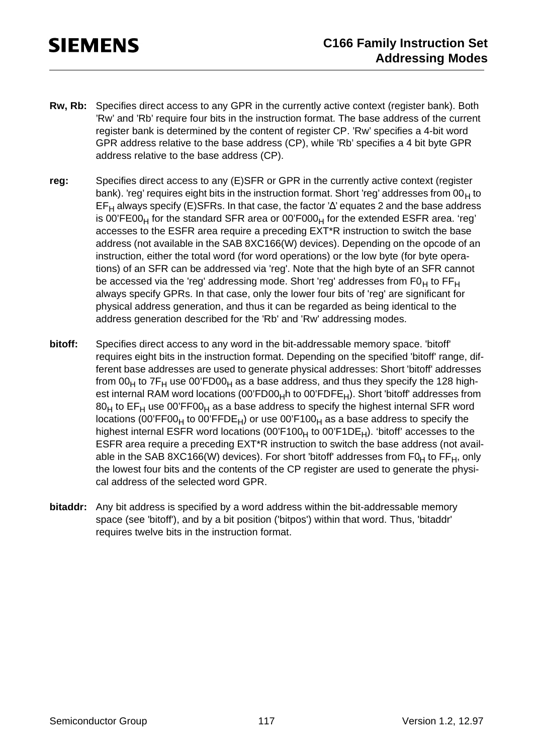**Rw, Rb:** Specifies direct access to any GPR in the currently active context (register bank). Both 'Rw' and 'Rb' require four bits in the instruction format. The base address of the current register bank is determined by the content of register CP. 'Rw' specifies a 4-bit word GPR address relative to the base address (CP), while 'Rb' specifies a 4 bit byte GPR address relative to the base address (CP).

**reg:** Specifies direct access to any (E)SFR or GPR in the currently active context (register bank). 'reg' requires eight bits in the instruction format. Short 'reg' addresses from $00_H$ to $EF_H$ always specify (E)SFRs. In that case, the factor 'Δ' equates 2 and the base address is 00'$FE00_H$ for the standard SFR area or 00'$F000_H$ for the extended ESFR area. 'reg' accesses to the ESFR area require a preceding EXT*R instruction to switch the base address (not available in the SAB 8XC166(W) devices). Depending on the opcode of an instruction, either the total word (for word operations) or the low byte (for byte operations) of an SFR can be addressed via 'reg'. Note that the high byte of an SFR cannot be accessed via the 'reg' addressing mode. Short 'reg' addresses from $F0_H$ to $FF_H$ always specify GPRs. In that case, only the lower four bits of 'reg' are significant for physical address generation, and thus it can be regarded as being identical to the address generation described for the 'Rb' and 'Rw' addressing modes.

**bitoff:** Specifies direct access to any word in the bit-addressable memory space. 'bitoff' requires eight bits in the instruction format. Depending on the specified 'bitoff' range, different base addresses are used to generate physical addresses: Short 'bitoff' addresses from $00_H$ to $7F_H$ use 00'$FD00_H$ as a base address, and thus they specify the 128 highest internal RAM word locations (00'$FD00_H$h to 00'$FDFE_H$). Short 'bitoff' addresses from $80_H$ to $EF_H$ use 00'$FF00_H$ as a base address to specify the highest internal SFR word locations (00'$FF00_H$ to 00'$FFDE_H$) or use 00'$F100_H$ as a base address to specify the highest internal ESFR word locations (00'$F100_H$ to 00'$F1DE_H$). 'bitoff' accesses to the ESFR area require a preceding EXT*R instruction to switch the base address (not available in the SAB 8XC166(W) devices). For short 'bitoff' addresses from $F0_H$ to $FF_H$, only the lowest four bits and the contents of the CP register are used to generate the physical address of the selected word GPR.

**bitaddr:** Any bit address is specified by a word address within the bit-addressable memory space (see 'bitoff'), and by a bit position ('bitpos') within that word. Thus, 'bitaddr' requires twelve bits in the instruction format.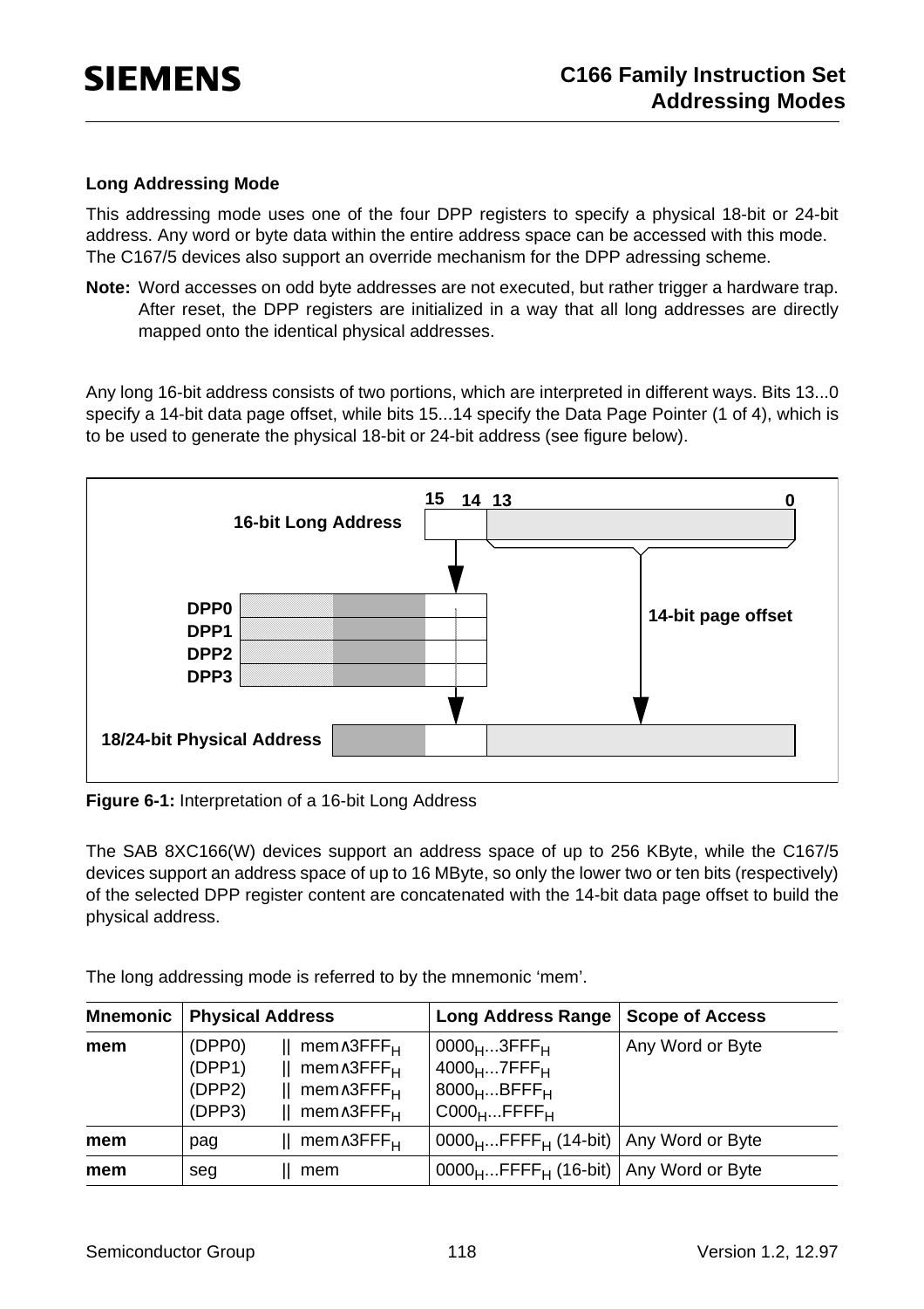**Long Addressing Mode**

This addressing mode uses one of the four DPP registers to specify a physical 18-bit or 24-bit address. Any word or byte data within the entire address space can be accessed with this mode. The C167/5 devices also support an override mechanism for the DPP adressing scheme.

**Note:** Word accesses on odd byte addresses are not executed, but rather trigger a hardware trap. After reset, the DPP registers are initialized in a way that all long addresses are directly mapped onto the identical physical addresses.

Any long 16-bit address consists of two portions, which are interpreted in different ways. Bits 13...0 specify a 14-bit data page offset, while bits 15...14 specify the Data Page Pointer (1 of 4), which is to be used to generate the physical 18-bit or 24-bit address (see figure below).

16-bit Long Address (15 14 13 ... 0)
DPP0, DPP1, DPP2, DPP3
14-bit page offset
18/24-bit Physical Address

**Figure 6-1:** Interpretation of a 16-bit Long Address

The SAB 8XC166(W) devices support an address space of up to 256 KByte, while the C167/5 devices support an address space of up to 16 MByte, so only the lower two or ten bits (respectively) of the selected DPP register content are concatenated with the 14-bit data page offset to build the physical address.

The long addressing mode is referred to by the mnemonic 'mem'.

| Mnemonic | Physical Address | Long Address Range | Scope of Access |
|---|---|---|---|
| **mem** | (DPP0) ‖ mem∧3FFF$_H$<br>(DPP1) ‖ mem∧3FFF$_H$<br>(DPP2) ‖ mem∧3FFF$_H$<br>(DPP3) ‖ mem∧3FFF$_H$ | 0000$_H$...3FFF$_H$<br>4000$_H$...7FFF$_H$<br>8000$_H$...BFFF$_H$<br>C000$_H$...FFFF$_H$ | Any Word or Byte |
| **mem** | pag ‖ mem∧3FFF$_H$ | 0000$_H$...FFFF$_H$ (14-bit) | Any Word or Byte |
| **mem** | seg ‖ mem | 0000$_H$...FFFF$_H$ (16-bit) | Any Word or Byte |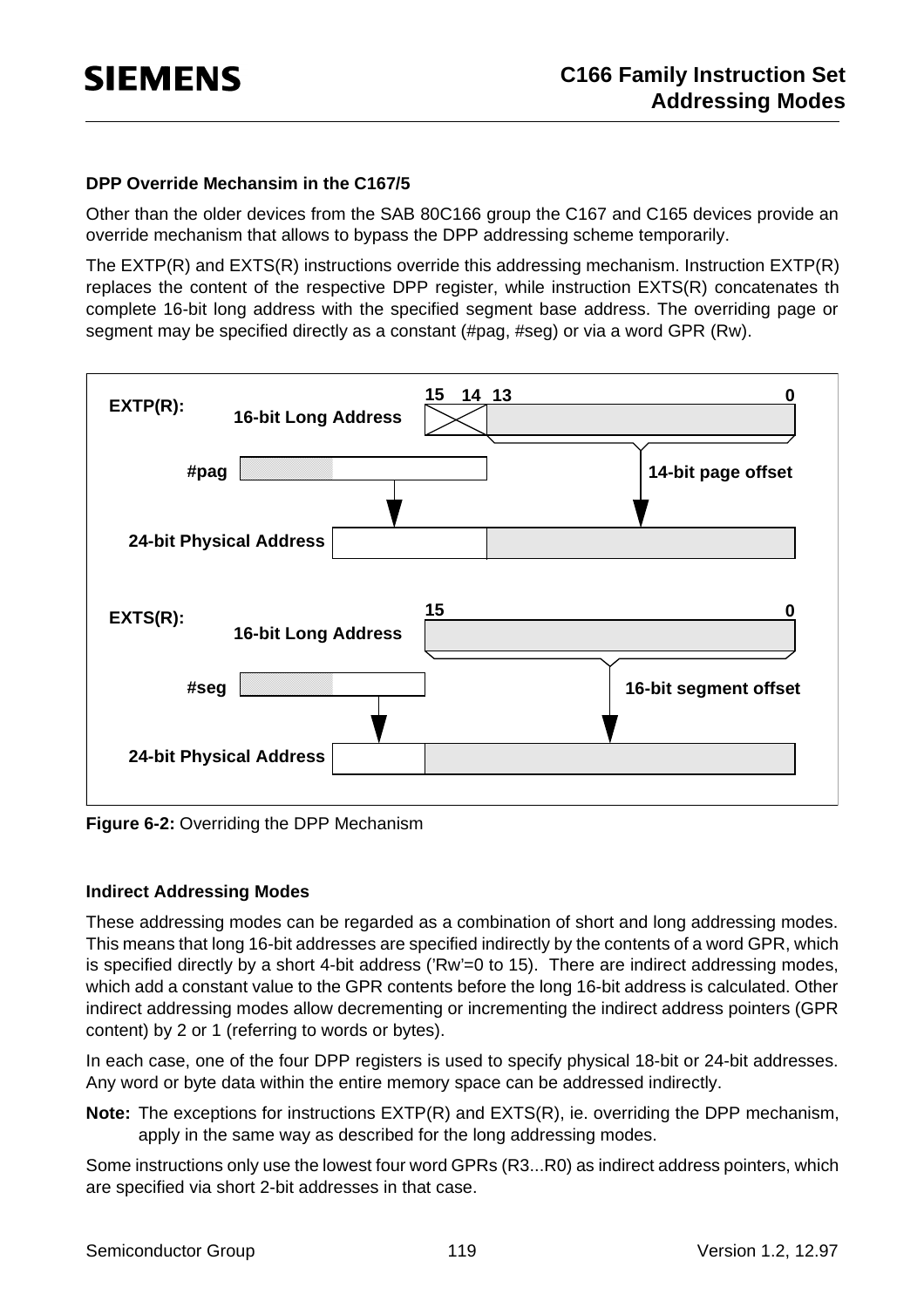**DPP Override Mechansim in the C167/5**

Other than the older devices from the SAB 80C166 group the C167 and C165 devices provide an override mechanism that allows to bypass the DPP addressing scheme temporarily.

The EXTP(R) and EXTS(R) instructions override this addressing mechanism. Instruction EXTP(R) replaces the content of the respective DPP register, while instruction EXTS(R) concatenates th complete 16-bit long address with the specified segment base address. The overriding page or segment may be specified directly as a constant (#pag, #seg) or via a word GPR (Rw).

EXTP(R): 16-bit Long Address (bits 15, 14, 13 ... 0), #pag, 14-bit page offset, 24-bit Physical Address

EXTS(R): 16-bit Long Address (bits 15 ... 0), #seg, 16-bit segment offset, 24-bit Physical Address

**Figure 6-2:** Overriding the DPP Mechanism

**Indirect Addressing Modes**

These addressing modes can be regarded as a combination of short and long addressing modes. This means that long 16-bit addresses are specified indirectly by the contents of a word GPR, which is specified directly by a short 4-bit address ('Rw'=0 to 15). There are indirect addressing modes, which add a constant value to the GPR contents before the long 16-bit address is calculated. Other indirect addressing modes allow decrementing or incrementing the indirect address pointers (GPR content) by 2 or 1 (referring to words or bytes).

In each case, one of the four DPP registers is used to specify physical 18-bit or 24-bit addresses. Any word or byte data within the entire memory space can be addressed indirectly.

**Note:** The exceptions for instructions EXTP(R) and EXTS(R), ie. overriding the DPP mechanism, apply in the same way as described for the long addressing modes.

Some instructions only use the lowest four word GPRs (R3...R0) as indirect address pointers, which are specified via short 2-bit addresses in that case.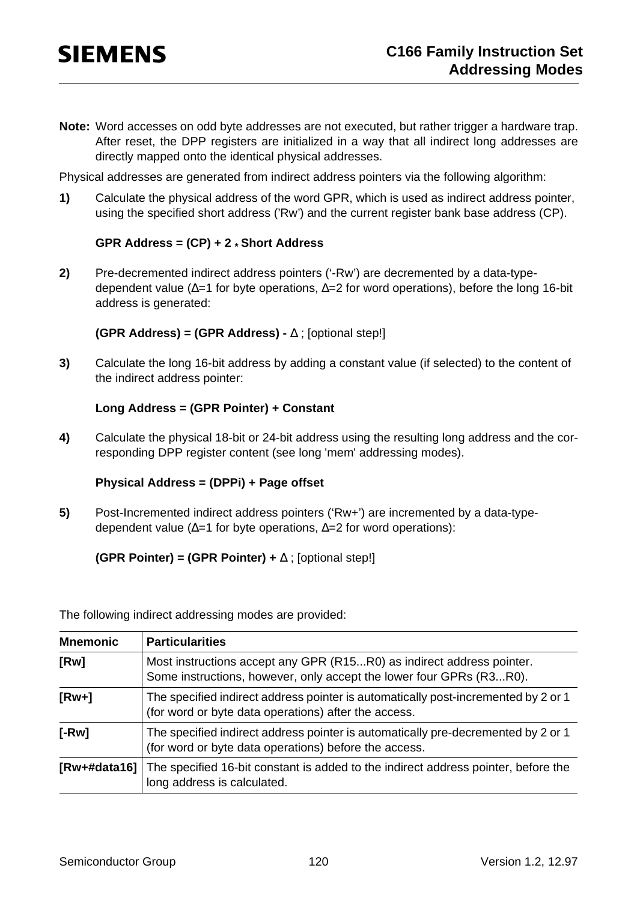**Note:** Word accesses on odd byte addresses are not executed, but rather trigger a hardware trap. After reset, the DPP registers are initialized in a way that all indirect long addresses are directly mapped onto the identical physical addresses.

Physical addresses are generated from indirect address pointers via the following algorithm:

**1)** Calculate the physical address of the word GPR, which is used as indirect address pointer, using the specified short address ('Rw') and the current register bank base address (CP).

**GPR Address = (CP) + 2 * Short Address**

**2)** Pre-decremented indirect address pointers ('-Rw') are decremented by a data-type-dependent value (Δ=1 for byte operations, Δ=2 for word operations), before the long 16-bit address is generated:

**(GPR Address) = (GPR Address) -** Δ ; [optional step!]

**3)** Calculate the long 16-bit address by adding a constant value (if selected) to the content of the indirect address pointer:

**Long Address = (GPR Pointer) + Constant**

**4)** Calculate the physical 18-bit or 24-bit address using the resulting long address and the corresponding DPP register content (see long 'mem' addressing modes).

**Physical Address = (DPPi) + Page offset**

**5)** Post-Incremented indirect address pointers ('Rw+') are incremented by a data-type-dependent value (Δ=1 for byte operations, Δ=2 for word operations):

**(GPR Pointer) = (GPR Pointer) +** Δ ; [optional step!]

The following indirect addressing modes are provided:

| Mnemonic | Particularities |
|---|---|
| **[Rw]** | Most instructions accept any GPR (R15...R0) as indirect address pointer. Some instructions, however, only accept the lower four GPRs (R3...R0). |
| **[Rw+]** | The specified indirect address pointer is automatically post-incremented by 2 or 1 (for word or byte data operations) after the access. |
| **[-Rw]** | The specified indirect address pointer is automatically pre-decremented by 2 or 1 (for word or byte data operations) before the access. |
| **[Rw+#data16]** | The specified 16-bit constant is added to the indirect address pointer, before the long address is calculated. |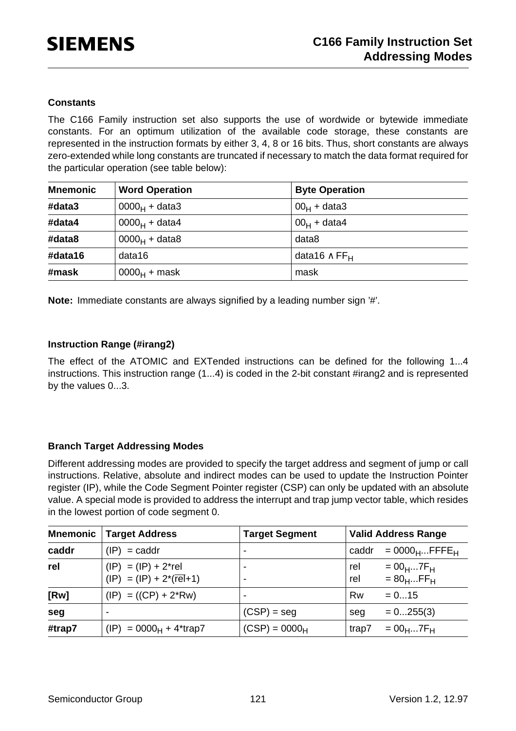### Constants

The C166 Family instruction set also supports the use of wordwide or bytewide immediate constants. For an optimum utilization of the available code storage, these constants are represented in the instruction formats by either 3, 4, 8 or 16 bits. Thus, short constants are always zero-extended while long constants are truncated if necessary to match the data format required for the particular operation (see table below):

| Mnemonic | Word Operation | Byte Operation |
|---|---|---|
| **#data3** | $0000_H$ + data3 | $00_H$ + data3 |
| **#data4** | $0000_H$ + data4 | $00_H$ + data4 |
| **#data8** | $0000_H$ + data8 | data8 |
| **#data16** | data16 | data16 $\wedge$ $FF_H$ |
| **#mask** | $0000_H$ + mask | mask |

**Note:** Immediate constants are always signified by a leading number sign '#'.

### Instruction Range (#irang2)

The effect of the ATOMIC and EXTended instructions can be defined for the following 1...4 instructions. This instruction range (1...4) is coded in the 2-bit constant #irang2 and is represented by the values 0...3.

### Branch Target Addressing Modes

Different addressing modes are provided to specify the target address and segment of jump or call instructions. Relative, absolute and indirect modes can be used to update the Instruction Pointer register (IP), while the Code Segment Pointer register (CSP) can only be updated with an absolute value. A special mode is provided to address the interrupt and trap jump vector table, which resides in the lowest portion of code segment 0.

| Mnemonic | Target Address | Target Segment | Valid Address Range |
|---|---|---|---|
| **caddr** | (IP) = caddr | - | caddr = $0000_H$...$FFFE_H$ |
| **rel** | (IP) = (IP) + 2*rel<br>(IP) = (IP) + 2*($\overline{rel}$+1) | -<br>- | rel = $00_H$...$7F_H$<br>rel = $80_H$...$FF_H$ |
| **[Rw]** | (IP) = ((CP) + 2*Rw) | - | Rw = 0...15 |
| **seg** | - | (CSP) = seg | seg = 0...255(3) |
| **#trap7** | (IP) = $0000_H$ + 4*trap7 | (CSP) = $0000_H$ | trap7 = $00_H$...$7F_H$ |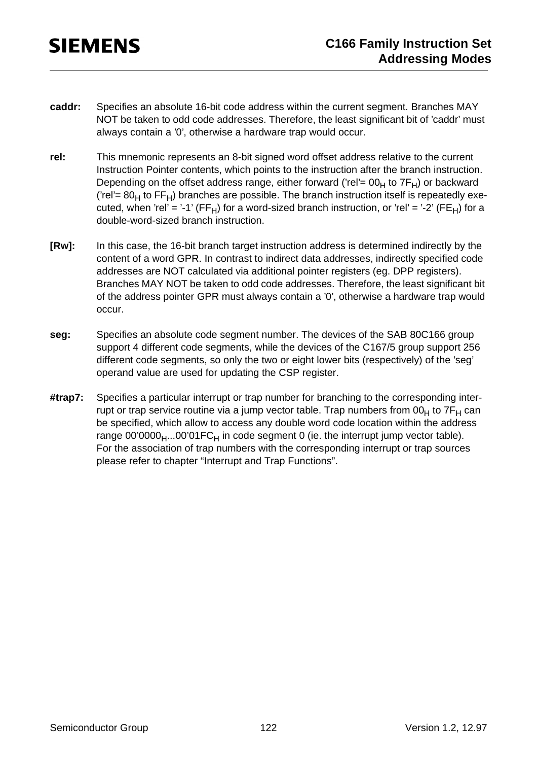**caddr:** Specifies an absolute 16-bit code address within the current segment. Branches MAY NOT be taken to odd code addresses. Therefore, the least significant bit of 'caddr' must always contain a '0', otherwise a hardware trap would occur.

**rel:** This mnemonic represents an 8-bit signed word offset address relative to the current Instruction Pointer contents, which points to the instruction after the branch instruction. Depending on the offset address range, either forward ('rel'= $00_H$ to $7F_H$) or backward ('rel'= $80_H$ to $FF_H$) branches are possible. The branch instruction itself is repeatedly executed, when 'rel' = '-1' ($FF_H$) for a word-sized branch instruction, or 'rel' = '-2' ($FE_H$) for a double-word-sized branch instruction.

**[Rw]:** In this case, the 16-bit branch target instruction address is determined indirectly by the content of a word GPR. In contrast to indirect data addresses, indirectly specified code addresses are NOT calculated via additional pointer registers (eg. DPP registers). Branches MAY NOT be taken to odd code addresses. Therefore, the least significant bit of the address pointer GPR must always contain a '0', otherwise a hardware trap would occur.

**seg:** Specifies an absolute code segment number. The devices of the SAB 80C166 group support 4 different code segments, while the devices of the C167/5 group support 256 different code segments, so only the two or eight lower bits (respectively) of the 'seg' operand value are used for updating the CSP register.

**#trap7:** Specifies a particular interrupt or trap number for branching to the corresponding interrupt or trap service routine via a jump vector table. Trap numbers from $00_H$ to $7F_H$ can be specified, which allow to access any double word code location within the address range $00'0000_H$...$00'01FC_H$ in code segment 0 (ie. the interrupt jump vector table). For the association of trap numbers with the corresponding interrupt or trap sources please refer to chapter "Interrupt and Trap Functions".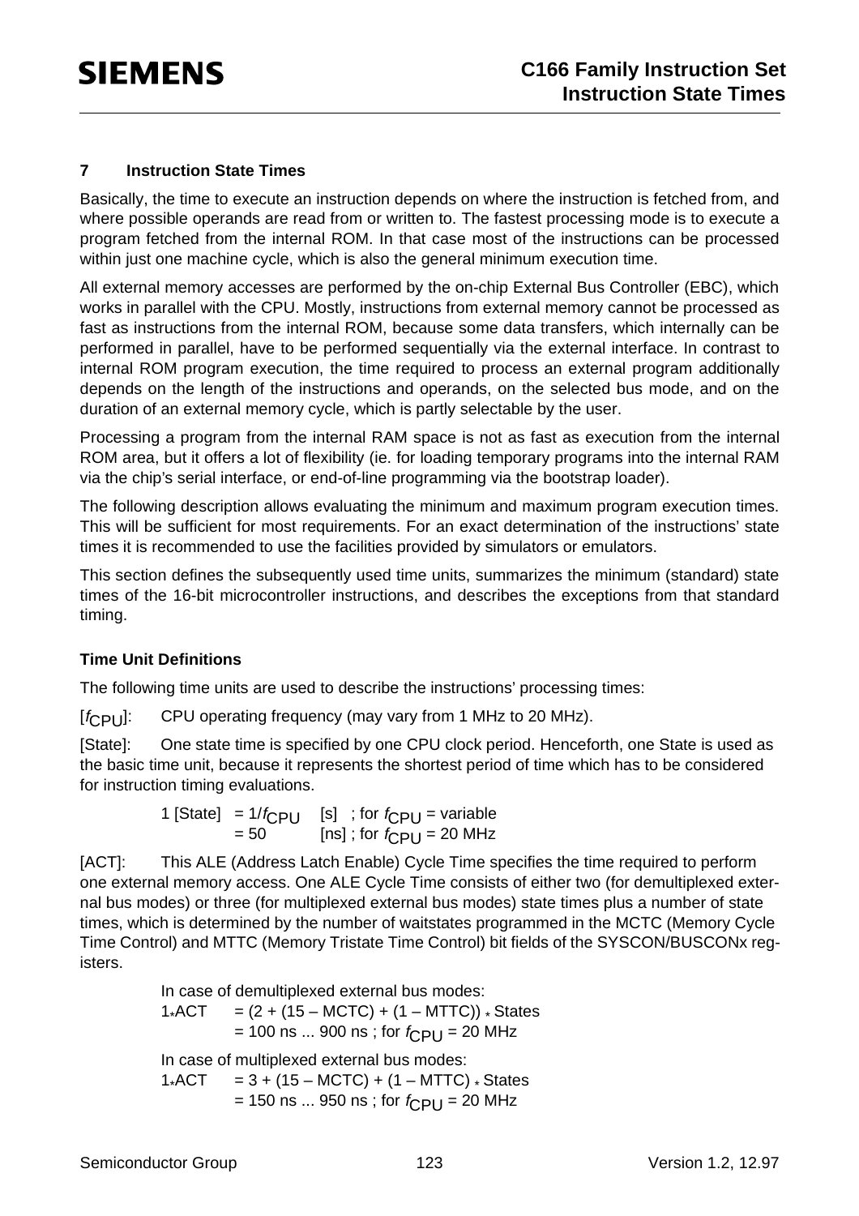## 7 Instruction State Times

Basically, the time to execute an instruction depends on where the instruction is fetched from, and where possible operands are read from or written to. The fastest processing mode is to execute a program fetched from the internal ROM. In that case most of the instructions can be processed within just one machine cycle, which is also the general minimum execution time.

All external memory accesses are performed by the on-chip External Bus Controller (EBC), which works in parallel with the CPU. Mostly, instructions from external memory cannot be processed as fast as instructions from the internal ROM, because some data transfers, which internally can be performed in parallel, have to be performed sequentially via the external interface. In contrast to internal ROM program execution, the time required to process an external program additionally depends on the length of the instructions and operands, on the selected bus mode, and on the duration of an external memory cycle, which is partly selectable by the user.

Processing a program from the internal RAM space is not as fast as execution from the internal ROM area, but it offers a lot of flexibility (ie. for loading temporary programs into the internal RAM via the chip's serial interface, or end-of-line programming via the bootstrap loader).

The following description allows evaluating the minimum and maximum program execution times. This will be sufficient for most requirements. For an exact determination of the instructions' state times it is recommended to use the facilities provided by simulators or emulators.

This section defines the subsequently used time units, summarizes the minimum (standard) state times of the 16-bit microcontroller instructions, and describes the exceptions from that standard timing.

### Time Unit Definitions

The following time units are used to describe the instructions' processing times:

[$f_{CPU}$]: CPU operating frequency (may vary from 1 MHz to 20 MHz).

[State]: One state time is specified by one CPU clock period. Henceforth, one State is used as the basic time unit, because it represents the shortest period of time which has to be considered for instruction timing evaluations.

1 [State] $= 1/f_{CPU}$ [s] ; for $f_{CPU}$ = variable
$= 50$ [ns] ; for $f_{CPU}$ = 20 MHz

[ACT]: This ALE (Address Latch Enable) Cycle Time specifies the time required to perform one external memory access. One ALE Cycle Time consists of either two (for demultiplexed external bus modes) or three (for multiplexed external bus modes) state times plus a number of state times, which is determined by the number of waitstates programmed in the MCTC (Memory Cycle Time Control) and MTTC (Memory Tristate Time Control) bit fields of the SYSCON/BUSCONx registers.

In case of demultiplexed external bus modes:
1*ACT $= (2 + (15 - \text{MCTC}) + (1 - \text{MTTC})) *$ States
= 100 ns ... 900 ns ; for $f_{CPU}$ = 20 MHz

In case of multiplexed external bus modes:
1*ACT $= 3 + (15 - \text{MCTC}) + (1 - \text{MTTC}) *$ States
= 150 ns ... 950 ns ; for $f_{CPU}$ = 20 MHz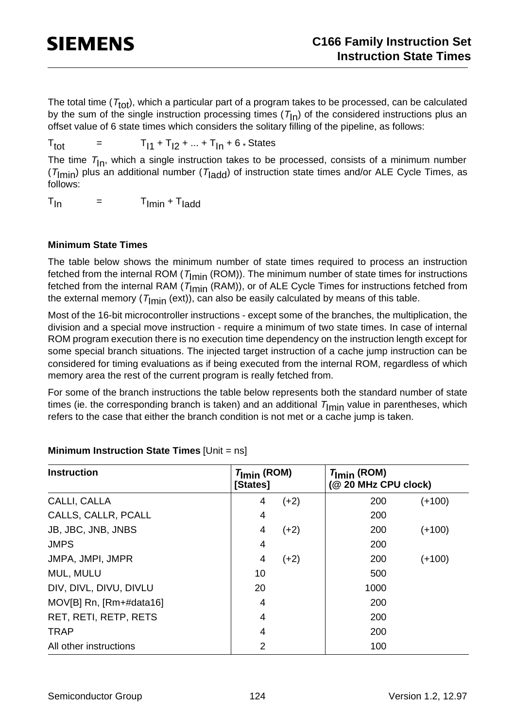The total time ($T_{tot}$), which a particular part of a program takes to be processed, can be calculated by the sum of the single instruction processing times ($T_{In}$) of the considered instructions plus an offset value of 6 state times which considers the solitary filling of the pipeline, as follows:

$T_{tot} = T_{I1} + T_{I2} + ... + T_{In} + 6 * \text{States}$

The time $T_{In}$, which a single instruction takes to be processed, consists of a minimum number ($T_{Imin}$) plus an additional number ($T_{Iadd}$) of instruction state times and/or ALE Cycle Times, as follows:

$T_{In} = T_{Imin} + T_{Iadd}$

**Minimum State Times**

The table below shows the minimum number of state times required to process an instruction fetched from the internal ROM ($T_{Imin}$ (ROM)). The minimum number of state times for instructions fetched from the internal RAM ($T_{Imin}$ (RAM)), or of ALE Cycle Times for instructions fetched from the external memory ($T_{Imin}$ (ext)), can also be easily calculated by means of this table.

Most of the 16-bit microcontroller instructions - except some of the branches, the multiplication, the division and a special move instruction - require a minimum of two state times. In case of internal ROM program execution there is no execution time dependency on the instruction length except for some special branch situations. The injected target instruction of a cache jump instruction can be considered for timing evaluations as if being executed from the internal ROM, regardless of which memory area the rest of the current program is really fetched from.

For some of the branch instructions the table below represents both the standard number of state times (ie. the corresponding branch is taken) and an additional $T_{Imin}$ value in parentheses, which refers to the case that either the branch condition is not met or a cache jump is taken.

**Minimum Instruction State Times** [Unit = ns]

| Instruction | $T_{Imin}$ (ROM) [States] | | $T_{Imin}$ (ROM) (@ 20 MHz CPU clock) | |
|---|---|---|---|---|
| CALLI, CALLA | 4 | (+2) | 200 | (+100) |
| CALLS, CALLR, PCALL | 4 | | 200 | |
| JB, JBC, JNB, JNBS | 4 | (+2) | 200 | (+100) |
| JMPS | 4 | | 200 | |
| JMPA, JMPI, JMPR | 4 | (+2) | 200 | (+100) |
| MUL, MULU | 10 | | 500 | |
| DIV, DIVL, DIVU, DIVLU | 20 | | 1000 | |
| MOV[B] Rn, [Rm+#data16] | 4 | | 200 | |
| RET, RETI, RETP, RETS | 4 | | 200 | |
| TRAP | 4 | | 200 | |
| All other instructions | 2 | | 100 | |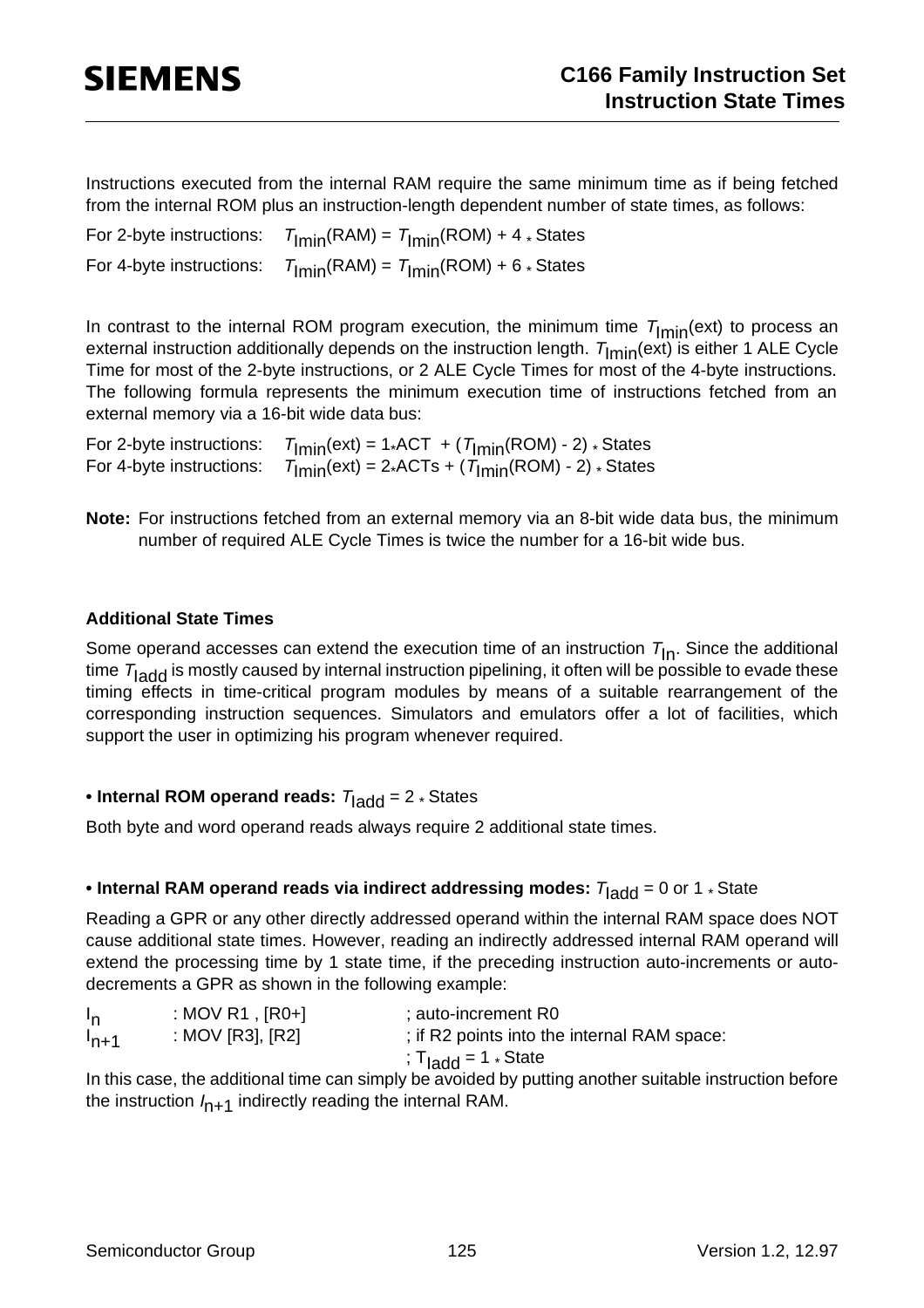Instructions executed from the internal RAM require the same minimum time as if being fetched from the internal ROM plus an instruction-length dependent number of state times, as follows:

For 2-byte instructions: $T_{Imin}(RAM) = T_{Imin}(ROM) + 4 * States$

For 4-byte instructions: $T_{Imin}(RAM) = T_{Imin}(ROM) + 6 * States$

In contrast to the internal ROM program execution, the minimum time $T_{Imin}(ext)$ to process an external instruction additionally depends on the instruction length. $T_{Imin}(ext)$ is either 1 ALE Cycle Time for most of the 2-byte instructions, or 2 ALE Cycle Times for most of the 4-byte instructions. The following formula represents the minimum execution time of instructions fetched from an external memory via a 16-bit wide data bus:

For 2-byte instructions: $T_{Imin}(ext) = 1*ACT + (T_{Imin}(ROM) - 2) * States$
For 4-byte instructions: $T_{Imin}(ext) = 2*ACTs + (T_{Imin}(ROM) - 2) * States$

**Note:** For instructions fetched from an external memory via an 8-bit wide data bus, the minimum number of required ALE Cycle Times is twice the number for a 16-bit wide bus.

#### Additional State Times

Some operand accesses can extend the execution time of an instruction $T_{In}$. Since the additional time $T_{Iadd}$ is mostly caused by internal instruction pipelining, it often will be possible to evade these timing effects in time-critical program modules by means of a suitable rearrangement of the corresponding instruction sequences. Simulators and emulators offer a lot of facilities, which support the user in optimizing his program whenever required.

- **Internal ROM operand reads:** $T_{Iadd} = 2 * States$

Both byte and word operand reads always require 2 additional state times.

- **Internal RAM operand reads via indirect addressing modes:** $T_{Iadd} = 0$ or $1 * State$

Reading a GPR or any other directly addressed operand within the internal RAM space does NOT cause additional state times. However, reading an indirectly addressed internal RAM operand will extend the processing time by 1 state time, if the preceding instruction auto-increments or auto-decrements a GPR as shown in the following example:

```
In    : MOV R1 , [R0+]     ; auto-increment R0
In+1  : MOV [R3], [R2]     ; if R2 points into the internal RAM space:
                           ; TIadd = 1 * State
```

In this case, the additional time can simply be avoided by putting another suitable instruction before the instruction $I_{n+1}$ indirectly reading the internal RAM.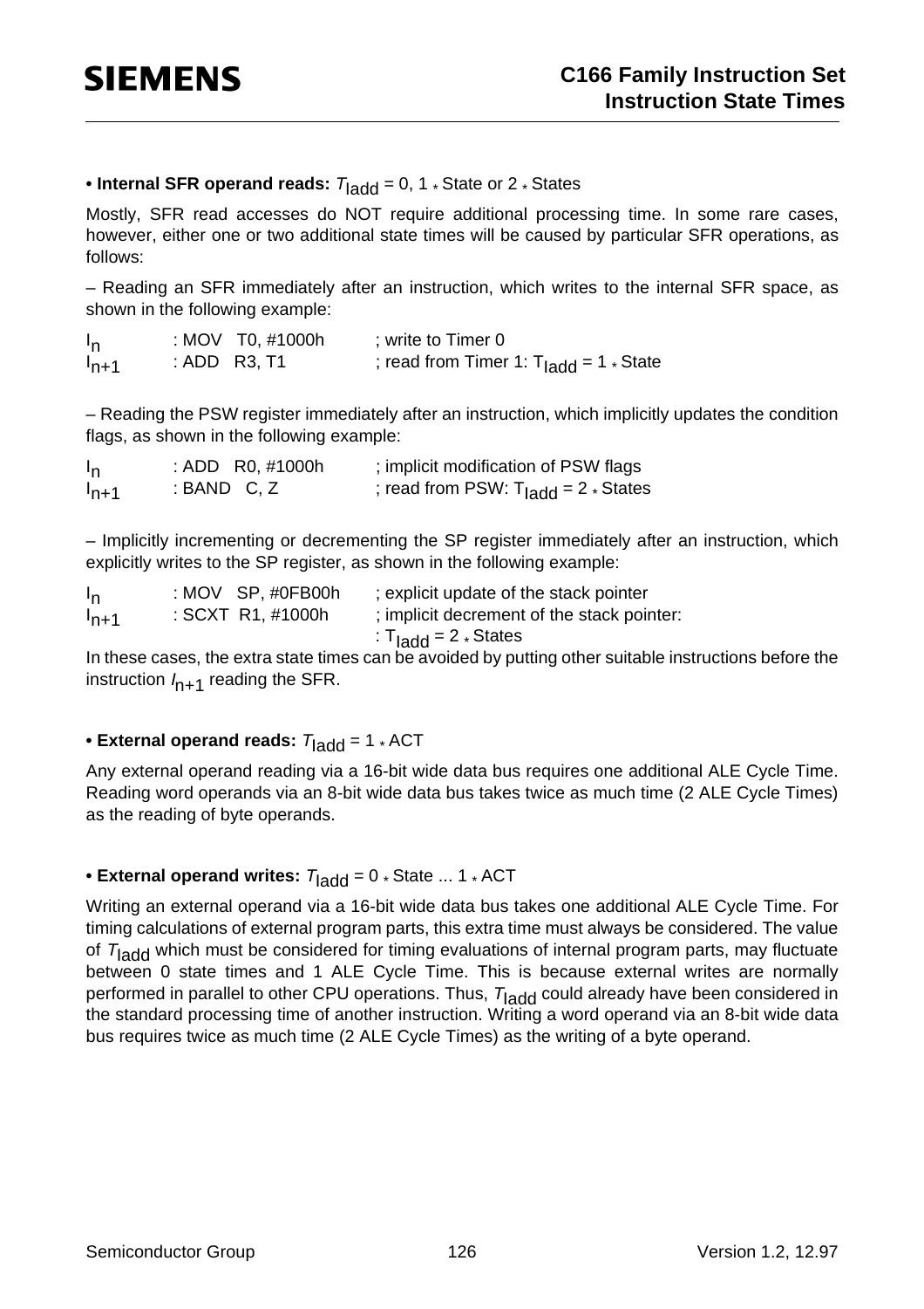**• Internal SFR operand reads:** $T_{Iadd}$ = 0, 1 * State or 2 * States

Mostly, SFR read accesses do NOT require additional processing time. In some rare cases, however, either one or two additional state times will be caused by particular SFR operations, as follows:

– Reading an SFR immediately after an instruction, which writes to the internal SFR space, as shown in the following example:

```
In    : MOV  T0, #1000h     ; write to Timer 0
In+1  : ADD  R3, T1         ; read from Timer 1: TIadd = 1 * State
```

– Reading the PSW register immediately after an instruction, which implicitly updates the condition flags, as shown in the following example:

```
In    : ADD  R0, #1000h     ; implicit modification of PSW flags
In+1  : BAND  C, Z          ; read from PSW: TIadd = 2 * States
```

– Implicitly incrementing or decrementing the SP register immediately after an instruction, which explicitly writes to the SP register, as shown in the following example:

```
In    : MOV  SP, #0FB00h    ; explicit update of the stack pointer
In+1  : SCXT  R1, #1000h    ; implicit decrement of the stack pointer:
                            : TIadd = 2 * States
```

In these cases, the extra state times can be avoided by putting other suitable instructions before the instruction $I_{n+1}$ reading the SFR.

**• External operand reads:** $T_{Iadd}$ = 1 * ACT

Any external operand reading via a 16-bit wide data bus requires one additional ALE Cycle Time. Reading word operands via an 8-bit wide data bus takes twice as much time (2 ALE Cycle Times) as the reading of byte operands.

**• External operand writes:** $T_{Iadd}$ = 0 * State ... 1 * ACT

Writing an external operand via a 16-bit wide data bus takes one additional ALE Cycle Time. For timing calculations of external program parts, this extra time must always be considered. The value of $T_{Iadd}$ which must be considered for timing evaluations of internal program parts, may fluctuate between 0 state times and 1 ALE Cycle Time. This is because external writes are normally performed in parallel to other CPU operations. Thus, $T_{Iadd}$ could already have been considered in the standard processing time of another instruction. Writing a word operand via an 8-bit wide data bus requires twice as much time (2 ALE Cycle Times) as the writing of a byte operand.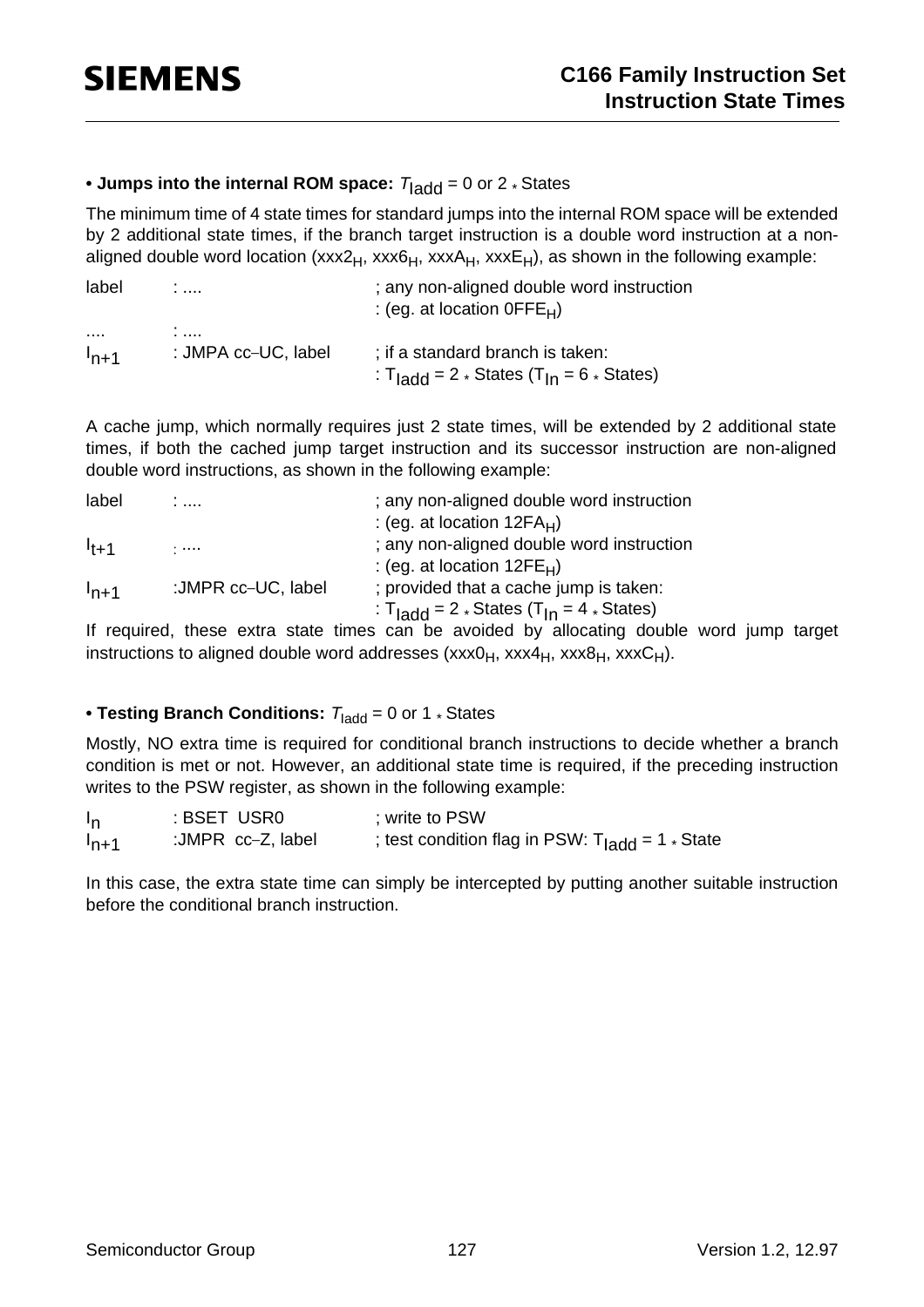**• Jumps into the internal ROM space:** $T_{Iadd}$ = 0 or 2 * States

The minimum time of 4 state times for standard jumps into the internal ROM space will be extended by 2 additional state times, if the branch target instruction is a double word instruction at a non-aligned double word location ($xxx2_H$, $xxx6_H$, $xxxA_H$, $xxxE_H$), as shown in the following example:

| | | |
|---|---|---|
| label | : .... | ; any non-aligned double word instruction<br>: (eg. at location $0FFE_H$) |
| .... | : .... | |
| $I_{n+1}$ | : JMPA cc–UC, label | ; if a standard branch is taken:<br>: $T_{Iadd}$ = 2 * States ($T_{In}$ = 6 * States) |

A cache jump, which normally requires just 2 state times, will be extended by 2 additional state times, if both the cached jump target instruction and its successor instruction are non-aligned double word instructions, as shown in the following example:

| | | |
|---|---|---|
| label | : .... | ; any non-aligned double word instruction<br>: (eg. at location $12FA_H$) |
| $I_{t+1}$ | : .... | ; any non-aligned double word instruction<br>: (eg. at location $12FE_H$) |
| $I_{n+1}$ | :JMPR cc–UC, label | ; provided that a cache jump is taken:<br>: $T_{Iadd}$ = 2 * States ($T_{In}$ = 4 * States) |

If required, these extra state times can be avoided by allocating double word jump target instructions to aligned double word addresses ($xxx0_H$, $xxx4_H$, $xxx8_H$, $xxxC_H$).

**• Testing Branch Conditions:** $T_{Iadd}$ = 0 or 1 * States

Mostly, NO extra time is required for conditional branch instructions to decide whether a branch condition is met or not. However, an additional state time is required, if the preceding instruction writes to the PSW register, as shown in the following example:

| | | |
|---|---|---|
| $I_n$ | : BSET USR0 | ; write to PSW |
| $I_{n+1}$ | :JMPR cc–Z, label | ; test condition flag in PSW: $T_{Iadd}$ = 1 * State |

In this case, the extra state time can simply be intercepted by putting another suitable instruction before the conditional branch instruction.